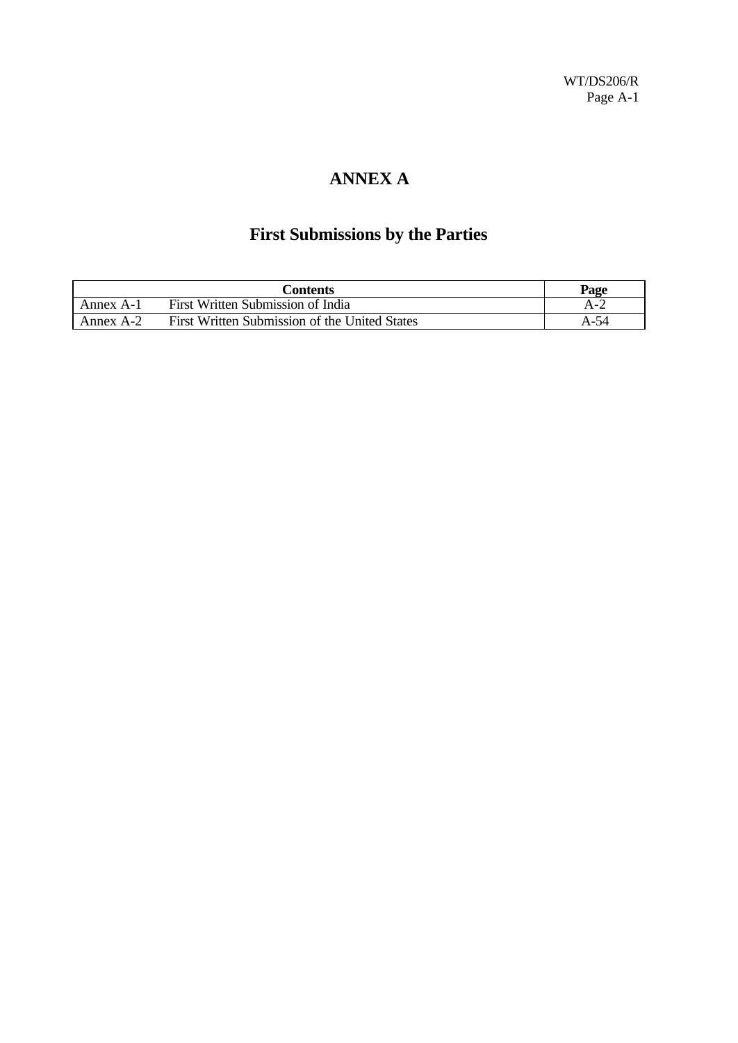# ANNEX A

## First Submissions by the Parties

| Contents | | Page |
|---|---|---|
| Annex A-1 | First Written Submission of India | A-2 |
| Annex A-2 | First Written Submission of the United States | A-54 |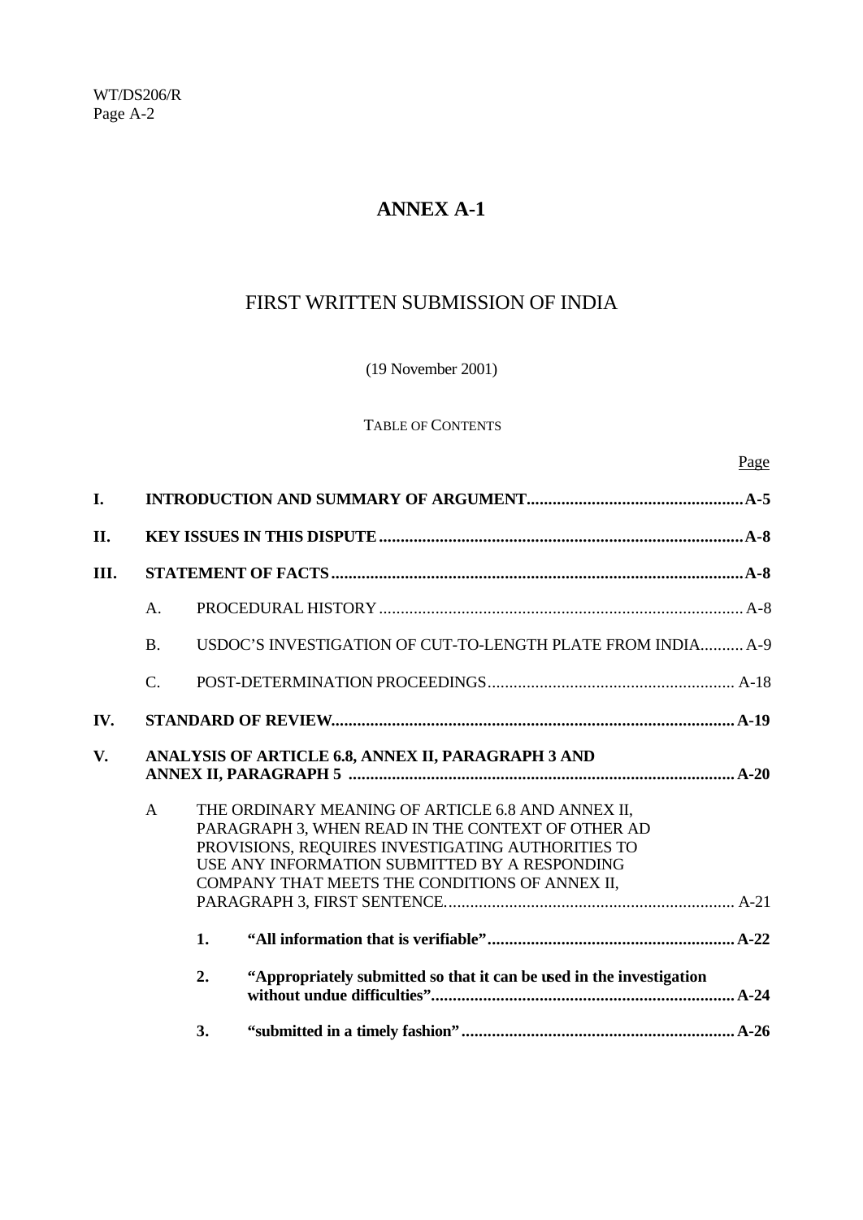# ANNEX A-1

## FIRST WRITTEN SUBMISSION OF INDIA

(19 November 2001)

TABLE OF CONTENTS

| | | | Page |
|---|---|---|---|
| **I.** | **INTRODUCTION AND SUMMARY OF ARGUMENT** | | **A-5** |
| **II.** | **KEY ISSUES IN THIS DISPUTE** | | **A-8** |
| **III.** | **STATEMENT OF FACTS** | | **A-8** |
| | A. | PROCEDURAL HISTORY | A-8 |
| | B. | USDOC'S INVESTIGATION OF CUT-TO-LENGTH PLATE FROM INDIA | A-9 |
| | C. | POST-DETERMINATION PROCEEDINGS | A-18 |
| **IV.** | **STANDARD OF REVIEW** | | **A-19** |
| **V.** | **ANALYSIS OF ARTICLE 6.8, ANNEX II, PARAGRAPH 3 AND ANNEX II, PARAGRAPH 5** | | **A-20** |
| | A | THE ORDINARY MEANING OF ARTICLE 6.8 AND ANNEX II, PARAGRAPH 3, WHEN READ IN THE CONTEXT OF OTHER AD PROVISIONS, REQUIRES INVESTIGATING AUTHORITIES TO USE ANY INFORMATION SUBMITTED BY A RESPONDING COMPANY THAT MEETS THE CONDITIONS OF ANNEX II, PARAGRAPH 3, FIRST SENTENCE. | A-21 |
| | | **1. "All information that is verifiable"** | **A-22** |
| | | **2. "Appropriately submitted so that it can be used in the investigation without undue difficulties"** | **A-24** |
| | | **3. "submitted in a timely fashion"** | **A-26** |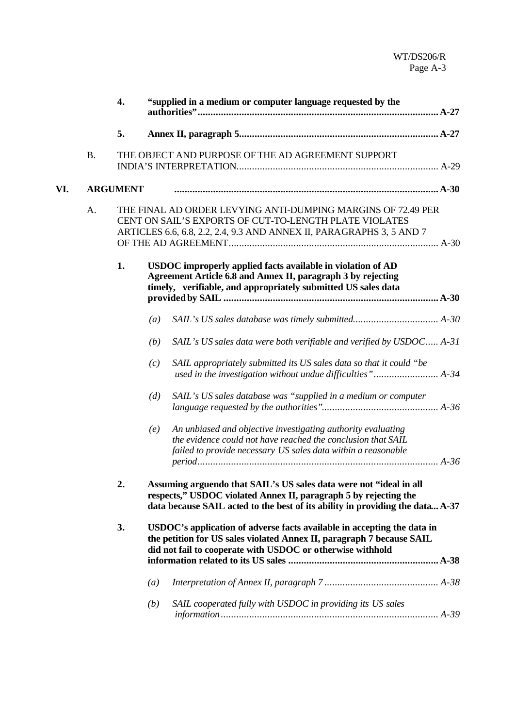**4. "supplied in a medium or computer language requested by the authorities"............................................................................................ A-27**

**5. Annex II, paragraph 5............................................................................ A-27**

B. THE OBJECT AND PURPOSE OF THE AD AGREEMENT SUPPORT INDIA'S INTERPRETATION............................................................................ A-29

**VI. ARGUMENT ..................................................................................................... A-30**

A. THE FINAL AD ORDER LEVYING ANTI-DUMPING MARGINS OF 72.49 PER CENT ON SAIL'S EXPORTS OF CUT-TO-LENGTH PLATE VIOLATES ARTICLES 6.6, 6.8, 2.2, 2.4, 9.3 AND ANNEX II, PARAGRAPHS 3, 5 AND 7 OF THE AD AGREEMENT................................................................................ A-30

**1. USDOC improperly applied facts available in violation of AD Agreement Article 6.8 and Annex II, paragraph 3 by rejecting timely, verifiable, and appropriately submitted US sales data provided by SAIL .................................................................................. A-30**

*(a) SAIL's US sales database was timely submitted................................ A-30*

*(b) SAIL's US sales data were both verifiable and verified by USDOC..... A-31*

*(c) SAIL appropriately submitted its US sales data so that it could "be used in the investigation without undue difficulties"......................... A-34*

*(d) SAIL's US sales database was "supplied in a medium or computer language requested by the authorities"............................................ A-36*

*(e) An unbiased and objective investigating authority evaluating the evidence could not have reached the conclusion that SAIL failed to provide necessary US sales data within a reasonable period............................................................................................ A-36*

**2. Assuming arguendo that SAIL's US sales data were not "ideal in all respects," USDOC violated Annex II, paragraph 5 by rejecting the data because SAIL acted to the best of its ability in providing the data... A-37**

**3. USDOC's application of adverse facts available in accepting the data in the petition for US sales violated Annex II, paragraph 7 because SAIL did not fail to cooperate with USDOC or otherwise withhold information related to its US sales .......................................................... A-38**

*(a) Interpretation of Annex II, paragraph 7 ............................................ A-38*

*(b) SAIL cooperated fully with USDOC in providing its US sales information.................................................................................... A-39*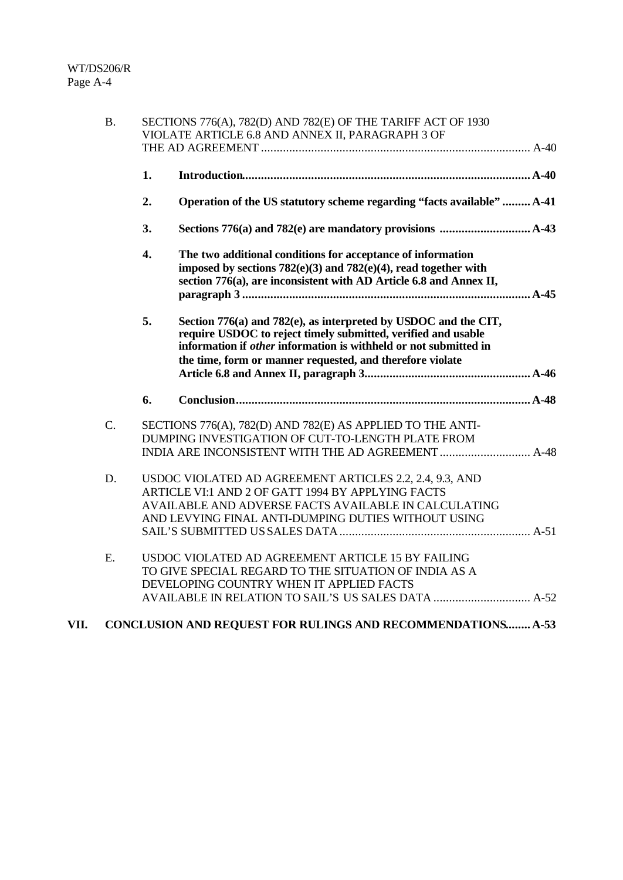B. SECTIONS 776(A), 782(D) AND 782(E) OF THE TARIFF ACT OF 1930 VIOLATE ARTICLE 6.8 AND ANNEX II, PARAGRAPH 3 OF THE AD AGREEMENT ..................................................................................... A-40

**1. Introduction.......................................................................................... A-40**

**2. Operation of the US statutory scheme regarding "facts available" ......... A-41**

**3. Sections 776(a) and 782(e) are mandatory provisions ............................ A-43**

**4. The two additional conditions for acceptance of information imposed by sections 782(e)(3) and 782(e)(4), read together with section 776(a), are inconsistent with AD Article 6.8 and Annex II, paragraph 3 ............................................................................................ A-45**

**5. Section 776(a) and 782(e), as interpreted by USDOC and the CIT, require USDOC to reject timely submitted, verified and usable information if *other* information is withheld or not submitted in the time, form or manner requested, and therefore violate Article 6.8 and Annex II, paragraph 3..................................................... A-46**

**6. Conclusion............................................................................................. A-48**

C. SECTIONS 776(A), 782(D) AND 782(E) AS APPLIED TO THE ANTI-DUMPING INVESTIGATION OF CUT-TO-LENGTH PLATE FROM INDIA ARE INCONSISTENT WITH THE AD AGREEMENT............................ A-48

D. USDOC VIOLATED AD AGREEMENT ARTICLES 2.2, 2.4, 9.3, AND ARTICLE VI:1 AND 2 OF GATT 1994 BY APPLYING FACTS AVAILABLE AND ADVERSE FACTS AVAILABLE IN CALCULATING AND LEVYING FINAL ANTI-DUMPING DUTIES WITHOUT USING SAIL'S SUBMITTED US SALES DATA ............................................................ A-51

E. USDOC VIOLATED AD AGREEMENT ARTICLE 15 BY FAILING TO GIVE SPECIAL REGARD TO THE SITUATION OF INDIA AS A DEVELOPING COUNTRY WHEN IT APPLIED FACTS AVAILABLE IN RELATION TO SAIL'S US SALES DATA .............................. A-52

**VII. CONCLUSION AND REQUEST FOR RULINGS AND RECOMMENDATIONS........ A-53**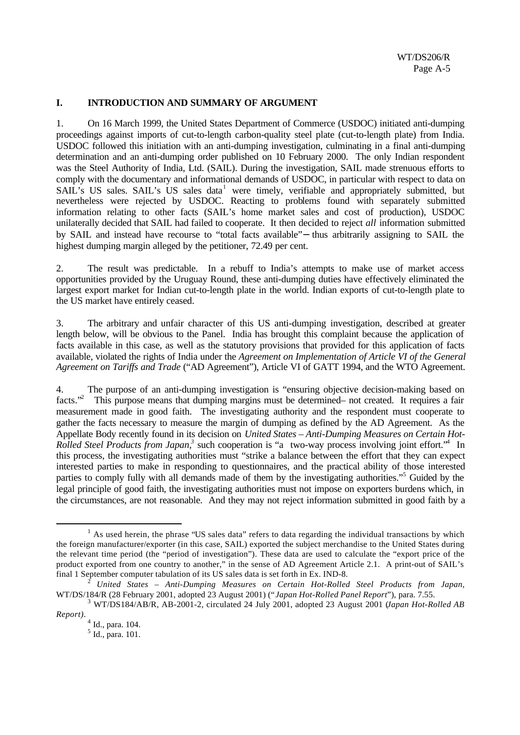## I. INTRODUCTION AND SUMMARY OF ARGUMENT

1. On 16 March 1999, the United States Department of Commerce (USDOC) initiated anti-dumping proceedings against imports of cut-to-length carbon-quality steel plate (cut-to-length plate) from India. USDOC followed this initiation with an anti-dumping investigation, culminating in a final anti-dumping determination and an anti-dumping order published on 10 February 2000. The only Indian respondent was the Steel Authority of India, Ltd. (SAIL). During the investigation, SAIL made strenuous efforts to comply with the documentary and informational demands of USDOC, in particular with respect to data on SAIL's US sales. SAIL's US sales data[1] were timely, verifiable and appropriately submitted, but nevertheless were rejected by USDOC. Reacting to problems found with separately submitted information relating to other facts (SAIL's home market sales and cost of production), USDOC unilaterally decided that SAIL had failed to cooperate. It then decided to reject *all* information submitted by SAIL and instead have recourse to "total facts available"– thus arbitrarily assigning to SAIL the highest dumping margin alleged by the petitioner, 72.49 per cent.

2. The result was predictable. In a rebuff to India's attempts to make use of market access opportunities provided by the Uruguay Round, these anti-dumping duties have effectively eliminated the largest export market for Indian cut-to-length plate in the world. Indian exports of cut-to-length plate to the US market have entirely ceased.

3. The arbitrary and unfair character of this US anti-dumping investigation, described at greater length below, will be obvious to the Panel. India has brought this complaint because the application of facts available in this case, as well as the statutory provisions that provided for this application of facts available, violated the rights of India under the *Agreement on Implementation of Article VI of the General Agreement on Tariffs and Trade* ("AD Agreement"), Article VI of GATT 1994, and the WTO Agreement.

4. The purpose of an anti-dumping investigation is "ensuring objective decision-making based on facts."[2] This purpose means that dumping margins must be determined– not created. It requires a fair measurement made in good faith. The investigating authority and the respondent must cooperate to gather the facts necessary to measure the margin of dumping as defined by the AD Agreement. As the Appellate Body recently found in its decision on *United States – Anti-Dumping Measures on Certain Hot-Rolled Steel Products from Japan*,[3] such cooperation is "a two-way process involving joint effort."[4] In this process, the investigating authorities must "strike a balance between the effort that they can expect interested parties to make in responding to questionnaires, and the practical ability of those interested parties to comply fully with all demands made of them by the investigating authorities."[5] Guided by the legal principle of good faith, the investigating authorities must not impose on exporters burdens which, in the circumstances, are not reasonable. And they may not reject information submitted in good faith by a

---

[1] As used herein, the phrase "US sales data" refers to data regarding the individual transactions by which the foreign manufacturer/exporter (in this case, SAIL) exported the subject merchandise to the United States during the relevant time period (the "period of investigation"). These data are used to calculate the "export price of the product exported from one country to another," in the sense of AD Agreement Article 2.1. A print-out of SAIL's final 1 September computer tabulation of its US sales data is set forth in Ex. IND-8.

[2] *United States – Anti-Dumping Measures on Certain Hot-Rolled Steel Products from Japan*, WT/DS/184/R (28 February 2001, adopted 23 August 2001) ("*Japan Hot-Rolled Panel Report*"), para. 7.55.

[3] WT/DS184/AB/R, AB-2001-2, circulated 24 July 2001, adopted 23 August 2001 (*Japan Hot-Rolled AB Report)*.

[4] Id., para. 104.

[5] Id., para. 101.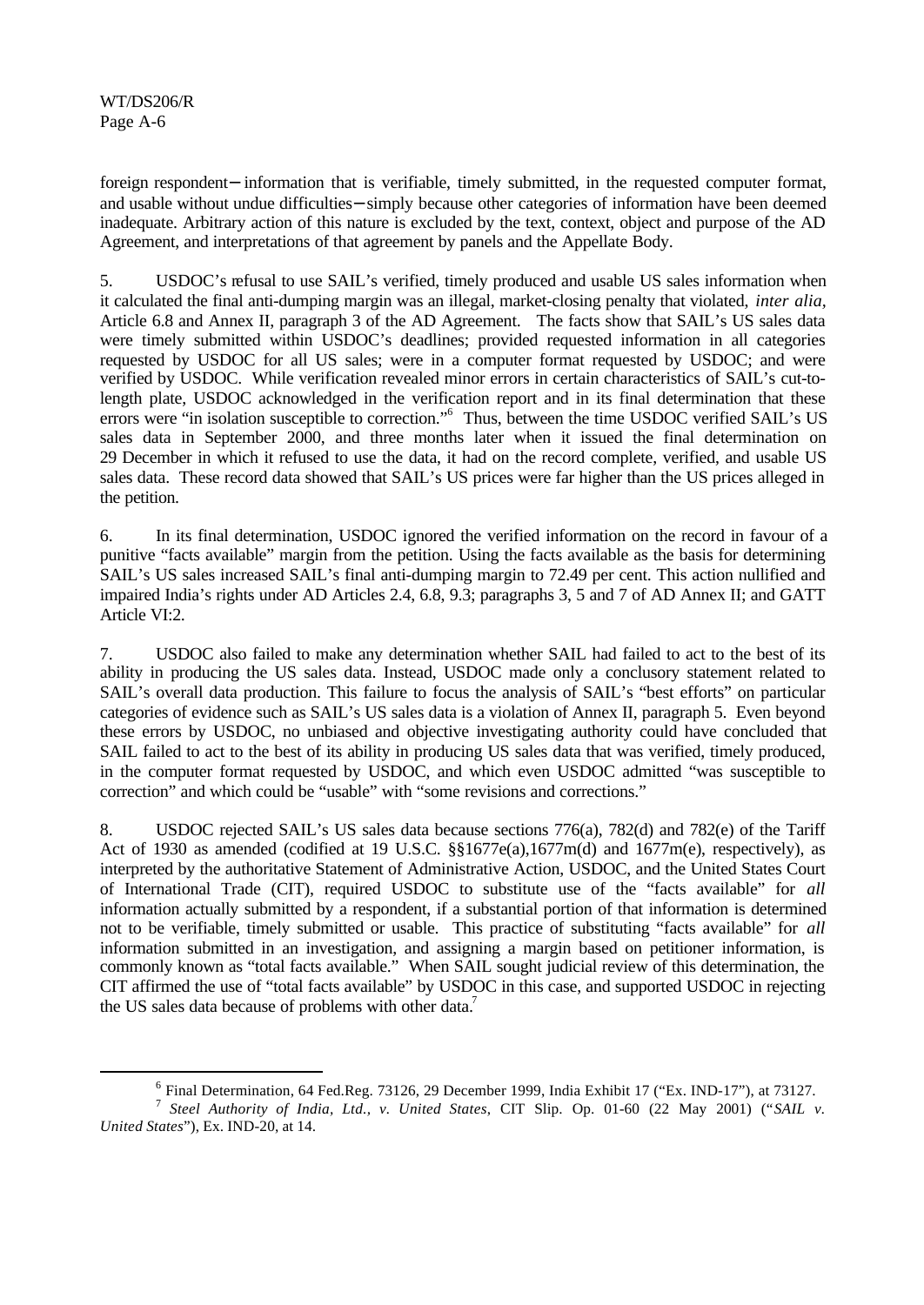foreign respondent – information that is verifiable, timely submitted, in the requested computer format, and usable without undue difficulties – simply because other categories of information have been deemed inadequate. Arbitrary action of this nature is excluded by the text, context, object and purpose of the AD Agreement, and interpretations of that agreement by panels and the Appellate Body.

5. USDOC's refusal to use SAIL's verified, timely produced and usable US sales information when it calculated the final anti-dumping margin was an illegal, market-closing penalty that violated, *inter alia*, Article 6.8 and Annex II, paragraph 3 of the AD Agreement. The facts show that SAIL's US sales data were timely submitted within USDOC's deadlines; provided requested information in all categories requested by USDOC for all US sales; were in a computer format requested by USDOC; and were verified by USDOC. While verification revealed minor errors in certain characteristics of SAIL's cut-to-length plate, USDOC acknowledged in the verification report and in its final determination that these errors were "in isolation susceptible to correction."[6] Thus, between the time USDOC verified SAIL's US sales data in September 2000, and three months later when it issued the final determination on 29 December in which it refused to use the data, it had on the record complete, verified, and usable US sales data. These record data showed that SAIL's US prices were far higher than the US prices alleged in the petition.

6. In its final determination, USDOC ignored the verified information on the record in favour of a punitive "facts available" margin from the petition. Using the facts available as the basis for determining SAIL's US sales increased SAIL's final anti-dumping margin to 72.49 per cent. This action nullified and impaired India's rights under AD Articles 2.4, 6.8, 9.3; paragraphs 3, 5 and 7 of AD Annex II; and GATT Article VI:2.

7. USDOC also failed to make any determination whether SAIL had failed to act to the best of its ability in producing the US sales data. Instead, USDOC made only a conclusory statement related to SAIL's overall data production. This failure to focus the analysis of SAIL's "best efforts" on particular categories of evidence such as SAIL's US sales data is a violation of Annex II, paragraph 5. Even beyond these errors by USDOC, no unbiased and objective investigating authority could have concluded that SAIL failed to act to the best of its ability in producing US sales data that was verified, timely produced, in the computer format requested by USDOC, and which even USDOC admitted "was susceptible to correction" and which could be "usable" with "some revisions and corrections."

8. USDOC rejected SAIL's US sales data because sections 776(a), 782(d) and 782(e) of the Tariff Act of 1930 as amended (codified at 19 U.S.C. §§1677e(a),1677m(d) and 1677m(e), respectively), as interpreted by the authoritative Statement of Administrative Action, USDOC, and the United States Court of International Trade (CIT), required USDOC to substitute use of the "facts available" for *all* information actually submitted by a respondent, if a substantial portion of that information is determined not to be verifiable, timely submitted or usable. This practice of substituting "facts available" for *all* information submitted in an investigation, and assigning a margin based on petitioner information, is commonly known as "total facts available." When SAIL sought judicial review of this determination, the CIT affirmed the use of "total facts available" by USDOC in this case, and supported USDOC in rejecting the US sales data because of problems with other data.[7]

---

[6] Final Determination, 64 Fed.Reg. 73126, 29 December 1999, India Exhibit 17 ("Ex. IND-17"), at 73127.

[7] *Steel Authority of India, Ltd., v. United States*, CIT Slip. Op. 01-60 (22 May 2001) ("*SAIL v. United States*"), Ex. IND-20, at 14.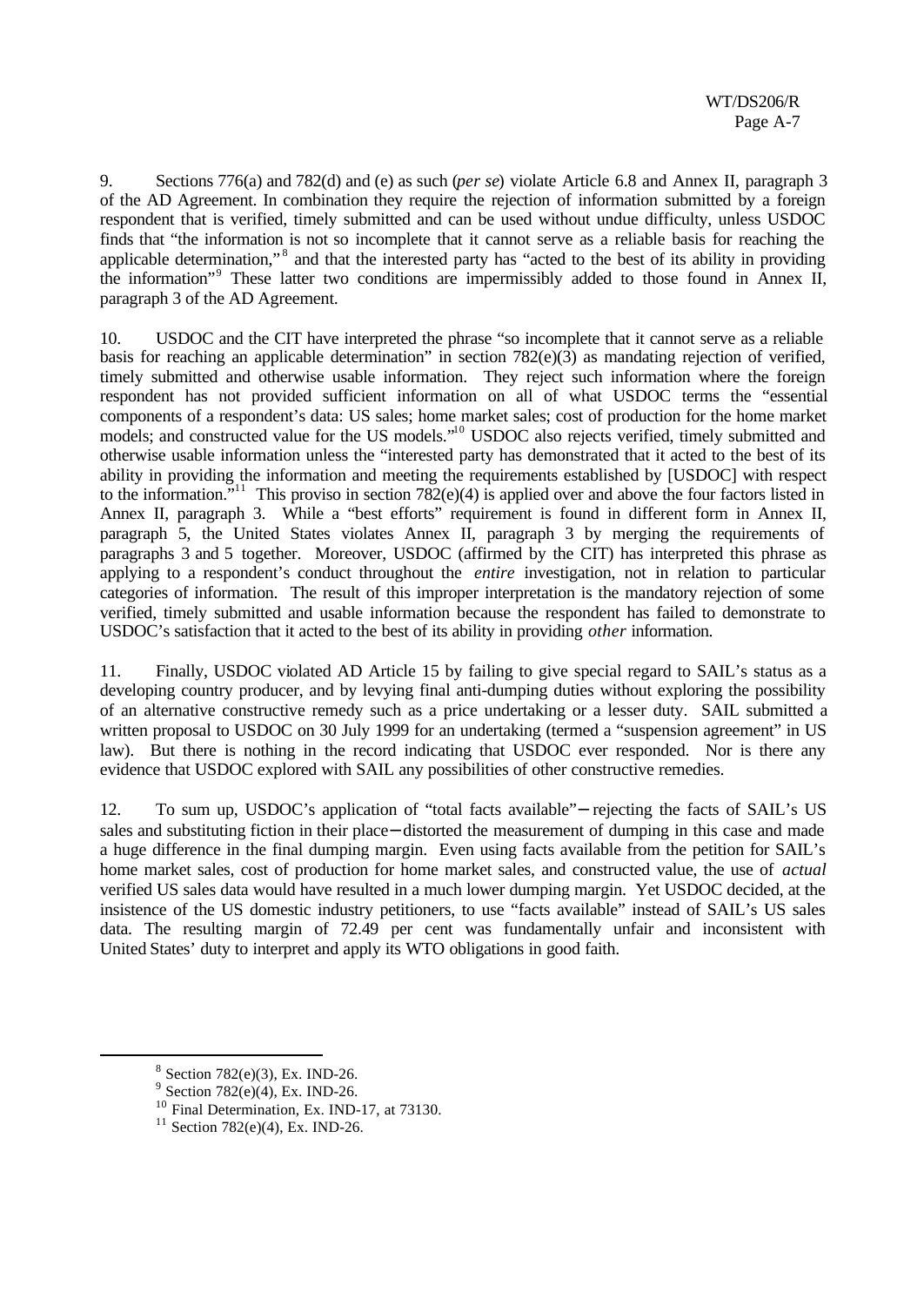9. Sections 776(a) and 782(d) and (e) as such (*per se*) violate Article 6.8 and Annex II, paragraph 3 of the AD Agreement. In combination they require the rejection of information submitted by a foreign respondent that is verified, timely submitted and can be used without undue difficulty, unless USDOC finds that "the information is not so incomplete that it cannot serve as a reliable basis for reaching the applicable determination,"[8] and that the interested party has "acted to the best of its ability in providing the information"[9] These latter two conditions are impermissibly added to those found in Annex II, paragraph 3 of the AD Agreement.

10. USDOC and the CIT have interpreted the phrase "so incomplete that it cannot serve as a reliable basis for reaching an applicable determination" in section 782(e)(3) as mandating rejection of verified, timely submitted and otherwise usable information. They reject such information where the foreign respondent has not provided sufficient information on all of what USDOC terms the "essential components of a respondent's data: US sales; home market sales; cost of production for the home market models; and constructed value for the US models."[10] USDOC also rejects verified, timely submitted and otherwise usable information unless the "interested party has demonstrated that it acted to the best of its ability in providing the information and meeting the requirements established by [USDOC] with respect to the information."[11] This proviso in section 782(e)(4) is applied over and above the four factors listed in Annex II, paragraph 3. While a "best efforts" requirement is found in different form in Annex II, paragraph 5, the United States violates Annex II, paragraph 3 by merging the requirements of paragraphs 3 and 5 together. Moreover, USDOC (affirmed by the CIT) has interpreted this phrase as applying to a respondent's conduct throughout the *entire* investigation, not in relation to particular categories of information. The result of this improper interpretation is the mandatory rejection of some verified, timely submitted and usable information because the respondent has failed to demonstrate to USDOC's satisfaction that it acted to the best of its ability in providing *other* information.

11. Finally, USDOC violated AD Article 15 by failing to give special regard to SAIL's status as a developing country producer, and by levying final anti-dumping duties without exploring the possibility of an alternative constructive remedy such as a price undertaking or a lesser duty. SAIL submitted a written proposal to USDOC on 30 July 1999 for an undertaking (termed a "suspension agreement" in US law). But there is nothing in the record indicating that USDOC ever responded. Nor is there any evidence that USDOC explored with SAIL any possibilities of other constructive remedies.

12. To sum up, USDOC's application of "total facts available"—rejecting the facts of SAIL's US sales and substituting fiction in their place—distorted the measurement of dumping in this case and made a huge difference in the final dumping margin. Even using facts available from the petition for SAIL's home market sales, cost of production for home market sales, and constructed value, the use of *actual* verified US sales data would have resulted in a much lower dumping margin. Yet USDOC decided, at the insistence of the US domestic industry petitioners, to use "facts available" instead of SAIL's US sales data. The resulting margin of 72.49 per cent was fundamentally unfair and inconsistent with United States' duty to interpret and apply its WTO obligations in good faith.

---

[8] Section 782(e)(3), Ex. IND-26.

[9] Section 782(e)(4), Ex. IND-26.

[10] Final Determination, Ex. IND-17, at 73130.

[11] Section 782(e)(4), Ex. IND-26.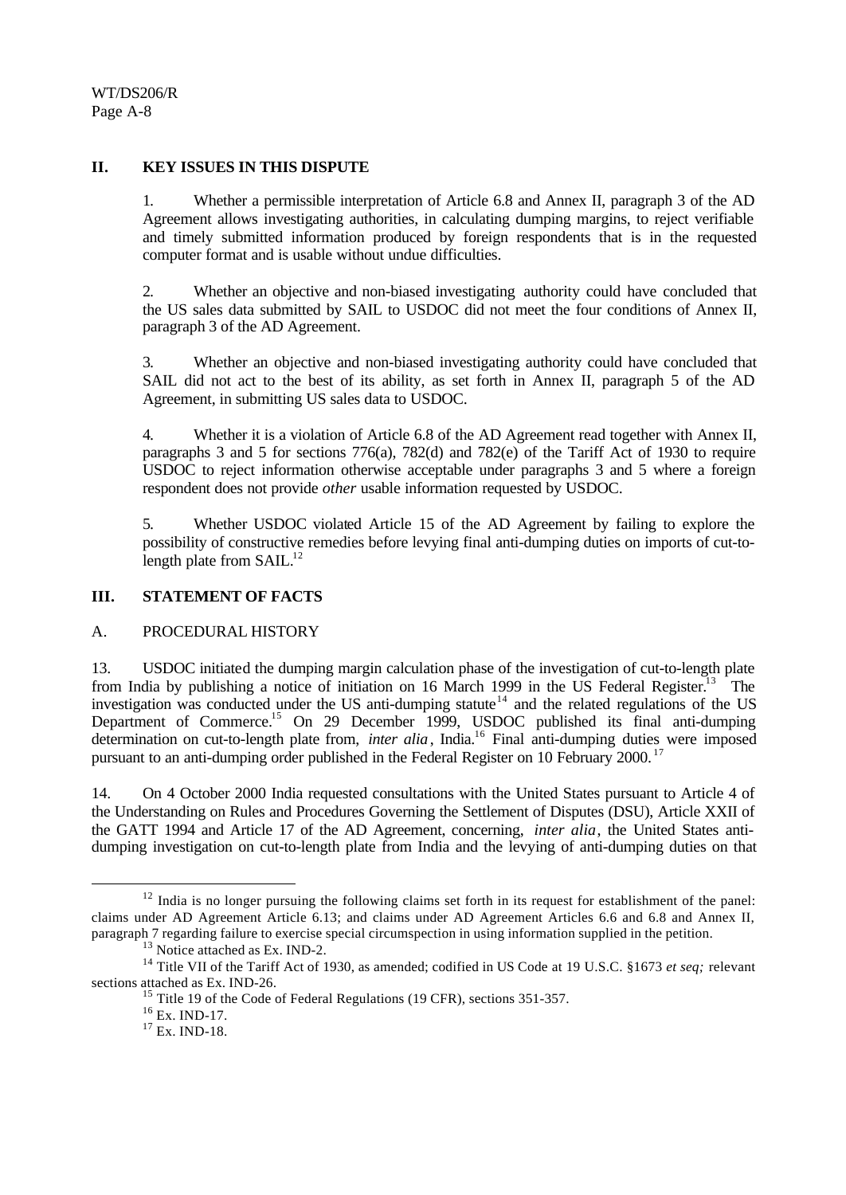## II. KEY ISSUES IN THIS DISPUTE

1. Whether a permissible interpretation of Article 6.8 and Annex II, paragraph 3 of the AD Agreement allows investigating authorities, in calculating dumping margins, to reject verifiable and timely submitted information produced by foreign respondents that is in the requested computer format and is usable without undue difficulties.

2. Whether an objective and non-biased investigating authority could have concluded that the US sales data submitted by SAIL to USDOC did not meet the four conditions of Annex II, paragraph 3 of the AD Agreement.

3. Whether an objective and non-biased investigating authority could have concluded that SAIL did not act to the best of its ability, as set forth in Annex II, paragraph 5 of the AD Agreement, in submitting US sales data to USDOC.

4. Whether it is a violation of Article 6.8 of the AD Agreement read together with Annex II, paragraphs 3 and 5 for sections 776(a), 782(d) and 782(e) of the Tariff Act of 1930 to require USDOC to reject information otherwise acceptable under paragraphs 3 and 5 where a foreign respondent does not provide *other* usable information requested by USDOC.

5. Whether USDOC violated Article 15 of the AD Agreement by failing to explore the possibility of constructive remedies before levying final anti-dumping duties on imports of cut-to-length plate from SAIL.[12]

## III. STATEMENT OF FACTS

### A. PROCEDURAL HISTORY

13. USDOC initiated the dumping margin calculation phase of the investigation of cut-to-length plate from India by publishing a notice of initiation on 16 March 1999 in the US Federal Register.[13] The investigation was conducted under the US anti-dumping statute[14] and the related regulations of the US Department of Commerce.[15] On 29 December 1999, USDOC published its final anti-dumping determination on cut-to-length plate from, *inter alia*, India.[16] Final anti-dumping duties were imposed pursuant to an anti-dumping order published in the Federal Register on 10 February 2000.[17]

14. On 4 October 2000 India requested consultations with the United States pursuant to Article 4 of the Understanding on Rules and Procedures Governing the Settlement of Disputes (DSU), Article XXII of the GATT 1994 and Article 17 of the AD Agreement, concerning, *inter alia*, the United States anti-dumping investigation on cut-to-length plate from India and the levying of anti-dumping duties on that

---

[12] India is no longer pursuing the following claims set forth in its request for establishment of the panel: claims under AD Agreement Article 6.13; and claims under AD Agreement Articles 6.6 and 6.8 and Annex II, paragraph 7 regarding failure to exercise special circumspection in using information supplied in the petition.

[13] Notice attached as Ex. IND-2.

[14] Title VII of the Tariff Act of 1930, as amended; codified in US Code at 19 U.S.C. §1673 *et seq;* relevant sections attached as Ex. IND-26.

[15] Title 19 of the Code of Federal Regulations (19 CFR), sections 351-357.

[16] Ex. IND-17.

[17] Ex. IND-18.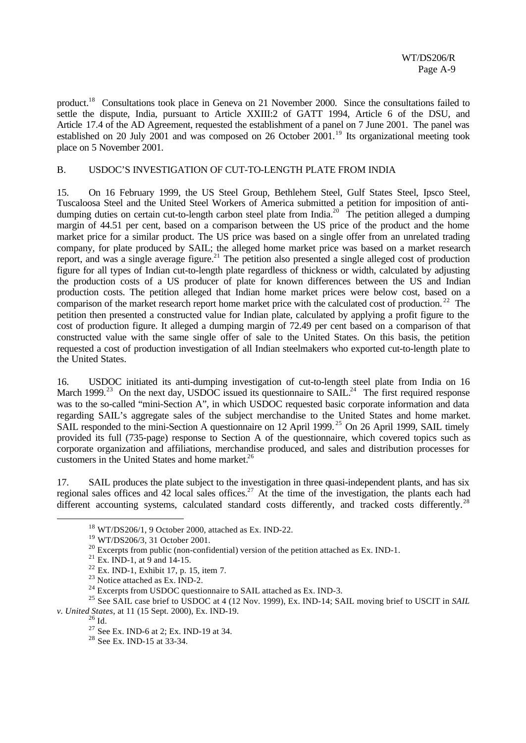product.[18] Consultations took place in Geneva on 21 November 2000. Since the consultations failed to settle the dispute, India, pursuant to Article XXIII:2 of GATT 1994, Article 6 of the DSU, and Article 17.4 of the AD Agreement, requested the establishment of a panel on 7 June 2001. The panel was established on 20 July 2001 and was composed on 26 October 2001.[19] Its organizational meeting took place on 5 November 2001.

## B. USDOC'S INVESTIGATION OF CUT-TO-LENGTH PLATE FROM INDIA

15. On 16 February 1999, the US Steel Group, Bethlehem Steel, Gulf States Steel, Ipsco Steel, Tuscaloosa Steel and the United Steel Workers of America submitted a petition for imposition of anti-dumping duties on certain cut-to-length carbon steel plate from India.[20] The petition alleged a dumping margin of 44.51 per cent, based on a comparison between the US price of the product and the home market price for a similar product. The US price was based on a single offer from an unrelated trading company, for plate produced by SAIL; the alleged home market price was based on a market research report, and was a single average figure.[21] The petition also presented a single alleged cost of production figure for all types of Indian cut-to-length plate regardless of thickness or width, calculated by adjusting the production costs of a US producer of plate for known differences between the US and Indian production costs. The petition alleged that Indian home market prices were below cost, based on a comparison of the market research report home market price with the calculated cost of production.[22] The petition then presented a constructed value for Indian plate, calculated by applying a profit figure to the cost of production figure. It alleged a dumping margin of 72.49 per cent based on a comparison of that constructed value with the same single offer of sale to the United States. On this basis, the petition requested a cost of production investigation of all Indian steelmakers who exported cut-to-length plate to the United States.

16. USDOC initiated its anti-dumping investigation of cut-to-length steel plate from India on 16 March 1999.[23] On the next day, USDOC issued its questionnaire to SAIL.[24] The first required response was to the so-called "mini-Section A", in which USDOC requested basic corporate information and data regarding SAIL's aggregate sales of the subject merchandise to the United States and home market. SAIL responded to the mini-Section A questionnaire on 12 April 1999.[25] On 26 April 1999, SAIL timely provided its full (735-page) response to Section A of the questionnaire, which covered topics such as corporate organization and affiliations, merchandise produced, and sales and distribution processes for customers in the United States and home market.[26]

17. SAIL produces the plate subject to the investigation in three quasi-independent plants, and has six regional sales offices and 42 local sales offices.[27] At the time of the investigation, the plants each had different accounting systems, calculated standard costs differently, and tracked costs differently.[28]

---

[18] WT/DS206/1, 9 October 2000, attached as Ex. IND-22.

[19] WT/DS206/3, 31 October 2001.

[20] Excerpts from public (non-confidential) version of the petition attached as Ex. IND-1.

[21] Ex. IND-1, at 9 and 14-15.

[22] Ex. IND-1, Exhibit 17, p. 15, item 7.

[23] Notice attached as Ex. IND-2.

[24] Excerpts from USDOC questionnaire to SAIL attached as Ex. IND-3.

[25] See SAIL case brief to USDOC at 4 (12 Nov. 1999), Ex. IND-14; SAIL moving brief to USCIT in *SAIL v. United States*, at 11 (15 Sept. 2000), Ex. IND-19.

[26] Id.

[27] See Ex. IND-6 at 2; Ex. IND-19 at 34.

[28] See Ex. IND-15 at 33-34.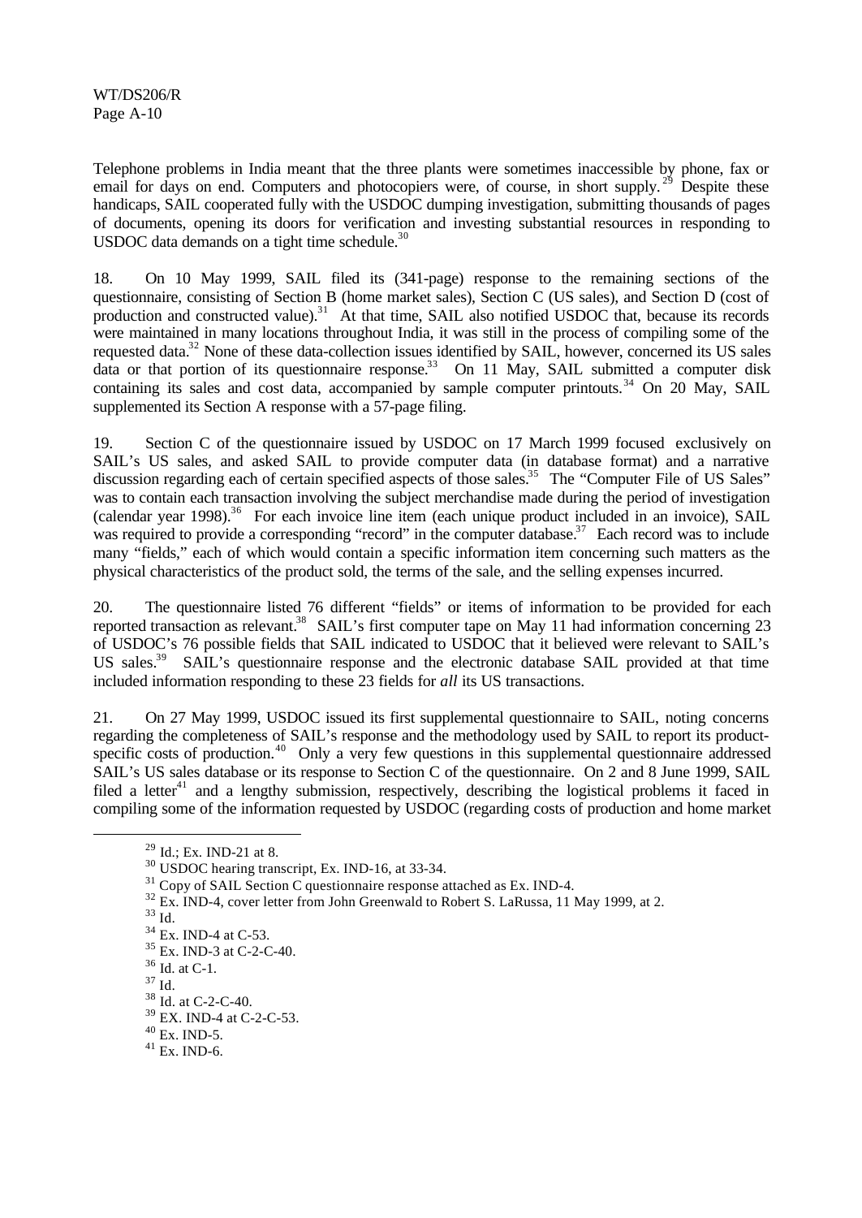Telephone problems in India meant that the three plants were sometimes inaccessible by phone, fax or email for days on end. Computers and photocopiers were, of course, in short supply.[29] Despite these handicaps, SAIL cooperated fully with the USDOC dumping investigation, submitting thousands of pages of documents, opening its doors for verification and investing substantial resources in responding to USDOC data demands on a tight time schedule.[30]

18. On 10 May 1999, SAIL filed its (341-page) response to the remaining sections of the questionnaire, consisting of Section B (home market sales), Section C (US sales), and Section D (cost of production and constructed value).[31] At that time, SAIL also notified USDOC that, because its records were maintained in many locations throughout India, it was still in the process of compiling some of the requested data.[32] None of these data-collection issues identified by SAIL, however, concerned its US sales data or that portion of its questionnaire response.[33] On 11 May, SAIL submitted a computer disk containing its sales and cost data, accompanied by sample computer printouts.[34] On 20 May, SAIL supplemented its Section A response with a 57-page filing.

19. Section C of the questionnaire issued by USDOC on 17 March 1999 focused exclusively on SAIL's US sales, and asked SAIL to provide computer data (in database format) and a narrative discussion regarding each of certain specified aspects of those sales.[35] The "Computer File of US Sales" was to contain each transaction involving the subject merchandise made during the period of investigation (calendar year 1998).[36] For each invoice line item (each unique product included in an invoice), SAIL was required to provide a corresponding "record" in the computer database.[37] Each record was to include many "fields," each of which would contain a specific information item concerning such matters as the physical characteristics of the product sold, the terms of the sale, and the selling expenses incurred.

20. The questionnaire listed 76 different "fields" or items of information to be provided for each reported transaction as relevant.[38] SAIL's first computer tape on May 11 had information concerning 23 of USDOC's 76 possible fields that SAIL indicated to USDOC that it believed were relevant to SAIL's US sales.[39] SAIL's questionnaire response and the electronic database SAIL provided at that time included information responding to these 23 fields for *all* its US transactions.

21. On 27 May 1999, USDOC issued its first supplemental questionnaire to SAIL, noting concerns regarding the completeness of SAIL's response and the methodology used by SAIL to report its product-specific costs of production.[40] Only a very few questions in this supplemental questionnaire addressed SAIL's US sales database or its response to Section C of the questionnaire. On 2 and 8 June 1999, SAIL filed a letter[41] and a lengthy submission, respectively, describing the logistical problems it faced in compiling some of the information requested by USDOC (regarding costs of production and home market

---

[29] Id.; Ex. IND-21 at 8.

[30] USDOC hearing transcript, Ex. IND-16, at 33-34.

[31] Copy of SAIL Section C questionnaire response attached as Ex. IND-4.

[32] Ex. IND-4, cover letter from John Greenwald to Robert S. LaRussa, 11 May 1999, at 2.

[33] Id.

[34] Ex. IND-4 at C-53.

[35] Ex. IND-3 at C-2-C-40.

[36] Id. at C-1.

[37] Id.

[38] Id. at C-2-C-40.

[39] EX. IND-4 at C-2-C-53.

[40] Ex. IND-5.

[41] Ex. IND-6.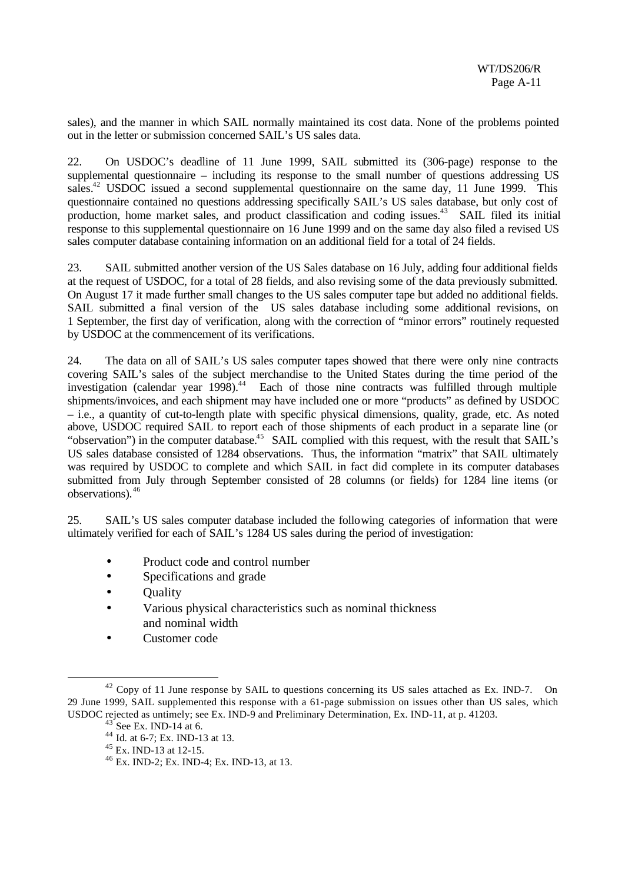sales), and the manner in which SAIL normally maintained its cost data. None of the problems pointed out in the letter or submission concerned SAIL's US sales data.

22. On USDOC's deadline of 11 June 1999, SAIL submitted its (306-page) response to the supplemental questionnaire – including its response to the small number of questions addressing US sales.[42] USDOC issued a second supplemental questionnaire on the same day, 11 June 1999. This questionnaire contained no questions addressing specifically SAIL's US sales database, but only cost of production, home market sales, and product classification and coding issues.[43] SAIL filed its initial response to this supplemental questionnaire on 16 June 1999 and on the same day also filed a revised US sales computer database containing information on an additional field for a total of 24 fields.

23. SAIL submitted another version of the US Sales database on 16 July, adding four additional fields at the request of USDOC, for a total of 28 fields, and also revising some of the data previously submitted. On August 17 it made further small changes to the US sales computer tape but added no additional fields. SAIL submitted a final version of the US sales database including some additional revisions, on 1 September, the first day of verification, along with the correction of "minor errors" routinely requested by USDOC at the commencement of its verifications.

24. The data on all of SAIL's US sales computer tapes showed that there were only nine contracts covering SAIL's sales of the subject merchandise to the United States during the time period of the investigation (calendar year 1998).[44] Each of those nine contracts was fulfilled through multiple shipments/invoices, and each shipment may have included one or more "products" as defined by USDOC – i.e., a quantity of cut-to-length plate with specific physical dimensions, quality, grade, etc. As noted above, USDOC required SAIL to report each of those shipments of each product in a separate line (or "observation") in the computer database.[45] SAIL complied with this request, with the result that SAIL's US sales database consisted of 1284 observations. Thus, the information "matrix" that SAIL ultimately was required by USDOC to complete and which SAIL in fact did complete in its computer databases submitted from July through September consisted of 28 columns (or fields) for 1284 line items (or observations).[46]

25. SAIL's US sales computer database included the following categories of information that were ultimately verified for each of SAIL's 1284 US sales during the period of investigation:

- Product code and control number
- Specifications and grade
- Quality
- Various physical characteristics such as nominal thickness and nominal width
- Customer code

---

[42] Copy of 11 June response by SAIL to questions concerning its US sales attached as Ex. IND-7. On 29 June 1999, SAIL supplemented this response with a 61-page submission on issues other than US sales, which USDOC rejected as untimely; see Ex. IND-9 and Preliminary Determination, Ex. IND-11, at p. 41203.

[43] See Ex. IND-14 at 6.

[44] Id. at 6-7; Ex. IND-13 at 13.

[45] Ex. IND-13 at 12-15.

[46] Ex. IND-2; Ex. IND-4; Ex. IND-13, at 13.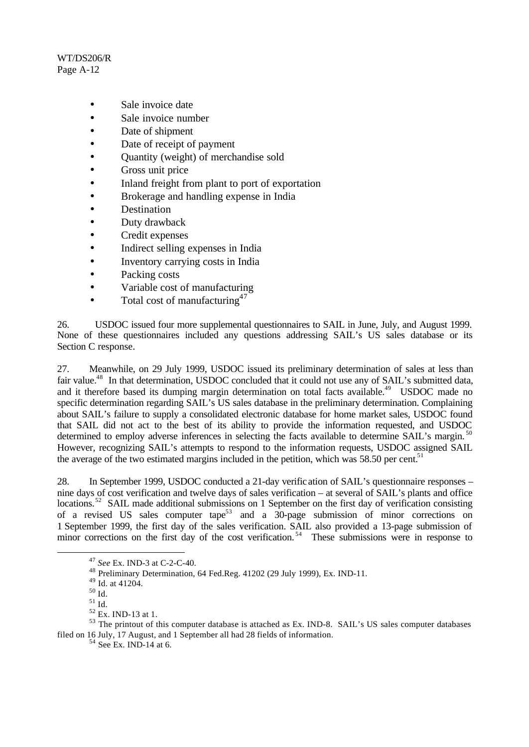- Sale invoice date
- Sale invoice number
- Date of shipment
- Date of receipt of payment
- Quantity (weight) of merchandise sold
- Gross unit price
- Inland freight from plant to port of exportation
- Brokerage and handling expense in India
- Destination
- Duty drawback
- Credit expenses
- Indirect selling expenses in India
- Inventory carrying costs in India
- Packing costs
- Variable cost of manufacturing
- Total cost of manufacturing[47]

26. USDOC issued four more supplemental questionnaires to SAIL in June, July, and August 1999. None of these questionnaires included any questions addressing SAIL's US sales database or its Section C response.

27. Meanwhile, on 29 July 1999, USDOC issued its preliminary determination of sales at less than fair value.[48] In that determination, USDOC concluded that it could not use any of SAIL's submitted data, and it therefore based its dumping margin determination on total facts available.[49] USDOC made no specific determination regarding SAIL's US sales database in the preliminary determination. Complaining about SAIL's failure to supply a consolidated electronic database for home market sales, USDOC found that SAIL did not act to the best of its ability to provide the information requested, and USDOC determined to employ adverse inferences in selecting the facts available to determine SAIL's margin.[50] However, recognizing SAIL's attempts to respond to the information requests, USDOC assigned SAIL the average of the two estimated margins included in the petition, which was 58.50 per cent.[51]

28. In September 1999, USDOC conducted a 21-day verification of SAIL's questionnaire responses – nine days of cost verification and twelve days of sales verification – at several of SAIL's plants and office locations.[52] SAIL made additional submissions on 1 September on the first day of verification consisting of a revised US sales computer tape[53] and a 30-page submission of minor corrections on 1 September 1999, the first day of the sales verification. SAIL also provided a 13-page submission of minor corrections on the first day of the cost verification.[54] These submissions were in response to

---

[47] *See* Ex. IND-3 at C-2-C-40.

[48] Preliminary Determination, 64 Fed.Reg. 41202 (29 July 1999), Ex. IND-11.

[49] Id. at 41204.

[50] Id.

[51] Id.

[52] Ex. IND-13 at 1.

[53] The printout of this computer database is attached as Ex. IND-8. SAIL's US sales computer databases filed on 16 July, 17 August, and 1 September all had 28 fields of information.

[54] See Ex. IND-14 at 6.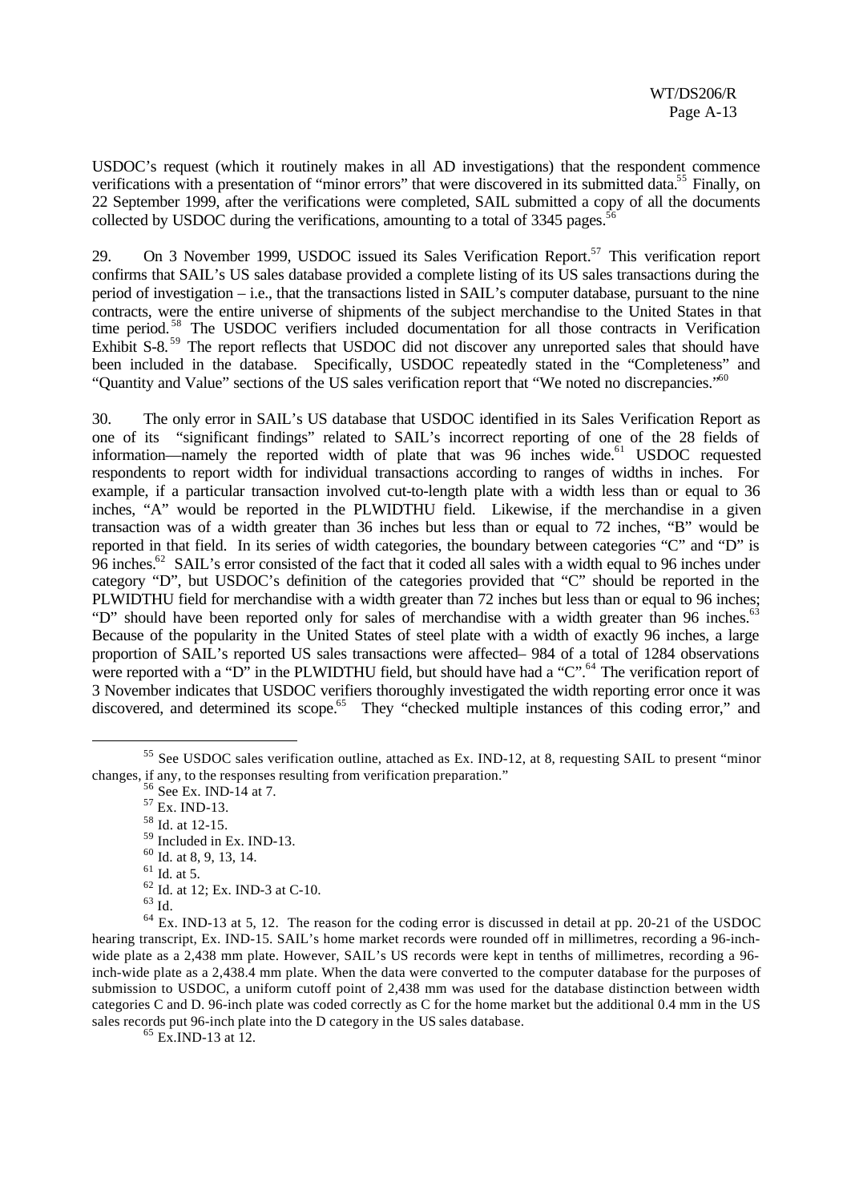USDOC's request (which it routinely makes in all AD investigations) that the respondent commence verifications with a presentation of "minor errors" that were discovered in its submitted data.[55] Finally, on 22 September 1999, after the verifications were completed, SAIL submitted a copy of all the documents collected by USDOC during the verifications, amounting to a total of 3345 pages.[56]

29. On 3 November 1999, USDOC issued its Sales Verification Report.[57] This verification report confirms that SAIL's US sales database provided a complete listing of its US sales transactions during the period of investigation – i.e., that the transactions listed in SAIL's computer database, pursuant to the nine contracts, were the entire universe of shipments of the subject merchandise to the United States in that time period.[58] The USDOC verifiers included documentation for all those contracts in Verification Exhibit S-8.[59] The report reflects that USDOC did not discover any unreported sales that should have been included in the database. Specifically, USDOC repeatedly stated in the "Completeness" and "Quantity and Value" sections of the US sales verification report that "We noted no discrepancies."[60]

30. The only error in SAIL's US database that USDOC identified in its Sales Verification Report as one of its "significant findings" related to SAIL's incorrect reporting of one of the 28 fields of information—namely the reported width of plate that was 96 inches wide.[61] USDOC requested respondents to report width for individual transactions according to ranges of widths in inches. For example, if a particular transaction involved cut-to-length plate with a width less than or equal to 36 inches, "A" would be reported in the PLWIDTHU field. Likewise, if the merchandise in a given transaction was of a width greater than 36 inches but less than or equal to 72 inches, "B" would be reported in that field. In its series of width categories, the boundary between categories "C" and "D" is 96 inches.[62] SAIL's error consisted of the fact that it coded all sales with a width equal to 96 inches under category "D", but USDOC's definition of the categories provided that "C" should be reported in the PLWIDTHU field for merchandise with a width greater than 72 inches but less than or equal to 96 inches; "D" should have been reported only for sales of merchandise with a width greater than 96 inches.[63] Because of the popularity in the United States of steel plate with a width of exactly 96 inches, a large proportion of SAIL's reported US sales transactions were affected– 984 of a total of 1284 observations were reported with a "D" in the PLWIDTHU field, but should have had a "C".[64] The verification report of 3 November indicates that USDOC verifiers thoroughly investigated the width reporting error once it was discovered, and determined its scope.[65] They "checked multiple instances of this coding error," and

---

[55] See USDOC sales verification outline, attached as Ex. IND-12, at 8, requesting SAIL to present "minor changes, if any, to the responses resulting from verification preparation."

[56] See Ex. IND-14 at 7.

[57] Ex. IND-13.

[58] Id. at 12-15.

[59] Included in Ex. IND-13.

[60] Id. at 8, 9, 13, 14.

[61] Id. at 5.

[62] Id. at 12; Ex. IND-3 at C-10.

[63] Id.

[64] Ex. IND-13 at 5, 12. The reason for the coding error is discussed in detail at pp. 20-21 of the USDOC hearing transcript, Ex. IND-15. SAIL's home market records were rounded off in millimetres, recording a 96-inch-wide plate as a 2,438 mm plate. However, SAIL's US records were kept in tenths of millimetres, recording a 96-inch-wide plate as a 2,438.4 mm plate. When the data were converted to the computer database for the purposes of submission to USDOC, a uniform cutoff point of 2,438 mm was used for the database distinction between width categories C and D. 96-inch plate was coded correctly as C for the home market but the additional 0.4 mm in the US sales records put 96-inch plate into the D category in the US sales database.

[65] Ex.IND-13 at 12.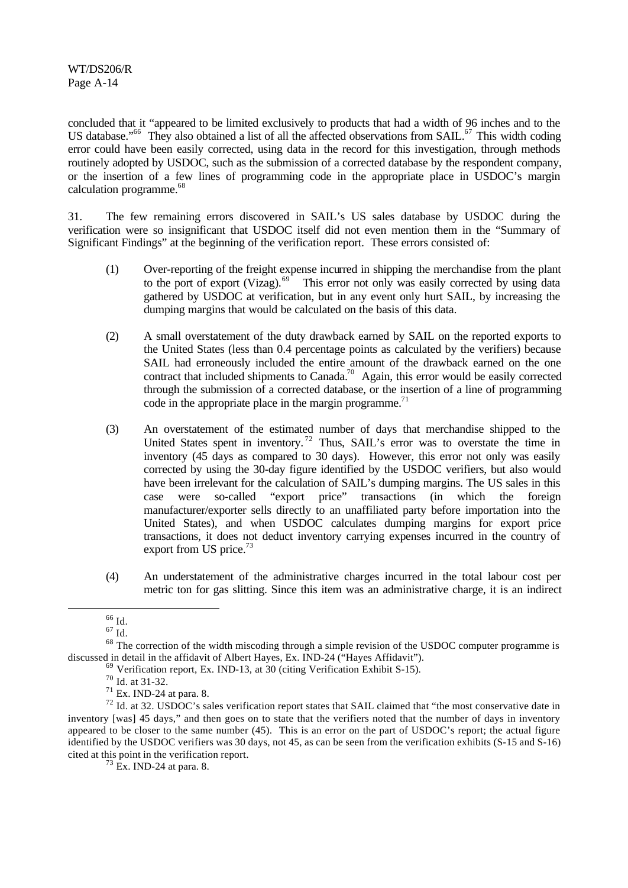concluded that it "appeared to be limited exclusively to products that had a width of 96 inches and to the US database."[66] They also obtained a list of all the affected observations from SAIL.[67] This width coding error could have been easily corrected, using data in the record for this investigation, through methods routinely adopted by USDOC, such as the submission of a corrected database by the respondent company, or the insertion of a few lines of programming code in the appropriate place in USDOC's margin calculation programme.[68]

31. The few remaining errors discovered in SAIL's US sales database by USDOC during the verification were so insignificant that USDOC itself did not even mention them in the "Summary of Significant Findings" at the beginning of the verification report. These errors consisted of:

(1) Over-reporting of the freight expense incurred in shipping the merchandise from the plant to the port of export (Vizag).[69] This error not only was easily corrected by using data gathered by USDOC at verification, but in any event only hurt SAIL, by increasing the dumping margins that would be calculated on the basis of this data.

(2) A small overstatement of the duty drawback earned by SAIL on the reported exports to the United States (less than 0.4 percentage points as calculated by the verifiers) because SAIL had erroneously included the entire amount of the drawback earned on the one contract that included shipments to Canada.[70] Again, this error would be easily corrected through the submission of a corrected database, or the insertion of a line of programming code in the appropriate place in the margin programme.[71]

(3) An overstatement of the estimated number of days that merchandise shipped to the United States spent in inventory.[72] Thus, SAIL's error was to overstate the time in inventory (45 days as compared to 30 days). However, this error not only was easily corrected by using the 30-day figure identified by the USDOC verifiers, but also would have been irrelevant for the calculation of SAIL's dumping margins. The US sales in this case were so-called "export price" transactions (in which the foreign manufacturer/exporter sells directly to an unaffiliated party before importation into the United States), and when USDOC calculates dumping margins for export price transactions, it does not deduct inventory carrying expenses incurred in the country of export from US price.[73]

(4) An understatement of the administrative charges incurred in the total labour cost per metric ton for gas slitting. Since this item was an administrative charge, it is an indirect

---

[66] Id.

[67] Id.

[68] The correction of the width miscoding through a simple revision of the USDOC computer programme is discussed in detail in the affidavit of Albert Hayes, Ex. IND-24 ("Hayes Affidavit").

[69] Verification report, Ex. IND-13, at 30 (citing Verification Exhibit S-15).

[70] Id. at 31-32.

[71] Ex. IND-24 at para. 8.

[72] Id. at 32. USDOC's sales verification report states that SAIL claimed that "the most conservative date in inventory [was] 45 days," and then goes on to state that the verifiers noted that the number of days in inventory appeared to be closer to the same number (45). This is an error on the part of USDOC's report; the actual figure identified by the USDOC verifiers was 30 days, not 45, as can be seen from the verification exhibits (S-15 and S-16) cited at this point in the verification report.

[73] Ex. IND-24 at para. 8.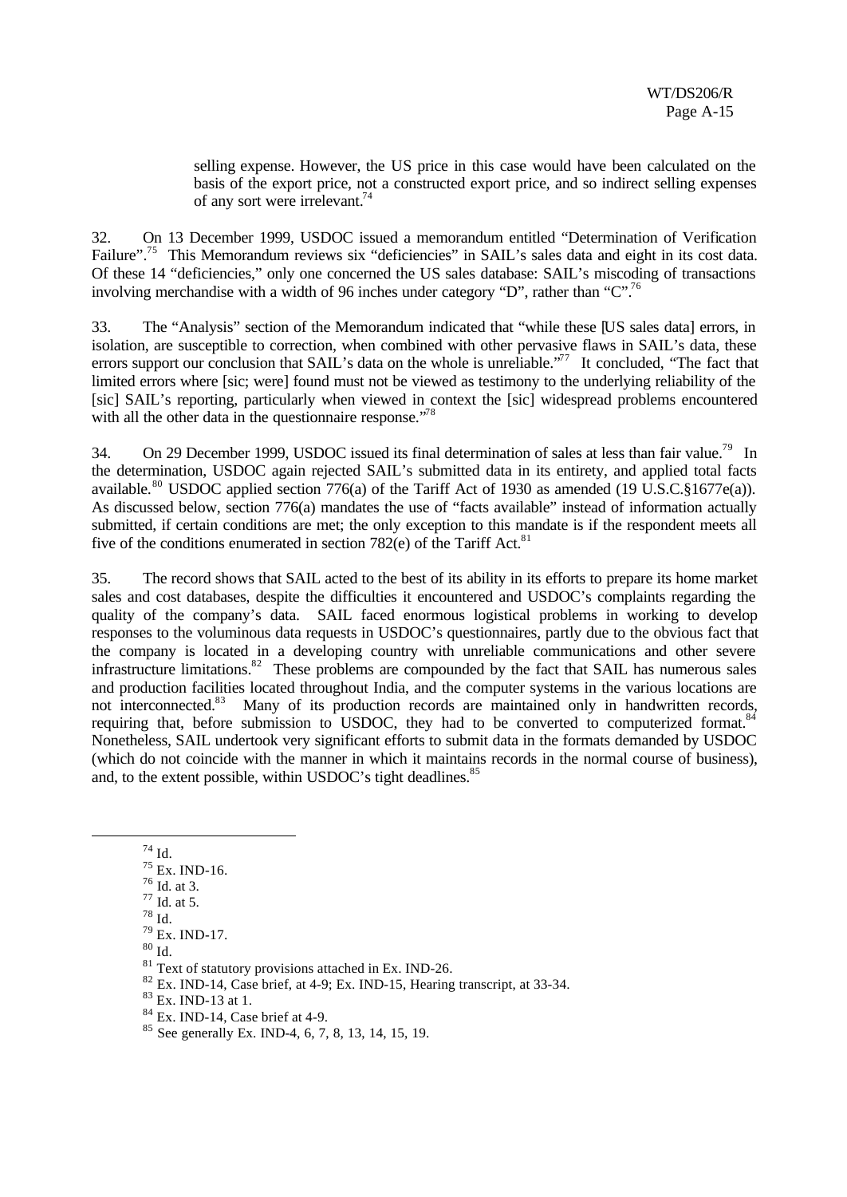selling expense. However, the US price in this case would have been calculated on the basis of the export price, not a constructed export price, and so indirect selling expenses of any sort were irrelevant.[74]

32. On 13 December 1999, USDOC issued a memorandum entitled "Determination of Verification Failure".[75] This Memorandum reviews six "deficiencies" in SAIL's sales data and eight in its cost data. Of these 14 "deficiencies," only one concerned the US sales database: SAIL's miscoding of transactions involving merchandise with a width of 96 inches under category "D", rather than "C".[76]

33. The "Analysis" section of the Memorandum indicated that "while these [US sales data] errors, in isolation, are susceptible to correction, when combined with other pervasive flaws in SAIL's data, these errors support our conclusion that SAIL's data on the whole is unreliable."[77] It concluded, "The fact that limited errors where [sic; were] found must not be viewed as testimony to the underlying reliability of the [sic] SAIL's reporting, particularly when viewed in context the [sic] widespread problems encountered with all the other data in the questionnaire response."[78]

34. On 29 December 1999, USDOC issued its final determination of sales at less than fair value.[79] In the determination, USDOC again rejected SAIL's submitted data in its entirety, and applied total facts available.[80] USDOC applied section 776(a) of the Tariff Act of 1930 as amended (19 U.S.C.§1677e(a)). As discussed below, section 776(a) mandates the use of "facts available" instead of information actually submitted, if certain conditions are met; the only exception to this mandate is if the respondent meets all five of the conditions enumerated in section 782(e) of the Tariff Act.[81]

35. The record shows that SAIL acted to the best of its ability in its efforts to prepare its home market sales and cost databases, despite the difficulties it encountered and USDOC's complaints regarding the quality of the company's data. SAIL faced enormous logistical problems in working to develop responses to the voluminous data requests in USDOC's questionnaires, partly due to the obvious fact that the company is located in a developing country with unreliable communications and other severe infrastructure limitations.[82] These problems are compounded by the fact that SAIL has numerous sales and production facilities located throughout India, and the computer systems in the various locations are not interconnected.[83] Many of its production records are maintained only in handwritten records, requiring that, before submission to USDOC, they had to be converted to computerized format.[84] Nonetheless, SAIL undertook very significant efforts to submit data in the formats demanded by USDOC (which do not coincide with the manner in which it maintains records in the normal course of business), and, to the extent possible, within USDOC's tight deadlines.[85]

---

[74] Id.

[75] Ex. IND-16.

[76] Id. at 3.

[77] Id. at 5.

[78] Id.

[79] Ex. IND-17.

[80] Id.

[81] Text of statutory provisions attached in Ex. IND-26.

[82] Ex. IND-14, Case brief, at 4-9; Ex. IND-15, Hearing transcript, at 33-34.

[83] Ex. IND-13 at 1.

[84] Ex. IND-14, Case brief at 4-9.

[85] See generally Ex. IND-4, 6, 7, 8, 13, 14, 15, 19.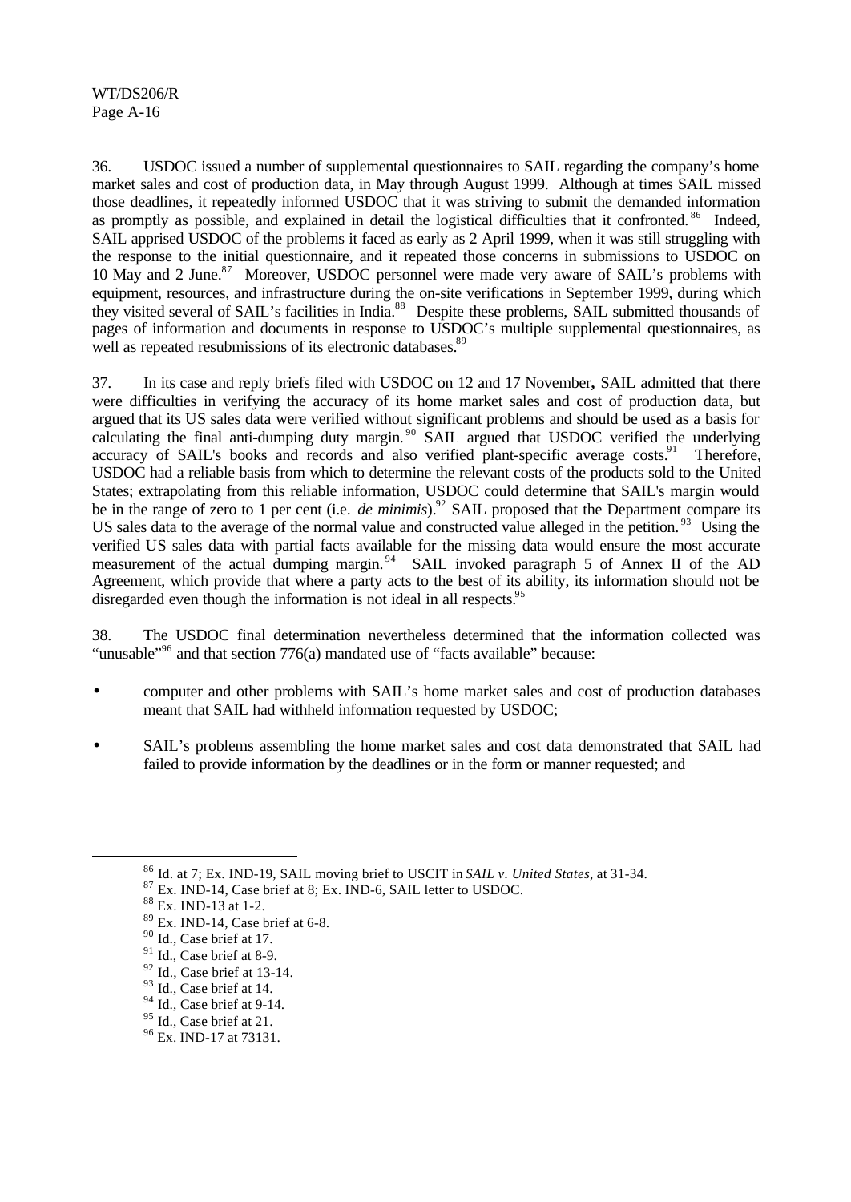36. USDOC issued a number of supplemental questionnaires to SAIL regarding the company's home market sales and cost of production data, in May through August 1999. Although at times SAIL missed those deadlines, it repeatedly informed USDOC that it was striving to submit the demanded information as promptly as possible, and explained in detail the logistical difficulties that it confronted.[86] Indeed, SAIL apprised USDOC of the problems it faced as early as 2 April 1999, when it was still struggling with the response to the initial questionnaire, and it repeated those concerns in submissions to USDOC on 10 May and 2 June.[87] Moreover, USDOC personnel were made very aware of SAIL's problems with equipment, resources, and infrastructure during the on-site verifications in September 1999, during which they visited several of SAIL's facilities in India.[88] Despite these problems, SAIL submitted thousands of pages of information and documents in response to USDOC's multiple supplemental questionnaires, as well as repeated resubmissions of its electronic databases.[89]

37. In its case and reply briefs filed with USDOC on 12 and 17 November**,** SAIL admitted that there were difficulties in verifying the accuracy of its home market sales and cost of production data, but argued that its US sales data were verified without significant problems and should be used as a basis for calculating the final anti-dumping duty margin.[90] SAIL argued that USDOC verified the underlying accuracy of SAIL's books and records and also verified plant-specific average costs.[91] Therefore, USDOC had a reliable basis from which to determine the relevant costs of the products sold to the United States; extrapolating from this reliable information, USDOC could determine that SAIL's margin would be in the range of zero to 1 per cent (i.e. *de minimis*).[92] SAIL proposed that the Department compare its US sales data to the average of the normal value and constructed value alleged in the petition.[93] Using the verified US sales data with partial facts available for the missing data would ensure the most accurate measurement of the actual dumping margin.[94] SAIL invoked paragraph 5 of Annex II of the AD Agreement, which provide that where a party acts to the best of its ability, its information should not be disregarded even though the information is not ideal in all respects.[95]

38. The USDOC final determination nevertheless determined that the information collected was "unusable"[96] and that section 776(a) mandated use of "facts available" because:

- computer and other problems with SAIL's home market sales and cost of production databases meant that SAIL had withheld information requested by USDOC;

- SAIL's problems assembling the home market sales and cost data demonstrated that SAIL had failed to provide information by the deadlines or in the form or manner requested; and

---

[86] Id. at 7; Ex. IND-19, SAIL moving brief to USCIT in *SAIL v. United States*, at 31-34.

[87] Ex. IND-14, Case brief at 8; Ex. IND-6, SAIL letter to USDOC.

[88] Ex. IND-13 at 1-2.

[89] Ex. IND-14, Case brief at 6-8.

[90] Id., Case brief at 17.

[91] Id., Case brief at 8-9.

[92] Id., Case brief at 13-14.

[93] Id., Case brief at 14.

[94] Id., Case brief at 9-14.

[95] Id., Case brief at 21.

[96] Ex. IND-17 at 73131.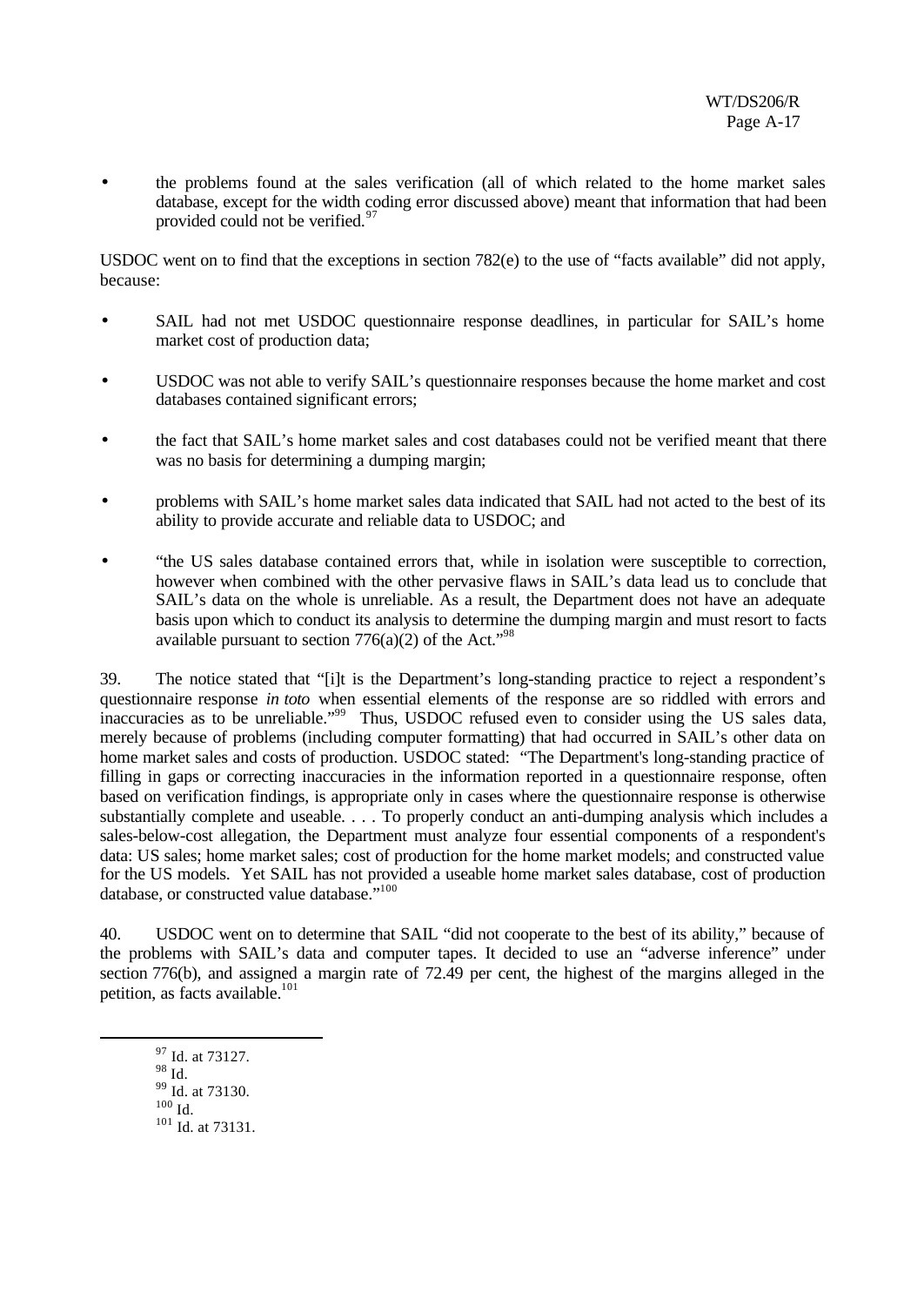- the problems found at the sales verification (all of which related to the home market sales database, except for the width coding error discussed above) meant that information that had been provided could not be verified.[97]

USDOC went on to find that the exceptions in section 782(e) to the use of "facts available" did not apply, because:

- SAIL had not met USDOC questionnaire response deadlines, in particular for SAIL's home market cost of production data;
- USDOC was not able to verify SAIL's questionnaire responses because the home market and cost databases contained significant errors;
- the fact that SAIL's home market sales and cost databases could not be verified meant that there was no basis for determining a dumping margin;
- problems with SAIL's home market sales data indicated that SAIL had not acted to the best of its ability to provide accurate and reliable data to USDOC; and
- "the US sales database contained errors that, while in isolation were susceptible to correction, however when combined with the other pervasive flaws in SAIL's data lead us to conclude that SAIL's data on the whole is unreliable. As a result, the Department does not have an adequate basis upon which to conduct its analysis to determine the dumping margin and must resort to facts available pursuant to section 776(a)(2) of the Act."[98]

39. The notice stated that "[i]t is the Department's long-standing practice to reject a respondent's questionnaire response *in toto* when essential elements of the response are so riddled with errors and inaccuracies as to be unreliable."[99] Thus, USDOC refused even to consider using the US sales data, merely because of problems (including computer formatting) that had occurred in SAIL's other data on home market sales and costs of production. USDOC stated: "The Department's long-standing practice of filling in gaps or correcting inaccuracies in the information reported in a questionnaire response, often based on verification findings, is appropriate only in cases where the questionnaire response is otherwise substantially complete and useable. . . . To properly conduct an anti-dumping analysis which includes a sales-below-cost allegation, the Department must analyze four essential components of a respondent's data: US sales; home market sales; cost of production for the home market models; and constructed value for the US models. Yet SAIL has not provided a useable home market sales database, cost of production database, or constructed value database."[100]

40. USDOC went on to determine that SAIL "did not cooperate to the best of its ability," because of the problems with SAIL's data and computer tapes. It decided to use an "adverse inference" under section 776(b), and assigned a margin rate of 72.49 per cent, the highest of the margins alleged in the petition, as facts available.[101]

---

[97] Id. at 73127.

[98] Id.

[99] Id. at 73130.

[100] Id.

[101] Id. at 73131.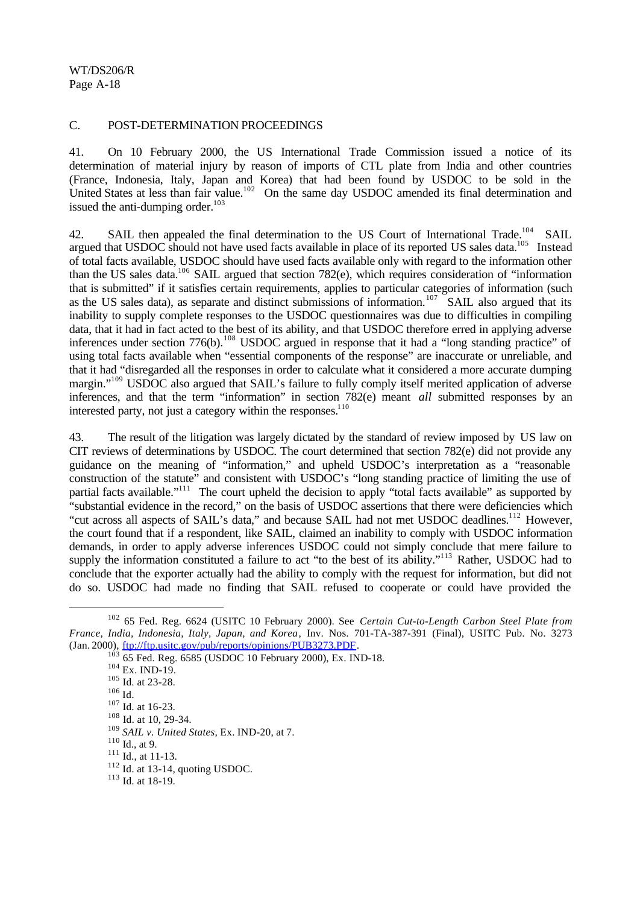## C. POST-DETERMINATION PROCEEDINGS

41. On 10 February 2000, the US International Trade Commission issued a notice of its determination of material injury by reason of imports of CTL plate from India and other countries (France, Indonesia, Italy, Japan and Korea) that had been found by USDOC to be sold in the United States at less than fair value.[102] On the same day USDOC amended its final determination and issued the anti-dumping order.[103]

42. SAIL then appealed the final determination to the US Court of International Trade.[104] SAIL argued that USDOC should not have used facts available in place of its reported US sales data.[105] Instead of total facts available, USDOC should have used facts available only with regard to the information other than the US sales data.[106] SAIL argued that section 782(e), which requires consideration of "information that is submitted" if it satisfies certain requirements, applies to particular categories of information (such as the US sales data), as separate and distinct submissions of information.[107] SAIL also argued that its inability to supply complete responses to the USDOC questionnaires was due to difficulties in compiling data, that it had in fact acted to the best of its ability, and that USDOC therefore erred in applying adverse inferences under section 776(b).[108] USDOC argued in response that it had a "long standing practice" of using total facts available when "essential components of the response" are inaccurate or unreliable, and that it had "disregarded all the responses in order to calculate what it considered a more accurate dumping margin."[109] USDOC also argued that SAIL's failure to fully comply itself merited application of adverse inferences, and that the term "information" in section 782(e) meant *all* submitted responses by an interested party, not just a category within the responses.[110]

43. The result of the litigation was largely dictated by the standard of review imposed by US law on CIT reviews of determinations by USDOC. The court determined that section 782(e) did not provide any guidance on the meaning of "information," and upheld USDOC's interpretation as a "reasonable construction of the statute" and consistent with USDOC's "long standing practice of limiting the use of partial facts available."[111] The court upheld the decision to apply "total facts available" as supported by "substantial evidence in the record," on the basis of USDOC assertions that there were deficiencies which "cut across all aspects of SAIL's data," and because SAIL had not met USDOC deadlines.[112] However, the court found that if a respondent, like SAIL, claimed an inability to comply with USDOC information demands, in order to apply adverse inferences USDOC could not simply conclude that mere failure to supply the information constituted a failure to act "to the best of its ability."[113] Rather, USDOC had to conclude that the exporter actually had the ability to comply with the request for information, but did not do so. USDOC had made no finding that SAIL refused to cooperate or could have provided the

---

[102] 65 Fed. Reg. 6624 (USITC 10 February 2000). See *Certain Cut-to-Length Carbon Steel Plate from France, India, Indonesia, Italy, Japan, and Korea*, Inv. Nos. 701-TA-387-391 (Final), USITC Pub. No. 3273 (Jan. 2000), ftp://ftp.usitc.gov/pub/reports/opinions/PUB3273.PDF.

[103] 65 Fed. Reg. 6585 (USDOC 10 February 2000), Ex. IND-18.

[104] Ex. IND-19.

[105] Id. at 23-28.

[106] Id.

[107] Id. at 16-23.

[108] Id. at 10, 29-34.

[109] *SAIL v. United States*, Ex. IND-20, at 7.

[110] Id., at 9.

[111] Id., at 11-13.

[112] Id. at 13-14, quoting USDOC.

[113] Id. at 18-19.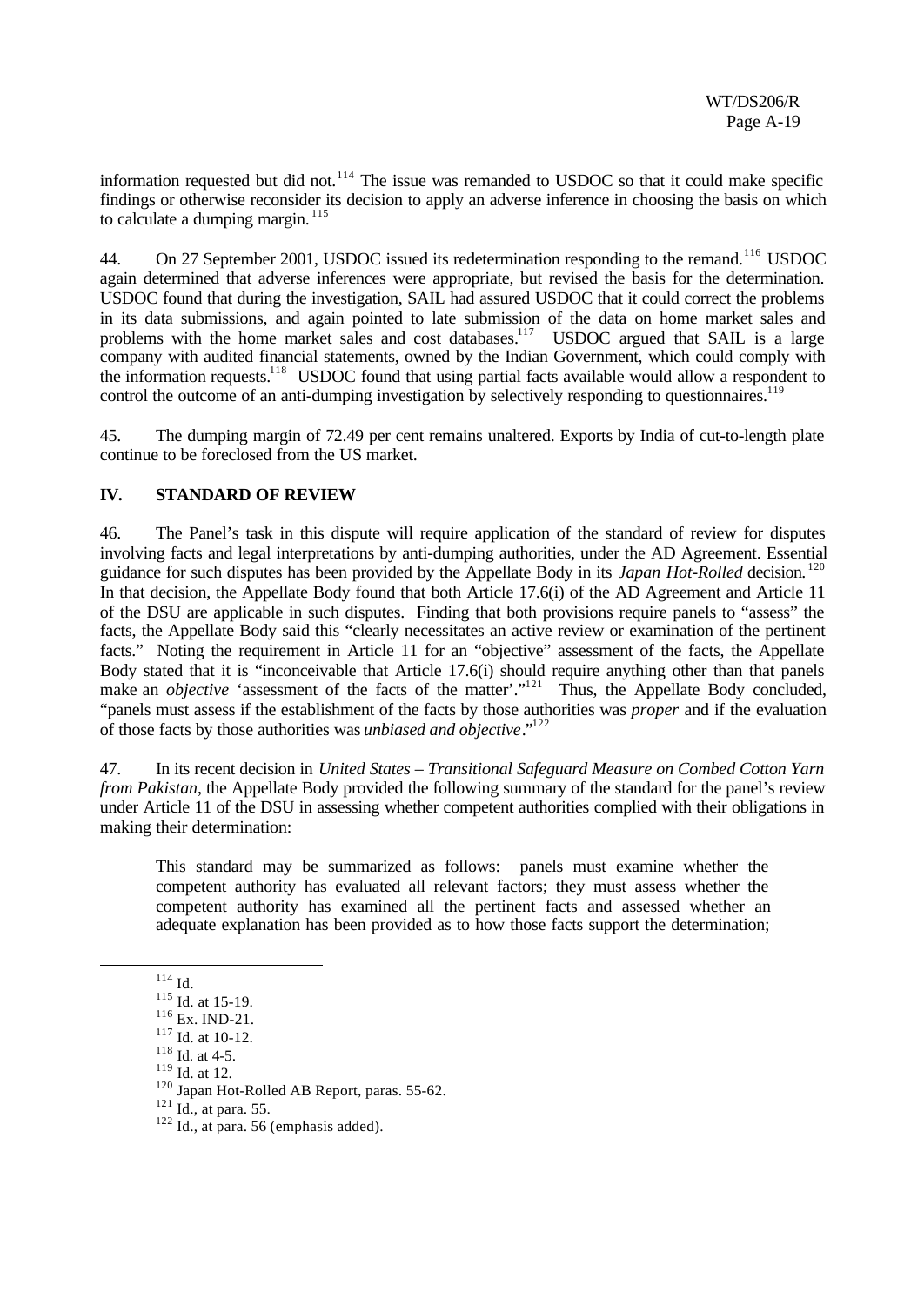information requested but did not.[114] The issue was remanded to USDOC so that it could make specific findings or otherwise reconsider its decision to apply an adverse inference in choosing the basis on which to calculate a dumping margin.[115]

44. On 27 September 2001, USDOC issued its redetermination responding to the remand.[116] USDOC again determined that adverse inferences were appropriate, but revised the basis for the determination. USDOC found that during the investigation, SAIL had assured USDOC that it could correct the problems in its data submissions, and again pointed to late submission of the data on home market sales and problems with the home market sales and cost databases.[117] USDOC argued that SAIL is a large company with audited financial statements, owned by the Indian Government, which could comply with the information requests.[118] USDOC found that using partial facts available would allow a respondent to control the outcome of an anti-dumping investigation by selectively responding to questionnaires.[119]

45. The dumping margin of 72.49 per cent remains unaltered. Exports by India of cut-to-length plate continue to be foreclosed from the US market.

## IV. STANDARD OF REVIEW

46. The Panel's task in this dispute will require application of the standard of review for disputes involving facts and legal interpretations by anti-dumping authorities, under the AD Agreement. Essential guidance for such disputes has been provided by the Appellate Body in its *Japan Hot-Rolled* decision.[120] In that decision, the Appellate Body found that both Article 17.6(i) of the AD Agreement and Article 11 of the DSU are applicable in such disputes. Finding that both provisions require panels to "assess" the facts, the Appellate Body said this "clearly necessitates an active review or examination of the pertinent facts." Noting the requirement in Article 11 for an "objective" assessment of the facts, the Appellate Body stated that it is "inconceivable that Article 17.6(i) should require anything other than that panels make an *objective* 'assessment of the facts of the matter'."[121] Thus, the Appellate Body concluded, "panels must assess if the establishment of the facts by those authorities was *proper* and if the evaluation of those facts by those authorities was *unbiased and objective*."[122]

47. In its recent decision in *United States – Transitional Safeguard Measure on Combed Cotton Yarn from Pakistan*, the Appellate Body provided the following summary of the standard for the panel's review under Article 11 of the DSU in assessing whether competent authorities complied with their obligations in making their determination:

> This standard may be summarized as follows: panels must examine whether the competent authority has evaluated all relevant factors; they must assess whether the competent authority has examined all the pertinent facts and assessed whether an adequate explanation has been provided as to how those facts support the determination;

---

[114] Id.

[115] Id. at 15-19.

[116] Ex. IND-21.

[117] Id. at 10-12.

[118] Id. at 4-5.

[119] Id. at 12.

[120] Japan Hot-Rolled AB Report, paras. 55-62.

[121] Id., at para. 55.

[122] Id., at para. 56 (emphasis added).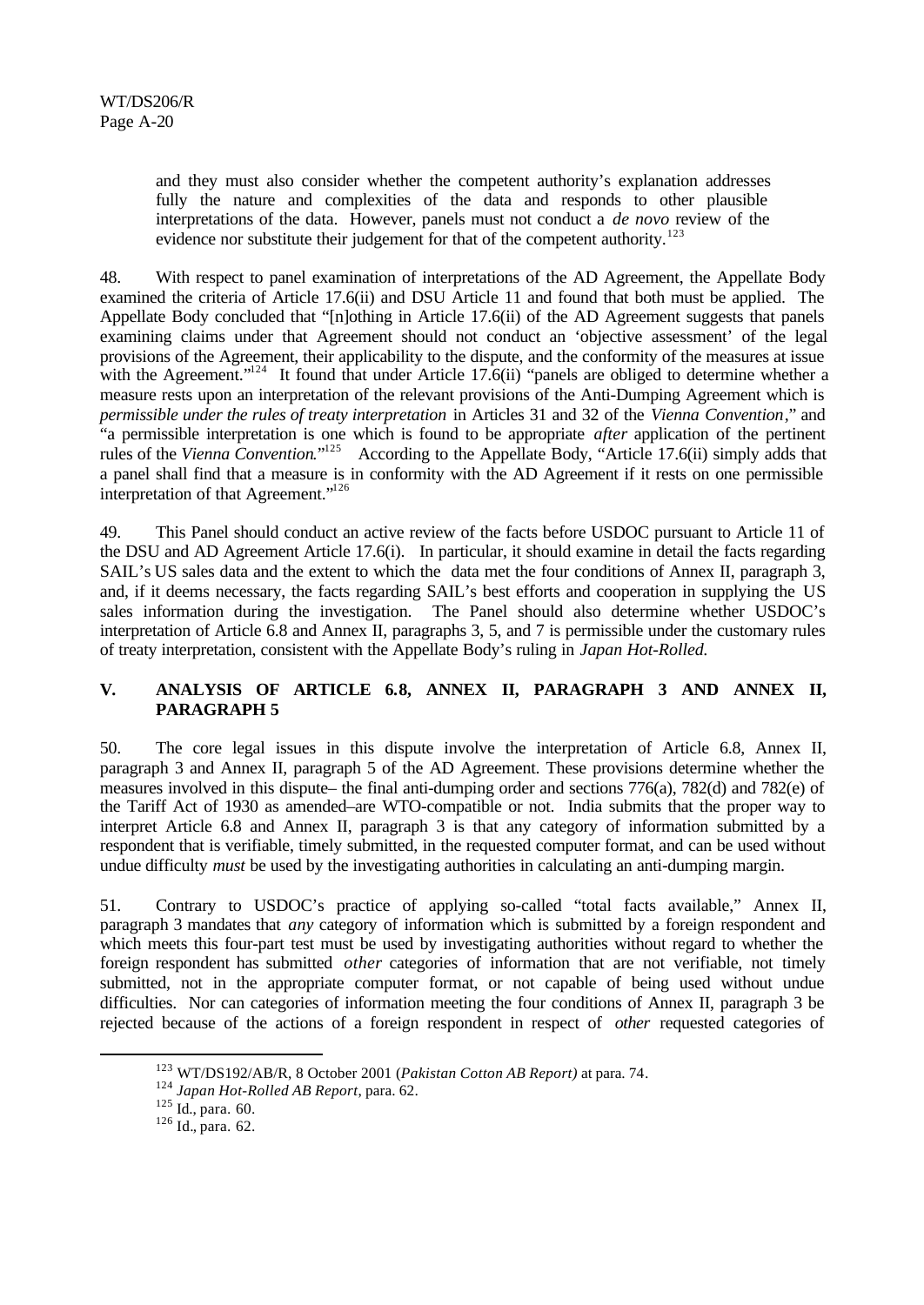> and they must also consider whether the competent authority's explanation addresses fully the nature and complexities of the data and responds to other plausible interpretations of the data. However, panels must not conduct a *de novo* review of the evidence nor substitute their judgement for that of the competent authority.[123]

48. With respect to panel examination of interpretations of the AD Agreement, the Appellate Body examined the criteria of Article 17.6(ii) and DSU Article 11 and found that both must be applied. The Appellate Body concluded that "[n]othing in Article 17.6(ii) of the AD Agreement suggests that panels examining claims under that Agreement should not conduct an 'objective assessment' of the legal provisions of the Agreement, their applicability to the dispute, and the conformity of the measures at issue with the Agreement."[124] It found that under Article 17.6(ii) "panels are obliged to determine whether a measure rests upon an interpretation of the relevant provisions of the Anti-Dumping Agreement which is *permissible under the rules of treaty interpretation* in Articles 31 and 32 of the *Vienna Convention*," and "a permissible interpretation is one which is found to be appropriate *after* application of the pertinent rules of the *Vienna Convention*."[125] According to the Appellate Body, "Article 17.6(ii) simply adds that a panel shall find that a measure is in conformity with the AD Agreement if it rests on one permissible interpretation of that Agreement."[126]

49. This Panel should conduct an active review of the facts before USDOC pursuant to Article 11 of the DSU and AD Agreement Article 17.6(i). In particular, it should examine in detail the facts regarding SAIL's US sales data and the extent to which the data met the four conditions of Annex II, paragraph 3, and, if it deems necessary, the facts regarding SAIL's best efforts and cooperation in supplying the US sales information during the investigation. The Panel should also determine whether USDOC's interpretation of Article 6.8 and Annex II, paragraphs 3, 5, and 7 is permissible under the customary rules of treaty interpretation, consistent with the Appellate Body's ruling in *Japan Hot-Rolled*.

## V. ANALYSIS OF ARTICLE 6.8, ANNEX II, PARAGRAPH 3 AND ANNEX II, PARAGRAPH 5

50. The core legal issues in this dispute involve the interpretation of Article 6.8, Annex II, paragraph 3 and Annex II, paragraph 5 of the AD Agreement. These provisions determine whether the measures involved in this dispute– the final anti-dumping order and sections 776(a), 782(d) and 782(e) of the Tariff Act of 1930 as amended–are WTO-compatible or not. India submits that the proper way to interpret Article 6.8 and Annex II, paragraph 3 is that any category of information submitted by a respondent that is verifiable, timely submitted, in the requested computer format, and can be used without undue difficulty *must* be used by the investigating authorities in calculating an anti-dumping margin.

51. Contrary to USDOC's practice of applying so-called "total facts available," Annex II, paragraph 3 mandates that *any* category of information which is submitted by a foreign respondent and which meets this four-part test must be used by investigating authorities without regard to whether the foreign respondent has submitted *other* categories of information that are not verifiable, not timely submitted, not in the appropriate computer format, or not capable of being used without undue difficulties. Nor can categories of information meeting the four conditions of Annex II, paragraph 3 be rejected because of the actions of a foreign respondent in respect of *other* requested categories of

---

[123] WT/DS192/AB/R, 8 October 2001 (*Pakistan Cotton AB Report)* at para. 74.

[124] *Japan Hot-Rolled AB Report*, para. 62.

[125] Id., para. 60.

[126] Id., para. 62.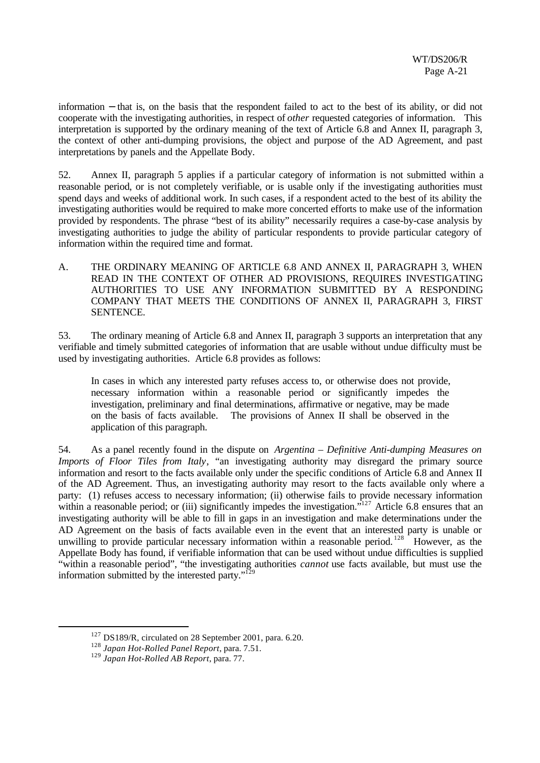information – that is, on the basis that the respondent failed to act to the best of its ability, or did not cooperate with the investigating authorities, in respect of *other* requested categories of information. This interpretation is supported by the ordinary meaning of the text of Article 6.8 and Annex II, paragraph 3, the context of other anti-dumping provisions, the object and purpose of the AD Agreement, and past interpretations by panels and the Appellate Body.

52. Annex II, paragraph 5 applies if a particular category of information is not submitted within a reasonable period, or is not completely verifiable, or is usable only if the investigating authorities must spend days and weeks of additional work. In such cases, if a respondent acted to the best of its ability the investigating authorities would be required to make more concerted efforts to make use of the information provided by respondents. The phrase "best of its ability" necessarily requires a case-by-case analysis by investigating authorities to judge the ability of particular respondents to provide particular category of information within the required time and format.

A. THE ORDINARY MEANING OF ARTICLE 6.8 AND ANNEX II, PARAGRAPH 3, WHEN READ IN THE CONTEXT OF OTHER AD PROVISIONS, REQUIRES INVESTIGATING AUTHORITIES TO USE ANY INFORMATION SUBMITTED BY A RESPONDING COMPANY THAT MEETS THE CONDITIONS OF ANNEX II, PARAGRAPH 3, FIRST SENTENCE.

53. The ordinary meaning of Article 6.8 and Annex II, paragraph 3 supports an interpretation that any verifiable and timely submitted categories of information that are usable without undue difficulty must be used by investigating authorities. Article 6.8 provides as follows:

> In cases in which any interested party refuses access to, or otherwise does not provide, necessary information within a reasonable period or significantly impedes the investigation, preliminary and final determinations, affirmative or negative, may be made on the basis of facts available. The provisions of Annex II shall be observed in the application of this paragraph.

54. As a panel recently found in the dispute on *Argentina – Definitive Anti-dumping Measures on Imports of Floor Tiles from Italy*, "an investigating authority may disregard the primary source information and resort to the facts available only under the specific conditions of Article 6.8 and Annex II of the AD Agreement. Thus, an investigating authority may resort to the facts available only where a party: (1) refuses access to necessary information; (ii) otherwise fails to provide necessary information within a reasonable period; or (iii) significantly impedes the investigation."[127] Article 6.8 ensures that an investigating authority will be able to fill in gaps in an investigation and make determinations under the AD Agreement on the basis of facts available even in the event that an interested party is unable or unwilling to provide particular necessary information within a reasonable period.[128] However, as the Appellate Body has found, if verifiable information that can be used without undue difficulties is supplied "within a reasonable period", "the investigating authorities *cannot* use facts available, but must use the information submitted by the interested party."[129]

---

[127] DS189/R, circulated on 28 September 2001, para. 6.20.

[128] *Japan Hot-Rolled Panel Report*, para. 7.51.

[129] *Japan Hot-Rolled AB Report*, para. 77.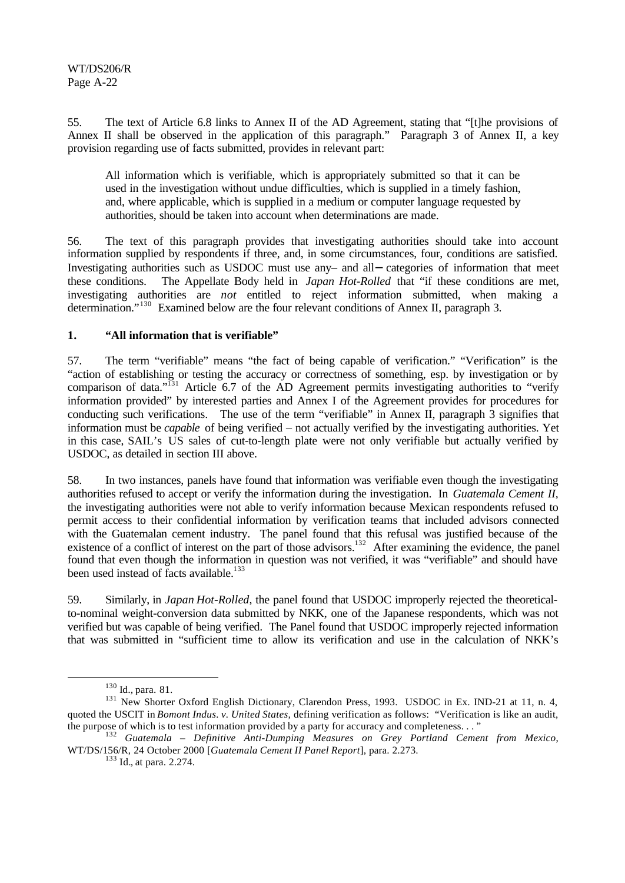55. The text of Article 6.8 links to Annex II of the AD Agreement, stating that "[t]he provisions of Annex II shall be observed in the application of this paragraph." Paragraph 3 of Annex II, a key provision regarding use of facts submitted, provides in relevant part:

> All information which is verifiable, which is appropriately submitted so that it can be used in the investigation without undue difficulties, which is supplied in a timely fashion, and, where applicable, which is supplied in a medium or computer language requested by authorities, should be taken into account when determinations are made.

56. The text of this paragraph provides that investigating authorities should take into account information supplied by respondents if three, and, in some circumstances, four, conditions are satisfied. Investigating authorities such as USDOC must use any– and all– categories of information that meet these conditions. The Appellate Body held in *Japan Hot-Rolled* that "if these conditions are met, investigating authorities are *not* entitled to reject information submitted, when making a determination."[130] Examined below are the four relevant conditions of Annex II, paragraph 3.

### 1. "All information that is verifiable"

57. The term "verifiable" means "the fact of being capable of verification." "Verification" is the "action of establishing or testing the accuracy or correctness of something, esp. by investigation or by comparison of data."[131] Article 6.7 of the AD Agreement permits investigating authorities to "verify information provided" by interested parties and Annex I of the Agreement provides for procedures for conducting such verifications. The use of the term "verifiable" in Annex II, paragraph 3 signifies that information must be *capable* of being verified – not actually verified by the investigating authorities. Yet in this case, SAIL's US sales of cut-to-length plate were not only verifiable but actually verified by USDOC, as detailed in section III above.

58. In two instances, panels have found that information was verifiable even though the investigating authorities refused to accept or verify the information during the investigation. In *Guatemala Cement II*, the investigating authorities were not able to verify information because Mexican respondents refused to permit access to their confidential information by verification teams that included advisors connected with the Guatemalan cement industry. The panel found that this refusal was justified because of the existence of a conflict of interest on the part of those advisors.[132] After examining the evidence, the panel found that even though the information in question was not verified, it was "verifiable" and should have been used instead of facts available.[133]

59. Similarly, in *Japan Hot-Rolled*, the panel found that USDOC improperly rejected the theoretical-to-nominal weight-conversion data submitted by NKK, one of the Japanese respondents, which was not verified but was capable of being verified. The Panel found that USDOC improperly rejected information that was submitted in "sufficient time to allow its verification and use in the calculation of NKK's

---

[130] Id., para. 81.

[131] New Shorter Oxford Dictionary, Clarendon Press, 1993. USDOC in Ex. IND-21 at 11, n. 4, quoted the USCIT in *Bomont Indus. v. United States*, defining verification as follows: "Verification is like an audit, the purpose of which is to test information provided by a party for accuracy and completeness. . . "

[132] *Guatemala – Definitive Anti-Dumping Measures on Grey Portland Cement from Mexico*, WT/DS/156/R, 24 October 2000 [*Guatemala Cement II Panel Report*], para. 2.273.

[133] Id., at para. 2.274.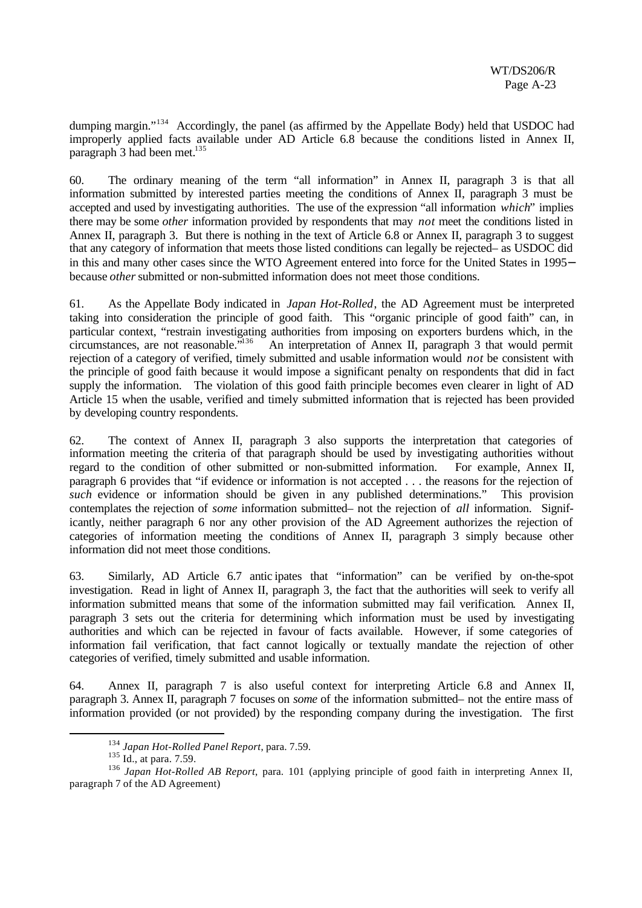dumping margin."[134] Accordingly, the panel (as affirmed by the Appellate Body) held that USDOC had improperly applied facts available under AD Article 6.8 because the conditions listed in Annex II, paragraph 3 had been met.[135]

60. The ordinary meaning of the term "all information" in Annex II, paragraph 3 is that all information submitted by interested parties meeting the conditions of Annex II, paragraph 3 must be accepted and used by investigating authorities. The use of the expression "all information *which*" implies there may be some *other* information provided by respondents that may *not* meet the conditions listed in Annex II, paragraph 3. But there is nothing in the text of Article 6.8 or Annex II, paragraph 3 to suggest that any category of information that meets those listed conditions can legally be rejected– as USDOC did in this and many other cases since the WTO Agreement entered into force for the United States in 1995– because *other* submitted or non-submitted information does not meet those conditions.

61. As the Appellate Body indicated in *Japan Hot-Rolled*, the AD Agreement must be interpreted taking into consideration the principle of good faith. This "organic principle of good faith" can, in particular context, "restrain investigating authorities from imposing on exporters burdens which, in the circumstances, are not reasonable."[136] An interpretation of Annex II, paragraph 3 that would permit rejection of a category of verified, timely submitted and usable information would *not* be consistent with the principle of good faith because it would impose a significant penalty on respondents that did in fact supply the information. The violation of this good faith principle becomes even clearer in light of AD Article 15 when the usable, verified and timely submitted information that is rejected has been provided by developing country respondents.

62. The context of Annex II, paragraph 3 also supports the interpretation that categories of information meeting the criteria of that paragraph should be used by investigating authorities without regard to the condition of other submitted or non-submitted information. For example, Annex II, paragraph 6 provides that "if evidence or information is not accepted . . . the reasons for the rejection of *such* evidence or information should be given in any published determinations." This provision contemplates the rejection of *some* information submitted– not the rejection of *all* information. Significantly, neither paragraph 6 nor any other provision of the AD Agreement authorizes the rejection of categories of information meeting the conditions of Annex II, paragraph 3 simply because other information did not meet those conditions.

63. Similarly, AD Article 6.7 anticipates that "information" can be verified by on-the-spot investigation. Read in light of Annex II, paragraph 3, the fact that the authorities will seek to verify all information submitted means that some of the information submitted may fail verification. Annex II, paragraph 3 sets out the criteria for determining which information must be used by investigating authorities and which can be rejected in favour of facts available. However, if some categories of information fail verification, that fact cannot logically or textually mandate the rejection of other categories of verified, timely submitted and usable information.

64. Annex II, paragraph 7 is also useful context for interpreting Article 6.8 and Annex II, paragraph 3. Annex II, paragraph 7 focuses on *some* of the information submitted– not the entire mass of information provided (or not provided) by the responding company during the investigation. The first

---

[134] *Japan Hot-Rolled Panel Report*, para. 7.59.

[135] Id., at para. 7.59.

[136] *Japan Hot-Rolled AB Report*, para. 101 (applying principle of good faith in interpreting Annex II, paragraph 7 of the AD Agreement)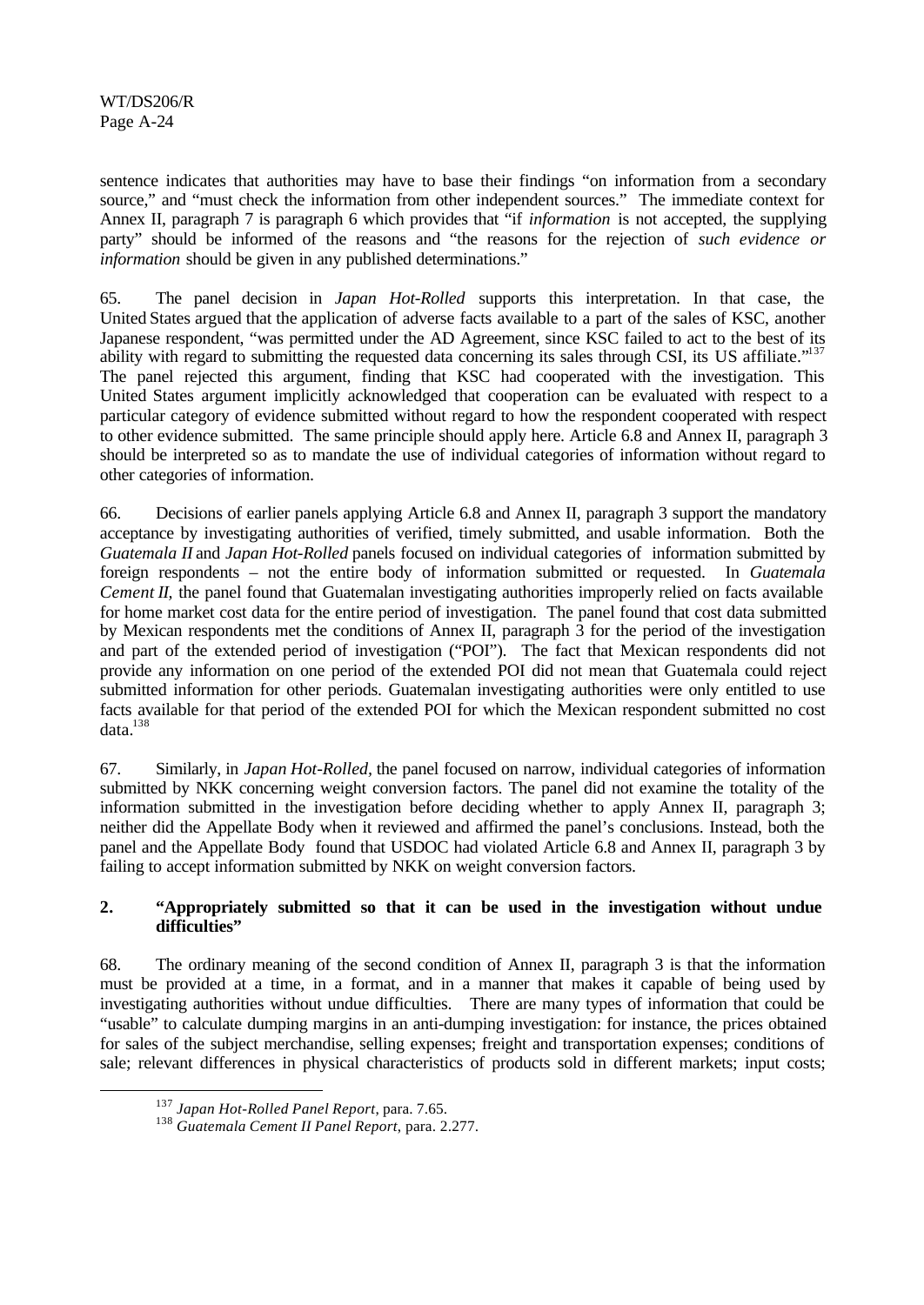sentence indicates that authorities may have to base their findings "on information from a secondary source," and "must check the information from other independent sources." The immediate context for Annex II, paragraph 7 is paragraph 6 which provides that "if *information* is not accepted, the supplying party" should be informed of the reasons and "the reasons for the rejection of *such evidence or information* should be given in any published determinations."

65. The panel decision in *Japan Hot-Rolled* supports this interpretation. In that case, the United States argued that the application of adverse facts available to a part of the sales of KSC, another Japanese respondent, "was permitted under the AD Agreement, since KSC failed to act to the best of its ability with regard to submitting the requested data concerning its sales through CSI, its US affiliate."[137] The panel rejected this argument, finding that KSC had cooperated with the investigation. This United States argument implicitly acknowledged that cooperation can be evaluated with respect to a particular category of evidence submitted without regard to how the respondent cooperated with respect to other evidence submitted. The same principle should apply here. Article 6.8 and Annex II, paragraph 3 should be interpreted so as to mandate the use of individual categories of information without regard to other categories of information.

66. Decisions of earlier panels applying Article 6.8 and Annex II, paragraph 3 support the mandatory acceptance by investigating authorities of verified, timely submitted, and usable information. Both the *Guatemala II* and *Japan Hot-Rolled* panels focused on individual categories of information submitted by foreign respondents – not the entire body of information submitted or requested. In *Guatemala Cement II*, the panel found that Guatemalan investigating authorities improperly relied on facts available for home market cost data for the entire period of investigation. The panel found that cost data submitted by Mexican respondents met the conditions of Annex II, paragraph 3 for the period of the investigation and part of the extended period of investigation ("POI"). The fact that Mexican respondents did not provide any information on one period of the extended POI did not mean that Guatemala could reject submitted information for other periods. Guatemalan investigating authorities were only entitled to use facts available for that period of the extended POI for which the Mexican respondent submitted no cost data.[138]

67. Similarly, in *Japan Hot-Rolled*, the panel focused on narrow, individual categories of information submitted by NKK concerning weight conversion factors. The panel did not examine the totality of the information submitted in the investigation before deciding whether to apply Annex II, paragraph 3; neither did the Appellate Body when it reviewed and affirmed the panel's conclusions. Instead, both the panel and the Appellate Body found that USDOC had violated Article 6.8 and Annex II, paragraph 3 by failing to accept information submitted by NKK on weight conversion factors.

### 2. "Appropriately submitted so that it can be used in the investigation without undue difficulties"

68. The ordinary meaning of the second condition of Annex II, paragraph 3 is that the information must be provided at a time, in a format, and in a manner that makes it capable of being used by investigating authorities without undue difficulties. There are many types of information that could be "usable" to calculate dumping margins in an anti-dumping investigation: for instance, the prices obtained for sales of the subject merchandise, selling expenses; freight and transportation expenses; conditions of sale; relevant differences in physical characteristics of products sold in different markets; input costs;

---

[137] *Japan Hot-Rolled Panel Report*, para. 7.65.

[138] *Guatemala Cement II Panel Report*, para. 2.277.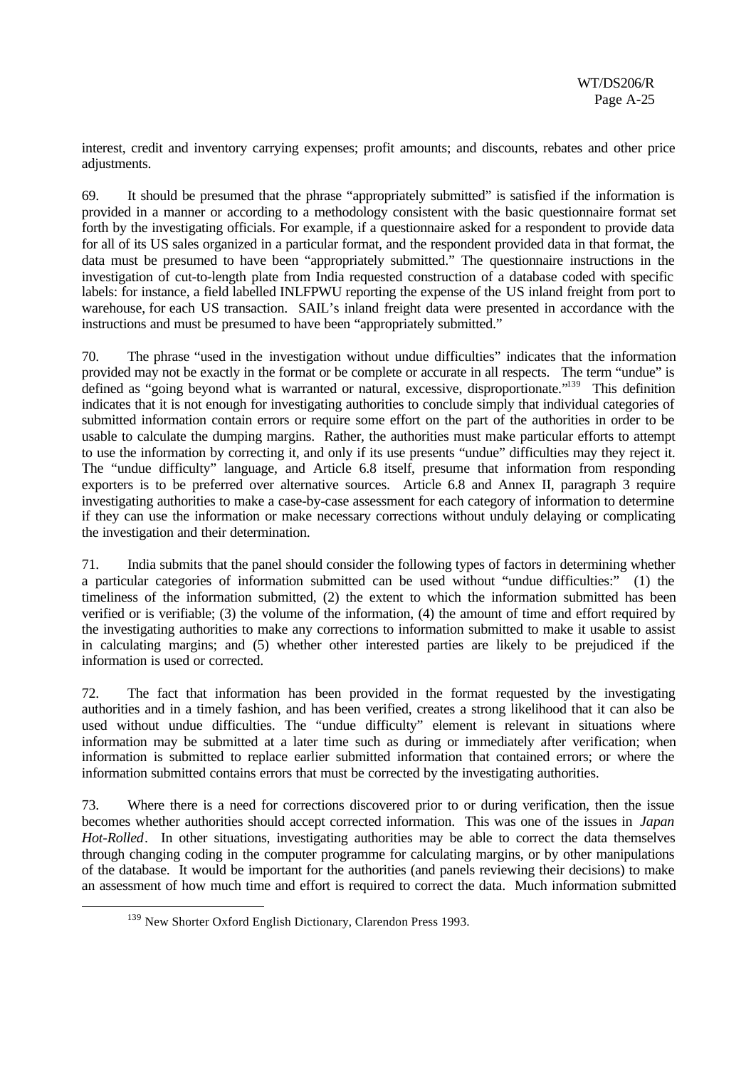interest, credit and inventory carrying expenses; profit amounts; and discounts, rebates and other price adjustments.

69. It should be presumed that the phrase "appropriately submitted" is satisfied if the information is provided in a manner or according to a methodology consistent with the basic questionnaire format set forth by the investigating officials. For example, if a questionnaire asked for a respondent to provide data for all of its US sales organized in a particular format, and the respondent provided data in that format, the data must be presumed to have been "appropriately submitted." The questionnaire instructions in the investigation of cut-to-length plate from India requested construction of a database coded with specific labels: for instance, a field labelled INLFPWU reporting the expense of the US inland freight from port to warehouse, for each US transaction. SAIL's inland freight data were presented in accordance with the instructions and must be presumed to have been "appropriately submitted."

70. The phrase "used in the investigation without undue difficulties" indicates that the information provided may not be exactly in the format or be complete or accurate in all respects. The term "undue" is defined as "going beyond what is warranted or natural, excessive, disproportionate."[139] This definition indicates that it is not enough for investigating authorities to conclude simply that individual categories of submitted information contain errors or require some effort on the part of the authorities in order to be usable to calculate the dumping margins. Rather, the authorities must make particular efforts to attempt to use the information by correcting it, and only if its use presents "undue" difficulties may they reject it. The "undue difficulty" language, and Article 6.8 itself, presume that information from responding exporters is to be preferred over alternative sources. Article 6.8 and Annex II, paragraph 3 require investigating authorities to make a case-by-case assessment for each category of information to determine if they can use the information or make necessary corrections without unduly delaying or complicating the investigation and their determination.

71. India submits that the panel should consider the following types of factors in determining whether a particular categories of information submitted can be used without "undue difficulties:" (1) the timeliness of the information submitted, (2) the extent to which the information submitted has been verified or is verifiable; (3) the volume of the information, (4) the amount of time and effort required by the investigating authorities to make any corrections to information submitted to make it usable to assist in calculating margins; and (5) whether other interested parties are likely to be prejudiced if the information is used or corrected.

72. The fact that information has been provided in the format requested by the investigating authorities and in a timely fashion, and has been verified, creates a strong likelihood that it can also be used without undue difficulties. The "undue difficulty" element is relevant in situations where information may be submitted at a later time such as during or immediately after verification; when information is submitted to replace earlier submitted information that contained errors; or where the information submitted contains errors that must be corrected by the investigating authorities.

73. Where there is a need for corrections discovered prior to or during verification, then the issue becomes whether authorities should accept corrected information. This was one of the issues in *Japan Hot-Rolled*. In other situations, investigating authorities may be able to correct the data themselves through changing coding in the computer programme for calculating margins, or by other manipulations of the database. It would be important for the authorities (and panels reviewing their decisions) to make an assessment of how much time and effort is required to correct the data. Much information submitted

[139] New Shorter Oxford English Dictionary, Clarendon Press 1993.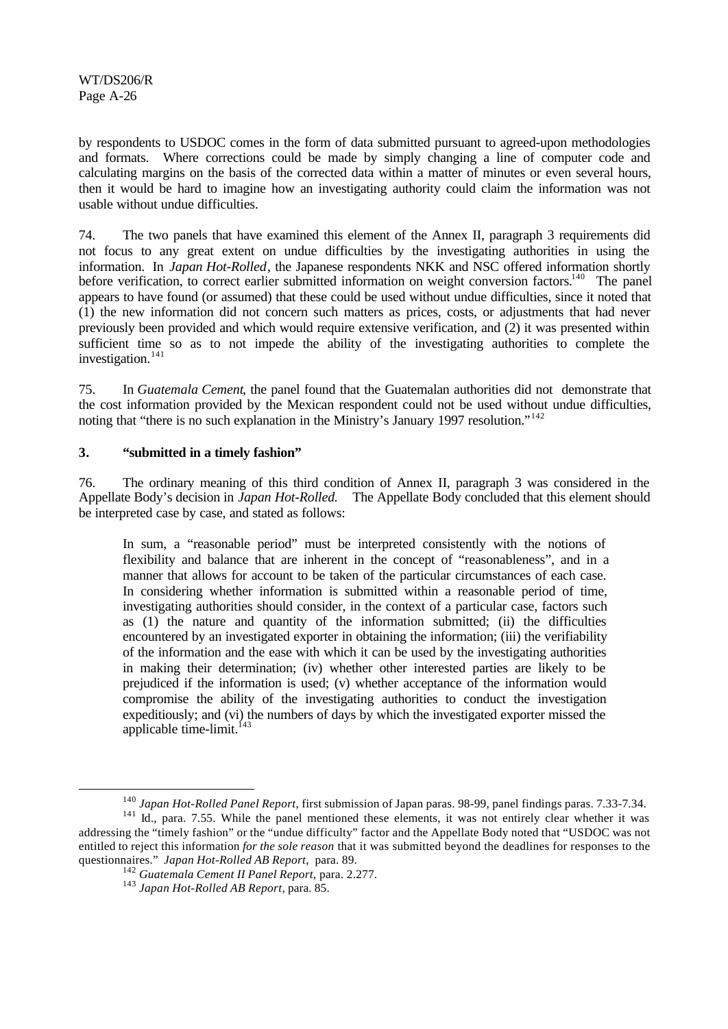by respondents to USDOC comes in the form of data submitted pursuant to agreed-upon methodologies and formats. Where corrections could be made by simply changing a line of computer code and calculating margins on the basis of the corrected data within a matter of minutes or even several hours, then it would be hard to imagine how an investigating authority could claim the information was not usable without undue difficulties.

74. The two panels that have examined this element of the Annex II, paragraph 3 requirements did not focus to any great extent on undue difficulties by the investigating authorities in using the information. In *Japan Hot-Rolled*, the Japanese respondents NKK and NSC offered information shortly before verification, to correct earlier submitted information on weight conversion factors.[140] The panel appears to have found (or assumed) that these could be used without undue difficulties, since it noted that (1) the new information did not concern such matters as prices, costs, or adjustments that had never previously been provided and which would require extensive verification, and (2) it was presented within sufficient time so as to not impede the ability of the investigating authorities to complete the investigation.[141]

75. In *Guatemala Cement*, the panel found that the Guatemalan authorities did not demonstrate that the cost information provided by the Mexican respondent could not be used without undue difficulties, noting that "there is no such explanation in the Ministry's January 1997 resolution."[142]

### 3. "submitted in a timely fashion"

76. The ordinary meaning of this third condition of Annex II, paragraph 3 was considered in the Appellate Body's decision in *Japan Hot-Rolled.* The Appellate Body concluded that this element should be interpreted case by case, and stated as follows:

> In sum, a "reasonable period" must be interpreted consistently with the notions of flexibility and balance that are inherent in the concept of "reasonableness", and in a manner that allows for account to be taken of the particular circumstances of each case. In considering whether information is submitted within a reasonable period of time, investigating authorities should consider, in the context of a particular case, factors such as (1) the nature and quantity of the information submitted; (ii) the difficulties encountered by an investigated exporter in obtaining the information; (iii) the verifiability of the information and the ease with which it can be used by the investigating authorities in making their determination; (iv) whether other interested parties are likely to be prejudiced if the information is used; (v) whether acceptance of the information would compromise the ability of the investigating authorities to conduct the investigation expeditiously; and (vi) the numbers of days by which the investigated exporter missed the applicable time-limit.[143]

---

[140] *Japan Hot-Rolled Panel Report*, first submission of Japan paras. 98-99, panel findings paras. 7.33-7.34.

[141] Id., para. 7.55. While the panel mentioned these elements, it was not entirely clear whether it was addressing the "timely fashion" or the "undue difficulty" factor and the Appellate Body noted that "USDOC was not entitled to reject this information *for the sole reason* that it was submitted beyond the deadlines for responses to the questionnaires." *Japan Hot-Rolled AB Report*, para. 89.

[142] *Guatemala Cement II Panel Report*, para. 2.277.

[143] *Japan Hot-Rolled AB Report*, para. 85.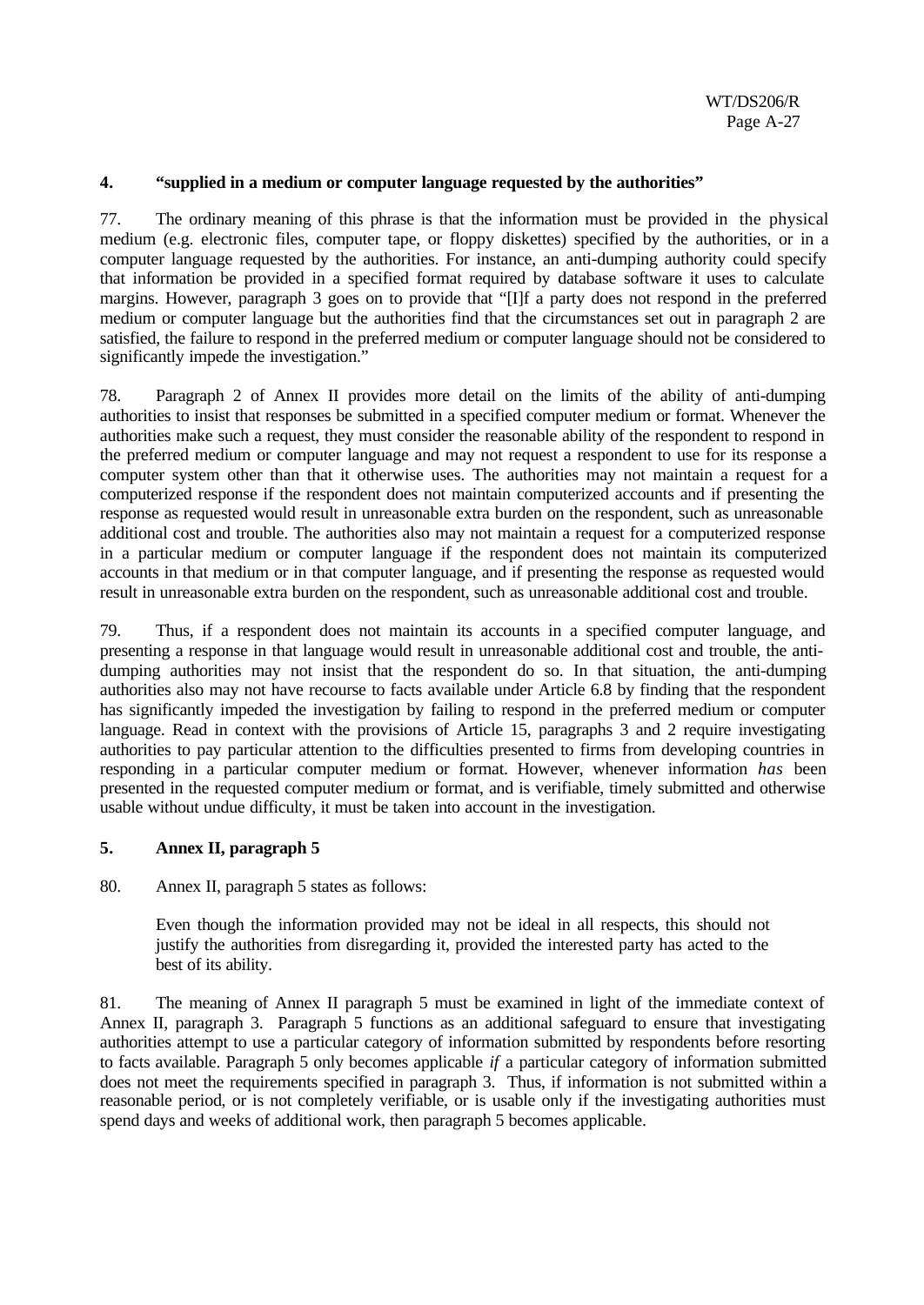#### 4. "supplied in a medium or computer language requested by the authorities"

77. The ordinary meaning of this phrase is that the information must be provided in the physical medium (e.g. electronic files, computer tape, or floppy diskettes) specified by the authorities, or in a computer language requested by the authorities. For instance, an anti-dumping authority could specify that information be provided in a specified format required by database software it uses to calculate margins. However, paragraph 3 goes on to provide that "[I]f a party does not respond in the preferred medium or computer language but the authorities find that the circumstances set out in paragraph 2 are satisfied, the failure to respond in the preferred medium or computer language should not be considered to significantly impede the investigation."

78. Paragraph 2 of Annex II provides more detail on the limits of the ability of anti-dumping authorities to insist that responses be submitted in a specified computer medium or format. Whenever the authorities make such a request, they must consider the reasonable ability of the respondent to respond in the preferred medium or computer language and may not request a respondent to use for its response a computer system other than that it otherwise uses. The authorities may not maintain a request for a computerized response if the respondent does not maintain computerized accounts and if presenting the response as requested would result in unreasonable extra burden on the respondent, such as unreasonable additional cost and trouble. The authorities also may not maintain a request for a computerized response in a particular medium or computer language if the respondent does not maintain its computerized accounts in that medium or in that computer language, and if presenting the response as requested would result in unreasonable extra burden on the respondent, such as unreasonable additional cost and trouble.

79. Thus, if a respondent does not maintain its accounts in a specified computer language, and presenting a response in that language would result in unreasonable additional cost and trouble, the anti-dumping authorities may not insist that the respondent do so. In that situation, the anti-dumping authorities also may not have recourse to facts available under Article 6.8 by finding that the respondent has significantly impeded the investigation by failing to respond in the preferred medium or computer language. Read in context with the provisions of Article 15, paragraphs 3 and 2 require investigating authorities to pay particular attention to the difficulties presented to firms from developing countries in responding in a particular computer medium or format. However, whenever information *has* been presented in the requested computer medium or format, and is verifiable, timely submitted and otherwise usable without undue difficulty, it must be taken into account in the investigation.

#### 5. Annex II, paragraph 5

80. Annex II, paragraph 5 states as follows:

> Even though the information provided may not be ideal in all respects, this should not justify the authorities from disregarding it, provided the interested party has acted to the best of its ability.

81. The meaning of Annex II paragraph 5 must be examined in light of the immediate context of Annex II, paragraph 3. Paragraph 5 functions as an additional safeguard to ensure that investigating authorities attempt to use a particular category of information submitted by respondents before resorting to facts available. Paragraph 5 only becomes applicable *if* a particular category of information submitted does not meet the requirements specified in paragraph 3. Thus, if information is not submitted within a reasonable period, or is not completely verifiable, or is usable only if the investigating authorities must spend days and weeks of additional work, then paragraph 5 becomes applicable.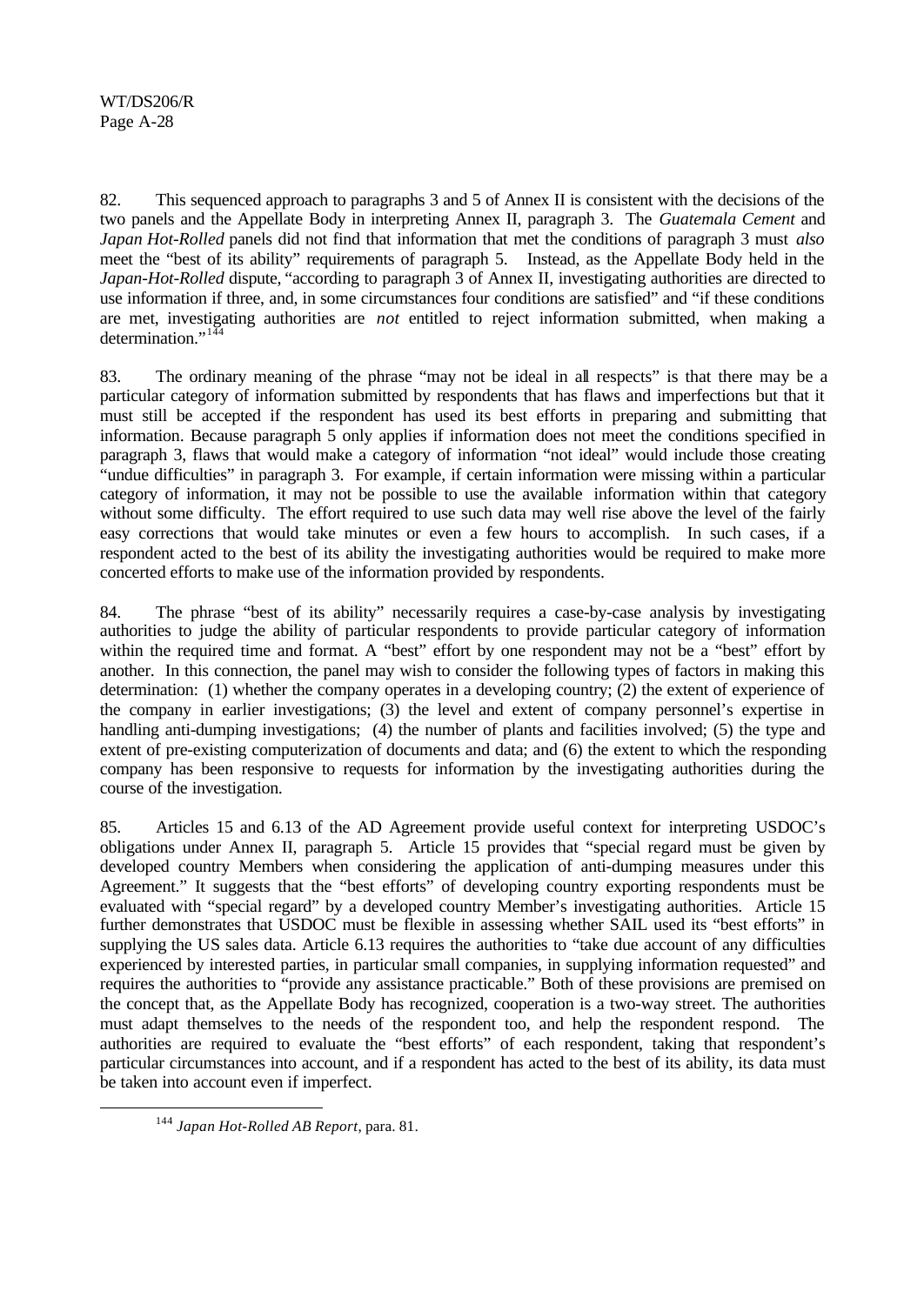82. This sequenced approach to paragraphs 3 and 5 of Annex II is consistent with the decisions of the two panels and the Appellate Body in interpreting Annex II, paragraph 3. The *Guatemala Cement* and *Japan Hot-Rolled* panels did not find that information that met the conditions of paragraph 3 must *also* meet the "best of its ability" requirements of paragraph 5. Instead, as the Appellate Body held in the *Japan-Hot-Rolled* dispute, "according to paragraph 3 of Annex II, investigating authorities are directed to use information if three, and, in some circumstances four conditions are satisfied" and "if these conditions are met, investigating authorities are *not* entitled to reject information submitted, when making a determination."[144]

83. The ordinary meaning of the phrase "may not be ideal in all respects" is that there may be a particular category of information submitted by respondents that has flaws and imperfections but that it must still be accepted if the respondent has used its best efforts in preparing and submitting that information. Because paragraph 5 only applies if information does not meet the conditions specified in paragraph 3, flaws that would make a category of information "not ideal" would include those creating "undue difficulties" in paragraph 3. For example, if certain information were missing within a particular category of information, it may not be possible to use the available information within that category without some difficulty. The effort required to use such data may well rise above the level of the fairly easy corrections that would take minutes or even a few hours to accomplish. In such cases, if a respondent acted to the best of its ability the investigating authorities would be required to make more concerted efforts to make use of the information provided by respondents.

84. The phrase "best of its ability" necessarily requires a case-by-case analysis by investigating authorities to judge the ability of particular respondents to provide particular category of information within the required time and format. A "best" effort by one respondent may not be a "best" effort by another. In this connection, the panel may wish to consider the following types of factors in making this determination: (1) whether the company operates in a developing country; (2) the extent of experience of the company in earlier investigations; (3) the level and extent of company personnel's expertise in handling anti-dumping investigations; (4) the number of plants and facilities involved; (5) the type and extent of pre-existing computerization of documents and data; and (6) the extent to which the responding company has been responsive to requests for information by the investigating authorities during the course of the investigation.

85. Articles 15 and 6.13 of the AD Agreement provide useful context for interpreting USDOC's obligations under Annex II, paragraph 5. Article 15 provides that "special regard must be given by developed country Members when considering the application of anti-dumping measures under this Agreement." It suggests that the "best efforts" of developing country exporting respondents must be evaluated with "special regard" by a developed country Member's investigating authorities. Article 15 further demonstrates that USDOC must be flexible in assessing whether SAIL used its "best efforts" in supplying the US sales data. Article 6.13 requires the authorities to "take due account of any difficulties experienced by interested parties, in particular small companies, in supplying information requested" and requires the authorities to "provide any assistance practicable." Both of these provisions are premised on the concept that, as the Appellate Body has recognized, cooperation is a two-way street. The authorities must adapt themselves to the needs of the respondent too, and help the respondent respond. The authorities are required to evaluate the "best efforts" of each respondent, taking that respondent's particular circumstances into account, and if a respondent has acted to the best of its ability, its data must be taken into account even if imperfect.

[144] *Japan Hot-Rolled AB Report*, para. 81.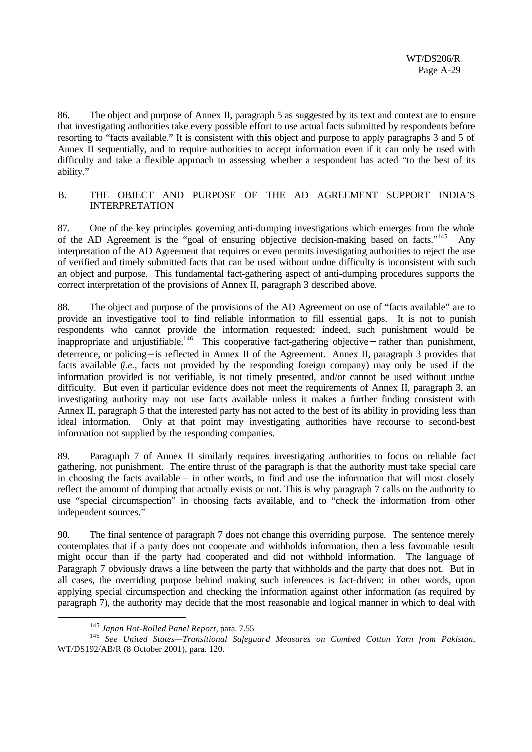86. The object and purpose of Annex II, paragraph 5 as suggested by its text and context are to ensure that investigating authorities take every possible effort to use actual facts submitted by respondents before resorting to "facts available." It is consistent with this object and purpose to apply paragraphs 3 and 5 of Annex II sequentially, and to require authorities to accept information even if it can only be used with difficulty and take a flexible approach to assessing whether a respondent has acted "to the best of its ability."

## B. THE OBJECT AND PURPOSE OF THE AD AGREEMENT SUPPORT INDIA'S INTERPRETATION

87. One of the key principles governing anti-dumping investigations which emerges from the whole of the AD Agreement is the "goal of ensuring objective decision-making based on facts."[145] Any interpretation of the AD Agreement that requires or even permits investigating authorities to reject the use of verified and timely submitted facts that can be used without undue difficulty is inconsistent with such an object and purpose. This fundamental fact-gathering aspect of anti-dumping procedures supports the correct interpretation of the provisions of Annex II, paragraph 3 described above.

88. The object and purpose of the provisions of the AD Agreement on use of "facts available" are to provide an investigative tool to find reliable information to fill essential gaps. It is not to punish respondents who cannot provide the information requested; indeed, such punishment would be inappropriate and unjustifiable.[146] This cooperative fact-gathering objective – rather than punishment, deterrence, or policing – is reflected in Annex II of the Agreement. Annex II, paragraph 3 provides that facts available (*i.e.*, facts not provided by the responding foreign company) may only be used if the information provided is not verifiable, is not timely presented, and/or cannot be used without undue difficulty. But even if particular evidence does not meet the requirements of Annex II, paragraph 3, an investigating authority may not use facts available unless it makes a further finding consistent with Annex II, paragraph 5 that the interested party has not acted to the best of its ability in providing less than ideal information. Only at that point may investigating authorities have recourse to second-best information not supplied by the responding companies.

89. Paragraph 7 of Annex II similarly requires investigating authorities to focus on reliable fact gathering, not punishment. The entire thrust of the paragraph is that the authority must take special care in choosing the facts available – in other words, to find and use the information that will most closely reflect the amount of dumping that actually exists or not. This is why paragraph 7 calls on the authority to use "special circumspection" in choosing facts available, and to "check the information from other independent sources."

90. The final sentence of paragraph 7 does not change this overriding purpose. The sentence merely contemplates that if a party does not cooperate and withholds information, then a less favourable result might occur than if the party had cooperated and did not withhold information. The language of Paragraph 7 obviously draws a line between the party that withholds and the party that does not. But in all cases, the overriding purpose behind making such inferences is fact-driven: in other words, upon applying special circumspection and checking the information against other information (as required by paragraph 7), the authority may decide that the most reasonable and logical manner in which to deal with

---

[145] *Japan Hot-Rolled Panel Report*, para. 7.55

[146] *See United States—Transitional Safeguard Measures on Combed Cotton Yarn from Pakistan*, WT/DS192/AB/R (8 October 2001), para. 120.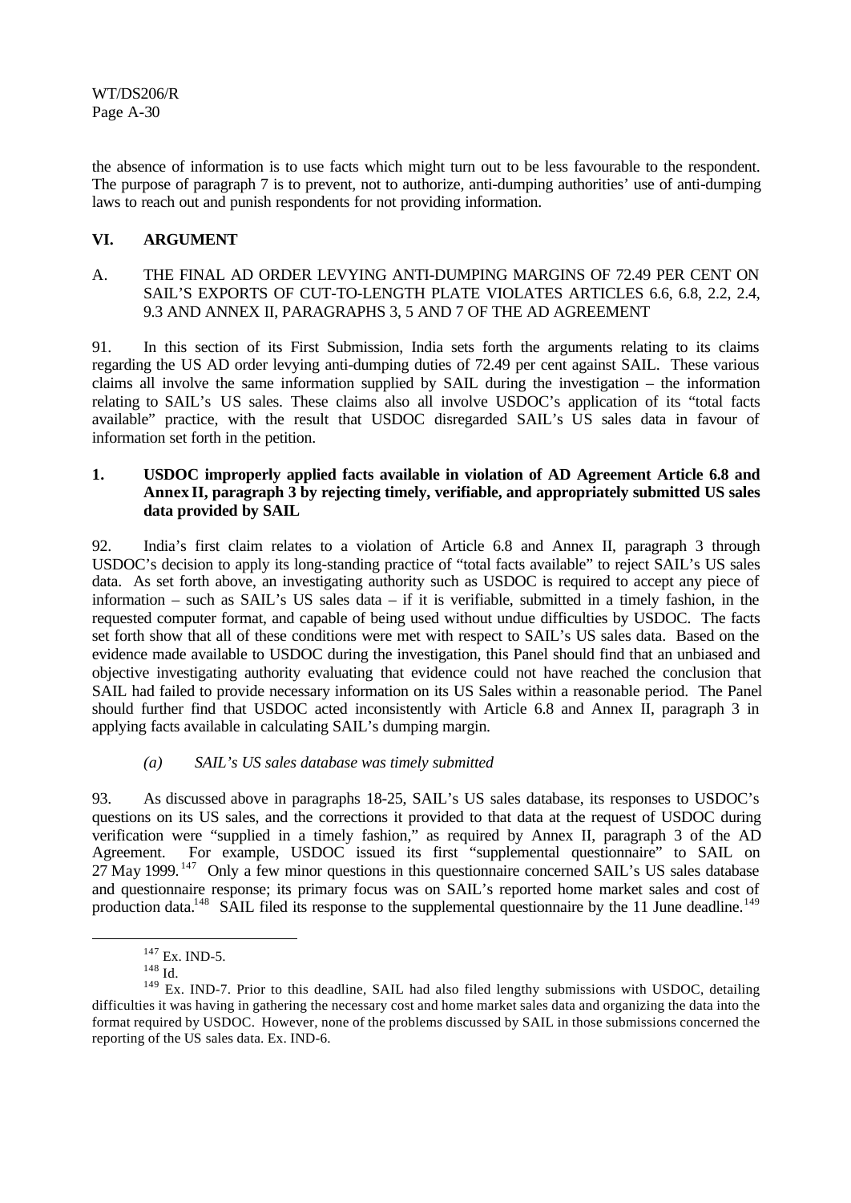the absence of information is to use facts which might turn out to be less favourable to the respondent. The purpose of paragraph 7 is to prevent, not to authorize, anti-dumping authorities' use of anti-dumping laws to reach out and punish respondents for not providing information.

## VI. ARGUMENT

### A. THE FINAL AD ORDER LEVYING ANTI-DUMPING MARGINS OF 72.49 PER CENT ON SAIL'S EXPORTS OF CUT-TO-LENGTH PLATE VIOLATES ARTICLES 6.6, 6.8, 2.2, 2.4, 9.3 AND ANNEX II, PARAGRAPHS 3, 5 AND 7 OF THE AD AGREEMENT

91. In this section of its First Submission, India sets forth the arguments relating to its claims regarding the US AD order levying anti-dumping duties of 72.49 per cent against SAIL. These various claims all involve the same information supplied by SAIL during the investigation – the information relating to SAIL's US sales. These claims also all involve USDOC's application of its "total facts available" practice, with the result that USDOC disregarded SAIL's US sales data in favour of information set forth in the petition.

#### 1. USDOC improperly applied facts available in violation of AD Agreement Article 6.8 and Annex II, paragraph 3 by rejecting timely, verifiable, and appropriately submitted US sales data provided by SAIL

92. India's first claim relates to a violation of Article 6.8 and Annex II, paragraph 3 through USDOC's decision to apply its long-standing practice of "total facts available" to reject SAIL's US sales data. As set forth above, an investigating authority such as USDOC is required to accept any piece of information – such as SAIL's US sales data – if it is verifiable, submitted in a timely fashion, in the requested computer format, and capable of being used without undue difficulties by USDOC. The facts set forth show that all of these conditions were met with respect to SAIL's US sales data. Based on the evidence made available to USDOC during the investigation, this Panel should find that an unbiased and objective investigating authority evaluating that evidence could not have reached the conclusion that SAIL had failed to provide necessary information on its US Sales within a reasonable period. The Panel should further find that USDOC acted inconsistently with Article 6.8 and Annex II, paragraph 3 in applying facts available in calculating SAIL's dumping margin.

*(a) SAIL's US sales database was timely submitted*

93. As discussed above in paragraphs 18-25, SAIL's US sales database, its responses to USDOC's questions on its US sales, and the corrections it provided to that data at the request of USDOC during verification were "supplied in a timely fashion," as required by Annex II, paragraph 3 of the AD Agreement. For example, USDOC issued its first "supplemental questionnaire" to SAIL on 27 May 1999.[147] Only a few minor questions in this questionnaire concerned SAIL's US sales database and questionnaire response; its primary focus was on SAIL's reported home market sales and cost of production data.[148] SAIL filed its response to the supplemental questionnaire by the 11 June deadline.[149]

---

[147] Ex. IND-5.

[148] Id.

[149] Ex. IND-7. Prior to this deadline, SAIL had also filed lengthy submissions with USDOC, detailing difficulties it was having in gathering the necessary cost and home market sales data and organizing the data into the format required by USDOC. However, none of the problems discussed by SAIL in those submissions concerned the reporting of the US sales data. Ex. IND-6.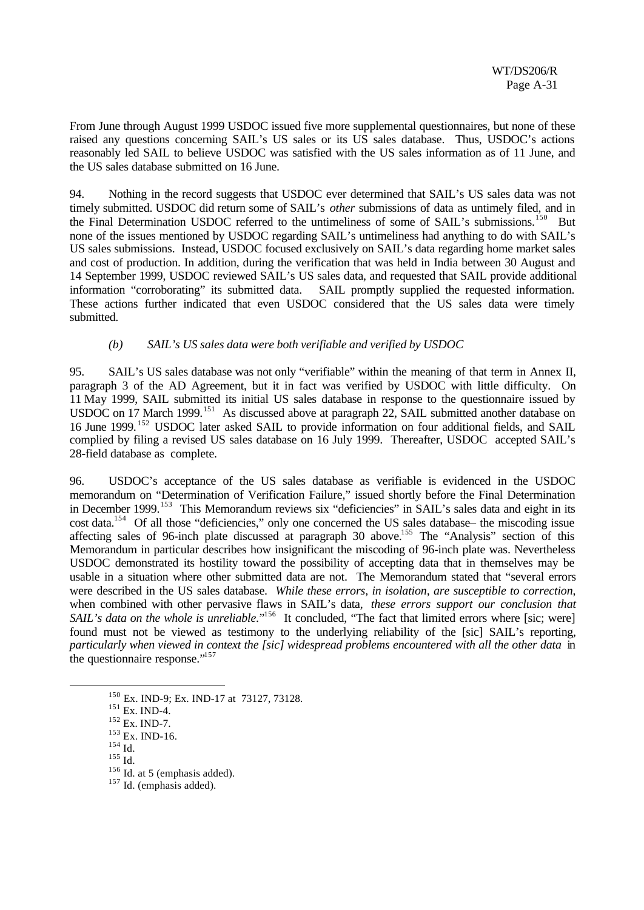From June through August 1999 USDOC issued five more supplemental questionnaires, but none of these raised any questions concerning SAIL's US sales or its US sales database. Thus, USDOC's actions reasonably led SAIL to believe USDOC was satisfied with the US sales information as of 11 June, and the US sales database submitted on 16 June.

94. Nothing in the record suggests that USDOC ever determined that SAIL's US sales data was not timely submitted. USDOC did return some of SAIL's *other* submissions of data as untimely filed, and in the Final Determination USDOC referred to the untimeliness of some of SAIL's submissions.[150] But none of the issues mentioned by USDOC regarding SAIL's untimeliness had anything to do with SAIL's US sales submissions. Instead, USDOC focused exclusively on SAIL's data regarding home market sales and cost of production. In addition, during the verification that was held in India between 30 August and 14 September 1999, USDOC reviewed SAIL's US sales data, and requested that SAIL provide additional information "corroborating" its submitted data. SAIL promptly supplied the requested information. These actions further indicated that even USDOC considered that the US sales data were timely submitted.

*(b) SAIL's US sales data were both verifiable and verified by USDOC*

95. SAIL's US sales database was not only "verifiable" within the meaning of that term in Annex II, paragraph 3 of the AD Agreement, but it in fact was verified by USDOC with little difficulty. On 11 May 1999, SAIL submitted its initial US sales database in response to the questionnaire issued by USDOC on 17 March 1999.[151] As discussed above at paragraph 22, SAIL submitted another database on 16 June 1999.[152] USDOC later asked SAIL to provide information on four additional fields, and SAIL complied by filing a revised US sales database on 16 July 1999. Thereafter, USDOC accepted SAIL's 28-field database as complete.

96. USDOC's acceptance of the US sales database as verifiable is evidenced in the USDOC memorandum on "Determination of Verification Failure," issued shortly before the Final Determination in December 1999.[153] This Memorandum reviews six "deficiencies" in SAIL's sales data and eight in its cost data.[154] Of all those "deficiencies," only one concerned the US sales database– the miscoding issue affecting sales of 96-inch plate discussed at paragraph 30 above.[155] The "Analysis" section of this Memorandum in particular describes how insignificant the miscoding of 96-inch plate was. Nevertheless USDOC demonstrated its hostility toward the possibility of accepting data that in themselves may be usable in a situation where other submitted data are not. The Memorandum stated that "several errors were described in the US sales database. *While these errors, in isolation, are susceptible to correction*, when combined with other pervasive flaws in SAIL's data, *these errors support our conclusion that SAIL's data on the whole is unreliable*."[156] It concluded, "The fact that limited errors where [sic; were] found must not be viewed as testimony to the underlying reliability of the [sic] SAIL's reporting, *particularly when viewed in context the [sic] widespread problems encountered with all the other data* in the questionnaire response."[157]

---

[150] Ex. IND-9; Ex. IND-17 at 73127, 73128.

[151] Ex. IND-4.

[152] Ex. IND-7.

[153] Ex. IND-16.

[154] Id.

[155] Id.

[156] Id. at 5 (emphasis added).

[157] Id. (emphasis added).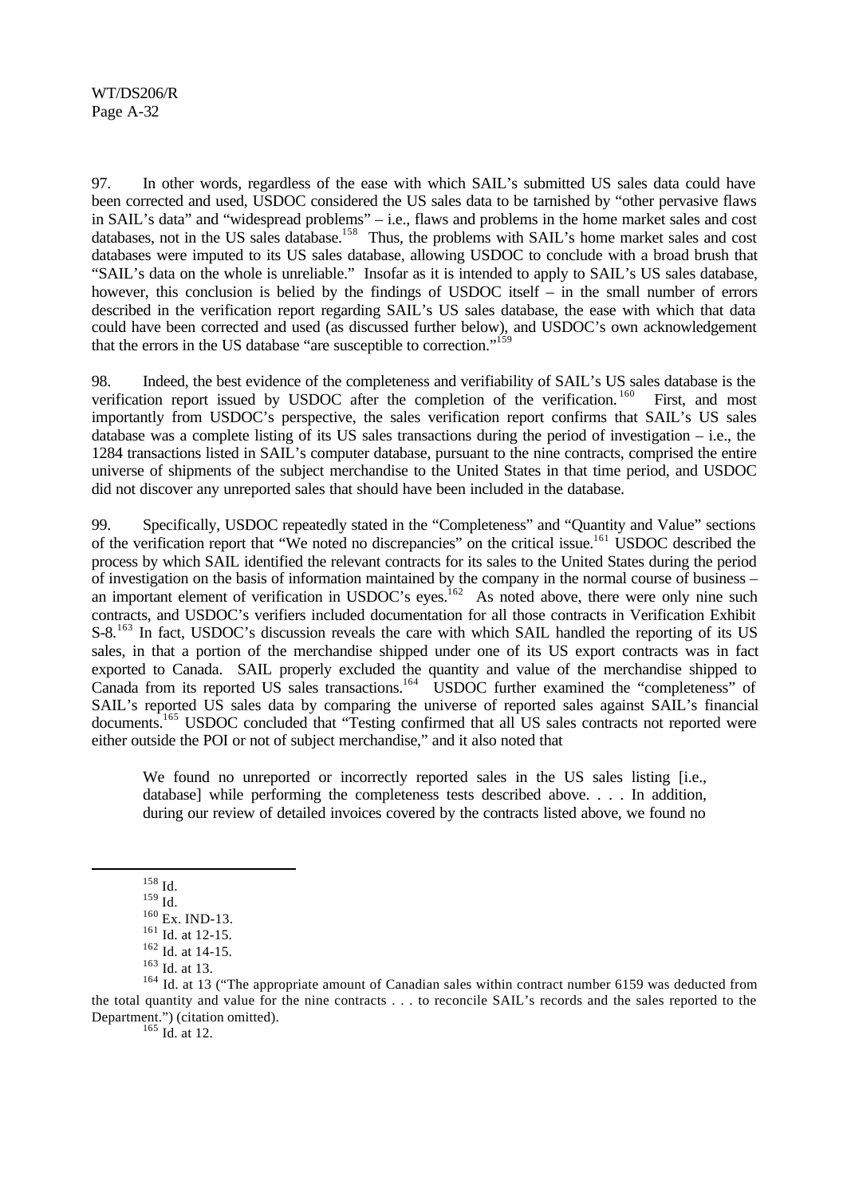97. In other words, regardless of the ease with which SAIL's submitted US sales data could have been corrected and used, USDOC considered the US sales data to be tarnished by "other pervasive flaws in SAIL's data" and "widespread problems" – i.e., flaws and problems in the home market sales and cost databases, not in the US sales database.[158] Thus, the problems with SAIL's home market sales and cost databases were imputed to its US sales database, allowing USDOC to conclude with a broad brush that "SAIL's data on the whole is unreliable." Insofar as it is intended to apply to SAIL's US sales database, however, this conclusion is belied by the findings of USDOC itself – in the small number of errors described in the verification report regarding SAIL's US sales database, the ease with which that data could have been corrected and used (as discussed further below), and USDOC's own acknowledgement that the errors in the US database "are susceptible to correction."[159]

98. Indeed, the best evidence of the completeness and verifiability of SAIL's US sales database is the verification report issued by USDOC after the completion of the verification.[160] First, and most importantly from USDOC's perspective, the sales verification report confirms that SAIL's US sales database was a complete listing of its US sales transactions during the period of investigation – i.e., the 1284 transactions listed in SAIL's computer database, pursuant to the nine contracts, comprised the entire universe of shipments of the subject merchandise to the United States in that time period, and USDOC did not discover any unreported sales that should have been included in the database.

99. Specifically, USDOC repeatedly stated in the "Completeness" and "Quantity and Value" sections of the verification report that "We noted no discrepancies" on the critical issue.[161] USDOC described the process by which SAIL identified the relevant contracts for its sales to the United States during the period of investigation on the basis of information maintained by the company in the normal course of business – an important element of verification in USDOC's eyes.[162] As noted above, there were only nine such contracts, and USDOC's verifiers included documentation for all those contracts in Verification Exhibit S-8.[163] In fact, USDOC's discussion reveals the care with which SAIL handled the reporting of its US sales, in that a portion of the merchandise shipped under one of its US export contracts was in fact exported to Canada. SAIL properly excluded the quantity and value of the merchandise shipped to Canada from its reported US sales transactions.[164] USDOC further examined the "completeness" of SAIL's reported US sales data by comparing the universe of reported sales against SAIL's financial documents.[165] USDOC concluded that "Testing confirmed that all US sales contracts not reported were either outside the POI or not of subject merchandise," and it also noted that

> We found no unreported or incorrectly reported sales in the US sales listing [i.e., database] while performing the completeness tests described above. . . . In addition, during our review of detailed invoices covered by the contracts listed above, we found no

---

[158] Id.

[159] Id.

[160] Ex. IND-13.

[161] Id. at 12-15.

[162] Id. at 14-15.

[163] Id. at 13.

[164] Id. at 13 ("The appropriate amount of Canadian sales within contract number 6159 was deducted from the total quantity and value for the nine contracts . . . to reconcile SAIL's records and the sales reported to the Department.") (citation omitted).

[165] Id. at 12.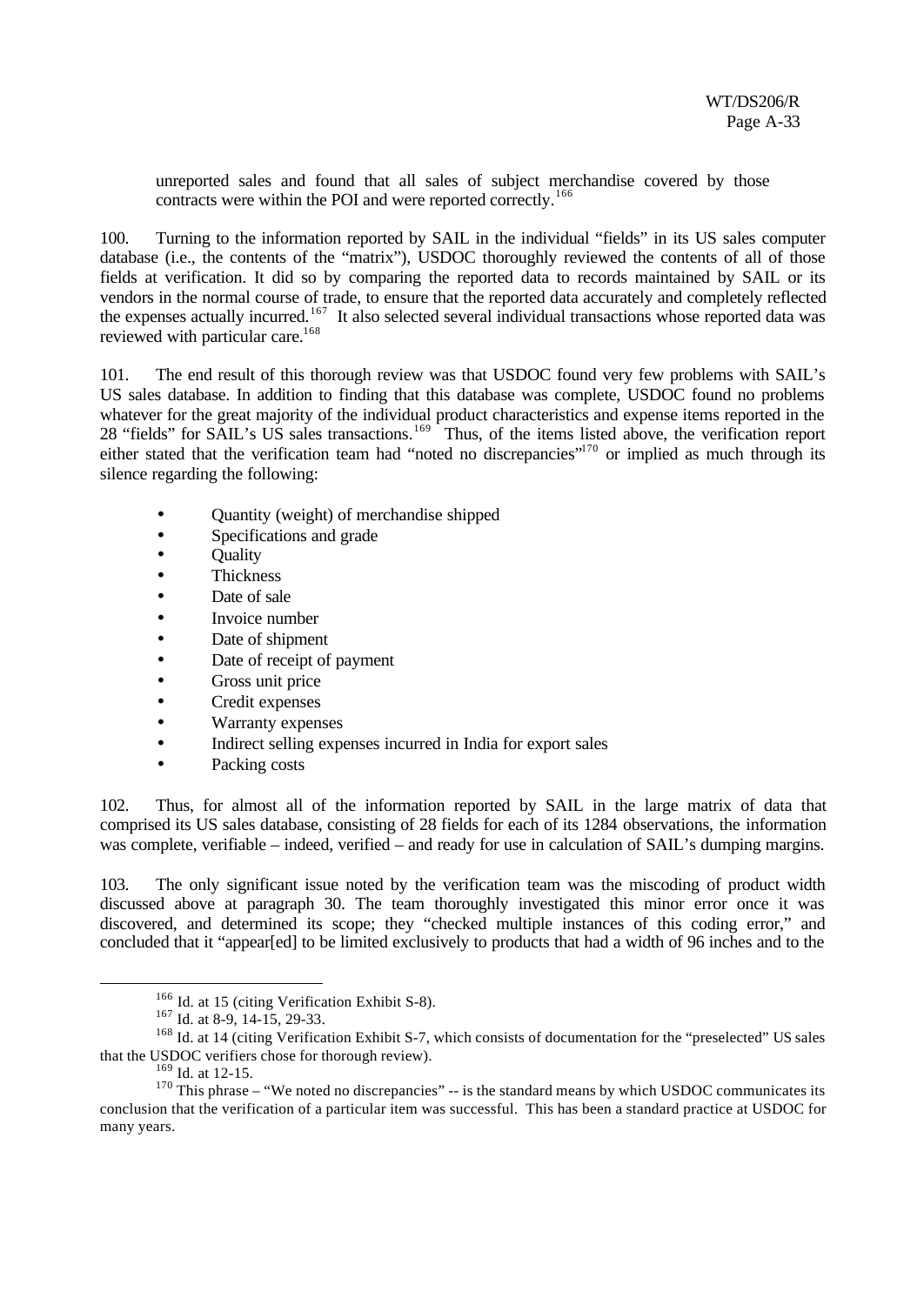unreported sales and found that all sales of subject merchandise covered by those contracts were within the POI and were reported correctly.[166]

100. Turning to the information reported by SAIL in the individual "fields" in its US sales computer database (i.e., the contents of the "matrix"), USDOC thoroughly reviewed the contents of all of those fields at verification. It did so by comparing the reported data to records maintained by SAIL or its vendors in the normal course of trade, to ensure that the reported data accurately and completely reflected the expenses actually incurred.[167] It also selected several individual transactions whose reported data was reviewed with particular care.[168]

101. The end result of this thorough review was that USDOC found very few problems with SAIL's US sales database. In addition to finding that this database was complete, USDOC found no problems whatever for the great majority of the individual product characteristics and expense items reported in the 28 "fields" for SAIL's US sales transactions.[169] Thus, of the items listed above, the verification report either stated that the verification team had "noted no discrepancies"[170] or implied as much through its silence regarding the following:

- Quantity (weight) of merchandise shipped
- Specifications and grade
- Quality
- Thickness
- Date of sale
- Invoice number
- Date of shipment
- Date of receipt of payment
- Gross unit price
- Credit expenses
- Warranty expenses
- Indirect selling expenses incurred in India for export sales
- Packing costs

102. Thus, for almost all of the information reported by SAIL in the large matrix of data that comprised its US sales database, consisting of 28 fields for each of its 1284 observations, the information was complete, verifiable – indeed, verified – and ready for use in calculation of SAIL's dumping margins.

103. The only significant issue noted by the verification team was the miscoding of product width discussed above at paragraph 30. The team thoroughly investigated this minor error once it was discovered, and determined its scope; they "checked multiple instances of this coding error," and concluded that it "appear[ed] to be limited exclusively to products that had a width of 96 inches and to the

[166] Id. at 15 (citing Verification Exhibit S-8).

[167] Id. at 8-9, 14-15, 29-33.

[168] Id. at 14 (citing Verification Exhibit S-7, which consists of documentation for the "preselected" US sales that the USDOC verifiers chose for thorough review).

[169] Id. at 12-15.

[170] This phrase – "We noted no discrepancies" -- is the standard means by which USDOC communicates its conclusion that the verification of a particular item was successful. This has been a standard practice at USDOC for many years.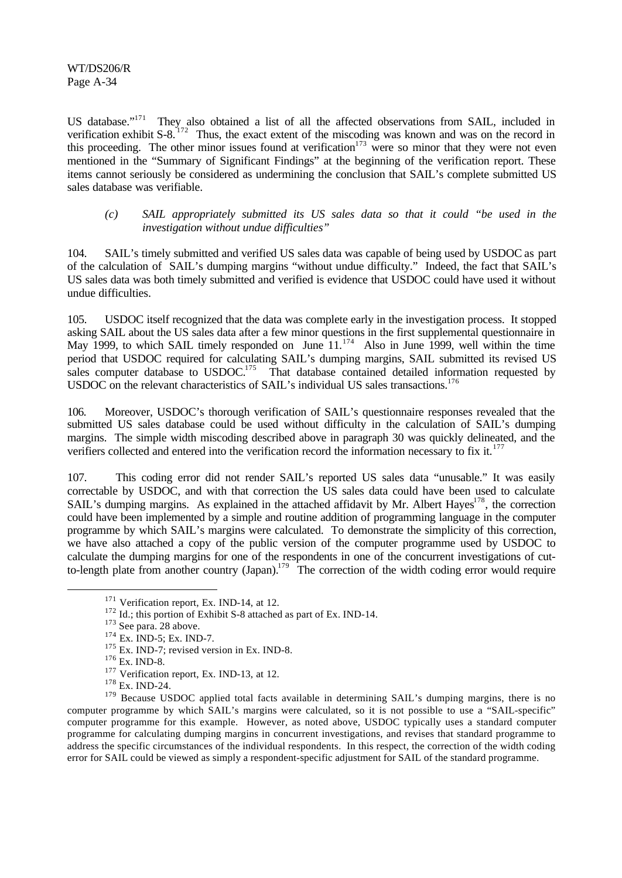US database."[171] They also obtained a list of all the affected observations from SAIL, included in verification exhibit S-8.[172] Thus, the exact extent of the miscoding was known and was on the record in this proceeding. The other minor issues found at verification[173] were so minor that they were not even mentioned in the "Summary of Significant Findings" at the beginning of the verification report. These items cannot seriously be considered as undermining the conclusion that SAIL's complete submitted US sales database was verifiable.

*(c) SAIL appropriately submitted its US sales data so that it could "be used in the investigation without undue difficulties"*

104. SAIL's timely submitted and verified US sales data was capable of being used by USDOC as part of the calculation of SAIL's dumping margins "without undue difficulty." Indeed, the fact that SAIL's US sales data was both timely submitted and verified is evidence that USDOC could have used it without undue difficulties.

105. USDOC itself recognized that the data was complete early in the investigation process. It stopped asking SAIL about the US sales data after a few minor questions in the first supplemental questionnaire in May 1999, to which SAIL timely responded on June 11.[174] Also in June 1999, well within the time period that USDOC required for calculating SAIL's dumping margins, SAIL submitted its revised US sales computer database to USDOC.[175] That database contained detailed information requested by USDOC on the relevant characteristics of SAIL's individual US sales transactions.[176]

106. Moreover, USDOC's thorough verification of SAIL's questionnaire responses revealed that the submitted US sales database could be used without difficulty in the calculation of SAIL's dumping margins. The simple width miscoding described above in paragraph 30 was quickly delineated, and the verifiers collected and entered into the verification record the information necessary to fix it.[177]

107. This coding error did not render SAIL's reported US sales data "unusable." It was easily correctable by USDOC, and with that correction the US sales data could have been used to calculate SAIL's dumping margins. As explained in the attached affidavit by Mr. Albert Hayes[178], the correction could have been implemented by a simple and routine addition of programming language in the computer programme by which SAIL's margins were calculated. To demonstrate the simplicity of this correction, we have also attached a copy of the public version of the computer programme used by USDOC to calculate the dumping margins for one of the respondents in one of the concurrent investigations of cut-to-length plate from another country (Japan).[179] The correction of the width coding error would require

[171] Verification report, Ex. IND-14, at 12.

[172] Id.; this portion of Exhibit S-8 attached as part of Ex. IND-14.

[173] See para. 28 above.

[174] Ex. IND-5; Ex. IND-7.

[175] Ex. IND-7; revised version in Ex. IND-8.

[176] Ex. IND-8.

[177] Verification report, Ex. IND-13, at 12.

[178] Ex. IND-24.

[179] Because USDOC applied total facts available in determining SAIL's dumping margins, there is no computer programme by which SAIL's margins were calculated, so it is not possible to use a "SAIL-specific" computer programme for this example. However, as noted above, USDOC typically uses a standard computer programme for calculating dumping margins in concurrent investigations, and revises that standard programme to address the specific circumstances of the individual respondents. In this respect, the correction of the width coding error for SAIL could be viewed as simply a respondent-specific adjustment for SAIL of the standard programme.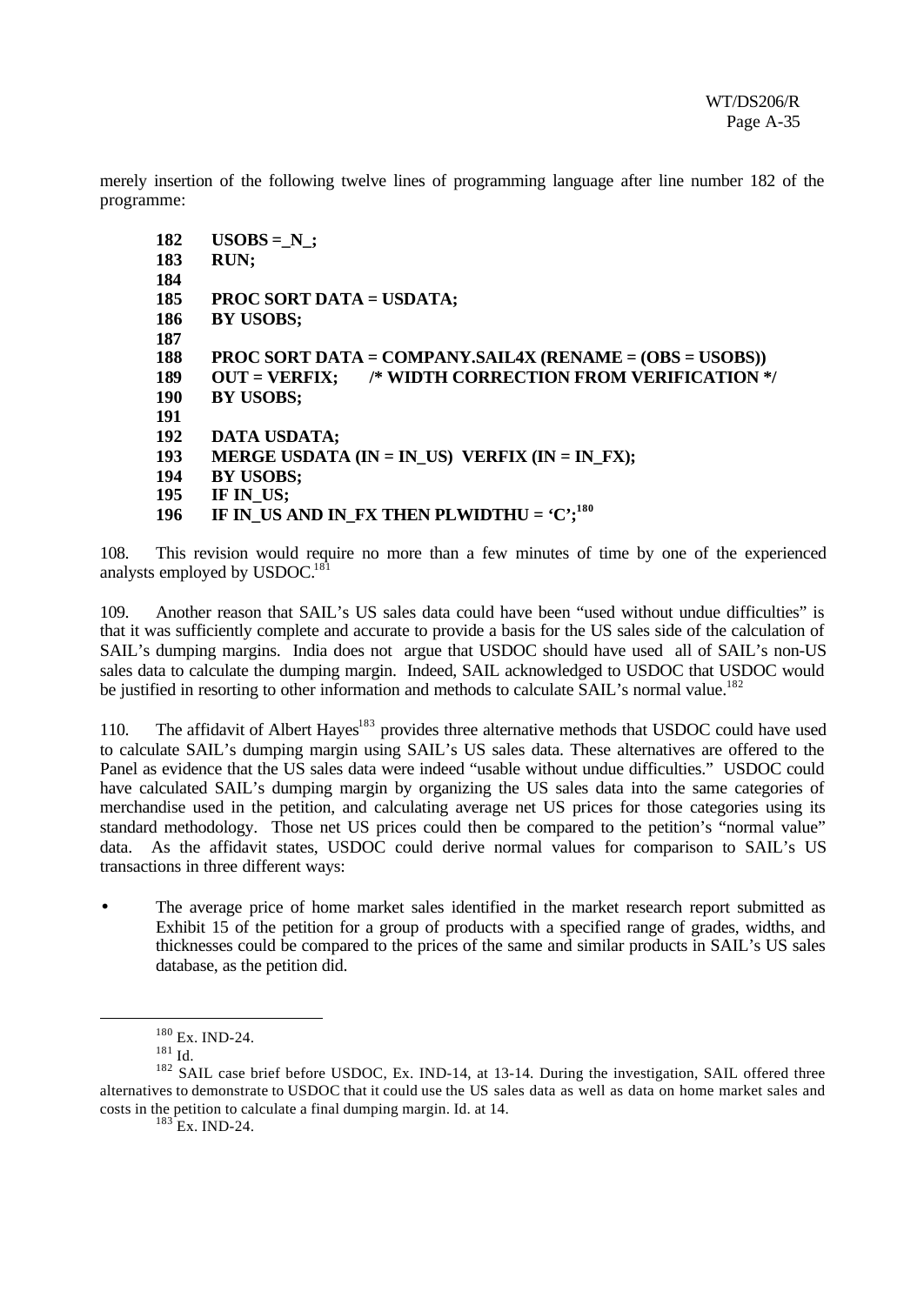merely insertion of the following twelve lines of programming language after line number 182 of the programme:

```
182    USOBS =_N_;
183    RUN;
184
185    PROC SORT DATA = USDATA;
186    BY USOBS;
187
188    PROC SORT DATA = COMPANY.SAIL4X (RENAME = (OBS = USOBS))
189    OUT = VERFIX;      /* WIDTH CORRECTION FROM VERIFICATION */
190    BY USOBS;
191
192    DATA USDATA;
193    MERGE USDATA (IN = IN_US)  VERFIX (IN = IN_FX);
194    BY USOBS;
195    IF IN_US;
196    IF IN_US AND IN_FX THEN PLWIDTHU = 'C';
```
[180]

108. This revision would require no more than a few minutes of time by one of the experienced analysts employed by USDOC.[181]

109. Another reason that SAIL's US sales data could have been "used without undue difficulties" is that it was sufficiently complete and accurate to provide a basis for the US sales side of the calculation of SAIL's dumping margins. India does not argue that USDOC should have used all of SAIL's non-US sales data to calculate the dumping margin. Indeed, SAIL acknowledged to USDOC that USDOC would be justified in resorting to other information and methods to calculate SAIL's normal value.[182]

110. The affidavit of Albert Hayes[183] provides three alternative methods that USDOC could have used to calculate SAIL's dumping margin using SAIL's US sales data. These alternatives are offered to the Panel as evidence that the US sales data were indeed "usable without undue difficulties." USDOC could have calculated SAIL's dumping margin by organizing the US sales data into the same categories of merchandise used in the petition, and calculating average net US prices for those categories using its standard methodology. Those net US prices could then be compared to the petition's "normal value" data. As the affidavit states, USDOC could derive normal values for comparison to SAIL's US transactions in three different ways:

- The average price of home market sales identified in the market research report submitted as Exhibit 15 of the petition for a group of products with a specified range of grades, widths, and thicknesses could be compared to the prices of the same and similar products in SAIL's US sales database, as the petition did.

---

[180] Ex. IND-24.

[181] Id.

[182] SAIL case brief before USDOC, Ex. IND-14, at 13-14. During the investigation, SAIL offered three alternatives to demonstrate to USDOC that it could use the US sales data as well as data on home market sales and costs in the petition to calculate a final dumping margin. Id. at 14.

[183] Ex. IND-24.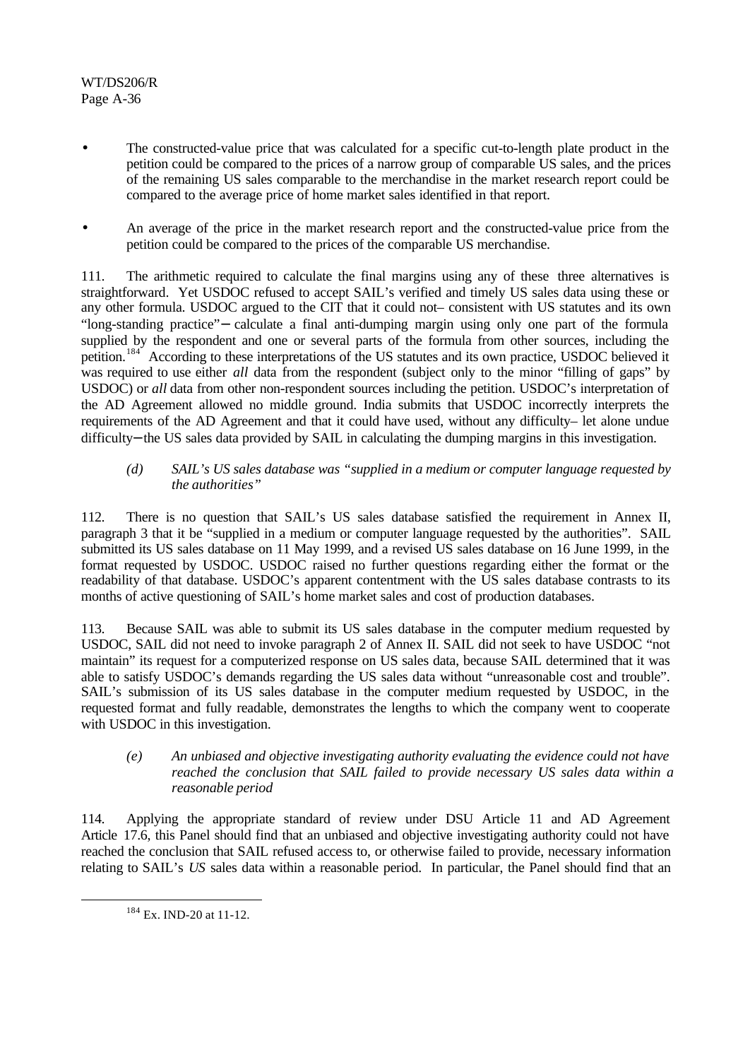- The constructed-value price that was calculated for a specific cut-to-length plate product in the petition could be compared to the prices of a narrow group of comparable US sales, and the prices of the remaining US sales comparable to the merchandise in the market research report could be compared to the average price of home market sales identified in that report.

- An average of the price in the market research report and the constructed-value price from the petition could be compared to the prices of the comparable US merchandise.

111. The arithmetic required to calculate the final margins using any of these three alternatives is straightforward. Yet USDOC refused to accept SAIL's verified and timely US sales data using these or any other formula. USDOC argued to the CIT that it could not– consistent with US statutes and its own "long-standing practice"– calculate a final anti-dumping margin using only one part of the formula supplied by the respondent and one or several parts of the formula from other sources, including the petition.[184] According to these interpretations of the US statutes and its own practice, USDOC believed it was required to use either *all* data from the respondent (subject only to the minor "filling of gaps" by USDOC) or *all* data from other non-respondent sources including the petition. USDOC's interpretation of the AD Agreement allowed no middle ground. India submits that USDOC incorrectly interprets the requirements of the AD Agreement and that it could have used, without any difficulty– let alone undue difficulty–the US sales data provided by SAIL in calculating the dumping margins in this investigation.

*(d) SAIL's US sales database was "supplied in a medium or computer language requested by the authorities"*

112. There is no question that SAIL's US sales database satisfied the requirement in Annex II, paragraph 3 that it be "supplied in a medium or computer language requested by the authorities". SAIL submitted its US sales database on 11 May 1999, and a revised US sales database on 16 June 1999, in the format requested by USDOC. USDOC raised no further questions regarding either the format or the readability of that database. USDOC's apparent contentment with the US sales database contrasts to its months of active questioning of SAIL's home market sales and cost of production databases.

113. Because SAIL was able to submit its US sales database in the computer medium requested by USDOC, SAIL did not need to invoke paragraph 2 of Annex II. SAIL did not seek to have USDOC "not maintain" its request for a computerized response on US sales data, because SAIL determined that it was able to satisfy USDOC's demands regarding the US sales data without "unreasonable cost and trouble". SAIL's submission of its US sales database in the computer medium requested by USDOC, in the requested format and fully readable, demonstrates the lengths to which the company went to cooperate with USDOC in this investigation.

*(e) An unbiased and objective investigating authority evaluating the evidence could not have reached the conclusion that SAIL failed to provide necessary US sales data within a reasonable period*

114. Applying the appropriate standard of review under DSU Article 11 and AD Agreement Article 17.6, this Panel should find that an unbiased and objective investigating authority could not have reached the conclusion that SAIL refused access to, or otherwise failed to provide, necessary information relating to SAIL's *US* sales data within a reasonable period. In particular, the Panel should find that an

---

[184] Ex. IND-20 at 11-12.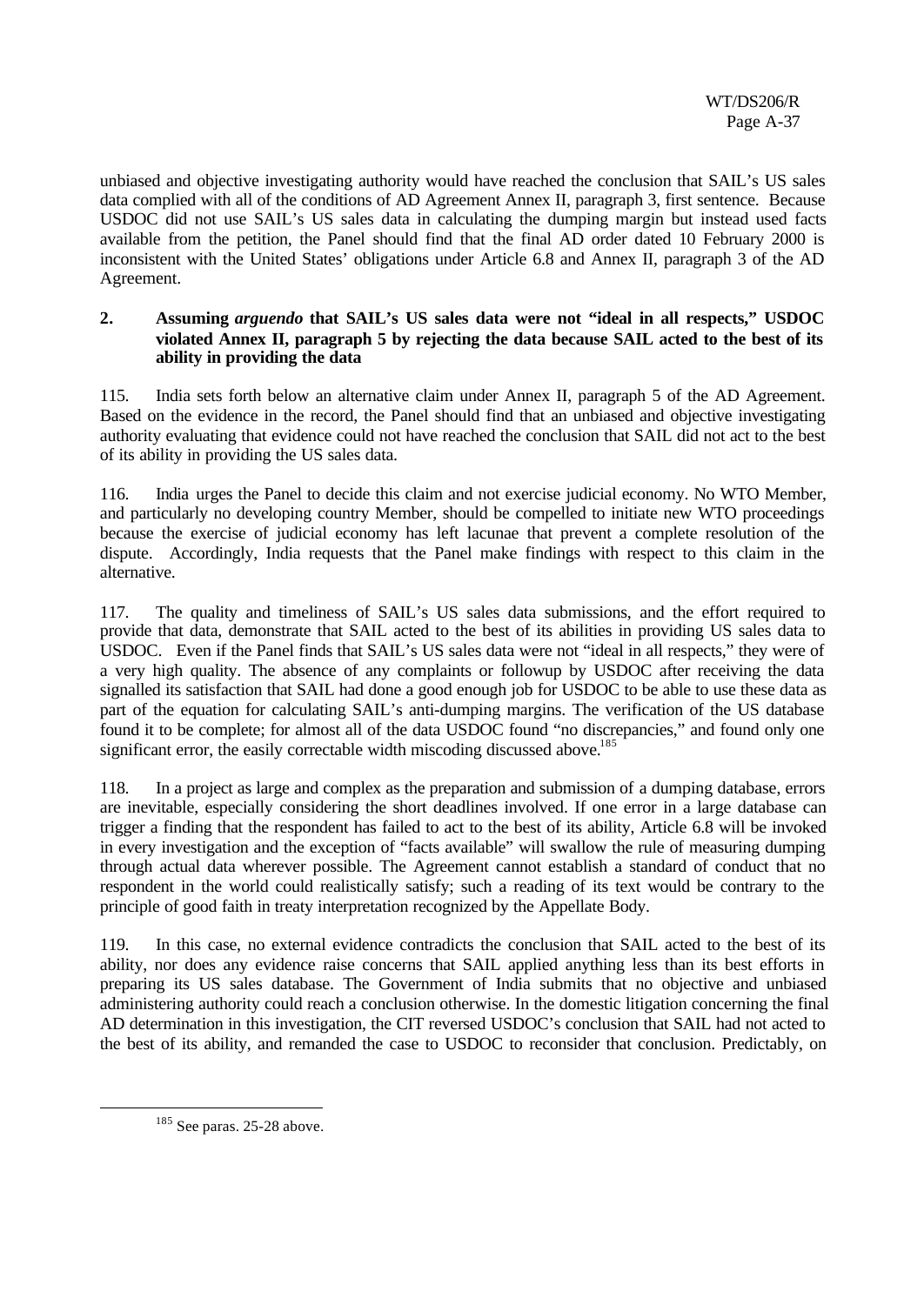unbiased and objective investigating authority would have reached the conclusion that SAIL's US sales data complied with all of the conditions of AD Agreement Annex II, paragraph 3, first sentence. Because USDOC did not use SAIL's US sales data in calculating the dumping margin but instead used facts available from the petition, the Panel should find that the final AD order dated 10 February 2000 is inconsistent with the United States' obligations under Article 6.8 and Annex II, paragraph 3 of the AD Agreement.

**2. Assuming *arguendo* that SAIL's US sales data were not "ideal in all respects," USDOC violated Annex II, paragraph 5 by rejecting the data because SAIL acted to the best of its ability in providing the data**

115. India sets forth below an alternative claim under Annex II, paragraph 5 of the AD Agreement. Based on the evidence in the record, the Panel should find that an unbiased and objective investigating authority evaluating that evidence could not have reached the conclusion that SAIL did not act to the best of its ability in providing the US sales data.

116. India urges the Panel to decide this claim and not exercise judicial economy. No WTO Member, and particularly no developing country Member, should be compelled to initiate new WTO proceedings because the exercise of judicial economy has left lacunae that prevent a complete resolution of the dispute. Accordingly, India requests that the Panel make findings with respect to this claim in the alternative.

117. The quality and timeliness of SAIL's US sales data submissions, and the effort required to provide that data, demonstrate that SAIL acted to the best of its abilities in providing US sales data to USDOC. Even if the Panel finds that SAIL's US sales data were not "ideal in all respects," they were of a very high quality. The absence of any complaints or followup by USDOC after receiving the data signalled its satisfaction that SAIL had done a good enough job for USDOC to be able to use these data as part of the equation for calculating SAIL's anti-dumping margins. The verification of the US database found it to be complete; for almost all of the data USDOC found "no discrepancies," and found only one significant error, the easily correctable width miscoding discussed above.[185]

118. In a project as large and complex as the preparation and submission of a dumping database, errors are inevitable, especially considering the short deadlines involved. If one error in a large database can trigger a finding that the respondent has failed to act to the best of its ability, Article 6.8 will be invoked in every investigation and the exception of "facts available" will swallow the rule of measuring dumping through actual data wherever possible. The Agreement cannot establish a standard of conduct that no respondent in the world could realistically satisfy; such a reading of its text would be contrary to the principle of good faith in treaty interpretation recognized by the Appellate Body.

119. In this case, no external evidence contradicts the conclusion that SAIL acted to the best of its ability, nor does any evidence raise concerns that SAIL applied anything less than its best efforts in preparing its US sales database. The Government of India submits that no objective and unbiased administering authority could reach a conclusion otherwise. In the domestic litigation concerning the final AD determination in this investigation, the CIT reversed USDOC's conclusion that SAIL had not acted to the best of its ability, and remanded the case to USDOC to reconsider that conclusion. Predictably, on

[185] See paras. 25-28 above.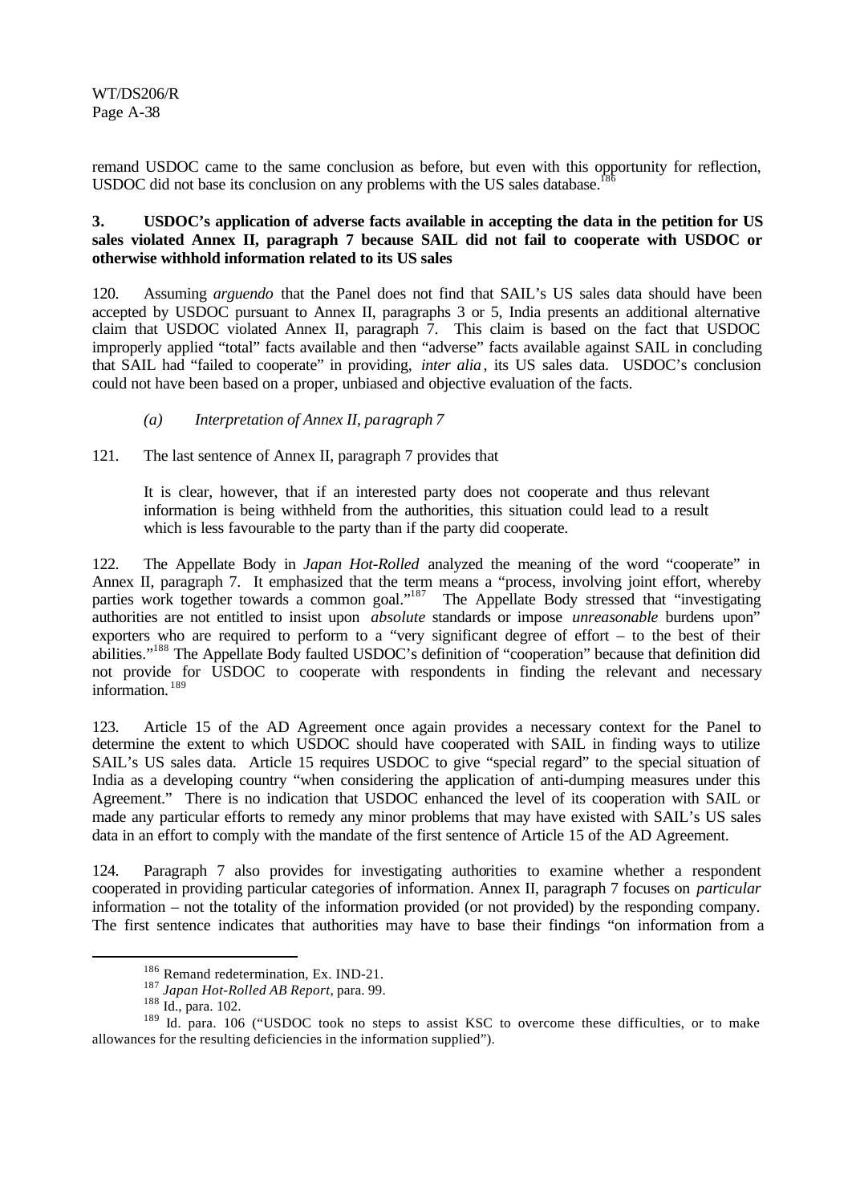remand USDOC came to the same conclusion as before, but even with this opportunity for reflection, USDOC did not base its conclusion on any problems with the US sales database.[186]

**3. USDOC's application of adverse facts available in accepting the data in the petition for US sales violated Annex II, paragraph 7 because SAIL did not fail to cooperate with USDOC or otherwise withhold information related to its US sales**

120. Assuming *arguendo* that the Panel does not find that SAIL's US sales data should have been accepted by USDOC pursuant to Annex II, paragraphs 3 or 5, India presents an additional alternative claim that USDOC violated Annex II, paragraph 7. This claim is based on the fact that USDOC improperly applied "total" facts available and then "adverse" facts available against SAIL in concluding that SAIL had "failed to cooperate" in providing, *inter alia*, its US sales data. USDOC's conclusion could not have been based on a proper, unbiased and objective evaluation of the facts.

*(a) Interpretation of Annex II, paragraph 7*

121. The last sentence of Annex II, paragraph 7 provides that

> It is clear, however, that if an interested party does not cooperate and thus relevant information is being withheld from the authorities, this situation could lead to a result which is less favourable to the party than if the party did cooperate.

122. The Appellate Body in *Japan Hot-Rolled* analyzed the meaning of the word "cooperate" in Annex II, paragraph 7. It emphasized that the term means a "process, involving joint effort, whereby parties work together towards a common goal."[187] The Appellate Body stressed that "investigating authorities are not entitled to insist upon *absolute* standards or impose *unreasonable* burdens upon" exporters who are required to perform to a "very significant degree of effort – to the best of their abilities."[188] The Appellate Body faulted USDOC's definition of "cooperation" because that definition did not provide for USDOC to cooperate with respondents in finding the relevant and necessary information.[189]

123. Article 15 of the AD Agreement once again provides a necessary context for the Panel to determine the extent to which USDOC should have cooperated with SAIL in finding ways to utilize SAIL's US sales data. Article 15 requires USDOC to give "special regard" to the special situation of India as a developing country "when considering the application of anti-dumping measures under this Agreement." There is no indication that USDOC enhanced the level of its cooperation with SAIL or made any particular efforts to remedy any minor problems that may have existed with SAIL's US sales data in an effort to comply with the mandate of the first sentence of Article 15 of the AD Agreement.

124. Paragraph 7 also provides for investigating authorities to examine whether a respondent cooperated in providing particular categories of information. Annex II, paragraph 7 focuses on *particular* information – not the totality of the information provided (or not provided) by the responding company. The first sentence indicates that authorities may have to base their findings "on information from a

[186] Remand redetermination, Ex. IND-21.

[187] *Japan Hot-Rolled AB Report*, para. 99.

[188] Id., para. 102.

[189] Id. para. 106 ("USDOC took no steps to assist KSC to overcome these difficulties, or to make allowances for the resulting deficiencies in the information supplied").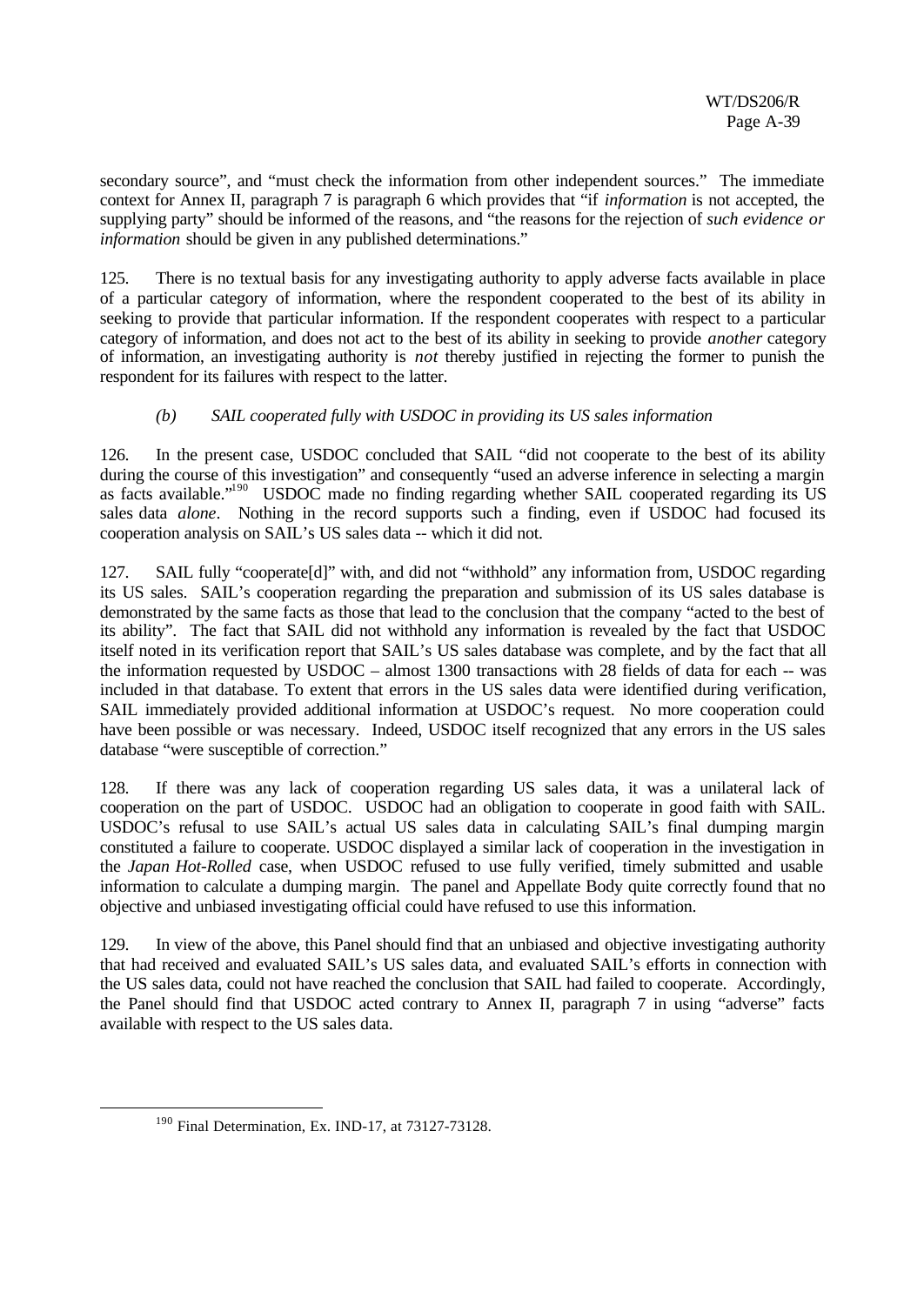secondary source", and "must check the information from other independent sources." The immediate context for Annex II, paragraph 7 is paragraph 6 which provides that "if *information* is not accepted, the supplying party" should be informed of the reasons, and "the reasons for the rejection of *such evidence or information* should be given in any published determinations."

125. There is no textual basis for any investigating authority to apply adverse facts available in place of a particular category of information, where the respondent cooperated to the best of its ability in seeking to provide that particular information. If the respondent cooperates with respect to a particular category of information, and does not act to the best of its ability in seeking to provide *another* category of information, an investigating authority is *not* thereby justified in rejecting the former to punish the respondent for its failures with respect to the latter.

### *(b) SAIL cooperated fully with USDOC in providing its US sales information*

126. In the present case, USDOC concluded that SAIL "did not cooperate to the best of its ability during the course of this investigation" and consequently "used an adverse inference in selecting a margin as facts available."[190] USDOC made no finding regarding whether SAIL cooperated regarding its US sales data *alone*. Nothing in the record supports such a finding, even if USDOC had focused its cooperation analysis on SAIL's US sales data -- which it did not.

127. SAIL fully "cooperate[d]" with, and did not "withhold" any information from, USDOC regarding its US sales. SAIL's cooperation regarding the preparation and submission of its US sales database is demonstrated by the same facts as those that lead to the conclusion that the company "acted to the best of its ability". The fact that SAIL did not withhold any information is revealed by the fact that USDOC itself noted in its verification report that SAIL's US sales database was complete, and by the fact that all the information requested by USDOC – almost 1300 transactions with 28 fields of data for each -- was included in that database. To extent that errors in the US sales data were identified during verification, SAIL immediately provided additional information at USDOC's request. No more cooperation could have been possible or was necessary. Indeed, USDOC itself recognized that any errors in the US sales database "were susceptible of correction."

128. If there was any lack of cooperation regarding US sales data, it was a unilateral lack of cooperation on the part of USDOC. USDOC had an obligation to cooperate in good faith with SAIL. USDOC's refusal to use SAIL's actual US sales data in calculating SAIL's final dumping margin constituted a failure to cooperate. USDOC displayed a similar lack of cooperation in the investigation in the *Japan Hot-Rolled* case, when USDOC refused to use fully verified, timely submitted and usable information to calculate a dumping margin. The panel and Appellate Body quite correctly found that no objective and unbiased investigating official could have refused to use this information.

129. In view of the above, this Panel should find that an unbiased and objective investigating authority that had received and evaluated SAIL's US sales data, and evaluated SAIL's efforts in connection with the US sales data, could not have reached the conclusion that SAIL had failed to cooperate. Accordingly, the Panel should find that USDOC acted contrary to Annex II, paragraph 7 in using "adverse" facts available with respect to the US sales data.

---

[190] Final Determination, Ex. IND-17, at 73127-73128.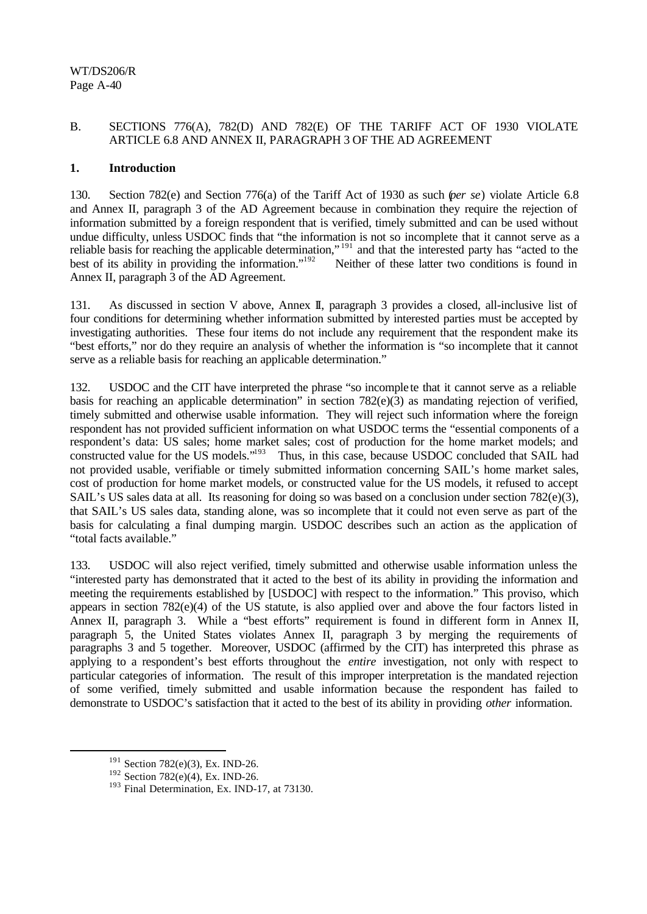## B. SECTIONS 776(A), 782(D) AND 782(E) OF THE TARIFF ACT OF 1930 VIOLATE ARTICLE 6.8 AND ANNEX II, PARAGRAPH 3 OF THE AD AGREEMENT

### 1. Introduction

130. Section 782(e) and Section 776(a) of the Tariff Act of 1930 as such (*per se*) violate Article 6.8 and Annex II, paragraph 3 of the AD Agreement because in combination they require the rejection of information submitted by a foreign respondent that is verified, timely submitted and can be used without undue difficulty, unless USDOC finds that "the information is not so incomplete that it cannot serve as a reliable basis for reaching the applicable determination,"[191] and that the interested party has "acted to the best of its ability in providing the information."[192] Neither of these latter two conditions is found in Annex II, paragraph 3 of the AD Agreement.

131. As discussed in section V above, Annex II, paragraph 3 provides a closed, all-inclusive list of four conditions for determining whether information submitted by interested parties must be accepted by investigating authorities. These four items do not include any requirement that the respondent make its "best efforts," nor do they require an analysis of whether the information is "so incomplete that it cannot serve as a reliable basis for reaching an applicable determination."

132. USDOC and the CIT have interpreted the phrase "so incomplete that it cannot serve as a reliable basis for reaching an applicable determination" in section 782(e)(3) as mandating rejection of verified, timely submitted and otherwise usable information. They will reject such information where the foreign respondent has not provided sufficient information on what USDOC terms the "essential components of a respondent's data: US sales; home market sales; cost of production for the home market models; and constructed value for the US models."[193] Thus, in this case, because USDOC concluded that SAIL had not provided usable, verifiable or timely submitted information concerning SAIL's home market sales, cost of production for home market models, or constructed value for the US models, it refused to accept SAIL's US sales data at all. Its reasoning for doing so was based on a conclusion under section 782(e)(3), that SAIL's US sales data, standing alone, was so incomplete that it could not even serve as part of the basis for calculating a final dumping margin. USDOC describes such an action as the application of "total facts available."

133. USDOC will also reject verified, timely submitted and otherwise usable information unless the "interested party has demonstrated that it acted to the best of its ability in providing the information and meeting the requirements established by [USDOC] with respect to the information." This proviso, which appears in section 782(e)(4) of the US statute, is also applied over and above the four factors listed in Annex II, paragraph 3. While a "best efforts" requirement is found in different form in Annex II, paragraph 5, the United States violates Annex II, paragraph 3 by merging the requirements of paragraphs 3 and 5 together. Moreover, USDOC (affirmed by the CIT) has interpreted this phrase as applying to a respondent's best efforts throughout the *entire* investigation, not only with respect to particular categories of information. The result of this improper interpretation is the mandated rejection of some verified, timely submitted and usable information because the respondent has failed to demonstrate to USDOC's satisfaction that it acted to the best of its ability in providing *other* information.

---

[191] Section 782(e)(3), Ex. IND-26.

[192] Section 782(e)(4), Ex. IND-26.

[193] Final Determination, Ex. IND-17, at 73130.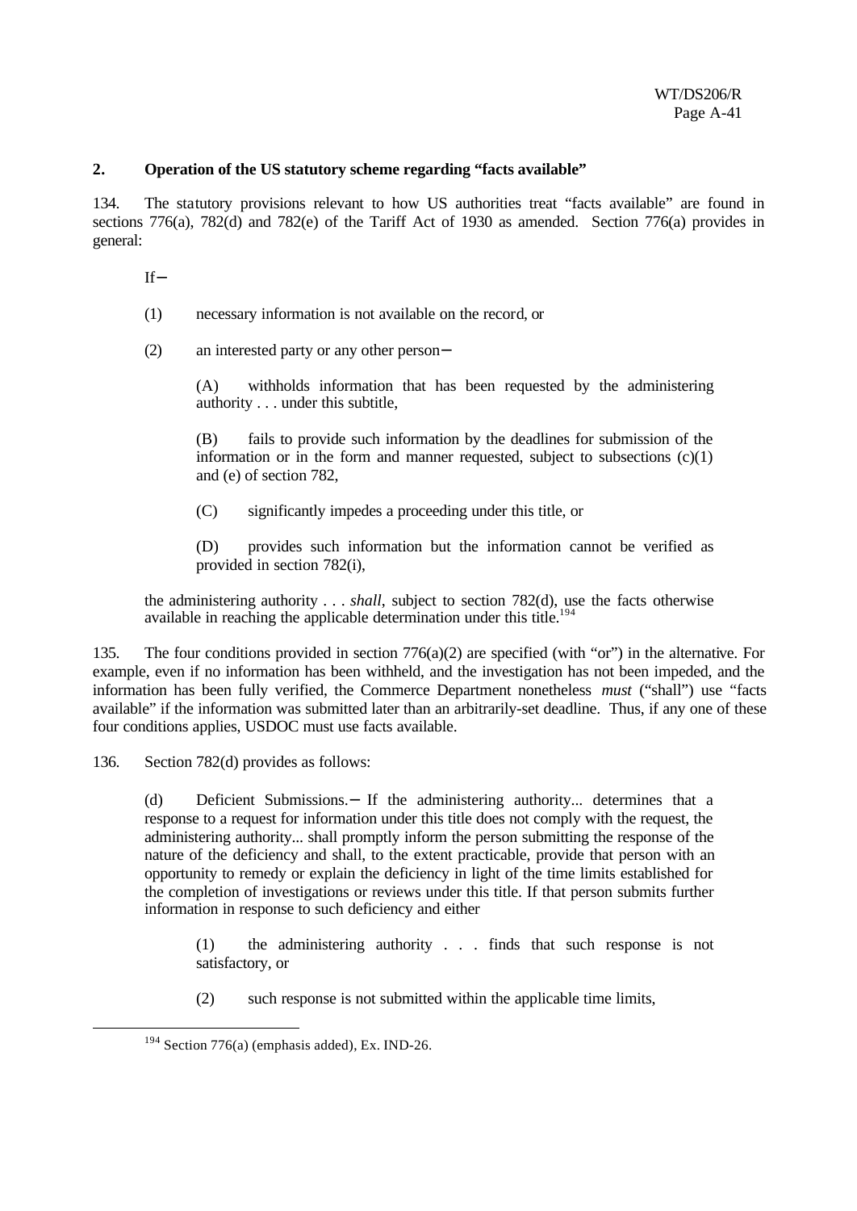### 2. Operation of the US statutory scheme regarding "facts available"

134. The statutory provisions relevant to how US authorities treat "facts available" are found in sections 776(a), 782(d) and 782(e) of the Tariff Act of 1930 as amended. Section 776(a) provides in general:

> If—
>
> (1) necessary information is not available on the record, or
>
> (2) an interested party or any other person—
>
> > (A) withholds information that has been requested by the administering authority . . . under this subtitle,
> >
> > (B) fails to provide such information by the deadlines for submission of the information or in the form and manner requested, subject to subsections (c)(1) and (e) of section 782,
> >
> > (C) significantly impedes a proceeding under this title, or
> >
> > (D) provides such information but the information cannot be verified as provided in section 782(i),
>
> the administering authority . . . *shall*, subject to section 782(d), use the facts otherwise available in reaching the applicable determination under this title.[194]

135. The four conditions provided in section 776(a)(2) are specified (with "or") in the alternative. For example, even if no information has been withheld, and the investigation has not been impeded, and the information has been fully verified, the Commerce Department nonetheless *must* ("shall") use "facts available" if the information was submitted later than an arbitrarily-set deadline. Thus, if any one of these four conditions applies, USDOC must use facts available.

136. Section 782(d) provides as follows:

> (d) Deficient Submissions.— If the administering authority... determines that a response to a request for information under this title does not comply with the request, the administering authority... shall promptly inform the person submitting the response of the nature of the deficiency and shall, to the extent practicable, provide that person with an opportunity to remedy or explain the deficiency in light of the time limits established for the completion of investigations or reviews under this title. If that person submits further information in response to such deficiency and either
>
> > (1) the administering authority . . . finds that such response is not satisfactory, or
> >
> > (2) such response is not submitted within the applicable time limits,

---

[194] Section 776(a) (emphasis added), Ex. IND-26.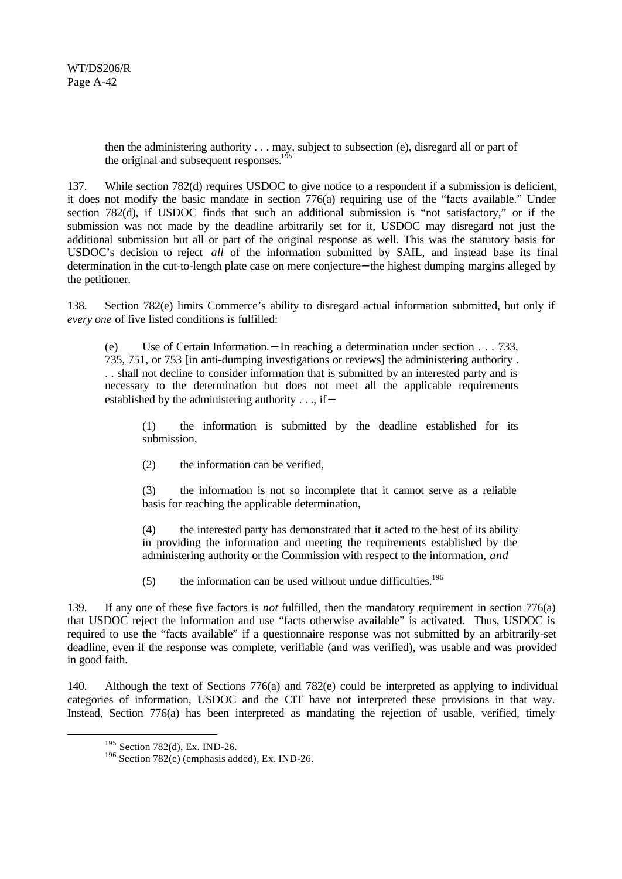then the administering authority . . . may, subject to subsection (e), disregard all or part of the original and subsequent responses.[195]

137. While section 782(d) requires USDOC to give notice to a respondent if a submission is deficient, it does not modify the basic mandate in section 776(a) requiring use of the "facts available." Under section 782(d), if USDOC finds that such an additional submission is "not satisfactory," or if the submission was not made by the deadline arbitrarily set for it, USDOC may disregard not just the additional submission but all or part of the original response as well. This was the statutory basis for USDOC's decision to reject *all* of the information submitted by SAIL, and instead base its final determination in the cut-to-length plate case on mere conjecture—the highest dumping margins alleged by the petitioner.

138. Section 782(e) limits Commerce's ability to disregard actual information submitted, but only if *every one* of five listed conditions is fulfilled:

> (e) Use of Certain Information.—In reaching a determination under section . . . 733, 735, 751, or 753 [in anti-dumping investigations or reviews] the administering authority . . . shall not decline to consider information that is submitted by an interested party and is necessary to the determination but does not meet all the applicable requirements established by the administering authority . . ., if—
>
> > (1) the information is submitted by the deadline established for its submission,
> >
> > (2) the information can be verified,
> >
> > (3) the information is not so incomplete that it cannot serve as a reliable basis for reaching the applicable determination,
> >
> > (4) the interested party has demonstrated that it acted to the best of its ability in providing the information and meeting the requirements established by the administering authority or the Commission with respect to the information, *and*
> >
> > (5) the information can be used without undue difficulties.[196]

139. If any one of these five factors is *not* fulfilled, then the mandatory requirement in section 776(a) that USDOC reject the information and use "facts otherwise available" is activated. Thus, USDOC is required to use the "facts available" if a questionnaire response was not submitted by an arbitrarily-set deadline, even if the response was complete, verifiable (and was verified), was usable and was provided in good faith.

140. Although the text of Sections 776(a) and 782(e) could be interpreted as applying to individual categories of information, USDOC and the CIT have not interpreted these provisions in that way. Instead, Section 776(a) has been interpreted as mandating the rejection of usable, verified, timely

[195] Section 782(d), Ex. IND-26.

[196] Section 782(e) (emphasis added), Ex. IND-26.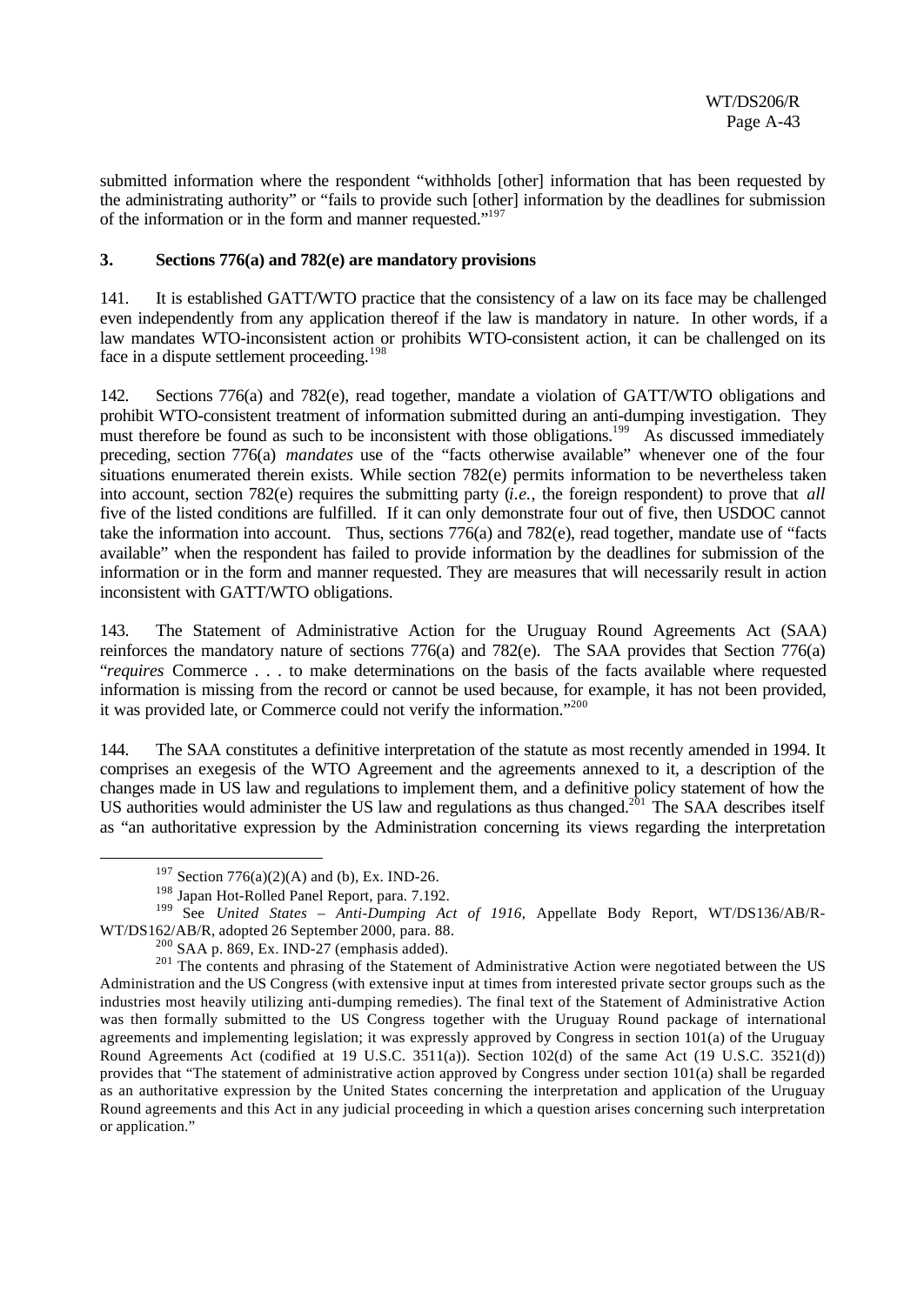submitted information where the respondent "withholds [other] information that has been requested by the administrating authority" or "fails to provide such [other] information by the deadlines for submission of the information or in the form and manner requested."[197]

### 3. Sections 776(a) and 782(e) are mandatory provisions

141. It is established GATT/WTO practice that the consistency of a law on its face may be challenged even independently from any application thereof if the law is mandatory in nature. In other words, if a law mandates WTO-inconsistent action or prohibits WTO-consistent action, it can be challenged on its face in a dispute settlement proceeding.[198]

142. Sections 776(a) and 782(e), read together, mandate a violation of GATT/WTO obligations and prohibit WTO-consistent treatment of information submitted during an anti-dumping investigation. They must therefore be found as such to be inconsistent with those obligations.[199] As discussed immediately preceding, section 776(a) *mandates* use of the "facts otherwise available" whenever one of the four situations enumerated therein exists. While section 782(e) permits information to be nevertheless taken into account, section 782(e) requires the submitting party (*i.e.*, the foreign respondent) to prove that *all* five of the listed conditions are fulfilled. If it can only demonstrate four out of five, then USDOC cannot take the information into account. Thus, sections 776(a) and 782(e), read together, mandate use of "facts available" when the respondent has failed to provide information by the deadlines for submission of the information or in the form and manner requested. They are measures that will necessarily result in action inconsistent with GATT/WTO obligations.

143. The Statement of Administrative Action for the Uruguay Round Agreements Act (SAA) reinforces the mandatory nature of sections 776(a) and 782(e). The SAA provides that Section 776(a) "*requires* Commerce . . . to make determinations on the basis of the facts available where requested information is missing from the record or cannot be used because, for example, it has not been provided, it was provided late, or Commerce could not verify the information."[200]

144. The SAA constitutes a definitive interpretation of the statute as most recently amended in 1994. It comprises an exegesis of the WTO Agreement and the agreements annexed to it, a description of the changes made in US law and regulations to implement them, and a definitive policy statement of how the US authorities would administer the US law and regulations as thus changed.[201] The SAA describes itself as "an authoritative expression by the Administration concerning its views regarding the interpretation

---

[197] Section 776(a)(2)(A) and (b), Ex. IND-26.

[198] Japan Hot-Rolled Panel Report, para. 7.192.

[199] See *United States – Anti-Dumping Act of 1916*, Appellate Body Report, WT/DS136/AB/R-WT/DS162/AB/R, adopted 26 September 2000, para. 88.

[200] SAA p. 869, Ex. IND-27 (emphasis added).

[201] The contents and phrasing of the Statement of Administrative Action were negotiated between the US Administration and the US Congress (with extensive input at times from interested private sector groups such as the industries most heavily utilizing anti-dumping remedies). The final text of the Statement of Administrative Action was then formally submitted to the US Congress together with the Uruguay Round package of international agreements and implementing legislation; it was expressly approved by Congress in section 101(a) of the Uruguay Round Agreements Act (codified at 19 U.S.C. 3511(a)). Section 102(d) of the same Act (19 U.S.C. 3521(d)) provides that "The statement of administrative action approved by Congress under section 101(a) shall be regarded as an authoritative expression by the United States concerning the interpretation and application of the Uruguay Round agreements and this Act in any judicial proceeding in which a question arises concerning such interpretation or application."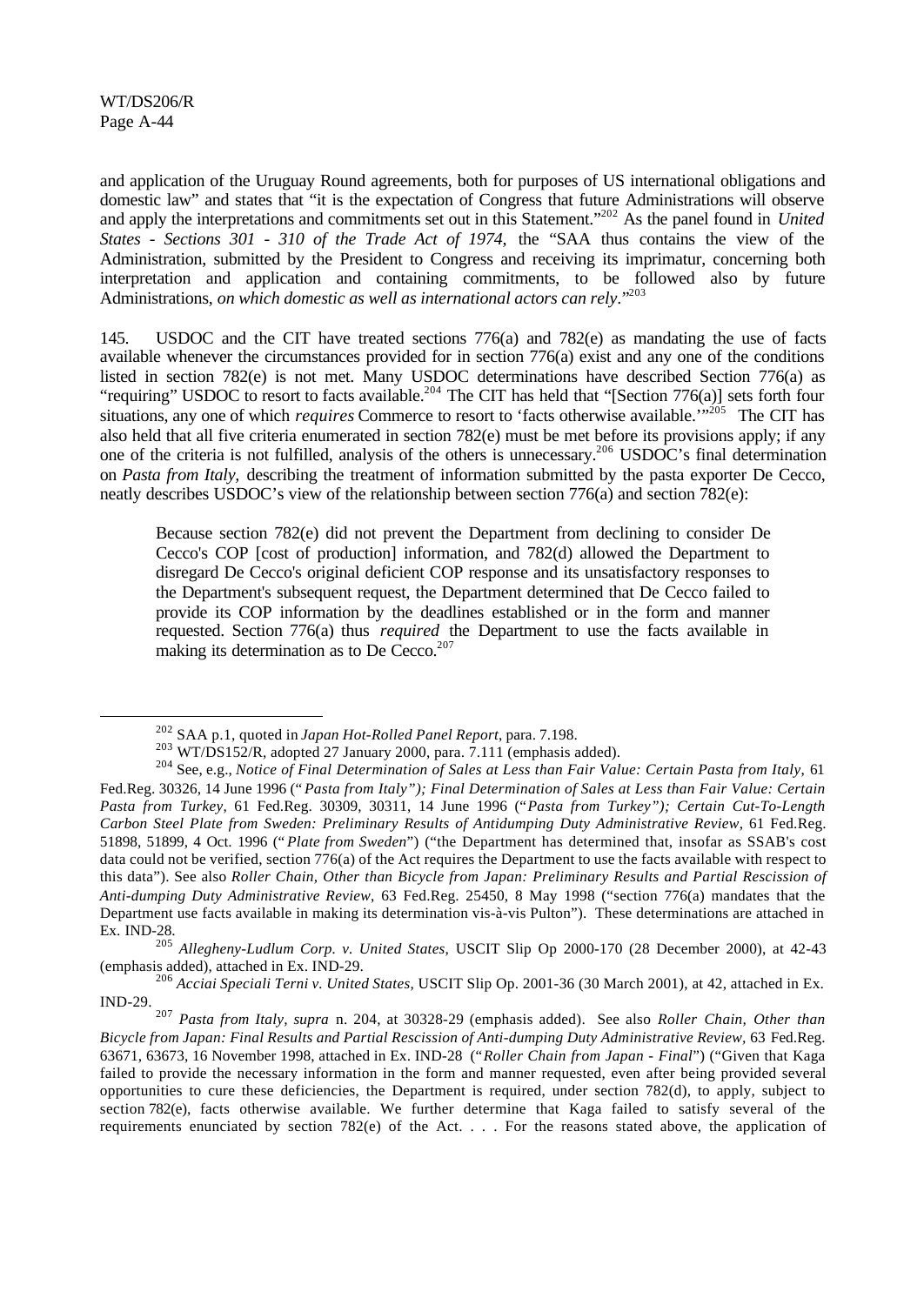and application of the Uruguay Round agreements, both for purposes of US international obligations and domestic law" and states that "it is the expectation of Congress that future Administrations will observe and apply the interpretations and commitments set out in this Statement."[202] As the panel found in *United States - Sections 301 - 310 of the Trade Act of 1974*, the "SAA thus contains the view of the Administration, submitted by the President to Congress and receiving its imprimatur, concerning both interpretation and application and containing commitments, to be followed also by future Administrations, *on which domestic as well as international actors can rely*."[203]

145. USDOC and the CIT have treated sections 776(a) and 782(e) as mandating the use of facts available whenever the circumstances provided for in section 776(a) exist and any one of the conditions listed in section 782(e) is not met. Many USDOC determinations have described Section 776(a) as "requiring" USDOC to resort to facts available.[204] The CIT has held that "[Section 776(a)] sets forth four situations, any one of which *requires* Commerce to resort to 'facts otherwise available.'"[205] The CIT has also held that all five criteria enumerated in section 782(e) must be met before its provisions apply; if any one of the criteria is not fulfilled, analysis of the others is unnecessary.[206] USDOC's final determination on *Pasta from Italy*, describing the treatment of information submitted by the pasta exporter De Cecco, neatly describes USDOC's view of the relationship between section 776(a) and section 782(e):

> Because section 782(e) did not prevent the Department from declining to consider De Cecco's COP [cost of production] information, and 782(d) allowed the Department to disregard De Cecco's original deficient COP response and its unsatisfactory responses to the Department's subsequent request, the Department determined that De Cecco failed to provide its COP information by the deadlines established or in the form and manner requested. Section 776(a) thus *required* the Department to use the facts available in making its determination as to De Cecco.[207]

---

[202] SAA p.1, quoted in *Japan Hot-Rolled Panel Report*, para. 7.198.

[203] WT/DS152/R, adopted 27 January 2000, para. 7.111 (emphasis added).

[204] See, e.g., *Notice of Final Determination of Sales at Less than Fair Value: Certain Pasta from Italy*, 61 Fed.Reg. 30326, 14 June 1996 ("*Pasta from Italy"); Final Determination of Sales at Less than Fair Value: Certain Pasta from Turkey*, 61 Fed.Reg. 30309, 30311, 14 June 1996 ("*Pasta from Turkey"); Certain Cut-To-Length Carbon Steel Plate from Sweden: Preliminary Results of Antidumping Duty Administrative Review*, 61 Fed.Reg. 51898, 51899, 4 Oct. 1996 ("*Plate from Sweden*") ("the Department has determined that, insofar as SSAB's cost data could not be verified, section 776(a) of the Act requires the Department to use the facts available with respect to this data"). See also *Roller Chain, Other than Bicycle from Japan: Preliminary Results and Partial Rescission of Anti-dumping Duty Administrative Review*, 63 Fed.Reg. 25450, 8 May 1998 ("section 776(a) mandates that the Department use facts available in making its determination vis-à-vis Pulton"). These determinations are attached in Ex. IND-28.

[205] *Allegheny-Ludlum Corp. v. United States*, USCIT Slip Op 2000-170 (28 December 2000), at 42-43 (emphasis added), attached in Ex. IND-29.

[206] *Acciai Speciali Terni v. United States*, USCIT Slip Op. 2001-36 (30 March 2001), at 42, attached in Ex. IND-29.

[207] *Pasta from Italy, supra* n. 204, at 30328-29 (emphasis added). See also *Roller Chain, Other than Bicycle from Japan: Final Results and Partial Rescission of Anti-dumping Duty Administrative Review*, 63 Fed.Reg. 63671, 63673, 16 November 1998, attached in Ex. IND-28 ("*Roller Chain from Japan - Final*") ("Given that Kaga failed to provide the necessary information in the form and manner requested, even after being provided several opportunities to cure these deficiencies, the Department is required, under section 782(d), to apply, subject to section 782(e), facts otherwise available. We further determine that Kaga failed to satisfy several of the requirements enunciated by section 782(e) of the Act. . . . For the reasons stated above, the application of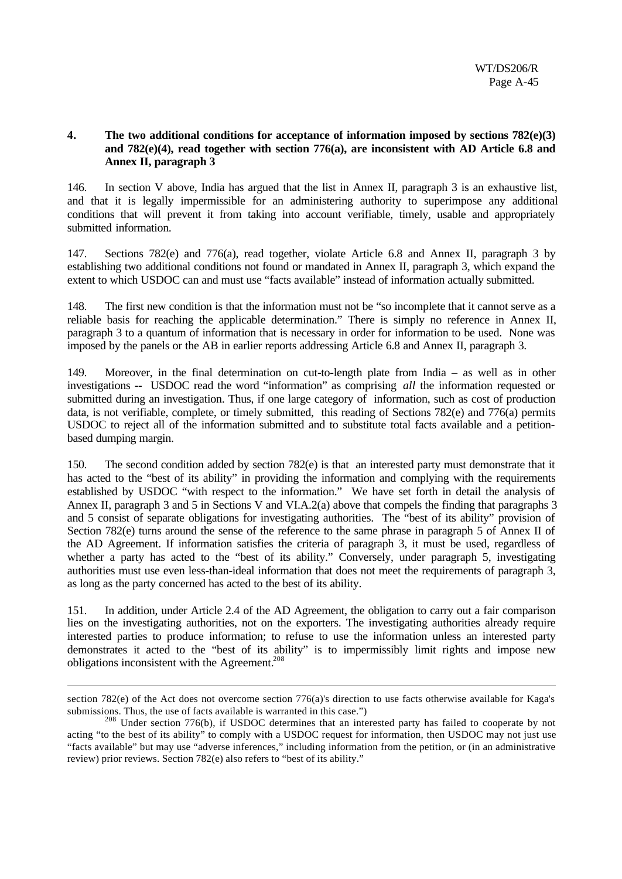### 4. The two additional conditions for acceptance of information imposed by sections 782(e)(3) and 782(e)(4), read together with section 776(a), are inconsistent with AD Article 6.8 and Annex II, paragraph 3

146. In section V above, India has argued that the list in Annex II, paragraph 3 is an exhaustive list, and that it is legally impermissible for an administering authority to superimpose any additional conditions that will prevent it from taking into account verifiable, timely, usable and appropriately submitted information.

147. Sections 782(e) and 776(a), read together, violate Article 6.8 and Annex II, paragraph 3 by establishing two additional conditions not found or mandated in Annex II, paragraph 3, which expand the extent to which USDOC can and must use "facts available" instead of information actually submitted.

148. The first new condition is that the information must not be "so incomplete that it cannot serve as a reliable basis for reaching the applicable determination." There is simply no reference in Annex II, paragraph 3 to a quantum of information that is necessary in order for information to be used. None was imposed by the panels or the AB in earlier reports addressing Article 6.8 and Annex II, paragraph 3.

149. Moreover, in the final determination on cut-to-length plate from India – as well as in other investigations -- USDOC read the word "information" as comprising *all* the information requested or submitted during an investigation. Thus, if one large category of information, such as cost of production data, is not verifiable, complete, or timely submitted, this reading of Sections 782(e) and 776(a) permits USDOC to reject all of the information submitted and to substitute total facts available and a petition-based dumping margin.

150. The second condition added by section 782(e) is that an interested party must demonstrate that it has acted to the "best of its ability" in providing the information and complying with the requirements established by USDOC "with respect to the information." We have set forth in detail the analysis of Annex II, paragraph 3 and 5 in Sections V and VI.A.2(a) above that compels the finding that paragraphs 3 and 5 consist of separate obligations for investigating authorities. The "best of its ability" provision of Section 782(e) turns around the sense of the reference to the same phrase in paragraph 5 of Annex II of the AD Agreement. If information satisfies the criteria of paragraph 3, it must be used, regardless of whether a party has acted to the "best of its ability." Conversely, under paragraph 5, investigating authorities must use even less-than-ideal information that does not meet the requirements of paragraph 3, as long as the party concerned has acted to the best of its ability.

151. In addition, under Article 2.4 of the AD Agreement, the obligation to carry out a fair comparison lies on the investigating authorities, not on the exporters. The investigating authorities already require interested parties to produce information; to refuse to use the information unless an interested party demonstrates it acted to the "best of its ability" is to impermissibly limit rights and impose new obligations inconsistent with the Agreement.[208]

---

section 782(e) of the Act does not overcome section 776(a)'s direction to use facts otherwise available for Kaga's submissions. Thus, the use of facts available is warranted in this case.")

[208] Under section 776(b), if USDOC determines that an interested party has failed to cooperate by not acting "to the best of its ability" to comply with a USDOC request for information, then USDOC may not just use "facts available" but may use "adverse inferences," including information from the petition, or (in an administrative review) prior reviews. Section 782(e) also refers to "best of its ability."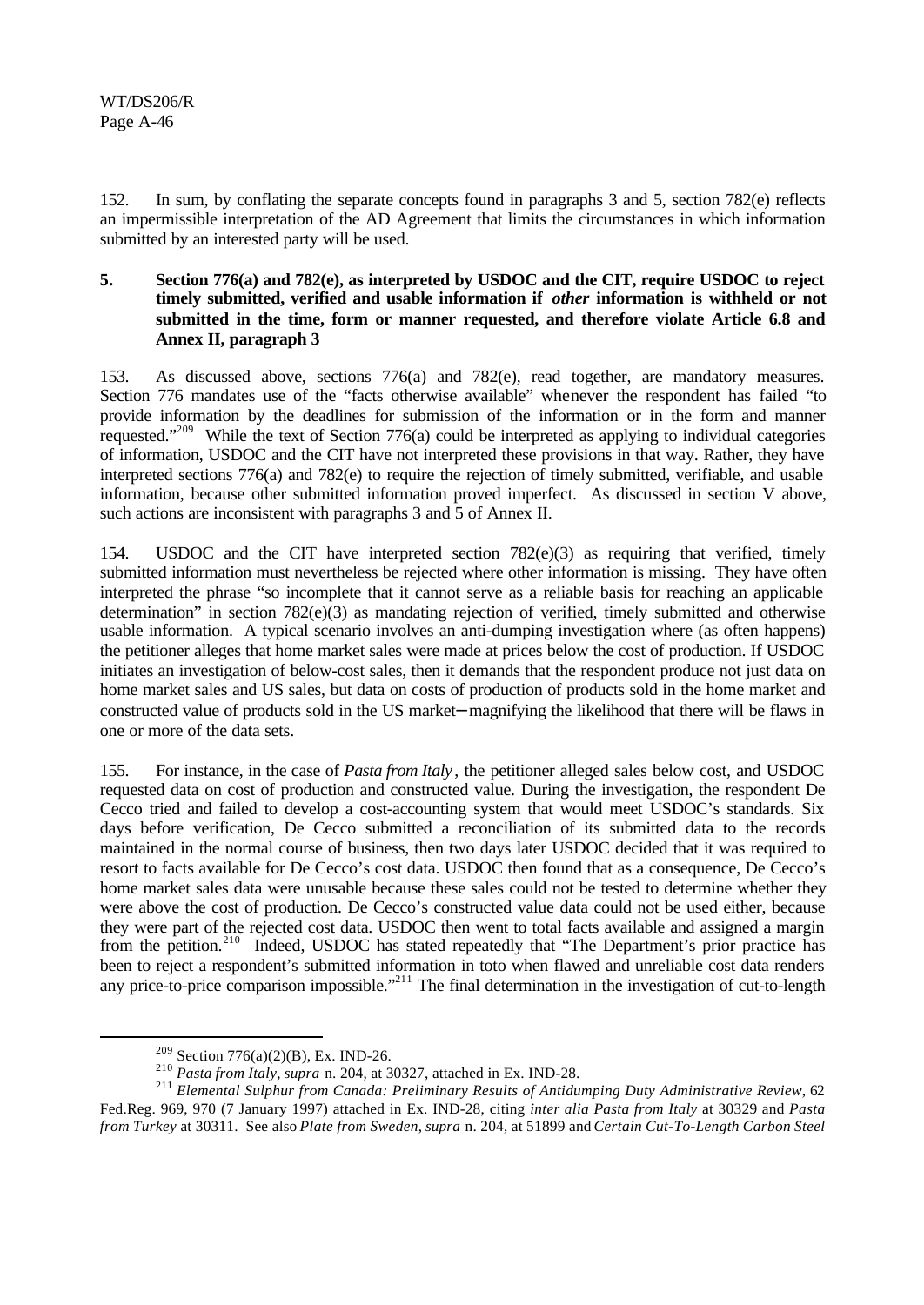152. In sum, by conflating the separate concepts found in paragraphs 3 and 5, section 782(e) reflects an impermissible interpretation of the AD Agreement that limits the circumstances in which information submitted by an interested party will be used.

**5. Section 776(a) and 782(e), as interpreted by USDOC and the CIT, require USDOC to reject timely submitted, verified and usable information if *other* information is withheld or not submitted in the time, form or manner requested, and therefore violate Article 6.8 and Annex II, paragraph 3**

153. As discussed above, sections 776(a) and 782(e), read together, are mandatory measures. Section 776 mandates use of the "facts otherwise available" whenever the respondent has failed "to provide information by the deadlines for submission of the information or in the form and manner requested."[209] While the text of Section 776(a) could be interpreted as applying to individual categories of information, USDOC and the CIT have not interpreted these provisions in that way. Rather, they have interpreted sections 776(a) and 782(e) to require the rejection of timely submitted, verifiable, and usable information, because other submitted information proved imperfect. As discussed in section V above, such actions are inconsistent with paragraphs 3 and 5 of Annex II.

154. USDOC and the CIT have interpreted section 782(e)(3) as requiring that verified, timely submitted information must nevertheless be rejected where other information is missing. They have often interpreted the phrase "so incomplete that it cannot serve as a reliable basis for reaching an applicable determination" in section 782(e)(3) as mandating rejection of verified, timely submitted and otherwise usable information. A typical scenario involves an anti-dumping investigation where (as often happens) the petitioner alleges that home market sales were made at prices below the cost of production. If USDOC initiates an investigation of below-cost sales, then it demands that the respondent produce not just data on home market sales and US sales, but data on costs of production of products sold in the home market and constructed value of products sold in the US market—magnifying the likelihood that there will be flaws in one or more of the data sets.

155. For instance, in the case of *Pasta from Italy*, the petitioner alleged sales below cost, and USDOC requested data on cost of production and constructed value. During the investigation, the respondent De Cecco tried and failed to develop a cost-accounting system that would meet USDOC's standards. Six days before verification, De Cecco submitted a reconciliation of its submitted data to the records maintained in the normal course of business, then two days later USDOC decided that it was required to resort to facts available for De Cecco's cost data. USDOC then found that as a consequence, De Cecco's home market sales data were unusable because these sales could not be tested to determine whether they were above the cost of production. De Cecco's constructed value data could not be used either, because they were part of the rejected cost data. USDOC then went to total facts available and assigned a margin from the petition.[210] Indeed, USDOC has stated repeatedly that "The Department's prior practice has been to reject a respondent's submitted information in toto when flawed and unreliable cost data renders any price-to-price comparison impossible."[211] The final determination in the investigation of cut-to-length

---

[209] Section 776(a)(2)(B), Ex. IND-26.

[210] *Pasta from Italy*, *supra* n. 204, at 30327, attached in Ex. IND-28.

[211] *Elemental Sulphur from Canada: Preliminary Results of Antidumping Duty Administrative Review*, 62 Fed.Reg. 969, 970 (7 January 1997) attached in Ex. IND-28, citing *inter alia Pasta from Italy* at 30329 and *Pasta from Turkey* at 30311. See also *Plate from Sweden*, *supra* n. 204, at 51899 and *Certain Cut-To-Length Carbon Steel*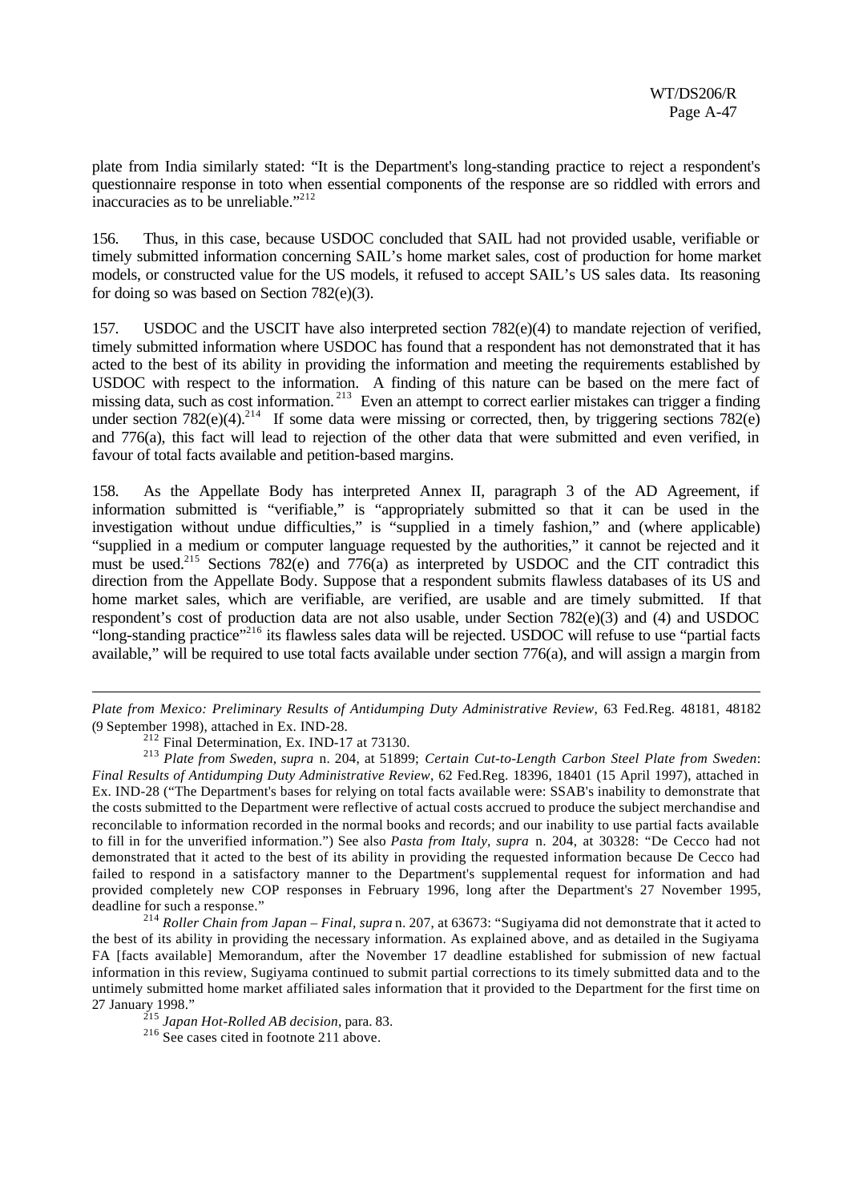plate from India similarly stated: "It is the Department's long-standing practice to reject a respondent's questionnaire response in toto when essential components of the response are so riddled with errors and inaccuracies as to be unreliable."[212]

156. Thus, in this case, because USDOC concluded that SAIL had not provided usable, verifiable or timely submitted information concerning SAIL's home market sales, cost of production for home market models, or constructed value for the US models, it refused to accept SAIL's US sales data. Its reasoning for doing so was based on Section 782(e)(3).

157. USDOC and the USCIT have also interpreted section 782(e)(4) to mandate rejection of verified, timely submitted information where USDOC has found that a respondent has not demonstrated that it has acted to the best of its ability in providing the information and meeting the requirements established by USDOC with respect to the information. A finding of this nature can be based on the mere fact of missing data, such as cost information.[213] Even an attempt to correct earlier mistakes can trigger a finding under section 782(e)(4).[214] If some data were missing or corrected, then, by triggering sections 782(e) and 776(a), this fact will lead to rejection of the other data that were submitted and even verified, in favour of total facts available and petition-based margins.

158. As the Appellate Body has interpreted Annex II, paragraph 3 of the AD Agreement, if information submitted is "verifiable," is "appropriately submitted so that it can be used in the investigation without undue difficulties," is "supplied in a timely fashion," and (where applicable) "supplied in a medium or computer language requested by the authorities," it cannot be rejected and it must be used.[215] Sections 782(e) and 776(a) as interpreted by USDOC and the CIT contradict this direction from the Appellate Body. Suppose that a respondent submits flawless databases of its US and home market sales, which are verifiable, are verified, are usable and are timely submitted. If that respondent's cost of production data are not also usable, under Section 782(e)(3) and (4) and USDOC "long-standing practice"[216] its flawless sales data will be rejected. USDOC will refuse to use "partial facts available," will be required to use total facts available under section 776(a), and will assign a margin from

---

*Plate from Mexico: Preliminary Results of Antidumping Duty Administrative Review*, 63 Fed.Reg. 48181, 48182 (9 September 1998), attached in Ex. IND-28.

[212] Final Determination, Ex. IND-17 at 73130.

[213] *Plate from Sweden, supra* n. 204, at 51899; *Certain Cut-to-Length Carbon Steel Plate from Sweden*: *Final Results of Antidumping Duty Administrative Review*, 62 Fed.Reg. 18396, 18401 (15 April 1997), attached in Ex. IND-28 ("The Department's bases for relying on total facts available were: SSAB's inability to demonstrate that the costs submitted to the Department were reflective of actual costs accrued to produce the subject merchandise and reconcilable to information recorded in the normal books and records; and our inability to use partial facts available to fill in for the unverified information.") See also *Pasta from Italy, supra* n. 204, at 30328: "De Cecco had not demonstrated that it acted to the best of its ability in providing the requested information because De Cecco had failed to respond in a satisfactory manner to the Department's supplemental request for information and had provided completely new COP responses in February 1996, long after the Department's 27 November 1995, deadline for such a response."

[214] *Roller Chain from Japan – Final, supra* n. 207, at 63673: "Sugiyama did not demonstrate that it acted to the best of its ability in providing the necessary information. As explained above, and as detailed in the Sugiyama FA [facts available] Memorandum, after the November 17 deadline established for submission of new factual information in this review, Sugiyama continued to submit partial corrections to its timely submitted data and to the untimely submitted home market affiliated sales information that it provided to the Department for the first time on 27 January 1998."

[215] *Japan Hot-Rolled AB decision*, para. 83.

[216] See cases cited in footnote 211 above.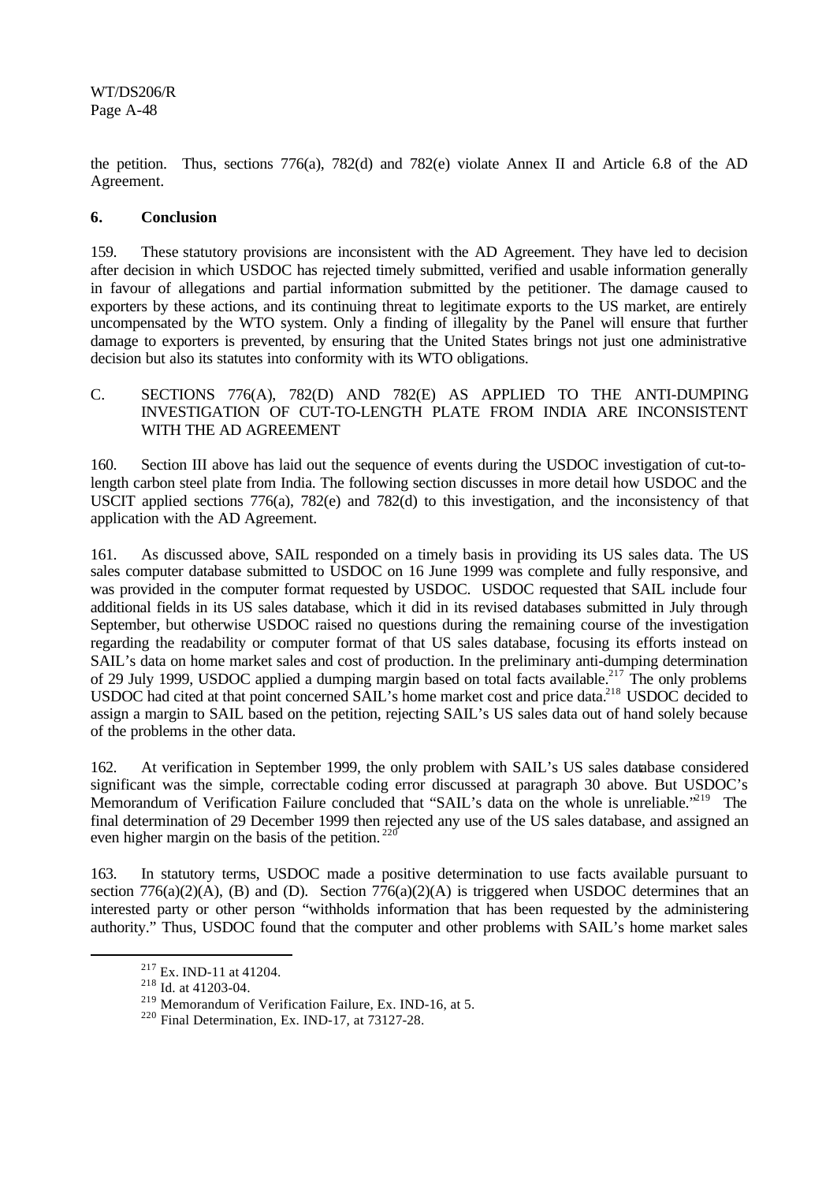the petition. Thus, sections 776(a), 782(d) and 782(e) violate Annex II and Article 6.8 of the AD Agreement.

### 6. Conclusion

159. These statutory provisions are inconsistent with the AD Agreement. They have led to decision after decision in which USDOC has rejected timely submitted, verified and usable information generally in favour of allegations and partial information submitted by the petitioner. The damage caused to exporters by these actions, and its continuing threat to legitimate exports to the US market, are entirely uncompensated by the WTO system. Only a finding of illegality by the Panel will ensure that further damage to exporters is prevented, by ensuring that the United States brings not just one administrative decision but also its statutes into conformity with its WTO obligations.

## C. SECTIONS 776(A), 782(D) AND 782(E) AS APPLIED TO THE ANTI-DUMPING INVESTIGATION OF CUT-TO-LENGTH PLATE FROM INDIA ARE INCONSISTENT WITH THE AD AGREEMENT

160. Section III above has laid out the sequence of events during the USDOC investigation of cut-to-length carbon steel plate from India. The following section discusses in more detail how USDOC and the USCIT applied sections 776(a), 782(e) and 782(d) to this investigation, and the inconsistency of that application with the AD Agreement.

161. As discussed above, SAIL responded on a timely basis in providing its US sales data. The US sales computer database submitted to USDOC on 16 June 1999 was complete and fully responsive, and was provided in the computer format requested by USDOC. USDOC requested that SAIL include four additional fields in its US sales database, which it did in its revised databases submitted in July through September, but otherwise USDOC raised no questions during the remaining course of the investigation regarding the readability or computer format of that US sales database, focusing its efforts instead on SAIL's data on home market sales and cost of production. In the preliminary anti-dumping determination of 29 July 1999, USDOC applied a dumping margin based on total facts available.[217] The only problems USDOC had cited at that point concerned SAIL's home market cost and price data.[218] USDOC decided to assign a margin to SAIL based on the petition, rejecting SAIL's US sales data out of hand solely because of the problems in the other data.

162. At verification in September 1999, the only problem with SAIL's US sales database considered significant was the simple, correctable coding error discussed at paragraph 30 above. But USDOC's Memorandum of Verification Failure concluded that "SAIL's data on the whole is unreliable."[219] The final determination of 29 December 1999 then rejected any use of the US sales database, and assigned an even higher margin on the basis of the petition.[220]

163. In statutory terms, USDOC made a positive determination to use facts available pursuant to section 776(a)(2)(A), (B) and (D). Section 776(a)(2)(A) is triggered when USDOC determines that an interested party or other person "withholds information that has been requested by the administering authority." Thus, USDOC found that the computer and other problems with SAIL's home market sales

[217] Ex. IND-11 at 41204.

[218] Id. at 41203-04.

[219] Memorandum of Verification Failure, Ex. IND-16, at 5.

[220] Final Determination, Ex. IND-17, at 73127-28.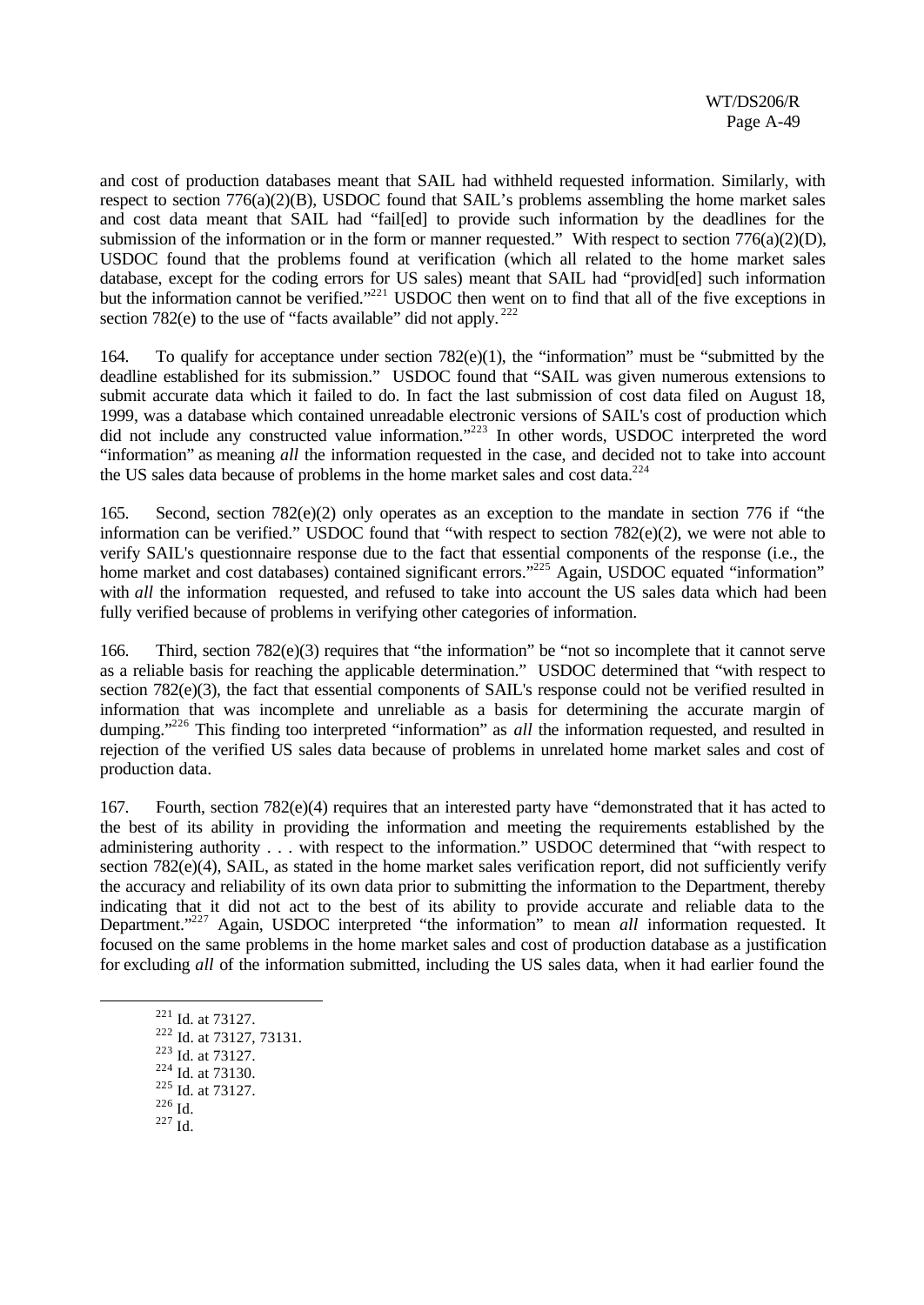and cost of production databases meant that SAIL had withheld requested information. Similarly, with respect to section 776(a)(2)(B), USDOC found that SAIL's problems assembling the home market sales and cost data meant that SAIL had "fail[ed] to provide such information by the deadlines for the submission of the information or in the form or manner requested." With respect to section 776(a)(2)(D), USDOC found that the problems found at verification (which all related to the home market sales database, except for the coding errors for US sales) meant that SAIL had "provid[ed] such information but the information cannot be verified."[221] USDOC then went on to find that all of the five exceptions in section 782(e) to the use of "facts available" did not apply.[222]

164. To qualify for acceptance under section 782(e)(1), the "information" must be "submitted by the deadline established for its submission." USDOC found that "SAIL was given numerous extensions to submit accurate data which it failed to do. In fact the last submission of cost data filed on August 18, 1999, was a database which contained unreadable electronic versions of SAIL's cost of production which did not include any constructed value information."[223] In other words, USDOC interpreted the word "information" as meaning *all* the information requested in the case, and decided not to take into account the US sales data because of problems in the home market sales and cost data.[224]

165. Second, section 782(e)(2) only operates as an exception to the mandate in section 776 if "the information can be verified." USDOC found that "with respect to section 782(e)(2), we were not able to verify SAIL's questionnaire response due to the fact that essential components of the response (i.e., the home market and cost databases) contained significant errors."[225] Again, USDOC equated "information" with *all* the information requested, and refused to take into account the US sales data which had been fully verified because of problems in verifying other categories of information.

166. Third, section 782(e)(3) requires that "the information" be "not so incomplete that it cannot serve as a reliable basis for reaching the applicable determination." USDOC determined that "with respect to section 782(e)(3), the fact that essential components of SAIL's response could not be verified resulted in information that was incomplete and unreliable as a basis for determining the accurate margin of dumping."[226] This finding too interpreted "information" as *all* the information requested, and resulted in rejection of the verified US sales data because of problems in unrelated home market sales and cost of production data.

167. Fourth, section 782(e)(4) requires that an interested party have "demonstrated that it has acted to the best of its ability in providing the information and meeting the requirements established by the administering authority . . . with respect to the information." USDOC determined that "with respect to section 782(e)(4), SAIL, as stated in the home market sales verification report, did not sufficiently verify the accuracy and reliability of its own data prior to submitting the information to the Department, thereby indicating that it did not act to the best of its ability to provide accurate and reliable data to the Department."[227] Again, USDOC interpreted "the information" to mean *all* information requested. It focused on the same problems in the home market sales and cost of production database as a justification for excluding *all* of the information submitted, including the US sales data, when it had earlier found the

---

[221] Id. at 73127.

[222] Id. at 73127, 73131.

[223] Id. at 73127.

[224] Id. at 73130.

[225] Id. at 73127.

[226] Id.

[227] Id.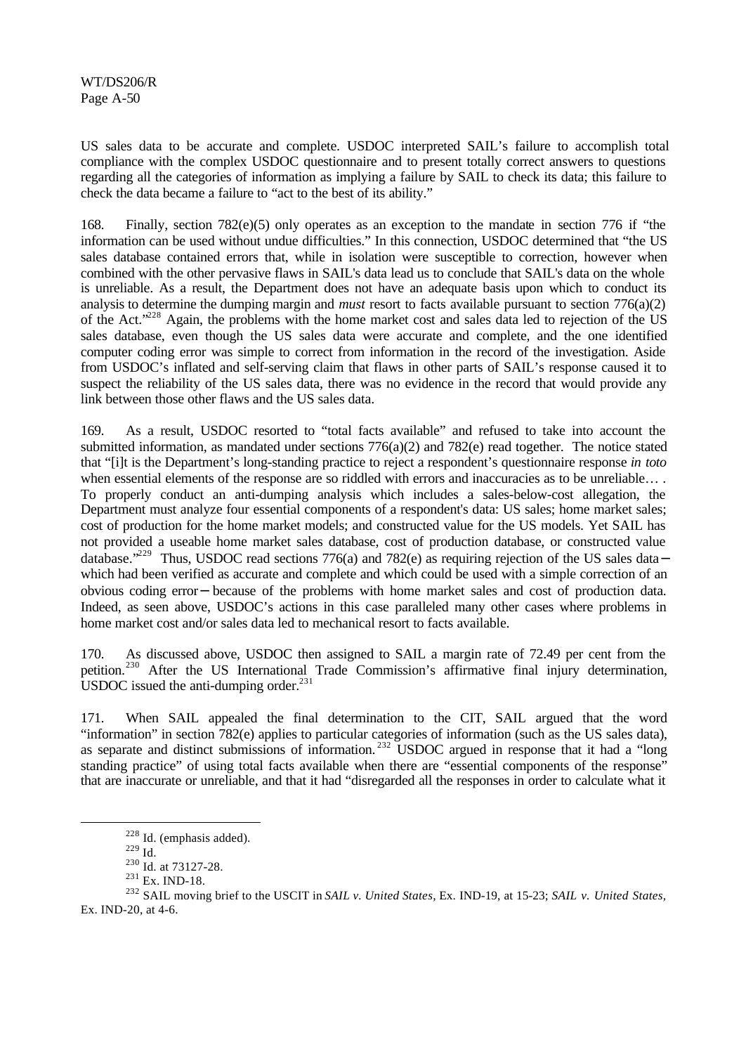US sales data to be accurate and complete. USDOC interpreted SAIL's failure to accomplish total compliance with the complex USDOC questionnaire and to present totally correct answers to questions regarding all the categories of information as implying a failure by SAIL to check its data; this failure to check the data became a failure to "act to the best of its ability."

168. Finally, section 782(e)(5) only operates as an exception to the mandate in section 776 if "the information can be used without undue difficulties." In this connection, USDOC determined that "the US sales database contained errors that, while in isolation were susceptible to correction, however when combined with the other pervasive flaws in SAIL's data lead us to conclude that SAIL's data on the whole is unreliable. As a result, the Department does not have an adequate basis upon which to conduct its analysis to determine the dumping margin and *must* resort to facts available pursuant to section 776(a)(2) of the Act."[228] Again, the problems with the home market cost and sales data led to rejection of the US sales database, even though the US sales data were accurate and complete, and the one identified computer coding error was simple to correct from information in the record of the investigation. Aside from USDOC's inflated and self-serving claim that flaws in other parts of SAIL's response caused it to suspect the reliability of the US sales data, there was no evidence in the record that would provide any link between those other flaws and the US sales data.

169. As a result, USDOC resorted to "total facts available" and refused to take into account the submitted information, as mandated under sections 776(a)(2) and 782(e) read together. The notice stated that "[i]t is the Department's long-standing practice to reject a respondent's questionnaire response *in toto* when essential elements of the response are so riddled with errors and inaccuracies as to be unreliable… . To properly conduct an anti-dumping analysis which includes a sales-below-cost allegation, the Department must analyze four essential components of a respondent's data: US sales; home market sales; cost of production for the home market models; and constructed value for the US models. Yet SAIL has not provided a useable home market sales database, cost of production database, or constructed value database."[229] Thus, USDOC read sections 776(a) and 782(e) as requiring rejection of the US sales data – which had been verified as accurate and complete and which could be used with a simple correction of an obvious coding error – because of the problems with home market sales and cost of production data. Indeed, as seen above, USDOC's actions in this case paralleled many other cases where problems in home market cost and/or sales data led to mechanical resort to facts available.

170. As discussed above, USDOC then assigned to SAIL a margin rate of 72.49 per cent from the petition.[230] After the US International Trade Commission's affirmative final injury determination, USDOC issued the anti-dumping order.[231]

171. When SAIL appealed the final determination to the CIT, SAIL argued that the word "information" in section 782(e) applies to particular categories of information (such as the US sales data), as separate and distinct submissions of information.[232] USDOC argued in response that it had a "long standing practice" of using total facts available when there are "essential components of the response" that are inaccurate or unreliable, and that it had "disregarded all the responses in order to calculate what it

---

[228] Id. (emphasis added).

[229] Id.

[230] Id. at 73127-28.

[231] Ex. IND-18.

[232] SAIL moving brief to the USCIT in *SAIL v. United States,* Ex. IND-19, at 15-23; *SAIL v. United States,* Ex. IND-20, at 4-6.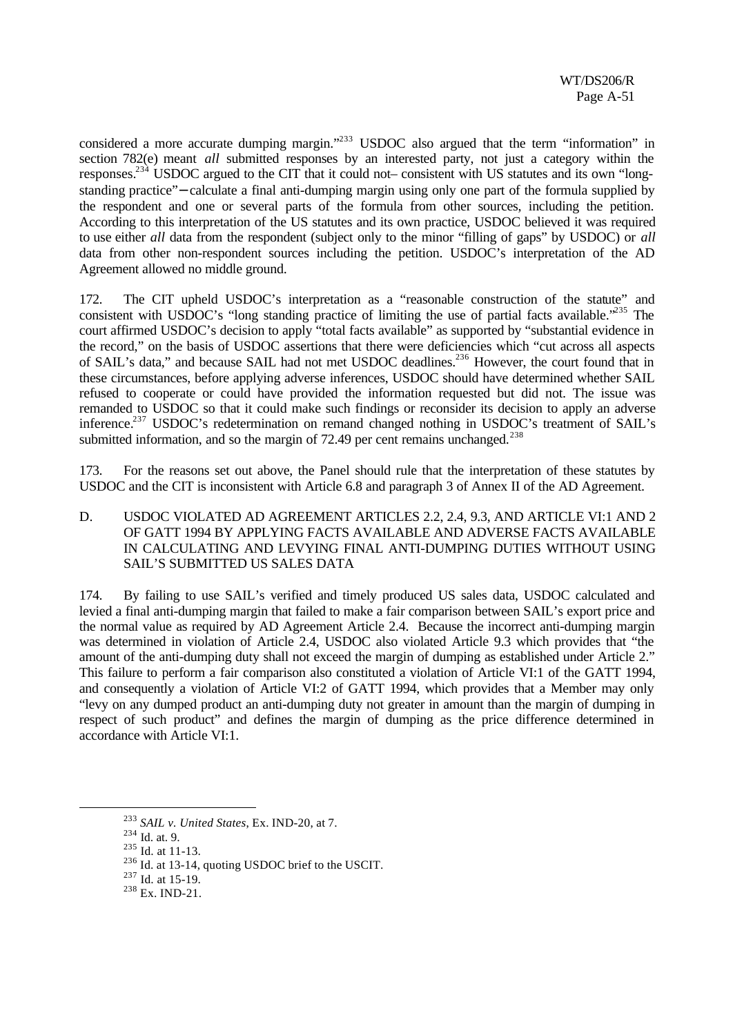considered a more accurate dumping margin."[233] USDOC also argued that the term "information" in section 782(e) meant *all* submitted responses by an interested party, not just a category within the responses.[234] USDOC argued to the CIT that it could not– consistent with US statutes and its own "long-standing practice"–calculate a final anti-dumping margin using only one part of the formula supplied by the respondent and one or several parts of the formula from other sources, including the petition. According to this interpretation of the US statutes and its own practice, USDOC believed it was required to use either *all* data from the respondent (subject only to the minor "filling of gaps" by USDOC) or *all* data from other non-respondent sources including the petition. USDOC's interpretation of the AD Agreement allowed no middle ground.

172. The CIT upheld USDOC's interpretation as a "reasonable construction of the statute" and consistent with USDOC's "long standing practice of limiting the use of partial facts available."[235] The court affirmed USDOC's decision to apply "total facts available" as supported by "substantial evidence in the record," on the basis of USDOC assertions that there were deficiencies which "cut across all aspects of SAIL's data," and because SAIL had not met USDOC deadlines.[236] However, the court found that in these circumstances, before applying adverse inferences, USDOC should have determined whether SAIL refused to cooperate or could have provided the information requested but did not. The issue was remanded to USDOC so that it could make such findings or reconsider its decision to apply an adverse inference.[237] USDOC's redetermination on remand changed nothing in USDOC's treatment of SAIL's submitted information, and so the margin of 72.49 per cent remains unchanged.[238]

173. For the reasons set out above, the Panel should rule that the interpretation of these statutes by USDOC and the CIT is inconsistent with Article 6.8 and paragraph 3 of Annex II of the AD Agreement.

D. USDOC VIOLATED AD AGREEMENT ARTICLES 2.2, 2.4, 9.3, AND ARTICLE VI:1 AND 2 OF GATT 1994 BY APPLYING FACTS AVAILABLE AND ADVERSE FACTS AVAILABLE IN CALCULATING AND LEVYING FINAL ANTI-DUMPING DUTIES WITHOUT USING SAIL'S SUBMITTED US SALES DATA

174. By failing to use SAIL's verified and timely produced US sales data, USDOC calculated and levied a final anti-dumping margin that failed to make a fair comparison between SAIL's export price and the normal value as required by AD Agreement Article 2.4. Because the incorrect anti-dumping margin was determined in violation of Article 2.4, USDOC also violated Article 9.3 which provides that "the amount of the anti-dumping duty shall not exceed the margin of dumping as established under Article 2." This failure to perform a fair comparison also constituted a violation of Article VI:1 of the GATT 1994, and consequently a violation of Article VI:2 of GATT 1994, which provides that a Member may only "levy on any dumped product an anti-dumping duty not greater in amount than the margin of dumping in respect of such product" and defines the margin of dumping as the price difference determined in accordance with Article VI:1.

---

[233] *SAIL v. United States*, Ex. IND-20, at 7.

[234] Id. at. 9.

[235] Id. at 11-13.

[236] Id. at 13-14, quoting USDOC brief to the USCIT.

[237] Id. at 15-19.

[238] Ex. IND-21.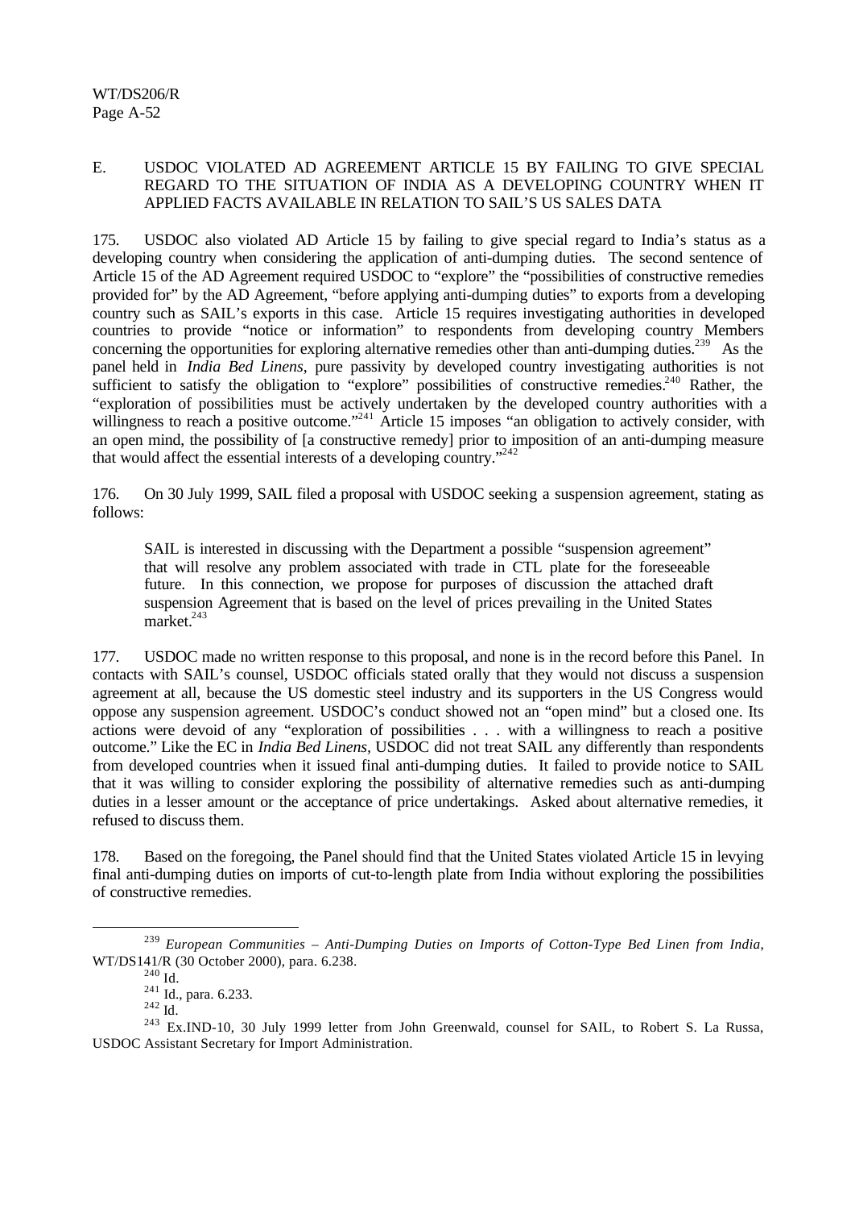### E. USDOC VIOLATED AD AGREEMENT ARTICLE 15 BY FAILING TO GIVE SPECIAL REGARD TO THE SITUATION OF INDIA AS A DEVELOPING COUNTRY WHEN IT APPLIED FACTS AVAILABLE IN RELATION TO SAIL'S US SALES DATA

175. USDOC also violated AD Article 15 by failing to give special regard to India's status as a developing country when considering the application of anti-dumping duties. The second sentence of Article 15 of the AD Agreement required USDOC to "explore" the "possibilities of constructive remedies provided for" by the AD Agreement, "before applying anti-dumping duties" to exports from a developing country such as SAIL's exports in this case. Article 15 requires investigating authorities in developed countries to provide "notice or information" to respondents from developing country Members concerning the opportunities for exploring alternative remedies other than anti-dumping duties.[239] As the panel held in *India Bed Linens*, pure passivity by developed country investigating authorities is not sufficient to satisfy the obligation to "explore" possibilities of constructive remedies.[240] Rather, the "exploration of possibilities must be actively undertaken by the developed country authorities with a willingness to reach a positive outcome."[241] Article 15 imposes "an obligation to actively consider, with an open mind, the possibility of [a constructive remedy] prior to imposition of an anti-dumping measure that would affect the essential interests of a developing country."[242]

176. On 30 July 1999, SAIL filed a proposal with USDOC seeking a suspension agreement, stating as follows:

> SAIL is interested in discussing with the Department a possible "suspension agreement" that will resolve any problem associated with trade in CTL plate for the foreseeable future. In this connection, we propose for purposes of discussion the attached draft suspension Agreement that is based on the level of prices prevailing in the United States market.[243]

177. USDOC made no written response to this proposal, and none is in the record before this Panel. In contacts with SAIL's counsel, USDOC officials stated orally that they would not discuss a suspension agreement at all, because the US domestic steel industry and its supporters in the US Congress would oppose any suspension agreement. USDOC's conduct showed not an "open mind" but a closed one. Its actions were devoid of any "exploration of possibilities . . . with a willingness to reach a positive outcome." Like the EC in *India Bed Linens*, USDOC did not treat SAIL any differently than respondents from developed countries when it issued final anti-dumping duties. It failed to provide notice to SAIL that it was willing to consider exploring the possibility of alternative remedies such as anti-dumping duties in a lesser amount or the acceptance of price undertakings. Asked about alternative remedies, it refused to discuss them.

178. Based on the foregoing, the Panel should find that the United States violated Article 15 in levying final anti-dumping duties on imports of cut-to-length plate from India without exploring the possibilities of constructive remedies.

---

[239] *European Communities – Anti-Dumping Duties on Imports of Cotton-Type Bed Linen from India*, WT/DS141/R (30 October 2000), para. 6.238.

[240] Id.

[241] Id., para. 6.233.

[242] Id.

[243] Ex.IND-10, 30 July 1999 letter from John Greenwald, counsel for SAIL, to Robert S. La Russa, USDOC Assistant Secretary for Import Administration.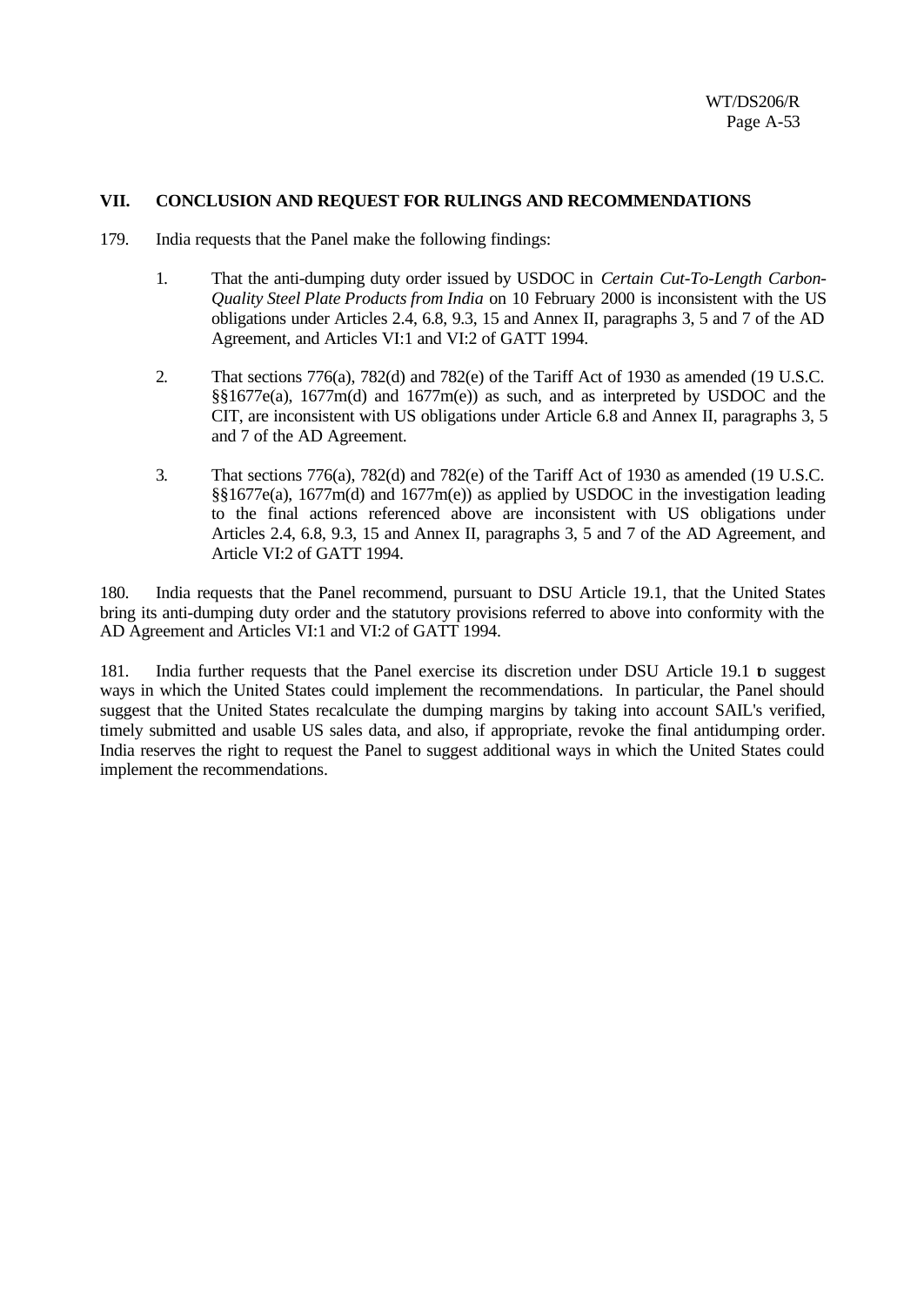## VII. CONCLUSION AND REQUEST FOR RULINGS AND RECOMMENDATIONS

179. India requests that the Panel make the following findings:

1. That the anti-dumping duty order issued by USDOC in *Certain Cut-To-Length Carbon-Quality Steel Plate Products from India* on 10 February 2000 is inconsistent with the US obligations under Articles 2.4, 6.8, 9.3, 15 and Annex II, paragraphs 3, 5 and 7 of the AD Agreement, and Articles VI:1 and VI:2 of GATT 1994.

2. That sections 776(a), 782(d) and 782(e) of the Tariff Act of 1930 as amended (19 U.S.C. §§1677e(a), 1677m(d) and 1677m(e)) as such, and as interpreted by USDOC and the CIT, are inconsistent with US obligations under Article 6.8 and Annex II, paragraphs 3, 5 and 7 of the AD Agreement.

3. That sections 776(a), 782(d) and 782(e) of the Tariff Act of 1930 as amended (19 U.S.C. §§1677e(a), 1677m(d) and 1677m(e)) as applied by USDOC in the investigation leading to the final actions referenced above are inconsistent with US obligations under Articles 2.4, 6.8, 9.3, 15 and Annex II, paragraphs 3, 5 and 7 of the AD Agreement, and Article VI:2 of GATT 1994.

180. India requests that the Panel recommend, pursuant to DSU Article 19.1, that the United States bring its anti-dumping duty order and the statutory provisions referred to above into conformity with the AD Agreement and Articles VI:1 and VI:2 of GATT 1994.

181. India further requests that the Panel exercise its discretion under DSU Article 19.1 to suggest ways in which the United States could implement the recommendations. In particular, the Panel should suggest that the United States recalculate the dumping margins by taking into account SAIL's verified, timely submitted and usable US sales data, and also, if appropriate, revoke the final antidumping order. India reserves the right to request the Panel to suggest additional ways in which the United States could implement the recommendations.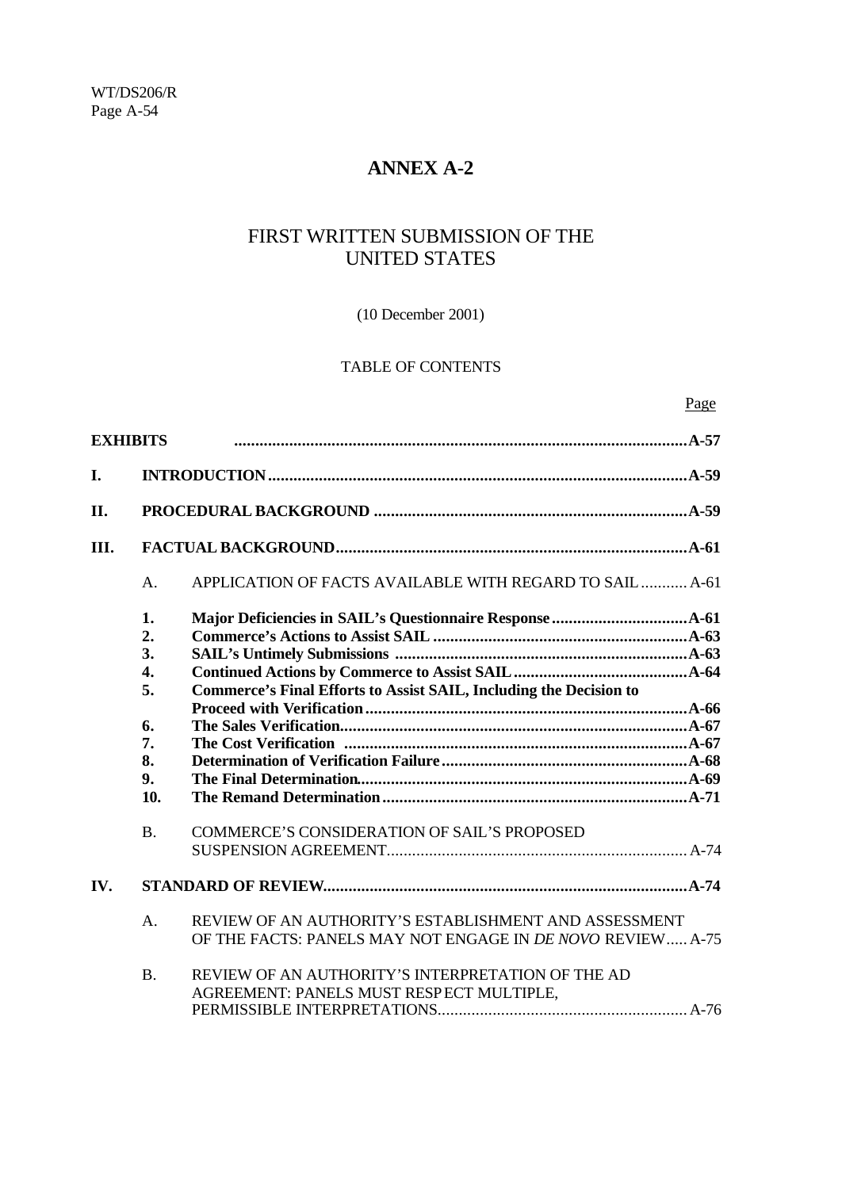# ANNEX A-2

## FIRST WRITTEN SUBMISSION OF THE UNITED STATES

(10 December 2001)

TABLE OF CONTENTS

| | | | Page |
|---|---|---|---|
| **EXHIBITS** | | | **A-57** |
| **I.** | **INTRODUCTION** | | **A-59** |
| **II.** | **PROCEDURAL BACKGROUND** | | **A-59** |
| **III.** | **FACTUAL BACKGROUND** | | **A-61** |
| | A. | APPLICATION OF FACTS AVAILABLE WITH REGARD TO SAIL | A-61 |
| | **1.** | **Major Deficiencies in SAIL's Questionnaire Response** | **A-61** |
| | **2.** | **Commerce's Actions to Assist SAIL** | **A-63** |
| | **3.** | **SAIL's Untimely Submissions** | **A-63** |
| | **4.** | **Continued Actions by Commerce to Assist SAIL** | **A-64** |
| | **5.** | **Commerce's Final Efforts to Assist SAIL, Including the Decision to Proceed with Verification** | **A-66** |
| | **6.** | **The Sales Verification** | **A-67** |
| | **7.** | **The Cost Verification** | **A-67** |
| | **8.** | **Determination of Verification Failure** | **A-68** |
| | **9.** | **The Final Determination** | **A-69** |
| | **10.** | **The Remand Determination** | **A-71** |
| | B. | COMMERCE'S CONSIDERATION OF SAIL'S PROPOSED SUSPENSION AGREEMENT | A-74 |
| **IV.** | **STANDARD OF REVIEW** | | **A-74** |
| | A. | REVIEW OF AN AUTHORITY'S ESTABLISHMENT AND ASSESSMENT OF THE FACTS: PANELS MAY NOT ENGAGE IN *DE NOVO* REVIEW | A-75 |
| | B. | REVIEW OF AN AUTHORITY'S INTERPRETATION OF THE AD AGREEMENT: PANELS MUST RESPECT MULTIPLE, PERMISSIBLE INTERPRETATIONS | A-76 |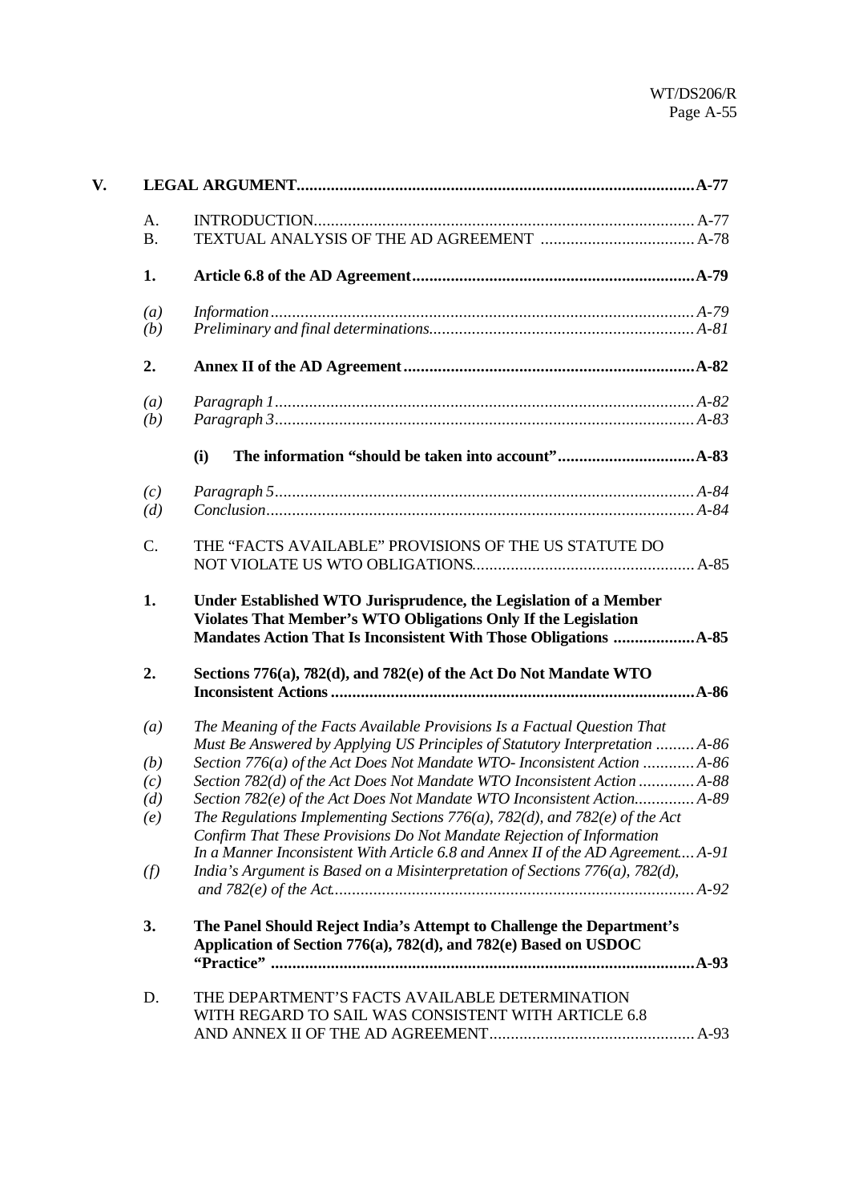| | | | |
|---|---|---|---|
| **V.** | **LEGAL ARGUMENT** | | **A-77** |
| | A. | INTRODUCTION | A-77 |
| | B. | TEXTUAL ANALYSIS OF THE AD AGREEMENT | A-78 |
| | **1.** | **Article 6.8 of the AD Agreement** | **A-79** |
| | *(a)* | *Information* | *A-79* |
| | *(b)* | *Preliminary and final determinations* | *A-81* |
| | **2.** | **Annex II of the AD Agreement** | **A-82** |
| | *(a)* | *Paragraph 1* | *A-82* |
| | *(b)* | *Paragraph 3* | *A-83* |
| | | **(i) The information "should be taken into account"** | **A-83** |
| | *(c)* | *Paragraph 5* | *A-84* |
| | *(d)* | *Conclusion* | *A-84* |
| | C. | THE "FACTS AVAILABLE" PROVISIONS OF THE US STATUTE DO NOT VIOLATE US WTO OBLIGATIONS | A-85 |
| | **1.** | **Under Established WTO Jurisprudence, the Legislation of a Member Violates That Member's WTO Obligations Only If the Legislation Mandates Action That Is Inconsistent With Those Obligations** | **A-85** |
| | **2.** | **Sections 776(a), 782(d), and 782(e) of the Act Do Not Mandate WTO Inconsistent Actions** | **A-86** |
| | *(a)* | *The Meaning of the Facts Available Provisions Is a Factual Question That Must Be Answered by Applying US Principles of Statutory Interpretation* | *A-86* |
| | *(b)* | *Section 776(a) of the Act Does Not Mandate WTO- Inconsistent Action* | *A-86* |
| | *(c)* | *Section 782(d) of the Act Does Not Mandate WTO Inconsistent Action* | *A-88* |
| | *(d)* | *Section 782(e) of the Act Does Not Mandate WTO Inconsistent Action* | *A-89* |
| | *(e)* | *The Regulations Implementing Sections 776(a), 782(d), and 782(e) of the Act Confirm That These Provisions Do Not Mandate Rejection of Information In a Manner Inconsistent With Article 6.8 and Annex II of the AD Agreement* | *A-91* |
| | *(f)* | *India's Argument is Based on a Misinterpretation of Sections 776(a), 782(d), and 782(e) of the Act* | *A-92* |
| | **3.** | **The Panel Should Reject India's Attempt to Challenge the Department's Application of Section 776(a), 782(d), and 782(e) Based on USDOC "Practice"** | **A-93** |
| | D. | THE DEPARTMENT'S FACTS AVAILABLE DETERMINATION WITH REGARD TO SAIL WAS CONSISTENT WITH ARTICLE 6.8 AND ANNEX II OF THE AD AGREEMENT | A-93 |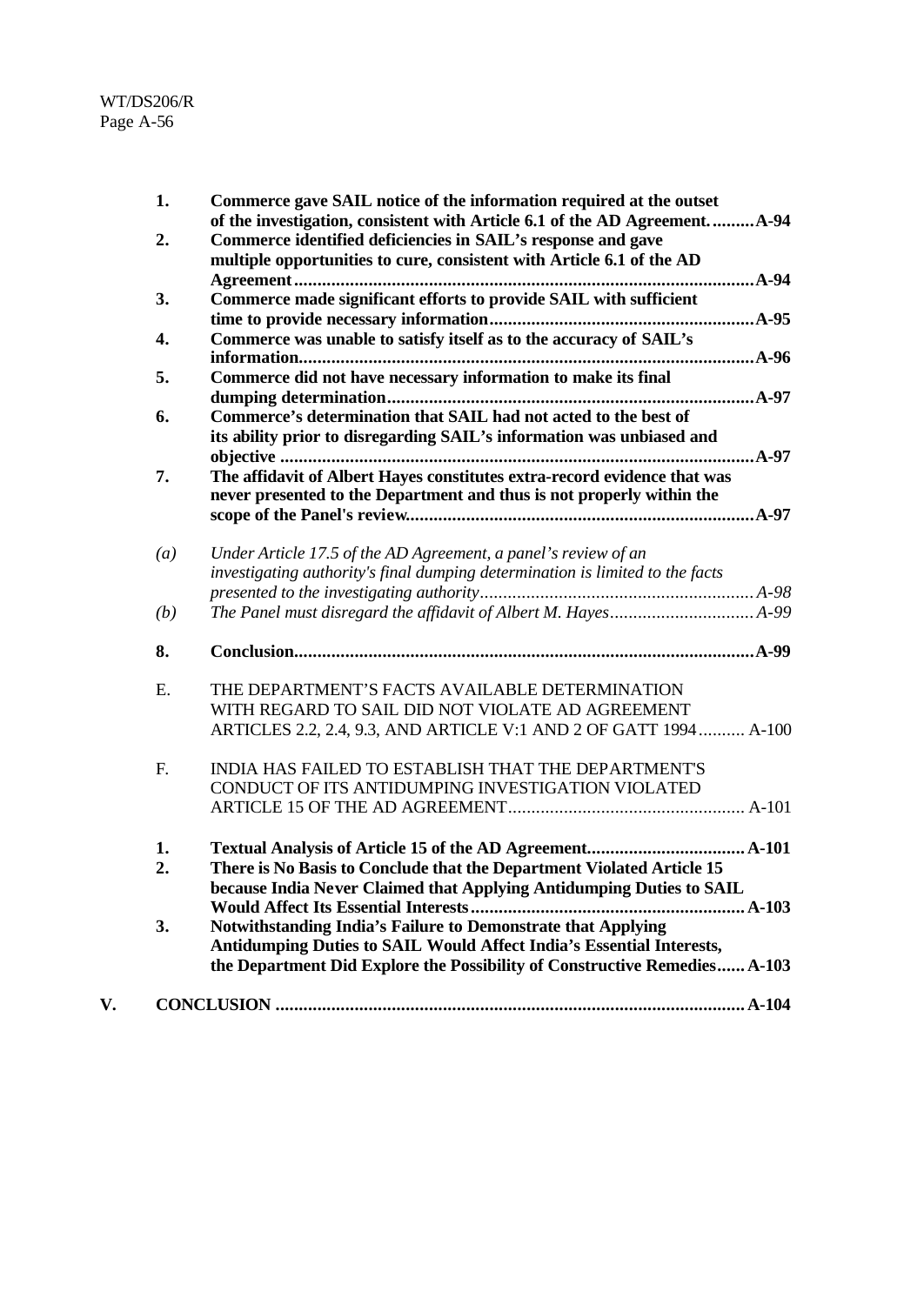**1.** **Commerce gave SAIL notice of the information required at the outset of the investigation, consistent with Article 6.1 of the AD Agreement.** ......... **A-94**

**2.** **Commerce identified deficiencies in SAIL's response and gave multiple opportunities to cure, consistent with Article 6.1 of the AD Agreement** ................................................................................................. **A-94**

**3.** **Commerce made significant efforts to provide SAIL with sufficient time to provide necessary information** ....................................................... **A-95**

**4.** **Commerce was unable to satisfy itself as to the accuracy of SAIL's information** ................................................................................................ **A-96**

**5.** **Commerce did not have necessary information to make its final dumping determination** ............................................................................. **A-97**

**6.** **Commerce's determination that SAIL had not acted to the best of its ability prior to disregarding SAIL's information was unbiased and objective** .................................................................................................... **A-97**

**7.** **The affidavit of Albert Hayes constitutes extra-record evidence that was never presented to the Department and thus is not properly within the scope of the Panel's review** ......................................................................... **A-97**

*(a)* *Under Article 17.5 of the AD Agreement, a panel's review of an investigating authority's final dumping determination is limited to the facts presented to the investigating authority* .......................................................... *A-98*

*(b)* *The Panel must disregard the affidavit of Albert M. Hayes* .............................. *A-99*

**8.** **Conclusion** ................................................................................................ **A-99**

E. THE DEPARTMENT'S FACTS AVAILABLE DETERMINATION WITH REGARD TO SAIL DID NOT VIOLATE AD AGREEMENT ARTICLES 2.2, 2.4, 9.3, AND ARTICLE V:1 AND 2 OF GATT 1994 .......... A-100

F. INDIA HAS FAILED TO ESTABLISH THAT THE DEPARTMENT'S CONDUCT OF ITS ANTIDUMPING INVESTIGATION VIOLATED ARTICLE 15 OF THE AD AGREEMENT .................................................. A-101

**1.** **Textual Analysis of Article 15 of the AD Agreement** ................................. **A-101**

**2.** **There is No Basis to Conclude that the Department Violated Article 15 because India Never Claimed that Applying Antidumping Duties to SAIL Would Affect Its Essential Interests** .......................................................... **A-103**

**3.** **Notwithstanding India's Failure to Demonstrate that Applying Antidumping Duties to SAIL Would Affect India's Essential Interests, the Department Did Explore the Possibility of Constructive Remedies** ...... **A-103**

**V.** **CONCLUSION** .................................................................................................... **A-104**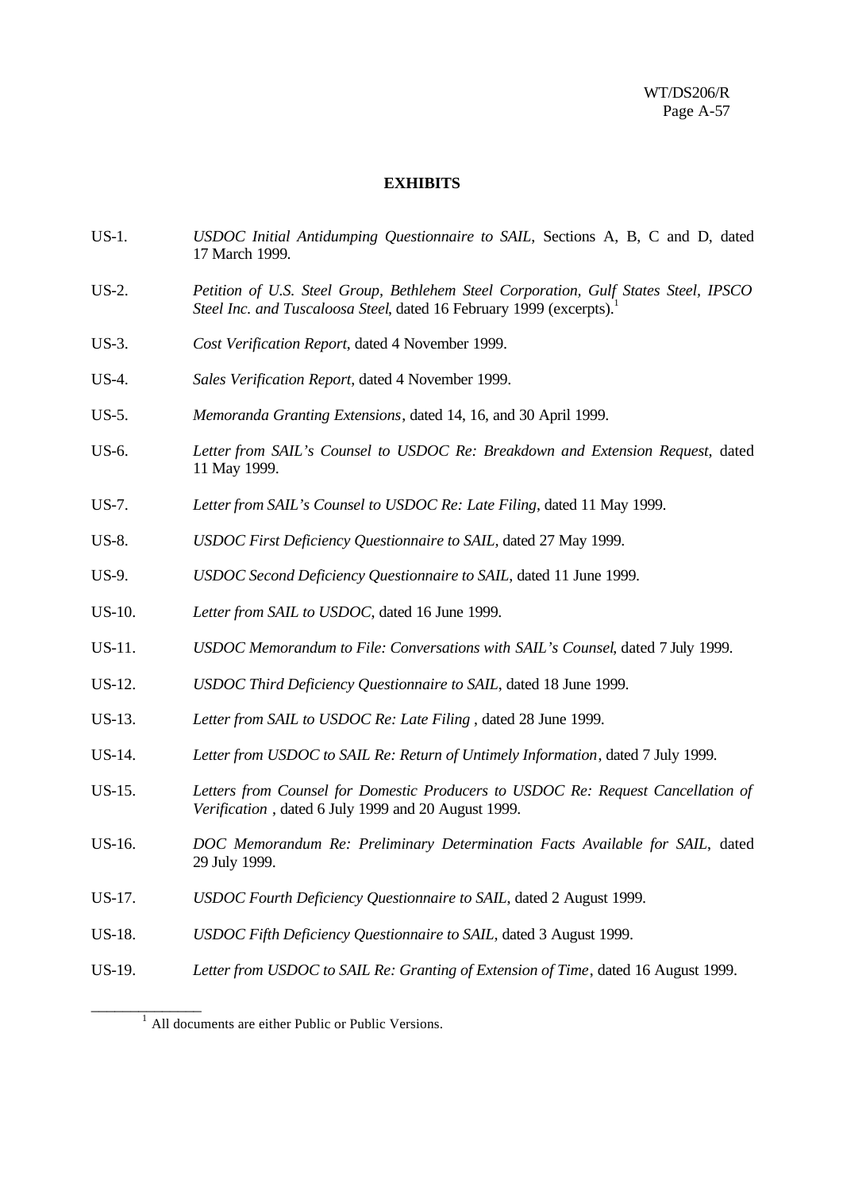**EXHIBITS**

US-1. *USDOC Initial Antidumping Questionnaire to SAIL*, Sections A, B, C and D, dated 17 March 1999.

US-2. *Petition of U.S. Steel Group, Bethlehem Steel Corporation, Gulf States Steel, IPSCO Steel Inc. and Tuscaloosa Steel*, dated 16 February 1999 (excerpts).[1]

US-3. *Cost Verification Report*, dated 4 November 1999.

US-4. *Sales Verification Report*, dated 4 November 1999.

US-5. *Memoranda Granting Extensions*, dated 14, 16, and 30 April 1999.

US-6. *Letter from SAIL's Counsel to USDOC Re: Breakdown and Extension Request*, dated 11 May 1999.

US-7. *Letter from SAIL's Counsel to USDOC Re: Late Filing*, dated 11 May 1999.

US-8. *USDOC First Deficiency Questionnaire to SAIL*, dated 27 May 1999.

US-9. *USDOC Second Deficiency Questionnaire to SAIL*, dated 11 June 1999.

US-10. *Letter from SAIL to USDOC*, dated 16 June 1999.

US-11. *USDOC Memorandum to File: Conversations with SAIL's Counsel*, dated 7 July 1999.

US-12. *USDOC Third Deficiency Questionnaire to SAIL*, dated 18 June 1999.

US-13. *Letter from SAIL to USDOC Re: Late Filing* , dated 28 June 1999.

US-14. *Letter from USDOC to SAIL Re: Return of Untimely Information*, dated 7 July 1999.

US-15. *Letters from Counsel for Domestic Producers to USDOC Re: Request Cancellation of Verification* , dated 6 July 1999 and 20 August 1999.

US-16. *DOC Memorandum Re: Preliminary Determination Facts Available for SAIL*, dated 29 July 1999.

US-17. *USDOC Fourth Deficiency Questionnaire to SAIL*, dated 2 August 1999.

US-18. *USDOC Fifth Deficiency Questionnaire to SAIL*, dated 3 August 1999.

US-19. *Letter from USDOC to SAIL Re: Granting of Extension of Time*, dated 16 August 1999.

---

[1] All documents are either Public or Public Versions.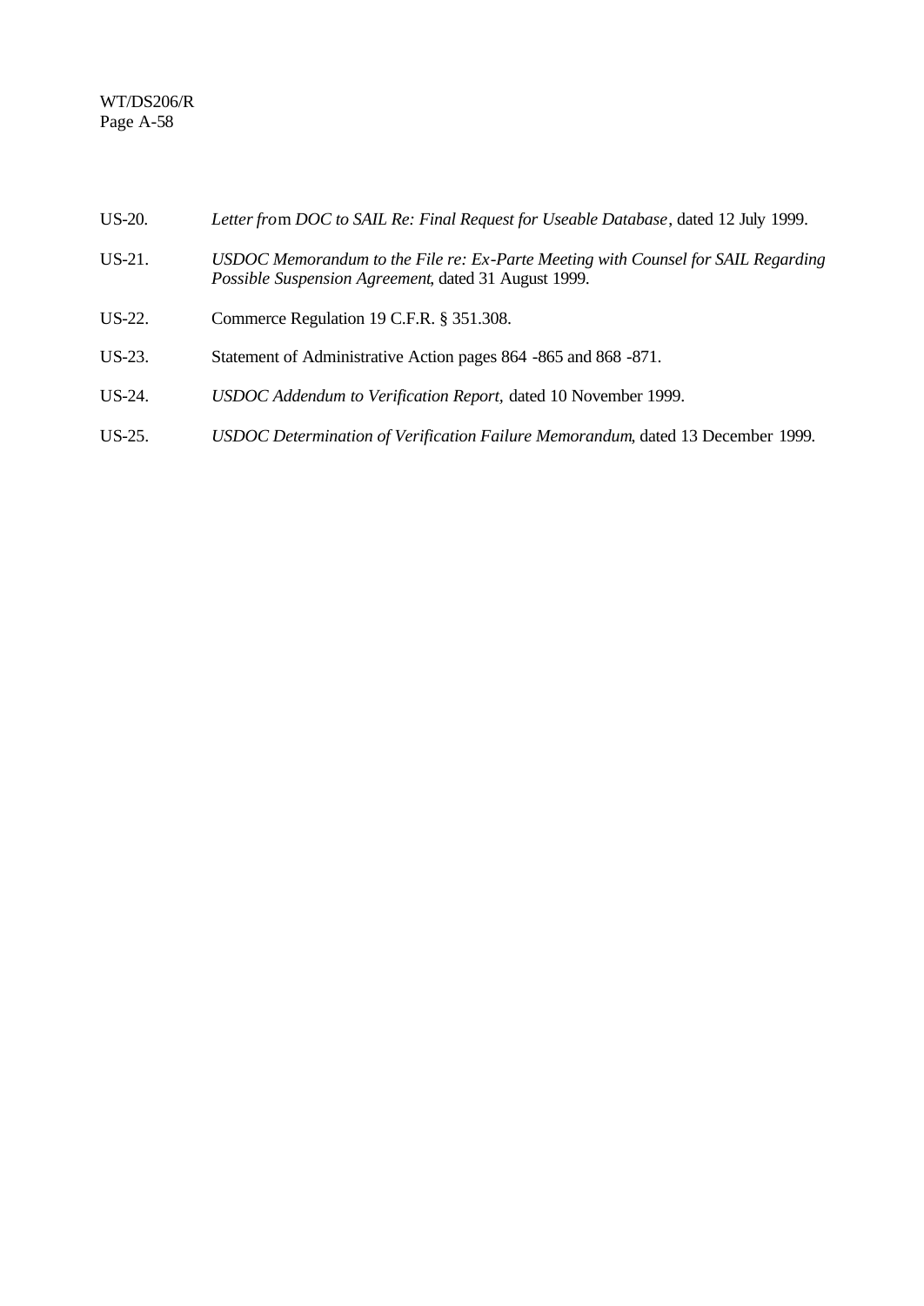US-20. *Letter from DOC to SAIL Re: Final Request for Useable Database*, dated 12 July 1999.

US-21. *USDOC Memorandum to the File re: Ex-Parte Meeting with Counsel for SAIL Regarding Possible Suspension Agreement*, dated 31 August 1999.

US-22. Commerce Regulation 19 C.F.R. § 351.308.

US-23. Statement of Administrative Action pages 864 -865 and 868 -871.

US-24. *USDOC Addendum to Verification Report*, dated 10 November 1999.

US-25. *USDOC Determination of Verification Failure Memorandum*, dated 13 December 1999.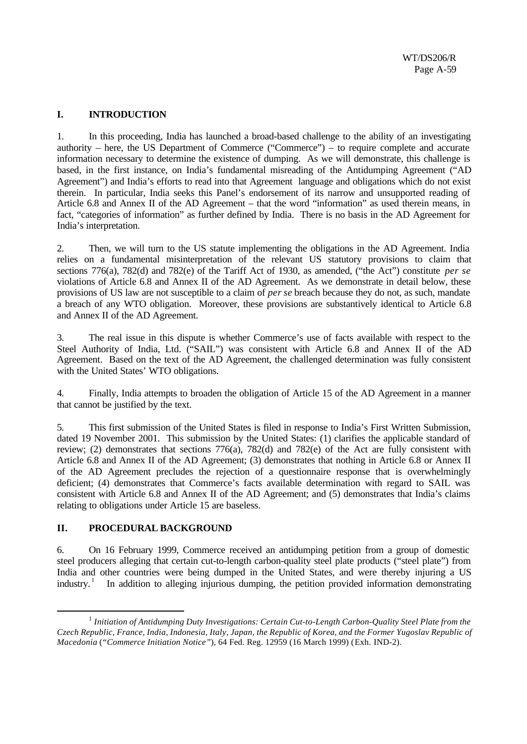## I. INTRODUCTION

1. In this proceeding, India has launched a broad-based challenge to the ability of an investigating authority – here, the US Department of Commerce ("Commerce") – to require complete and accurate information necessary to determine the existence of dumping. As we will demonstrate, this challenge is based, in the first instance, on India's fundamental misreading of the Antidumping Agreement ("AD Agreement") and India's efforts to read into that Agreement language and obligations which do not exist therein. In particular, India seeks this Panel's endorsement of its narrow and unsupported reading of Article 6.8 and Annex II of the AD Agreement – that the word "information" as used therein means, in fact, "categories of information" as further defined by India. There is no basis in the AD Agreement for India's interpretation.

2. Then, we will turn to the US statute implementing the obligations in the AD Agreement. India relies on a fundamental misinterpretation of the relevant US statutory provisions to claim that sections 776(a), 782(d) and 782(e) of the Tariff Act of 1930, as amended, ("the Act") constitute *per se* violations of Article 6.8 and Annex II of the AD Agreement. As we demonstrate in detail below, these provisions of US law are not susceptible to a claim of *per se* breach because they do not, as such, mandate a breach of any WTO obligation. Moreover, these provisions are substantively identical to Article 6.8 and Annex II of the AD Agreement.

3. The real issue in this dispute is whether Commerce's use of facts available with respect to the Steel Authority of India, Ltd. ("SAIL") was consistent with Article 6.8 and Annex II of the AD Agreement. Based on the text of the AD Agreement, the challenged determination was fully consistent with the United States' WTO obligations.

4. Finally, India attempts to broaden the obligation of Article 15 of the AD Agreement in a manner that cannot be justified by the text.

5. This first submission of the United States is filed in response to India's First Written Submission, dated 19 November 2001. This submission by the United States: (1) clarifies the applicable standard of review; (2) demonstrates that sections 776(a), 782(d) and 782(e) of the Act are fully consistent with Article 6.8 and Annex II of the AD Agreement; (3) demonstrates that nothing in Article 6.8 or Annex II of the AD Agreement precludes the rejection of a questionnaire response that is overwhelmingly deficient; (4) demonstrates that Commerce's facts available determination with regard to SAIL was consistent with Article 6.8 and Annex II of the AD Agreement; and (5) demonstrates that India's claims relating to obligations under Article 15 are baseless.

## II. PROCEDURAL BACKGROUND

6. On 16 February 1999, Commerce received an antidumping petition from a group of domestic steel producers alleging that certain cut-to-length carbon-quality steel plate products ("steel plate") from India and other countries were being dumped in the United States, and were thereby injuring a US industry.[1] In addition to alleging injurious dumping, the petition provided information demonstrating

[1] *Initiation of Antidumping Duty Investigations: Certain Cut-to-Length Carbon-Quality Steel Plate from the Czech Republic, France, India, Indonesia, Italy, Japan, the Republic of Korea, and the Former Yugoslav Republic of Macedonia* (*"Commerce Initiation Notice"*), 64 Fed. Reg. 12959 (16 March 1999) (Exh. IND-2).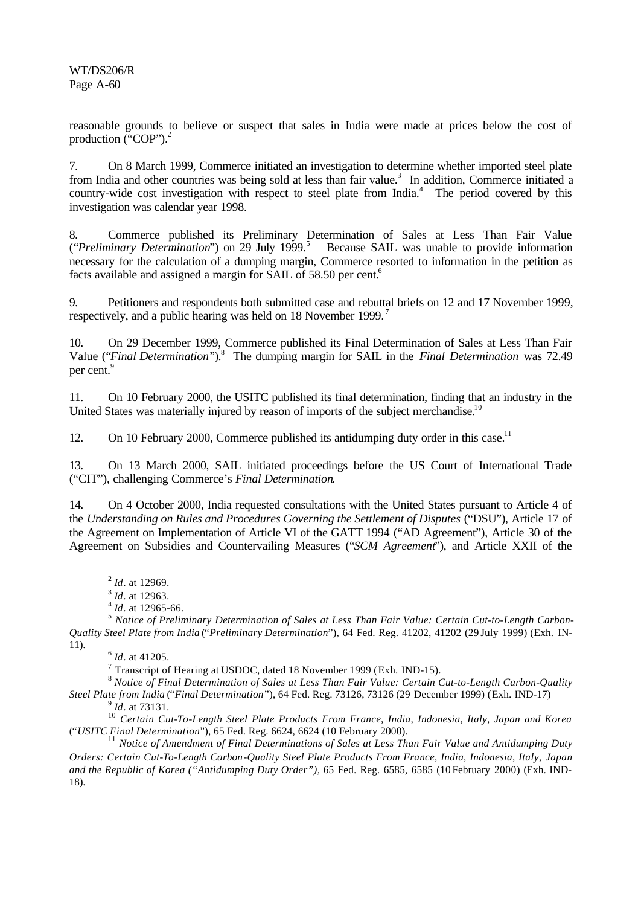reasonable grounds to believe or suspect that sales in India were made at prices below the cost of production ("COP").[2]

7. On 8 March 1999, Commerce initiated an investigation to determine whether imported steel plate from India and other countries was being sold at less than fair value.[3] In addition, Commerce initiated a country-wide cost investigation with respect to steel plate from India.[4] The period covered by this investigation was calendar year 1998.

8. Commerce published its Preliminary Determination of Sales at Less Than Fair Value ("*Preliminary Determination*") on 29 July 1999.[5] Because SAIL was unable to provide information necessary for the calculation of a dumping margin, Commerce resorted to information in the petition as facts available and assigned a margin for SAIL of 58.50 per cent.[6]

9. Petitioners and respondents both submitted case and rebuttal briefs on 12 and 17 November 1999, respectively, and a public hearing was held on 18 November 1999.[7]

10. On 29 December 1999, Commerce published its Final Determination of Sales at Less Than Fair Value ("*Final Determination*").[8] The dumping margin for SAIL in the *Final Determination* was 72.49 per cent.[9]

11. On 10 February 2000, the USITC published its final determination, finding that an industry in the United States was materially injured by reason of imports of the subject merchandise.[10]

12. On 10 February 2000, Commerce published its antidumping duty order in this case.[11]

13. On 13 March 2000, SAIL initiated proceedings before the US Court of International Trade ("CIT"), challenging Commerce's *Final Determination*.

14. On 4 October 2000, India requested consultations with the United States pursuant to Article 4 of the *Understanding on Rules and Procedures Governing the Settlement of Disputes* ("DSU"), Article 17 of the Agreement on Implementation of Article VI of the GATT 1994 ("AD Agreement"), Article 30 of the Agreement on Subsidies and Countervailing Measures ("*SCM Agreement*"), and Article XXII of the

---

[2] *Id*. at 12969.

[3] *Id*. at 12963.

[4] *Id*. at 12965-66.

[5] *Notice of Preliminary Determination of Sales at Less Than Fair Value: Certain Cut-to-Length Carbon-Quality Steel Plate from India* ("*Preliminary Determination*"), 64 Fed. Reg. 41202, 41202 (29 July 1999) (Exh. IN-11).

[6] *Id*. at 41205.

[7] Transcript of Hearing at USDOC, dated 18 November 1999 (Exh. IND-15).

[8] *Notice of Final Determination of Sales at Less Than Fair Value: Certain Cut-to-Length Carbon-Quality Steel Plate from India* ("*Final Determination*"), 64 Fed. Reg. 73126, 73126 (29 December 1999) (Exh. IND-17)

[9] *Id*. at 73131.

[10] *Certain Cut-To-Length Steel Plate Products From France, India, Indonesia, Italy, Japan and Korea* ("*USITC Final Determination*"), 65 Fed. Reg. 6624, 6624 (10 February 2000).

[11] *Notice of Amendment of Final Determinations of Sales at Less Than Fair Value and Antidumping Duty Orders: Certain Cut-To-Length Carbon-Quality Steel Plate Products From France, India, Indonesia, Italy, Japan and the Republic of Korea ("Antidumping Duty Order"),* 65 Fed. Reg. 6585, 6585 (10 February 2000) (Exh. IND-18).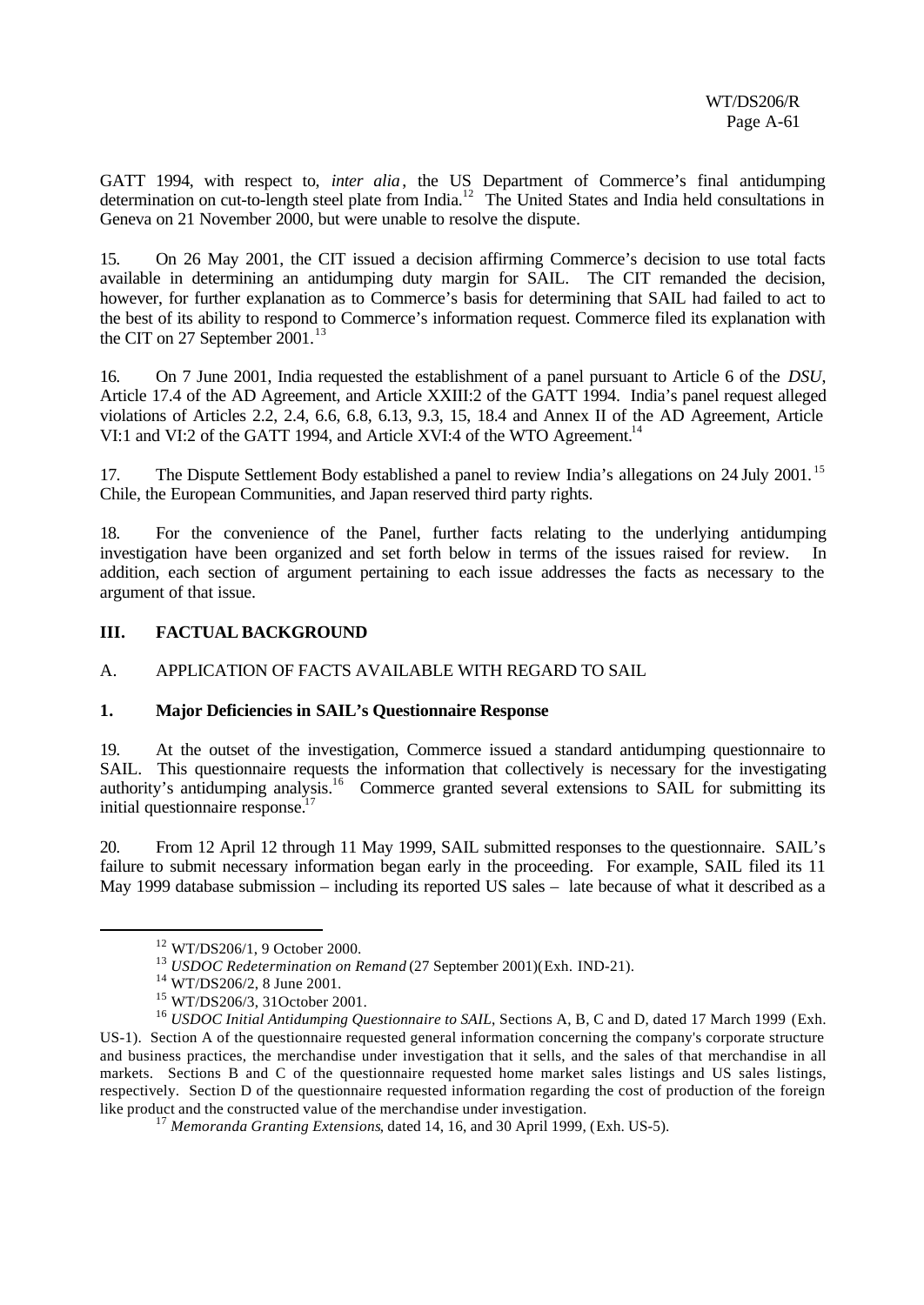GATT 1994, with respect to, *inter alia*, the US Department of Commerce's final antidumping determination on cut-to-length steel plate from India.[12] The United States and India held consultations in Geneva on 21 November 2000, but were unable to resolve the dispute.

15. On 26 May 2001, the CIT issued a decision affirming Commerce's decision to use total facts available in determining an antidumping duty margin for SAIL. The CIT remanded the decision, however, for further explanation as to Commerce's basis for determining that SAIL had failed to act to the best of its ability to respond to Commerce's information request. Commerce filed its explanation with the CIT on 27 September 2001.[13]

16. On 7 June 2001, India requested the establishment of a panel pursuant to Article 6 of the *DSU*, Article 17.4 of the AD Agreement, and Article XXIII:2 of the GATT 1994. India's panel request alleged violations of Articles 2.2, 2.4, 6.6, 6.8, 6.13, 9.3, 15, 18.4 and Annex II of the AD Agreement, Article VI:1 and VI:2 of the GATT 1994, and Article XVI:4 of the WTO Agreement.[14]

17. The Dispute Settlement Body established a panel to review India's allegations on 24 July 2001.[15] Chile, the European Communities, and Japan reserved third party rights.

18. For the convenience of the Panel, further facts relating to the underlying antidumping investigation have been organized and set forth below in terms of the issues raised for review. In addition, each section of argument pertaining to each issue addresses the facts as necessary to the argument of that issue.

## III. FACTUAL BACKGROUND

### A. APPLICATION OF FACTS AVAILABLE WITH REGARD TO SAIL

#### 1. Major Deficiencies in SAIL's Questionnaire Response

19. At the outset of the investigation, Commerce issued a standard antidumping questionnaire to SAIL. This questionnaire requests the information that collectively is necessary for the investigating authority's antidumping analysis.[16] Commerce granted several extensions to SAIL for submitting its initial questionnaire response.[17]

20. From 12 April 12 through 11 May 1999, SAIL submitted responses to the questionnaire. SAIL's failure to submit necessary information began early in the proceeding. For example, SAIL filed its 11 May 1999 database submission – including its reported US sales – late because of what it described as a

---

[12] WT/DS206/1, 9 October 2000.

[13] *USDOC Redetermination on Remand* (27 September 2001)(Exh. IND-21).

[14] WT/DS206/2, 8 June 2001.

[15] WT/DS206/3, 31October 2001.

[16] *USDOC Initial Antidumping Questionnaire to SAIL*, Sections A, B, C and D, dated 17 March 1999 (Exh. US-1). Section A of the questionnaire requested general information concerning the company's corporate structure and business practices, the merchandise under investigation that it sells, and the sales of that merchandise in all markets. Sections B and C of the questionnaire requested home market sales listings and US sales listings, respectively. Section D of the questionnaire requested information regarding the cost of production of the foreign like product and the constructed value of the merchandise under investigation.

[17] *Memoranda Granting Extensions*, dated 14, 16, and 30 April 1999, (Exh. US-5).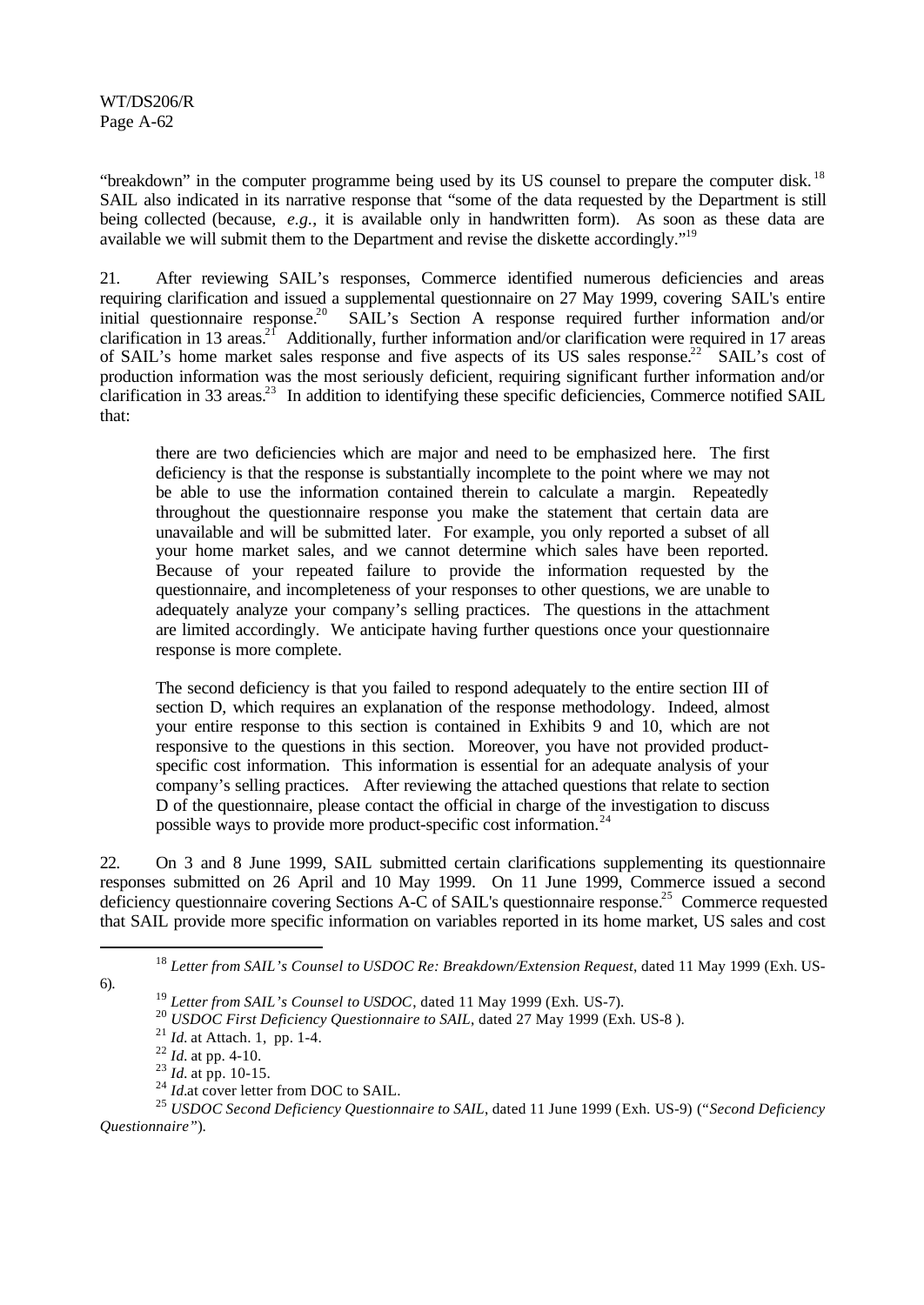"breakdown" in the computer programme being used by its US counsel to prepare the computer disk.[18] SAIL also indicated in its narrative response that "some of the data requested by the Department is still being collected (because, *e.g.*, it is available only in handwritten form). As soon as these data are available we will submit them to the Department and revise the diskette accordingly."[19]

21. After reviewing SAIL's responses, Commerce identified numerous deficiencies and areas requiring clarification and issued a supplemental questionnaire on 27 May 1999, covering SAIL's entire initial questionnaire response.[20] SAIL's Section A response required further information and/or clarification in 13 areas.[21] Additionally, further information and/or clarification were required in 17 areas of SAIL's home market sales response and five aspects of its US sales response.[22] SAIL's cost of production information was the most seriously deficient, requiring significant further information and/or clarification in 33 areas.[23] In addition to identifying these specific deficiencies, Commerce notified SAIL that:

> there are two deficiencies which are major and need to be emphasized here. The first deficiency is that the response is substantially incomplete to the point where we may not be able to use the information contained therein to calculate a margin. Repeatedly throughout the questionnaire response you make the statement that certain data are unavailable and will be submitted later. For example, you only reported a subset of all your home market sales, and we cannot determine which sales have been reported. Because of your repeated failure to provide the information requested by the questionnaire, and incompleteness of your responses to other questions, we are unable to adequately analyze your company's selling practices. The questions in the attachment are limited accordingly. We anticipate having further questions once your questionnaire response is more complete.
>
> The second deficiency is that you failed to respond adequately to the entire section III of section D, which requires an explanation of the response methodology. Indeed, almost your entire response to this section is contained in Exhibits 9 and 10, which are not responsive to the questions in this section. Moreover, you have not provided product-specific cost information. This information is essential for an adequate analysis of your company's selling practices. After reviewing the attached questions that relate to section D of the questionnaire, please contact the official in charge of the investigation to discuss possible ways to provide more product-specific cost information.[24]

22. On 3 and 8 June 1999, SAIL submitted certain clarifications supplementing its questionnaire responses submitted on 26 April and 10 May 1999. On 11 June 1999, Commerce issued a second deficiency questionnaire covering Sections A-C of SAIL's questionnaire response.[25] Commerce requested that SAIL provide more specific information on variables reported in its home market, US sales and cost

---

[18] *Letter from SAIL's Counsel to USDOC Re: Breakdown/Extension Request*, dated 11 May 1999 (Exh. US-6).

[19] *Letter from SAIL's Counsel to USDOC*, dated 11 May 1999 (Exh. US-7).

[20] *USDOC First Deficiency Questionnaire to SAIL*, dated 27 May 1999 (Exh. US-8 ).

[21] *Id.* at Attach. 1, pp. 1-4.

[22] *Id.* at pp. 4-10.

[23] *Id.* at pp. 10-15.

[24] *Id.*at cover letter from DOC to SAIL.

[25] *USDOC Second Deficiency Questionnaire to SAIL*, dated 11 June 1999 (Exh. US-9) ("*Second Deficiency Questionnaire*").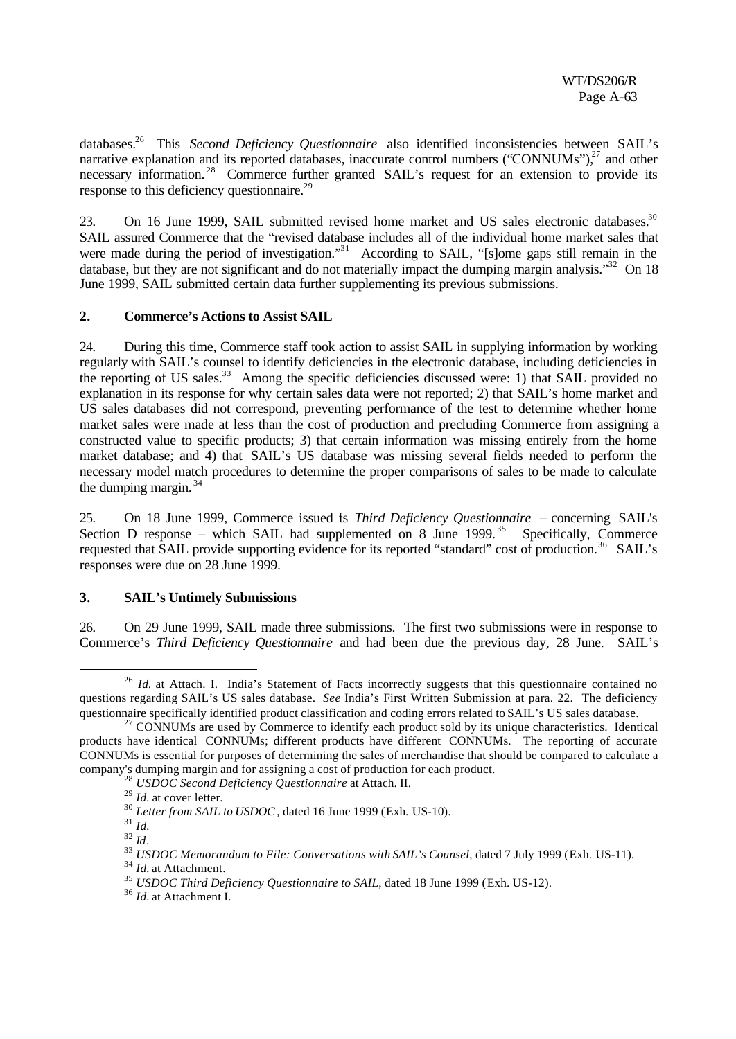databases.[26] This *Second Deficiency Questionnaire* also identified inconsistencies between SAIL's narrative explanation and its reported databases, inaccurate control numbers ("CONNUMs"),[27] and other necessary information.[28] Commerce further granted SAIL's request for an extension to provide its response to this deficiency questionnaire.[29]

23. On 16 June 1999, SAIL submitted revised home market and US sales electronic databases.[30] SAIL assured Commerce that the "revised database includes all of the individual home market sales that were made during the period of investigation."[31] According to SAIL, "[s]ome gaps still remain in the database, but they are not significant and do not materially impact the dumping margin analysis."[32] On 18 June 1999, SAIL submitted certain data further supplementing its previous submissions.

### 2. Commerce's Actions to Assist SAIL

24. During this time, Commerce staff took action to assist SAIL in supplying information by working regularly with SAIL's counsel to identify deficiencies in the electronic database, including deficiencies in the reporting of US sales.[33] Among the specific deficiencies discussed were: 1) that SAIL provided no explanation in its response for why certain sales data were not reported; 2) that SAIL's home market and US sales databases did not correspond, preventing performance of the test to determine whether home market sales were made at less than the cost of production and precluding Commerce from assigning a constructed value to specific products; 3) that certain information was missing entirely from the home market database; and 4) that SAIL's US database was missing several fields needed to perform the necessary model match procedures to determine the proper comparisons of sales to be made to calculate the dumping margin.[34]

25. On 18 June 1999, Commerce issued its *Third Deficiency Questionnaire* – concerning SAIL's Section D response – which SAIL had supplemented on 8 June 1999.[35] Specifically, Commerce requested that SAIL provide supporting evidence for its reported "standard" cost of production.[36] SAIL's responses were due on 28 June 1999.

### 3. SAIL's Untimely Submissions

26. On 29 June 1999, SAIL made three submissions. The first two submissions were in response to Commerce's *Third Deficiency Questionnaire* and had been due the previous day, 28 June. SAIL's

---

[26] *Id.* at Attach. I. India's Statement of Facts incorrectly suggests that this questionnaire contained no questions regarding SAIL's US sales database. *See* India's First Written Submission at para. 22. The deficiency questionnaire specifically identified product classification and coding errors related to SAIL's US sales database.

[27] CONNUMs are used by Commerce to identify each product sold by its unique characteristics. Identical products have identical CONNUMs; different products have different CONNUMs. The reporting of accurate CONNUMs is essential for purposes of determining the sales of merchandise that should be compared to calculate a company's dumping margin and for assigning a cost of production for each product.

[28] *USDOC Second Deficiency Questionnaire* at Attach. II.

[29] *Id.* at cover letter.

[30] *Letter from SAIL to USDOC*, dated 16 June 1999 (Exh. US-10).

[31] *Id.*

[32] *Id*.

[33] *USDOC Memorandum to File: Conversations with SAIL's Counsel*, dated 7 July 1999 (Exh. US-11).

[34] *Id.* at Attachment.

[35] *USDOC Third Deficiency Questionnaire to SAIL*, dated 18 June 1999 (Exh. US-12).

[36] *Id.* at Attachment I.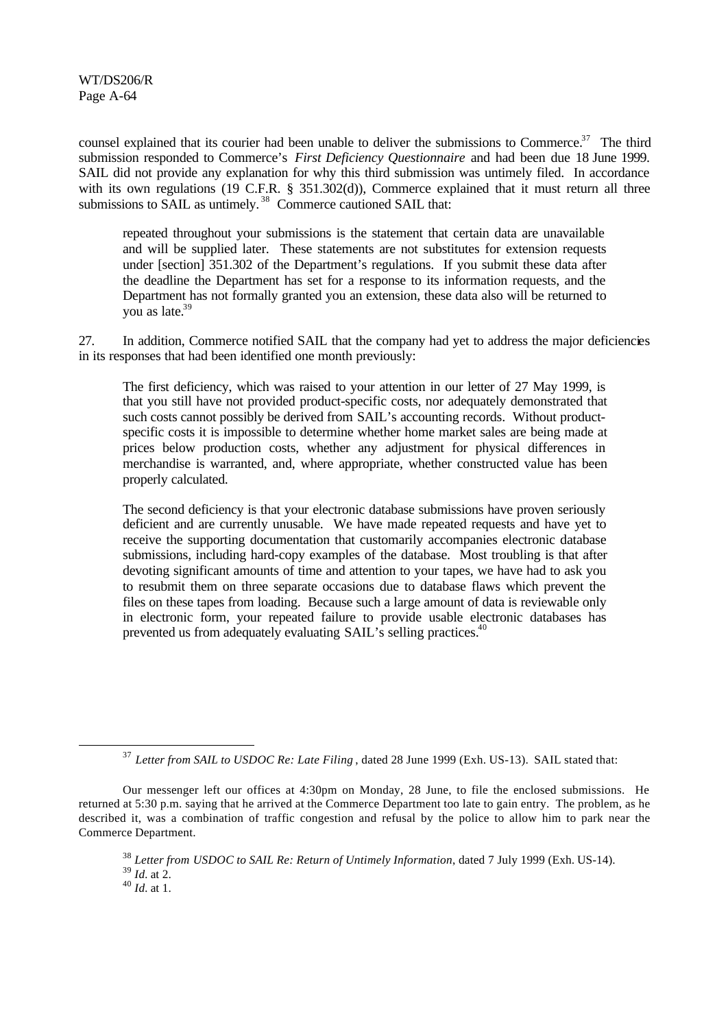counsel explained that its courier had been unable to deliver the submissions to Commerce.[37] The third submission responded to Commerce's *First Deficiency Questionnaire* and had been due 18 June 1999. SAIL did not provide any explanation for why this third submission was untimely filed. In accordance with its own regulations (19 C.F.R. § 351.302(d)), Commerce explained that it must return all three submissions to SAIL as untimely.[38] Commerce cautioned SAIL that:

> repeated throughout your submissions is the statement that certain data are unavailable and will be supplied later. These statements are not substitutes for extension requests under [section] 351.302 of the Department's regulations. If you submit these data after the deadline the Department has set for a response to its information requests, and the Department has not formally granted you an extension, these data also will be returned to you as late.[39]

27. In addition, Commerce notified SAIL that the company had yet to address the major deficiencies in its responses that had been identified one month previously:

> The first deficiency, which was raised to your attention in our letter of 27 May 1999, is that you still have not provided product-specific costs, nor adequately demonstrated that such costs cannot possibly be derived from SAIL's accounting records. Without product-specific costs it is impossible to determine whether home market sales are being made at prices below production costs, whether any adjustment for physical differences in merchandise is warranted, and, where appropriate, whether constructed value has been properly calculated.
>
> The second deficiency is that your electronic database submissions have proven seriously deficient and are currently unusable. We have made repeated requests and have yet to receive the supporting documentation that customarily accompanies electronic database submissions, including hard-copy examples of the database. Most troubling is that after devoting significant amounts of time and attention to your tapes, we have had to ask you to resubmit them on three separate occasions due to database flaws which prevent the files on these tapes from loading. Because such a large amount of data is reviewable only in electronic form, your repeated failure to provide usable electronic databases has prevented us from adequately evaluating SAIL's selling practices.[40]

---

[37] *Letter from SAIL to USDOC Re: Late Filing*, dated 28 June 1999 (Exh. US-13). SAIL stated that:

> Our messenger left our offices at 4:30pm on Monday, 28 June, to file the enclosed submissions. He returned at 5:30 p.m. saying that he arrived at the Commerce Department too late to gain entry. The problem, as he described it, was a combination of traffic congestion and refusal by the police to allow him to park near the Commerce Department.

[38] *Letter from USDOC to SAIL Re: Return of Untimely Information*, dated 7 July 1999 (Exh. US-14).

[39] *Id.* at 2.

[40] *Id.* at 1.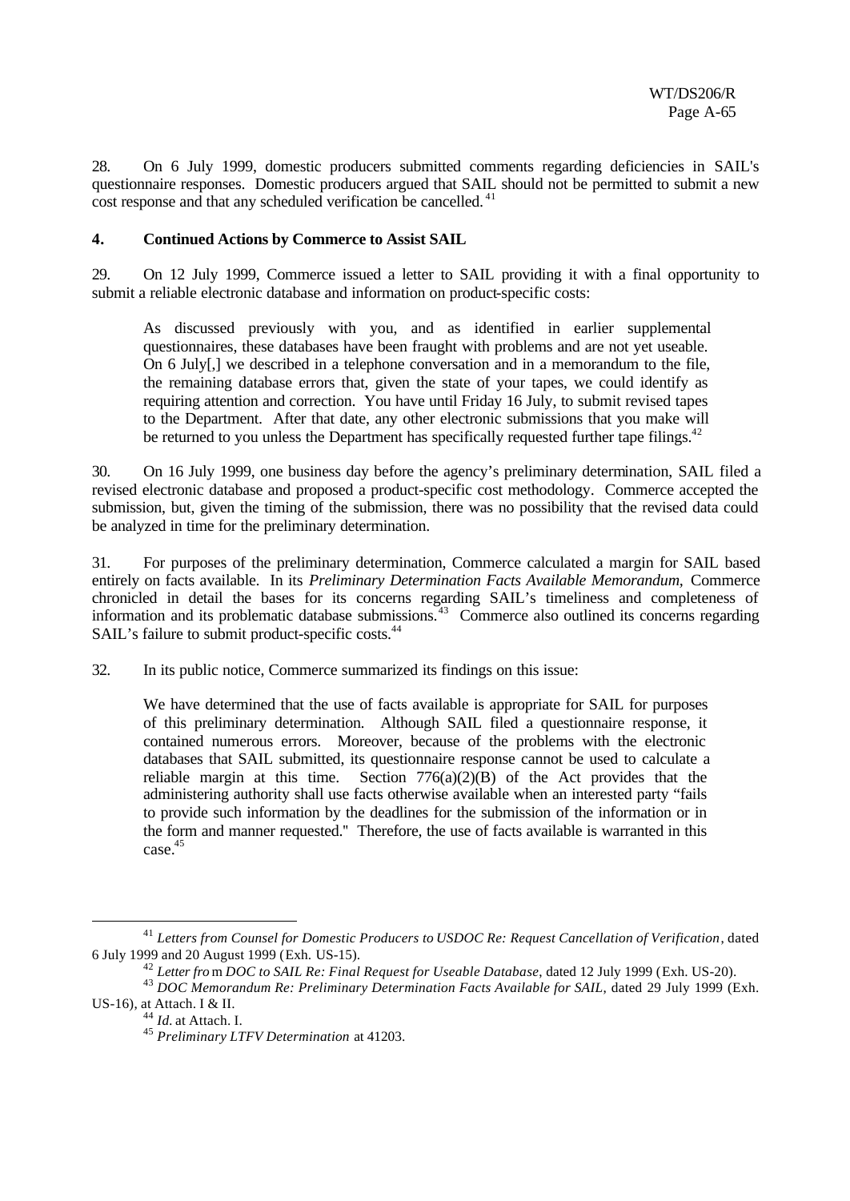28. On 6 July 1999, domestic producers submitted comments regarding deficiencies in SAIL's questionnaire responses. Domestic producers argued that SAIL should not be permitted to submit a new cost response and that any scheduled verification be cancelled.[41]

**4. Continued Actions by Commerce to Assist SAIL**

29. On 12 July 1999, Commerce issued a letter to SAIL providing it with a final opportunity to submit a reliable electronic database and information on product-specific costs:

> As discussed previously with you, and as identified in earlier supplemental questionnaires, these databases have been fraught with problems and are not yet useable. On 6 July[,] we described in a telephone conversation and in a memorandum to the file, the remaining database errors that, given the state of your tapes, we could identify as requiring attention and correction. You have until Friday 16 July, to submit revised tapes to the Department. After that date, any other electronic submissions that you make will be returned to you unless the Department has specifically requested further tape filings.[42]

30. On 16 July 1999, one business day before the agency's preliminary determination, SAIL filed a revised electronic database and proposed a product-specific cost methodology. Commerce accepted the submission, but, given the timing of the submission, there was no possibility that the revised data could be analyzed in time for the preliminary determination.

31. For purposes of the preliminary determination, Commerce calculated a margin for SAIL based entirely on facts available. In its *Preliminary Determination Facts Available Memorandum*, Commerce chronicled in detail the bases for its concerns regarding SAIL's timeliness and completeness of information and its problematic database submissions.[43] Commerce also outlined its concerns regarding SAIL's failure to submit product-specific costs.[44]

32. In its public notice, Commerce summarized its findings on this issue:

> We have determined that the use of facts available is appropriate for SAIL for purposes of this preliminary determination. Although SAIL filed a questionnaire response, it contained numerous errors. Moreover, because of the problems with the electronic databases that SAIL submitted, its questionnaire response cannot be used to calculate a reliable margin at this time. Section 776(a)(2)(B) of the Act provides that the administering authority shall use facts otherwise available when an interested party "fails to provide such information by the deadlines for the submission of the information or in the form and manner requested." Therefore, the use of facts available is warranted in this case.[45]

---

[41] *Letters from Counsel for Domestic Producers to USDOC Re: Request Cancellation of Verification*, dated 6 July 1999 and 20 August 1999 (Exh. US-15).

[42] *Letter from DOC to SAIL Re: Final Request for Useable Database*, dated 12 July 1999 (Exh. US-20).

[43] *DOC Memorandum Re: Preliminary Determination Facts Available for SAIL*, dated 29 July 1999 (Exh. US-16), at Attach. I & II.

[44] *Id.* at Attach. I.

[45] *Preliminary LTFV Determination* at 41203.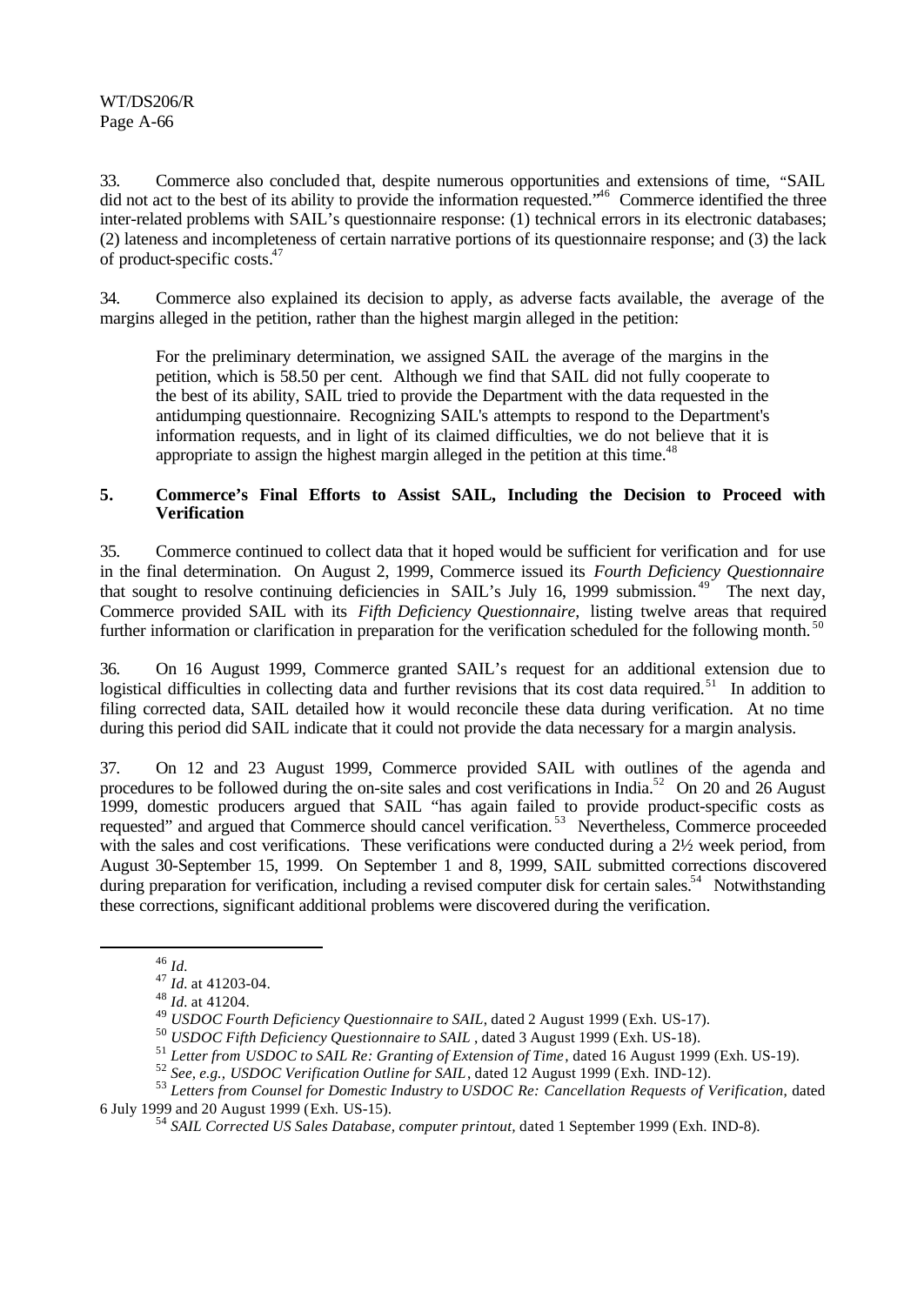33. Commerce also concluded that, despite numerous opportunities and extensions of time, "SAIL did not act to the best of its ability to provide the information requested."[46] Commerce identified the three inter-related problems with SAIL's questionnaire response: (1) technical errors in its electronic databases; (2) lateness and incompleteness of certain narrative portions of its questionnaire response; and (3) the lack of product-specific costs.[47]

34. Commerce also explained its decision to apply, as adverse facts available, the average of the margins alleged in the petition, rather than the highest margin alleged in the petition:

> For the preliminary determination, we assigned SAIL the average of the margins in the petition, which is 58.50 per cent. Although we find that SAIL did not fully cooperate to the best of its ability, SAIL tried to provide the Department with the data requested in the antidumping questionnaire. Recognizing SAIL's attempts to respond to the Department's information requests, and in light of its claimed difficulties, we do not believe that it is appropriate to assign the highest margin alleged in the petition at this time.[48]

### 5. Commerce's Final Efforts to Assist SAIL, Including the Decision to Proceed with Verification

35. Commerce continued to collect data that it hoped would be sufficient for verification and for use in the final determination. On August 2, 1999, Commerce issued its *Fourth Deficiency Questionnaire* that sought to resolve continuing deficiencies in SAIL's July 16, 1999 submission.[49] The next day, Commerce provided SAIL with its *Fifth Deficiency Questionnaire*, listing twelve areas that required further information or clarification in preparation for the verification scheduled for the following month.[50]

36. On 16 August 1999, Commerce granted SAIL's request for an additional extension due to logistical difficulties in collecting data and further revisions that its cost data required.[51] In addition to filing corrected data, SAIL detailed how it would reconcile these data during verification. At no time during this period did SAIL indicate that it could not provide the data necessary for a margin analysis.

37. On 12 and 23 August 1999, Commerce provided SAIL with outlines of the agenda and procedures to be followed during the on-site sales and cost verifications in India.[52] On 20 and 26 August 1999, domestic producers argued that SAIL "has again failed to provide product-specific costs as requested" and argued that Commerce should cancel verification.[53] Nevertheless, Commerce proceeded with the sales and cost verifications. These verifications were conducted during a 2½ week period, from August 30-September 15, 1999. On September 1 and 8, 1999, SAIL submitted corrections discovered during preparation for verification, including a revised computer disk for certain sales.[54] Notwithstanding these corrections, significant additional problems were discovered during the verification.

---

[46] *Id.*

[47] *Id.* at 41203-04.

[48] *Id.* at 41204.

[49] *USDOC Fourth Deficiency Questionnaire to SAIL*, dated 2 August 1999 (Exh. US-17).

[50] *USDOC Fifth Deficiency Questionnaire to SAIL* , dated 3 August 1999 (Exh. US-18).

[51] *Letter from USDOC to SAIL Re: Granting of Extension of Time*, dated 16 August 1999 (Exh. US-19).

[52] *See, e.g., USDOC Verification Outline for SAIL*, dated 12 August 1999 (Exh. IND-12).

[53] *Letters from Counsel for Domestic Industry to USDOC Re: Cancellation Requests of Verification*, dated 6 July 1999 and 20 August 1999 (Exh. US-15).

[54] *SAIL Corrected US Sales Database, computer printout,* dated 1 September 1999 (Exh. IND-8).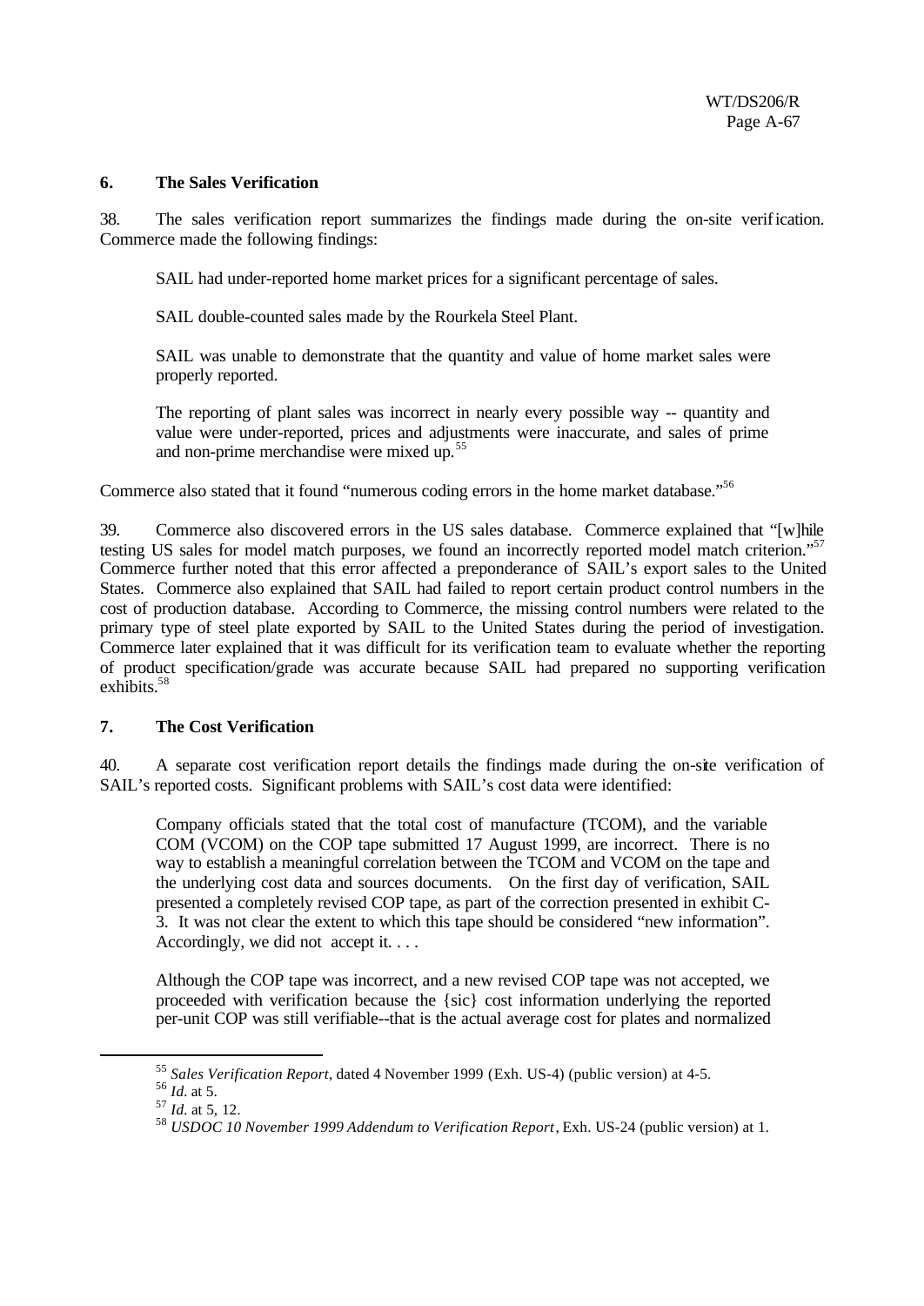**6. The Sales Verification**

38. The sales verification report summarizes the findings made during the on-site verification. Commerce made the following findings:

> SAIL had under-reported home market prices for a significant percentage of sales.
>
> SAIL double-counted sales made by the Rourkela Steel Plant.
>
> SAIL was unable to demonstrate that the quantity and value of home market sales were properly reported.
>
> The reporting of plant sales was incorrect in nearly every possible way -- quantity and value were under-reported, prices and adjustments were inaccurate, and sales of prime and non-prime merchandise were mixed up.[55]

Commerce also stated that it found "numerous coding errors in the home market database."[56]

39. Commerce also discovered errors in the US sales database. Commerce explained that "[w]hile testing US sales for model match purposes, we found an incorrectly reported model match criterion."[57] Commerce further noted that this error affected a preponderance of SAIL's export sales to the United States. Commerce also explained that SAIL had failed to report certain product control numbers in the cost of production database. According to Commerce, the missing control numbers were related to the primary type of steel plate exported by SAIL to the United States during the period of investigation. Commerce later explained that it was difficult for its verification team to evaluate whether the reporting of product specification/grade was accurate because SAIL had prepared no supporting verification exhibits.[58]

**7. The Cost Verification**

40. A separate cost verification report details the findings made during the on-site verification of SAIL's reported costs. Significant problems with SAIL's cost data were identified:

> Company officials stated that the total cost of manufacture (TCOM), and the variable COM (VCOM) on the COP tape submitted 17 August 1999, are incorrect. There is no way to establish a meaningful correlation between the TCOM and VCOM on the tape and the underlying cost data and sources documents. On the first day of verification, SAIL presented a completely revised COP tape, as part of the correction presented in exhibit C-3. It was not clear the extent to which this tape should be considered "new information". Accordingly, we did not accept it. . . .
>
> Although the COP tape was incorrect, and a new revised COP tape was not accepted, we proceeded with verification because the {sic} cost information underlying the reported per-unit COP was still verifiable--that is the actual average cost for plates and normalized

---

[55] *Sales Verification Report*, dated 4 November 1999 (Exh. US-4) (public version) at 4-5.

[56] *Id.* at 5.

[57] *Id.* at 5, 12.

[58] *USDOC 10 November 1999 Addendum to Verification Report*, Exh. US-24 (public version) at 1.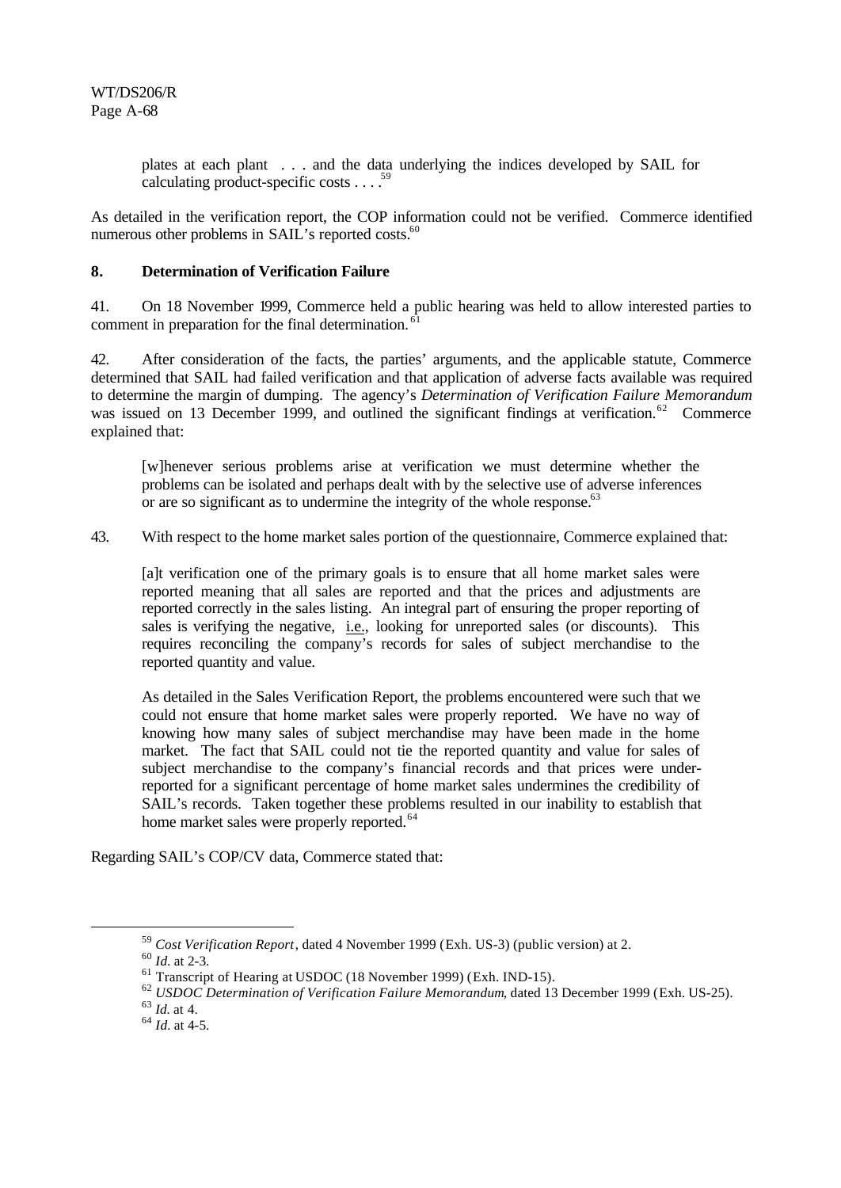> plates at each plant . . . and the data underlying the indices developed by SAIL for calculating product-specific costs . . . .[59]

As detailed in the verification report, the COP information could not be verified. Commerce identified numerous other problems in SAIL's reported costs.[60]

**8. Determination of Verification Failure**

41. On 18 November 1999, Commerce held a public hearing was held to allow interested parties to comment in preparation for the final determination.[61]

42. After consideration of the facts, the parties' arguments, and the applicable statute, Commerce determined that SAIL had failed verification and that application of adverse facts available was required to determine the margin of dumping. The agency's *Determination of Verification Failure Memorandum* was issued on 13 December 1999, and outlined the significant findings at verification.[62] Commerce explained that:

> [w]henever serious problems arise at verification we must determine whether the problems can be isolated and perhaps dealt with by the selective use of adverse inferences or are so significant as to undermine the integrity of the whole response.[63]

43. With respect to the home market sales portion of the questionnaire, Commerce explained that:

> [a]t verification one of the primary goals is to ensure that all home market sales were reported meaning that all sales are reported and that the prices and adjustments are reported correctly in the sales listing. An integral part of ensuring the proper reporting of sales is verifying the negative, i.e., looking for unreported sales (or discounts). This requires reconciling the company's records for sales of subject merchandise to the reported quantity and value.
>
> As detailed in the Sales Verification Report, the problems encountered were such that we could not ensure that home market sales were properly reported. We have no way of knowing how many sales of subject merchandise may have been made in the home market. The fact that SAIL could not tie the reported quantity and value for sales of subject merchandise to the company's financial records and that prices were under-reported for a significant percentage of home market sales undermines the credibility of SAIL's records. Taken together these problems resulted in our inability to establish that home market sales were properly reported.[64]

Regarding SAIL's COP/CV data, Commerce stated that:

---

[59] *Cost Verification Report*, dated 4 November 1999 (Exh. US-3) (public version) at 2.

[60] *Id.* at 2-3.

[61] Transcript of Hearing at USDOC (18 November 1999) (Exh. IND-15).

[62] *USDOC Determination of Verification Failure Memorandum*, dated 13 December 1999 (Exh. US-25).

[63] *Id.* at 4.

[64] *Id.* at 4-5.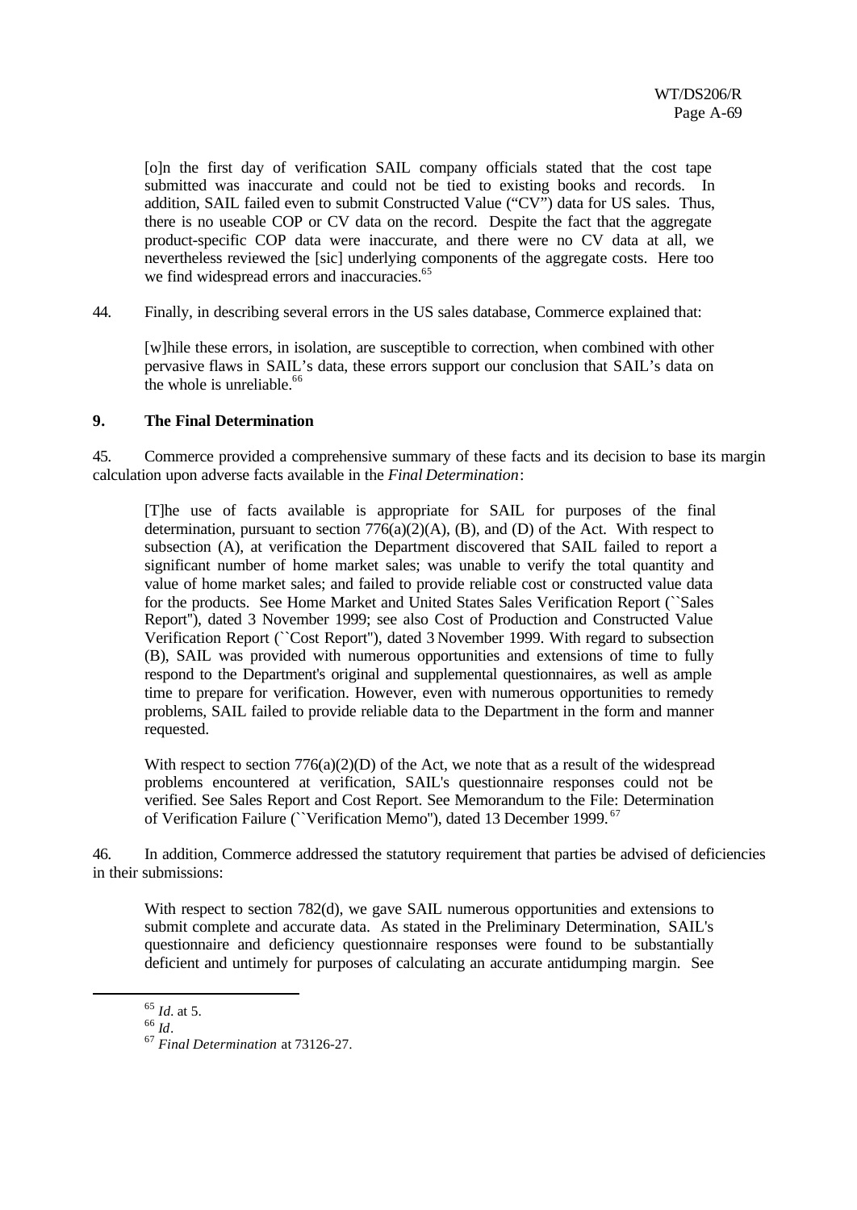> [o]n the first day of verification SAIL company officials stated that the cost tape submitted was inaccurate and could not be tied to existing books and records. In addition, SAIL failed even to submit Constructed Value ("CV") data for US sales. Thus, there is no useable COP or CV data on the record. Despite the fact that the aggregate product-specific COP data were inaccurate, and there were no CV data at all, we nevertheless reviewed the [sic] underlying components of the aggregate costs. Here too we find widespread errors and inaccuracies.[65]

44. Finally, in describing several errors in the US sales database, Commerce explained that:

> [w]hile these errors, in isolation, are susceptible to correction, when combined with other pervasive flaws in SAIL's data, these errors support our conclusion that SAIL's data on the whole is unreliable.[66]

### 9. The Final Determination

45. Commerce provided a comprehensive summary of these facts and its decision to base its margin calculation upon adverse facts available in the *Final Determination*:

> [T]he use of facts available is appropriate for SAIL for purposes of the final determination, pursuant to section 776(a)(2)(A), (B), and (D) of the Act. With respect to subsection (A), at verification the Department discovered that SAIL failed to report a significant number of home market sales; was unable to verify the total quantity and value of home market sales; and failed to provide reliable cost or constructed value data for the products. See Home Market and United States Sales Verification Report (``Sales Report''), dated 3 November 1999; see also Cost of Production and Constructed Value Verification Report (``Cost Report''), dated 3 November 1999. With regard to subsection (B), SAIL was provided with numerous opportunities and extensions of time to fully respond to the Department's original and supplemental questionnaires, as well as ample time to prepare for verification. However, even with numerous opportunities to remedy problems, SAIL failed to provide reliable data to the Department in the form and manner requested.
>
> With respect to section 776(a)(2)(D) of the Act, we note that as a result of the widespread problems encountered at verification, SAIL's questionnaire responses could not be verified. See Sales Report and Cost Report. See Memorandum to the File: Determination of Verification Failure (``Verification Memo''), dated 13 December 1999.[67]

46. In addition, Commerce addressed the statutory requirement that parties be advised of deficiencies in their submissions:

> With respect to section 782(d), we gave SAIL numerous opportunities and extensions to submit complete and accurate data. As stated in the Preliminary Determination, SAIL's questionnaire and deficiency questionnaire responses were found to be substantially deficient and untimely for purposes of calculating an accurate antidumping margin. See

---

[65] *Id.* at 5.

[66] *Id*.

[67] *Final Determination* at 73126-27.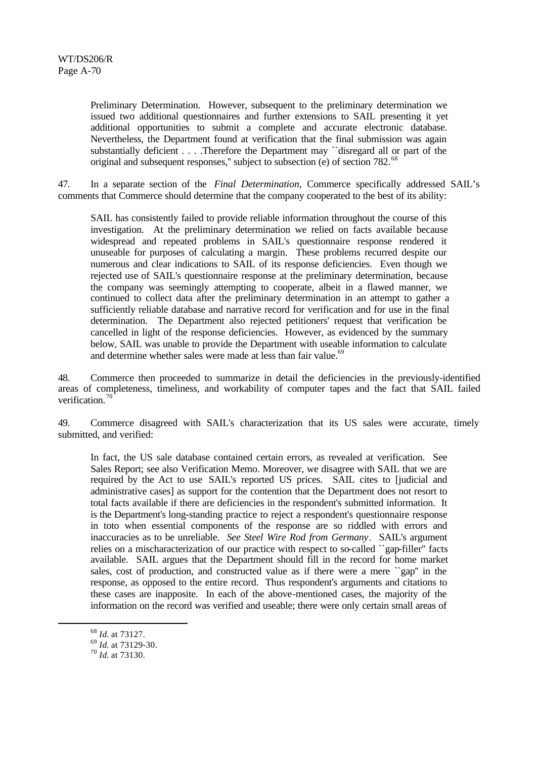Preliminary Determination. However, subsequent to the preliminary determination we issued two additional questionnaires and further extensions to SAIL presenting it yet additional opportunities to submit a complete and accurate electronic database. Nevertheless, the Department found at verification that the final submission was again substantially deficient . . . .Therefore the Department may ``disregard all or part of the original and subsequent responses,'' subject to subsection (e) of section 782.[68]

47. In a separate section of the *Final Determination*, Commerce specifically addressed SAIL's comments that Commerce should determine that the company cooperated to the best of its ability:

> SAIL has consistently failed to provide reliable information throughout the course of this investigation. At the preliminary determination we relied on facts available because widespread and repeated problems in SAIL's questionnaire response rendered it unuseable for purposes of calculating a margin. These problems recurred despite our numerous and clear indications to SAIL of its response deficiencies. Even though we rejected use of SAIL's questionnaire response at the preliminary determination, because the company was seemingly attempting to cooperate, albeit in a flawed manner, we continued to collect data after the preliminary determination in an attempt to gather a sufficiently reliable database and narrative record for verification and for use in the final determination. The Department also rejected petitioners' request that verification be cancelled in light of the response deficiencies. However, as evidenced by the summary below, SAIL was unable to provide the Department with useable information to calculate and determine whether sales were made at less than fair value.[69]

48. Commerce then proceeded to summarize in detail the deficiencies in the previously-identified areas of completeness, timeliness, and workability of computer tapes and the fact that SAIL failed verification.[70]

49. Commerce disagreed with SAIL's characterization that its US sales were accurate, timely submitted, and verified:

> In fact, the US sale database contained certain errors, as revealed at verification. See Sales Report; see also Verification Memo. Moreover, we disagree with SAIL that we are required by the Act to use SAIL's reported US prices. SAIL cites to [judicial and administrative cases] as support for the contention that the Department does not resort to total facts available if there are deficiencies in the respondent's submitted information. It is the Department's long-standing practice to reject a respondent's questionnaire response in toto when essential components of the response are so riddled with errors and inaccuracies as to be unreliable. *See Steel Wire Rod from Germany*. SAIL's argument relies on a mischaracterization of our practice with respect to so-called ``gap-filler'' facts available. SAIL argues that the Department should fill in the record for home market sales, cost of production, and constructed value as if there were a mere ``gap'' in the response, as opposed to the entire record. Thus respondent's arguments and citations to these cases are inapposite. In each of the above-mentioned cases, the majority of the information on the record was verified and useable; there were only certain small areas of

---

[68] *Id.* at 73127.

[69] *Id.* at 73129-30.

[70] *Id.* at 73130.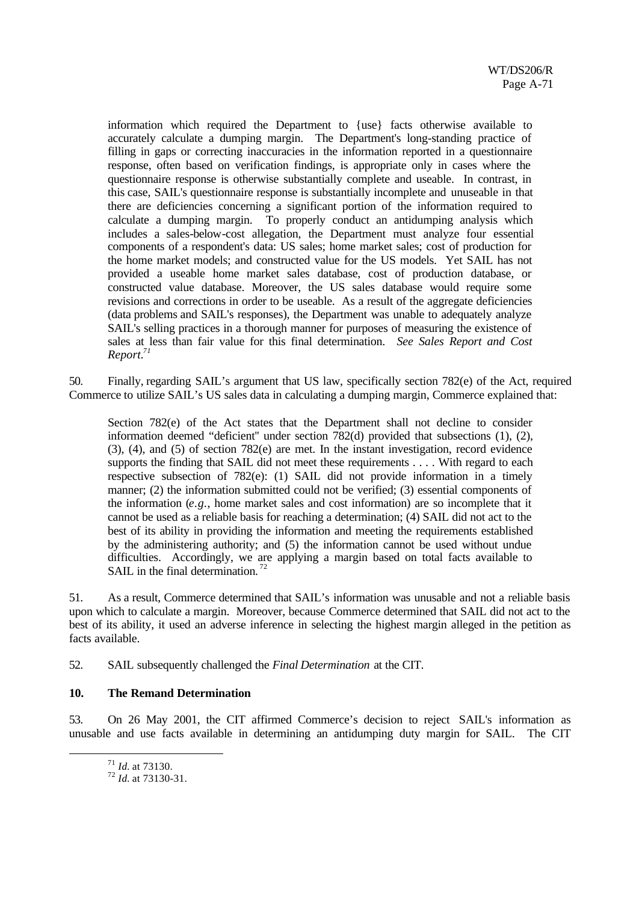> information which required the Department to {use} facts otherwise available to accurately calculate a dumping margin. The Department's long-standing practice of filling in gaps or correcting inaccuracies in the information reported in a questionnaire response, often based on verification findings, is appropriate only in cases where the questionnaire response is otherwise substantially complete and useable. In contrast, in this case, SAIL's questionnaire response is substantially incomplete and unuseable in that there are deficiencies concerning a significant portion of the information required to calculate a dumping margin. To properly conduct an antidumping analysis which includes a sales-below-cost allegation, the Department must analyze four essential components of a respondent's data: US sales; home market sales; cost of production for the home market models; and constructed value for the US models. Yet SAIL has not provided a useable home market sales database, cost of production database, or constructed value database. Moreover, the US sales database would require some revisions and corrections in order to be useable. As a result of the aggregate deficiencies (data problems and SAIL's responses), the Department was unable to adequately analyze SAIL's selling practices in a thorough manner for purposes of measuring the existence of sales at less than fair value for this final determination. *See Sales Report and Cost Report.*[71]

50. Finally, regarding SAIL's argument that US law, specifically section 782(e) of the Act, required Commerce to utilize SAIL's US sales data in calculating a dumping margin, Commerce explained that:

> Section 782(e) of the Act states that the Department shall not decline to consider information deemed "deficient" under section 782(d) provided that subsections (1), (2), (3), (4), and (5) of section 782(e) are met. In the instant investigation, record evidence supports the finding that SAIL did not meet these requirements . . . . With regard to each respective subsection of 782(e): (1) SAIL did not provide information in a timely manner; (2) the information submitted could not be verified; (3) essential components of the information (*e.g.*, home market sales and cost information) are so incomplete that it cannot be used as a reliable basis for reaching a determination; (4) SAIL did not act to the best of its ability in providing the information and meeting the requirements established by the administering authority; and (5) the information cannot be used without undue difficulties. Accordingly, we are applying a margin based on total facts available to SAIL in the final determination.[72]

51. As a result, Commerce determined that SAIL's information was unusable and not a reliable basis upon which to calculate a margin. Moreover, because Commerce determined that SAIL did not act to the best of its ability, it used an adverse inference in selecting the highest margin alleged in the petition as facts available.

52. SAIL subsequently challenged the *Final Determination* at the CIT.

### 10. The Remand Determination

53. On 26 May 2001, the CIT affirmed Commerce's decision to reject SAIL's information as unusable and use facts available in determining an antidumping duty margin for SAIL. The CIT

---

[71] *Id.* at 73130.

[72] *Id.* at 73130-31.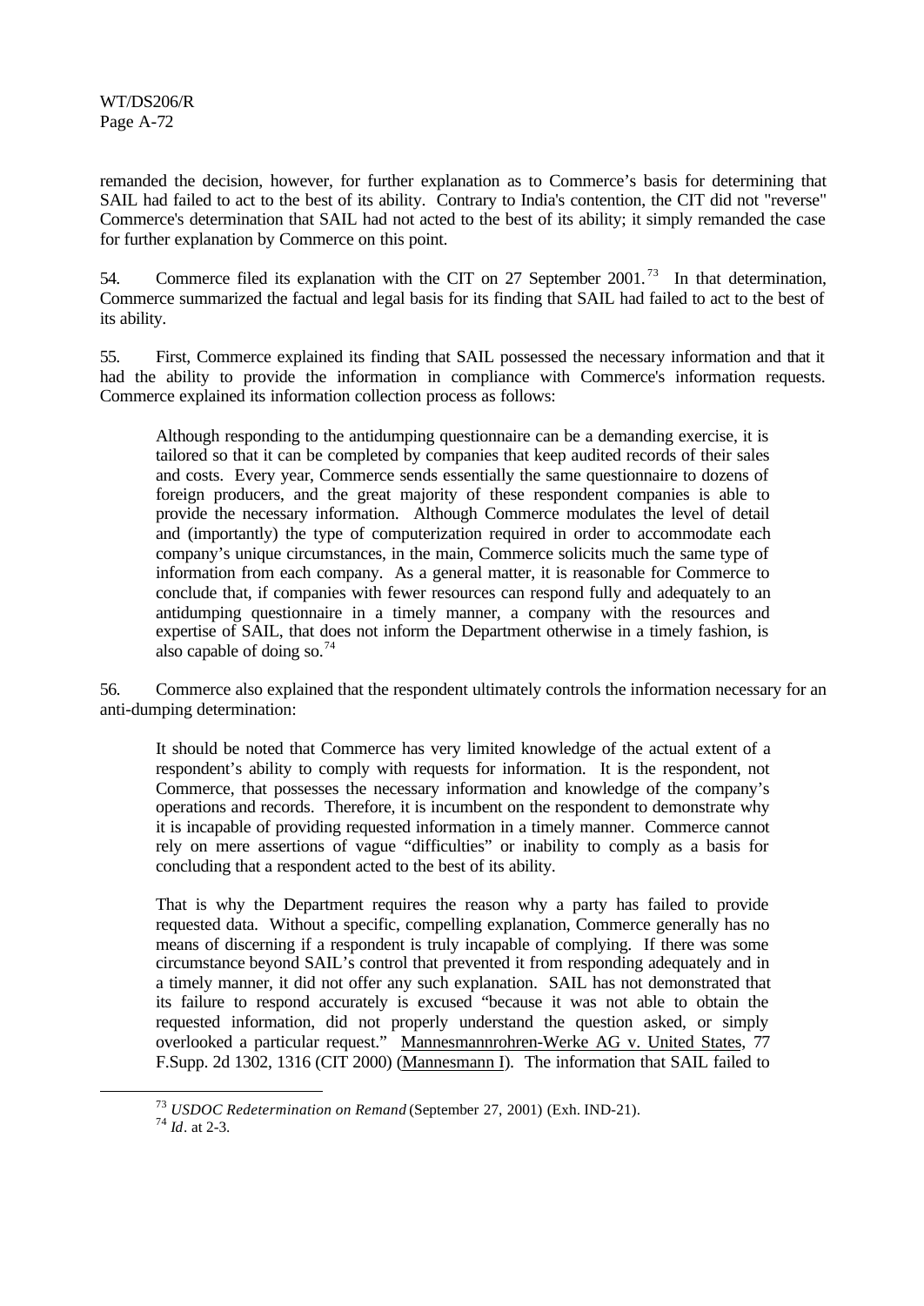remanded the decision, however, for further explanation as to Commerce's basis for determining that SAIL had failed to act to the best of its ability. Contrary to India's contention, the CIT did not "reverse" Commerce's determination that SAIL had not acted to the best of its ability; it simply remanded the case for further explanation by Commerce on this point.

54. Commerce filed its explanation with the CIT on 27 September 2001.[73] In that determination, Commerce summarized the factual and legal basis for its finding that SAIL had failed to act to the best of its ability.

55. First, Commerce explained its finding that SAIL possessed the necessary information and that it had the ability to provide the information in compliance with Commerce's information requests. Commerce explained its information collection process as follows:

> Although responding to the antidumping questionnaire can be a demanding exercise, it is tailored so that it can be completed by companies that keep audited records of their sales and costs. Every year, Commerce sends essentially the same questionnaire to dozens of foreign producers, and the great majority of these respondent companies is able to provide the necessary information. Although Commerce modulates the level of detail and (importantly) the type of computerization required in order to accommodate each company's unique circumstances, in the main, Commerce solicits much the same type of information from each company. As a general matter, it is reasonable for Commerce to conclude that, if companies with fewer resources can respond fully and adequately to an antidumping questionnaire in a timely manner, a company with the resources and expertise of SAIL, that does not inform the Department otherwise in a timely fashion, is also capable of doing so.[74]

56. Commerce also explained that the respondent ultimately controls the information necessary for an anti-dumping determination:

> It should be noted that Commerce has very limited knowledge of the actual extent of a respondent's ability to comply with requests for information. It is the respondent, not Commerce, that possesses the necessary information and knowledge of the company's operations and records. Therefore, it is incumbent on the respondent to demonstrate why it is incapable of providing requested information in a timely manner. Commerce cannot rely on mere assertions of vague "difficulties" or inability to comply as a basis for concluding that a respondent acted to the best of its ability.
>
> That is why the Department requires the reason why a party has failed to provide requested data. Without a specific, compelling explanation, Commerce generally has no means of discerning if a respondent is truly incapable of complying. If there was some circumstance beyond SAIL's control that prevented it from responding adequately and in a timely manner, it did not offer any such explanation. SAIL has not demonstrated that its failure to respond accurately is excused "because it was not able to obtain the requested information, did not properly understand the question asked, or simply overlooked a particular request." Mannesmannrohren-Werke AG v. United States, 77 F.Supp. 2d 1302, 1316 (CIT 2000) (Mannesmann I). The information that SAIL failed to

---

[73] *USDOC Redetermination on Remand* (September 27, 2001) (Exh. IND-21).

[74] *Id*. at 2-3.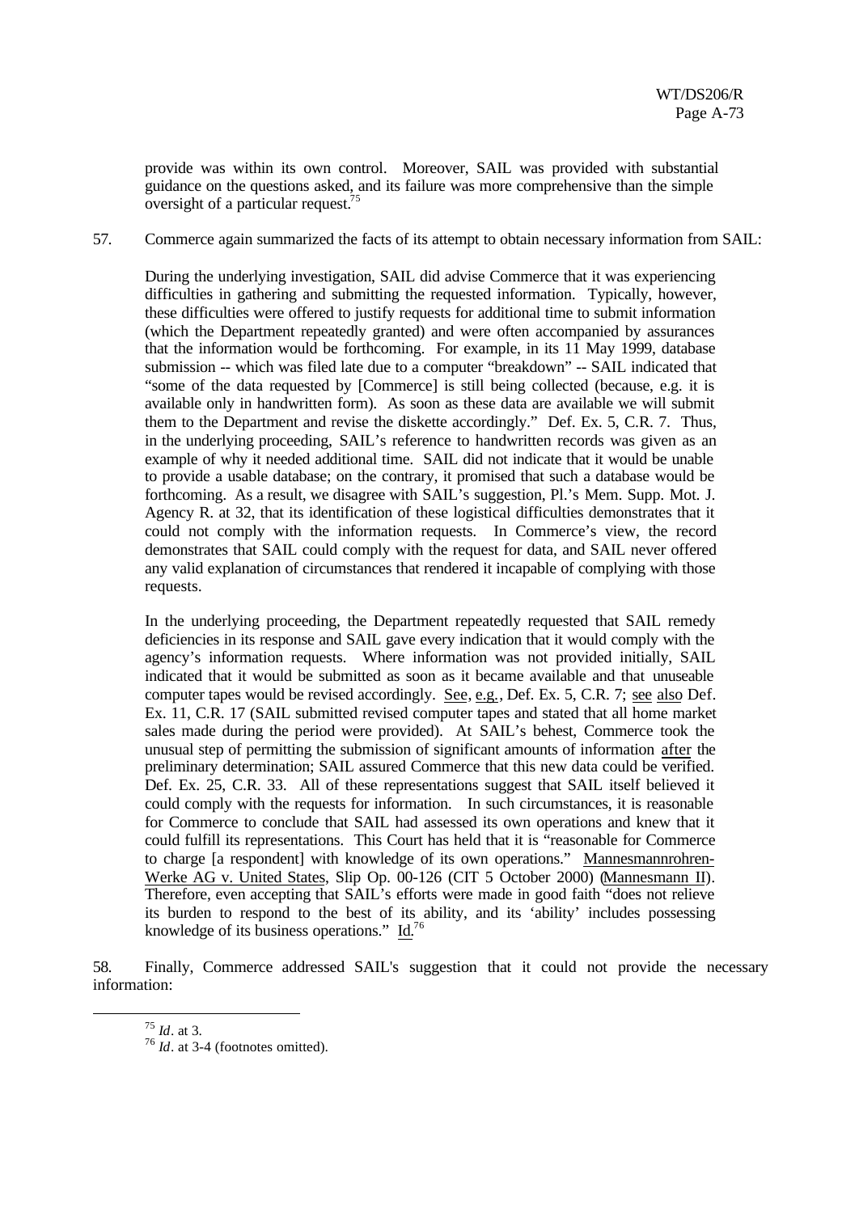provide was within its own control. Moreover, SAIL was provided with substantial guidance on the questions asked, and its failure was more comprehensive than the simple oversight of a particular request.[75]

57. Commerce again summarized the facts of its attempt to obtain necessary information from SAIL:

> During the underlying investigation, SAIL did advise Commerce that it was experiencing difficulties in gathering and submitting the requested information. Typically, however, these difficulties were offered to justify requests for additional time to submit information (which the Department repeatedly granted) and were often accompanied by assurances that the information would be forthcoming. For example, in its 11 May 1999, database submission -- which was filed late due to a computer "breakdown" -- SAIL indicated that "some of the data requested by [Commerce] is still being collected (because, e.g. it is available only in handwritten form). As soon as these data are available we will submit them to the Department and revise the diskette accordingly." Def. Ex. 5, C.R. 7. Thus, in the underlying proceeding, SAIL's reference to handwritten records was given as an example of why it needed additional time. SAIL did not indicate that it would be unable to provide a usable database; on the contrary, it promised that such a database would be forthcoming. As a result, we disagree with SAIL's suggestion, Pl.'s Mem. Supp. Mot. J. Agency R. at 32, that its identification of these logistical difficulties demonstrates that it could not comply with the information requests. In Commerce's view, the record demonstrates that SAIL could comply with the request for data, and SAIL never offered any valid explanation of circumstances that rendered it incapable of complying with those requests.
>
> In the underlying proceeding, the Department repeatedly requested that SAIL remedy deficiencies in its response and SAIL gave every indication that it would comply with the agency's information requests. Where information was not provided initially, SAIL indicated that it would be submitted as soon as it became available and that unuseable computer tapes would be revised accordingly. See, e.g., Def. Ex. 5, C.R. 7; see also Def. Ex. 11, C.R. 17 (SAIL submitted revised computer tapes and stated that all home market sales made during the period were provided). At SAIL's behest, Commerce took the unusual step of permitting the submission of significant amounts of information after the preliminary determination; SAIL assured Commerce that this new data could be verified. Def. Ex. 25, C.R. 33. All of these representations suggest that SAIL itself believed it could comply with the requests for information. In such circumstances, it is reasonable for Commerce to conclude that SAIL had assessed its own operations and knew that it could fulfill its representations. This Court has held that it is "reasonable for Commerce to charge [a respondent] with knowledge of its own operations." Mannesmannrohren-Werke AG v. United States, Slip Op. 00-126 (CIT 5 October 2000) (Mannesmann II). Therefore, even accepting that SAIL's efforts were made in good faith "does not relieve its burden to respond to the best of its ability, and its 'ability' includes possessing knowledge of its business operations." Id.[76]

58. Finally, Commerce addressed SAIL's suggestion that it could not provide the necessary information:

---

[75] *Id*. at 3.

[76] *Id*. at 3-4 (footnotes omitted).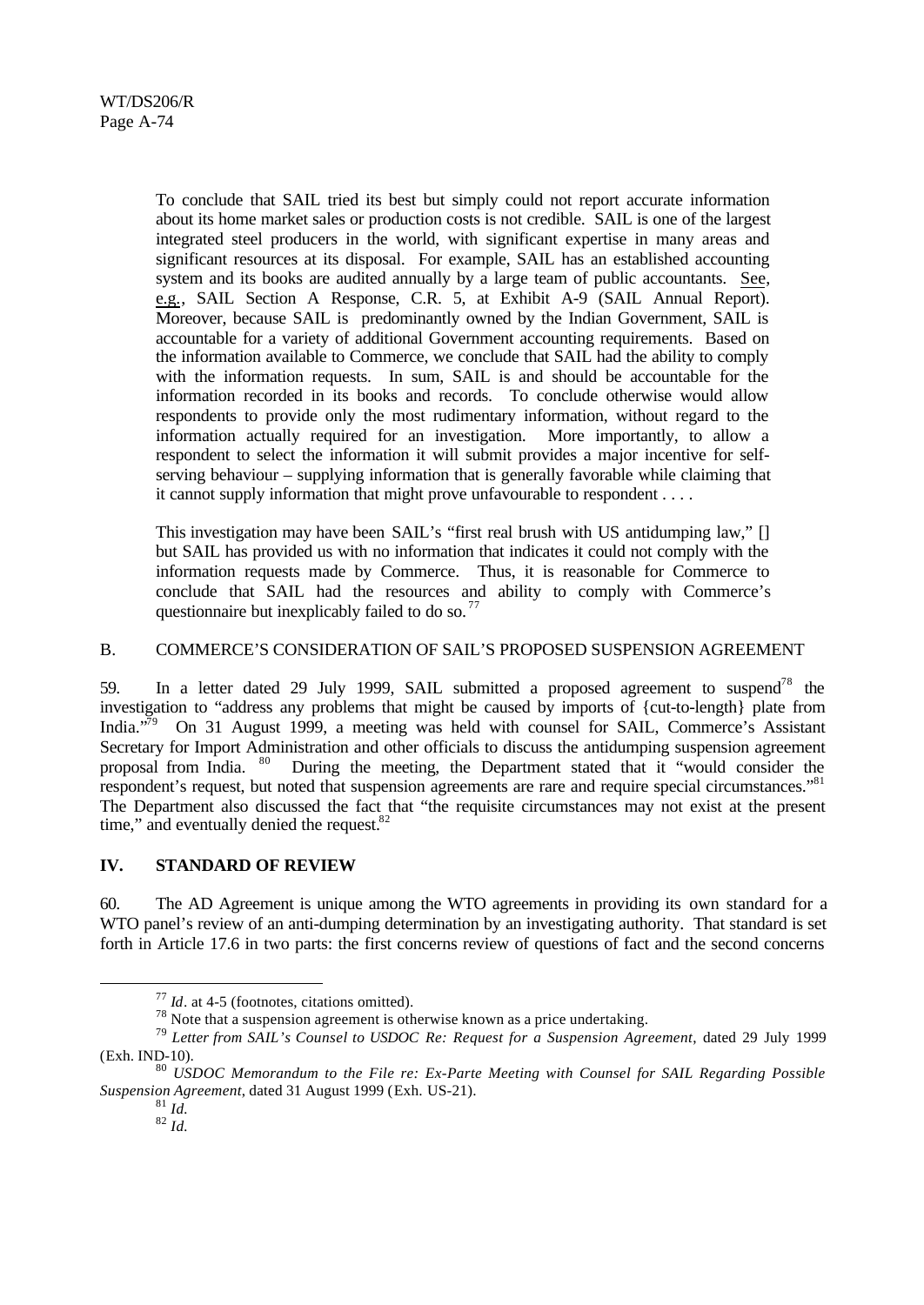> To conclude that SAIL tried its best but simply could not report accurate information about its home market sales or production costs is not credible. SAIL is one of the largest integrated steel producers in the world, with significant expertise in many areas and significant resources at its disposal. For example, SAIL has an established accounting system and its books are audited annually by a large team of public accountants. See, e.g., SAIL Section A Response, C.R. 5, at Exhibit A-9 (SAIL Annual Report). Moreover, because SAIL is predominantly owned by the Indian Government, SAIL is accountable for a variety of additional Government accounting requirements. Based on the information available to Commerce, we conclude that SAIL had the ability to comply with the information requests. In sum, SAIL is and should be accountable for the information recorded in its books and records. To conclude otherwise would allow respondents to provide only the most rudimentary information, without regard to the information actually required for an investigation. More importantly, to allow a respondent to select the information it will submit provides a major incentive for self-serving behaviour – supplying information that is generally favorable while claiming that it cannot supply information that might prove unfavourable to respondent . . . .
>
> This investigation may have been SAIL's "first real brush with US antidumping law," [] but SAIL has provided us with no information that indicates it could not comply with the information requests made by Commerce. Thus, it is reasonable for Commerce to conclude that SAIL had the resources and ability to comply with Commerce's questionnaire but inexplicably failed to do so.[77]

### B. COMMERCE'S CONSIDERATION OF SAIL'S PROPOSED SUSPENSION AGREEMENT

59. In a letter dated 29 July 1999, SAIL submitted a proposed agreement to suspend[78] the investigation to "address any problems that might be caused by imports of {cut-to-length} plate from India."[79] On 31 August 1999, a meeting was held with counsel for SAIL, Commerce's Assistant Secretary for Import Administration and other officials to discuss the antidumping suspension agreement proposal from India. [80] During the meeting, the Department stated that it "would consider the respondent's request, but noted that suspension agreements are rare and require special circumstances."[81] The Department also discussed the fact that "the requisite circumstances may not exist at the present time," and eventually denied the request.[82]

## IV. STANDARD OF REVIEW

60. The AD Agreement is unique among the WTO agreements in providing its own standard for a WTO panel's review of an anti-dumping determination by an investigating authority. That standard is set forth in Article 17.6 in two parts: the first concerns review of questions of fact and the second concerns

---

[77] *Id*. at 4-5 (footnotes, citations omitted).

[78] Note that a suspension agreement is otherwise known as a price undertaking.

[79] *Letter from SAIL's Counsel to USDOC Re: Request for a Suspension Agreement*, dated 29 July 1999 (Exh. IND-10).

[80] *USDOC Memorandum to the File re: Ex-Parte Meeting with Counsel for SAIL Regarding Possible Suspension Agreement*, dated 31 August 1999 (Exh. US-21).

[81] *Id.*

[82] *Id.*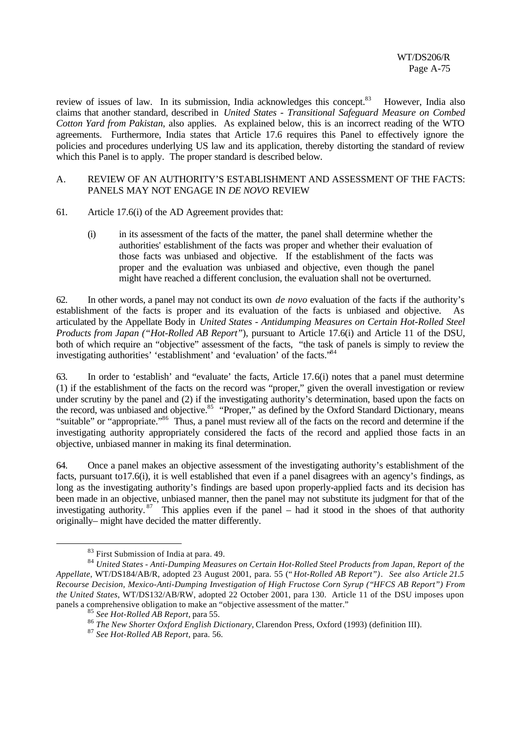review of issues of law. In its submission, India acknowledges this concept.[83] However, India also claims that another standard, described in *United States - Transitional Safeguard Measure on Combed Cotton Yard from Pakistan*, also applies. As explained below, this is an incorrect reading of the WTO agreements. Furthermore, India states that Article 17.6 requires this Panel to effectively ignore the policies and procedures underlying US law and its application, thereby distorting the standard of review which this Panel is to apply. The proper standard is described below.

## A. REVIEW OF AN AUTHORITY'S ESTABLISHMENT AND ASSESSMENT OF THE FACTS: PANELS MAY NOT ENGAGE IN *DE NOVO* REVIEW

61. Article 17.6(i) of the AD Agreement provides that:

> (i) in its assessment of the facts of the matter, the panel shall determine whether the authorities' establishment of the facts was proper and whether their evaluation of those facts was unbiased and objective. If the establishment of the facts was proper and the evaluation was unbiased and objective, even though the panel might have reached a different conclusion, the evaluation shall not be overturned.

62. In other words, a panel may not conduct its own *de novo* evaluation of the facts if the authority's establishment of the facts is proper and its evaluation of the facts is unbiased and objective. As articulated by the Appellate Body in *United States - Antidumping Measures on Certain Hot-Rolled Steel Products from Japan ("Hot-Rolled AB Report")*, pursuant to Article 17.6(i) and Article 11 of the DSU, both of which require an "objective" assessment of the facts, "the task of panels is simply to review the investigating authorities' 'establishment' and 'evaluation' of the facts."[84]

63. In order to 'establish' and "evaluate' the facts, Article 17.6(i) notes that a panel must determine (1) if the establishment of the facts on the record was "proper," given the overall investigation or review under scrutiny by the panel and (2) if the investigating authority's determination, based upon the facts on the record, was unbiased and objective.[85] "Proper," as defined by the Oxford Standard Dictionary, means "suitable" or "appropriate."[86] Thus, a panel must review all of the facts on the record and determine if the investigating authority appropriately considered the facts of the record and applied those facts in an objective, unbiased manner in making its final determination.

64. Once a panel makes an objective assessment of the investigating authority's establishment of the facts, pursuant to17.6(i), it is well established that even if a panel disagrees with an agency's findings, as long as the investigating authority's findings are based upon properly-applied facts and its decision has been made in an objective, unbiased manner, then the panel may not substitute its judgment for that of the investigating authority.[87] This applies even if the panel – had it stood in the shoes of that authority originally– might have decided the matter differently.

---

[83] First Submission of India at para. 49.

[84] *United States - Anti-Dumping Measures on Certain Hot-Rolled Steel Products from Japan, Report of the Appellate*, WT/DS184/AB/R, adopted 23 August 2001, para. 55 ("*Hot-Rolled AB Report*"). *See also Article 21.5 Recourse Decision, Mexico-Anti-Dumping Investigation of High Fructose Corn Syrup ("HFCS AB Report") From the United States*, WT/DS132/AB/RW, adopted 22 October 2001, para 130. Article 11 of the DSU imposes upon panels a comprehensive obligation to make an "objective assessment of the matter."

[85] *See Hot-Rolled AB Report*, para 55.

[86] *The New Shorter Oxford English Dictionary*, Clarendon Press, Oxford (1993) (definition III).

[87] *See Hot-Rolled AB Report*, para. 56.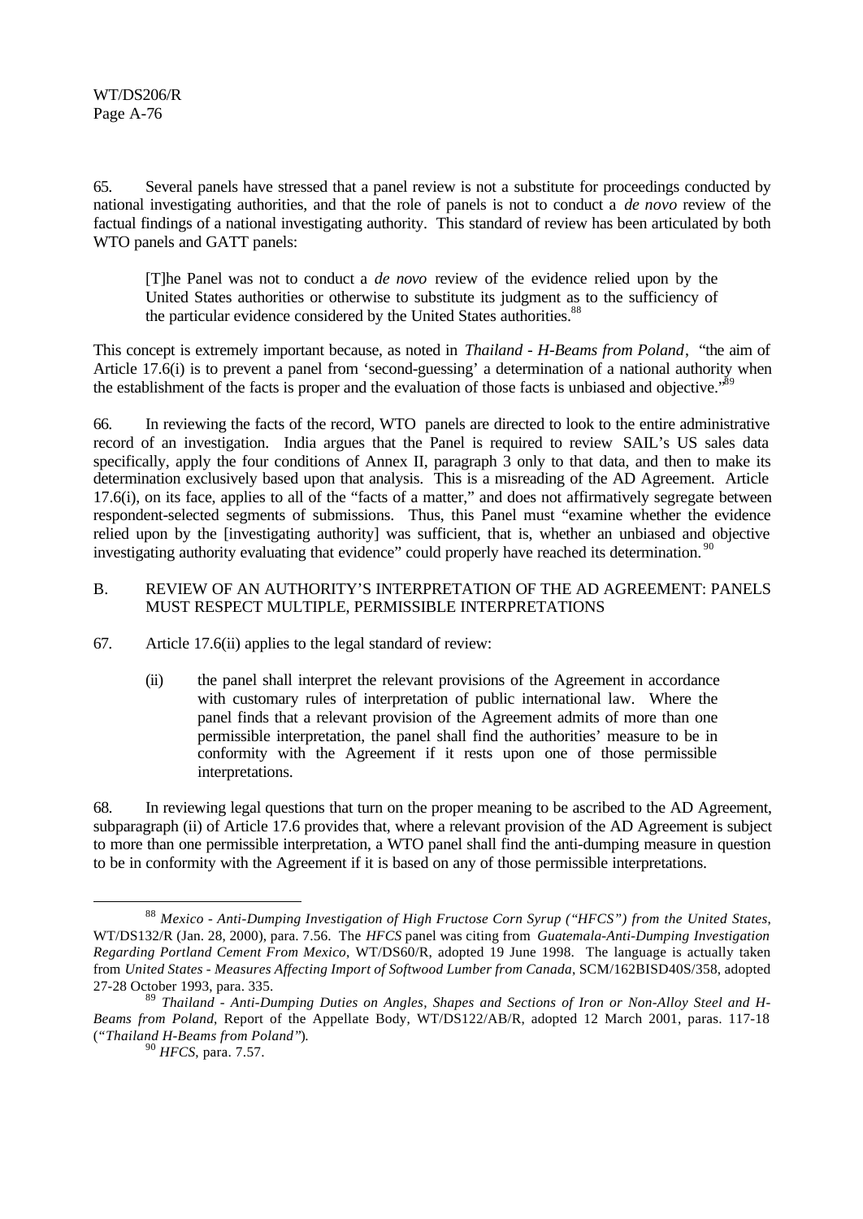65. Several panels have stressed that a panel review is not a substitute for proceedings conducted by national investigating authorities, and that the role of panels is not to conduct a *de novo* review of the factual findings of a national investigating authority. This standard of review has been articulated by both WTO panels and GATT panels:

> [T]he Panel was not to conduct a *de novo* review of the evidence relied upon by the United States authorities or otherwise to substitute its judgment as to the sufficiency of the particular evidence considered by the United States authorities.[88]

This concept is extremely important because, as noted in *Thailand - H-Beams from Poland*, "the aim of Article 17.6(i) is to prevent a panel from 'second-guessing' a determination of a national authority when the establishment of the facts is proper and the evaluation of those facts is unbiased and objective."[89]

66. In reviewing the facts of the record, WTO panels are directed to look to the entire administrative record of an investigation. India argues that the Panel is required to review SAIL's US sales data specifically, apply the four conditions of Annex II, paragraph 3 only to that data, and then to make its determination exclusively based upon that analysis. This is a misreading of the AD Agreement. Article 17.6(i), on its face, applies to all of the "facts of a matter," and does not affirmatively segregate between respondent-selected segments of submissions. Thus, this Panel must "examine whether the evidence relied upon by the [investigating authority] was sufficient, that is, whether an unbiased and objective investigating authority evaluating that evidence" could properly have reached its determination.[90]

B. REVIEW OF AN AUTHORITY'S INTERPRETATION OF THE AD AGREEMENT: PANELS MUST RESPECT MULTIPLE, PERMISSIBLE INTERPRETATIONS

67. Article 17.6(ii) applies to the legal standard of review:

> (ii) the panel shall interpret the relevant provisions of the Agreement in accordance with customary rules of interpretation of public international law. Where the panel finds that a relevant provision of the Agreement admits of more than one permissible interpretation, the panel shall find the authorities' measure to be in conformity with the Agreement if it rests upon one of those permissible interpretations.

68. In reviewing legal questions that turn on the proper meaning to be ascribed to the AD Agreement, subparagraph (ii) of Article 17.6 provides that, where a relevant provision of the AD Agreement is subject to more than one permissible interpretation, a WTO panel shall find the anti-dumping measure in question to be in conformity with the Agreement if it is based on any of those permissible interpretations.

---

[88] *Mexico - Anti-Dumping Investigation of High Fructose Corn Syrup ("HFCS") from the United States*, WT/DS132/R (Jan. 28, 2000), para. 7.56. The *HFCS* panel was citing from *Guatemala-Anti-Dumping Investigation Regarding Portland Cement From Mexico*, WT/DS60/R, adopted 19 June 1998. The language is actually taken from *United States - Measures Affecting Import of Softwood Lumber from Canada*, SCM/162BISD40S/358, adopted 27-28 October 1993, para. 335.

[89] *Thailand - Anti-Dumping Duties on Angles, Shapes and Sections of Iron or Non-Alloy Steel and H-Beams from Poland*, Report of the Appellate Body, WT/DS122/AB/R, adopted 12 March 2001, paras. 117-18 ("*Thailand H-Beams from Poland*").

[90] *HFCS*, para. 7.57.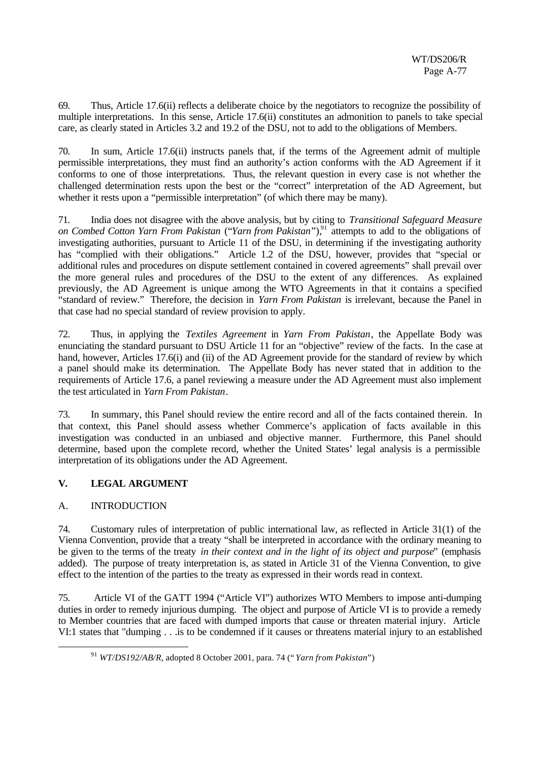69. Thus, Article 17.6(ii) reflects a deliberate choice by the negotiators to recognize the possibility of multiple interpretations. In this sense, Article 17.6(ii) constitutes an admonition to panels to take special care, as clearly stated in Articles 3.2 and 19.2 of the DSU, not to add to the obligations of Members.

70. In sum, Article 17.6(ii) instructs panels that, if the terms of the Agreement admit of multiple permissible interpretations, they must find an authority's action conforms with the AD Agreement if it conforms to one of those interpretations. Thus, the relevant question in every case is not whether the challenged determination rests upon the best or the "correct" interpretation of the AD Agreement, but whether it rests upon a "permissible interpretation" (of which there may be many).

71. India does not disagree with the above analysis, but by citing to *Transitional Safeguard Measure on Combed Cotton Yarn From Pakistan* ("*Yarn from Pakistan*"),[91] attempts to add to the obligations of investigating authorities, pursuant to Article 11 of the DSU, in determining if the investigating authority has "complied with their obligations." Article 1.2 of the DSU, however, provides that "special or additional rules and procedures on dispute settlement contained in covered agreements" shall prevail over the more general rules and procedures of the DSU to the extent of any differences. As explained previously, the AD Agreement is unique among the WTO Agreements in that it contains a specified "standard of review." Therefore, the decision in *Yarn From Pakistan* is irrelevant, because the Panel in that case had no special standard of review provision to apply.

72. Thus, in applying the *Textiles Agreement* in *Yarn From Pakistan*, the Appellate Body was enunciating the standard pursuant to DSU Article 11 for an "objective" review of the facts. In the case at hand, however, Articles 17.6(i) and (ii) of the AD Agreement provide for the standard of review by which a panel should make its determination. The Appellate Body has never stated that in addition to the requirements of Article 17.6, a panel reviewing a measure under the AD Agreement must also implement the test articulated in *Yarn From Pakistan*.

73. In summary, this Panel should review the entire record and all of the facts contained therein. In that context, this Panel should assess whether Commerce's application of facts available in this investigation was conducted in an unbiased and objective manner. Furthermore, this Panel should determine, based upon the complete record, whether the United States' legal analysis is a permissible interpretation of its obligations under the AD Agreement.

## V. LEGAL ARGUMENT

### A. INTRODUCTION

74. Customary rules of interpretation of public international law, as reflected in Article 31(1) of the Vienna Convention, provide that a treaty "shall be interpreted in accordance with the ordinary meaning to be given to the terms of the treaty *in their context and in the light of its object and purpose*" (emphasis added). The purpose of treaty interpretation is, as stated in Article 31 of the Vienna Convention, to give effect to the intention of the parties to the treaty as expressed in their words read in context.

75. Article VI of the GATT 1994 ("Article VI") authorizes WTO Members to impose anti-dumping duties in order to remedy injurious dumping. The object and purpose of Article VI is to provide a remedy to Member countries that are faced with dumped imports that cause or threaten material injury. Article VI:1 states that "dumping . . .is to be condemned if it causes or threatens material injury to an established

---

[91] *WT/DS192/AB/R*, adopted 8 October 2001, para. 74 ("*Yarn from Pakistan*")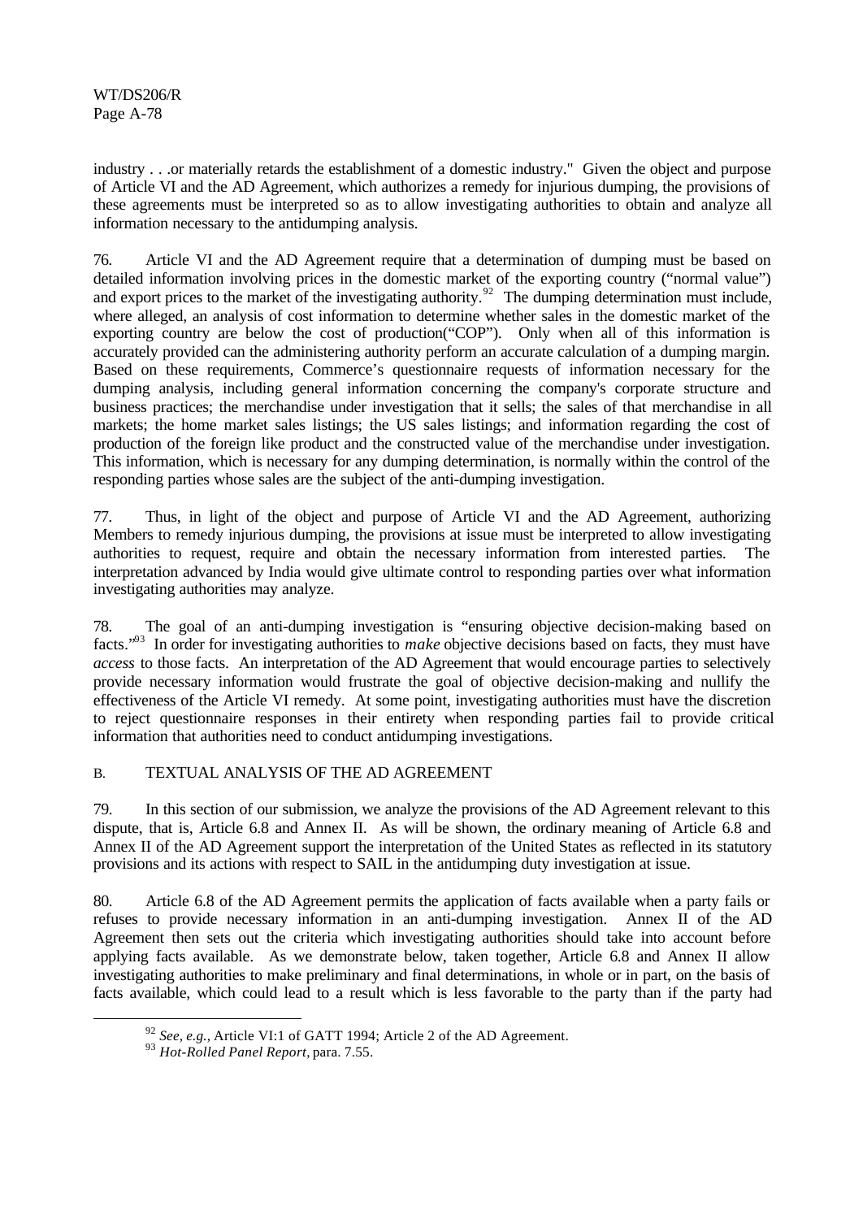industry . . .or materially retards the establishment of a domestic industry." Given the object and purpose of Article VI and the AD Agreement, which authorizes a remedy for injurious dumping, the provisions of these agreements must be interpreted so as to allow investigating authorities to obtain and analyze all information necessary to the antidumping analysis.

76. Article VI and the AD Agreement require that a determination of dumping must be based on detailed information involving prices in the domestic market of the exporting country ("normal value") and export prices to the market of the investigating authority.[92] The dumping determination must include, where alleged, an analysis of cost information to determine whether sales in the domestic market of the exporting country are below the cost of production("COP"). Only when all of this information is accurately provided can the administering authority perform an accurate calculation of a dumping margin. Based on these requirements, Commerce's questionnaire requests of information necessary for the dumping analysis, including general information concerning the company's corporate structure and business practices; the merchandise under investigation that it sells; the sales of that merchandise in all markets; the home market sales listings; the US sales listings; and information regarding the cost of production of the foreign like product and the constructed value of the merchandise under investigation. This information, which is necessary for any dumping determination, is normally within the control of the responding parties whose sales are the subject of the anti-dumping investigation.

77. Thus, in light of the object and purpose of Article VI and the AD Agreement, authorizing Members to remedy injurious dumping, the provisions at issue must be interpreted to allow investigating authorities to request, require and obtain the necessary information from interested parties. The interpretation advanced by India would give ultimate control to responding parties over what information investigating authorities may analyze.

78. The goal of an anti-dumping investigation is "ensuring objective decision-making based on facts."[93] In order for investigating authorities to *make* objective decisions based on facts, they must have *access* to those facts. An interpretation of the AD Agreement that would encourage parties to selectively provide necessary information would frustrate the goal of objective decision-making and nullify the effectiveness of the Article VI remedy. At some point, investigating authorities must have the discretion to reject questionnaire responses in their entirety when responding parties fail to provide critical information that authorities need to conduct antidumping investigations.

## B. TEXTUAL ANALYSIS OF THE AD AGREEMENT

79. In this section of our submission, we analyze the provisions of the AD Agreement relevant to this dispute, that is, Article 6.8 and Annex II. As will be shown, the ordinary meaning of Article 6.8 and Annex II of the AD Agreement support the interpretation of the United States as reflected in its statutory provisions and its actions with respect to SAIL in the antidumping duty investigation at issue.

80. Article 6.8 of the AD Agreement permits the application of facts available when a party fails or refuses to provide necessary information in an anti-dumping investigation. Annex II of the AD Agreement then sets out the criteria which investigating authorities should take into account before applying facts available. As we demonstrate below, taken together, Article 6.8 and Annex II allow investigating authorities to make preliminary and final determinations, in whole or in part, on the basis of facts available, which could lead to a result which is less favorable to the party than if the party had

---

[92] *See, e.g.,* Article VI:1 of GATT 1994; Article 2 of the AD Agreement.

[93] *Hot-Rolled Panel Report,* para. 7.55.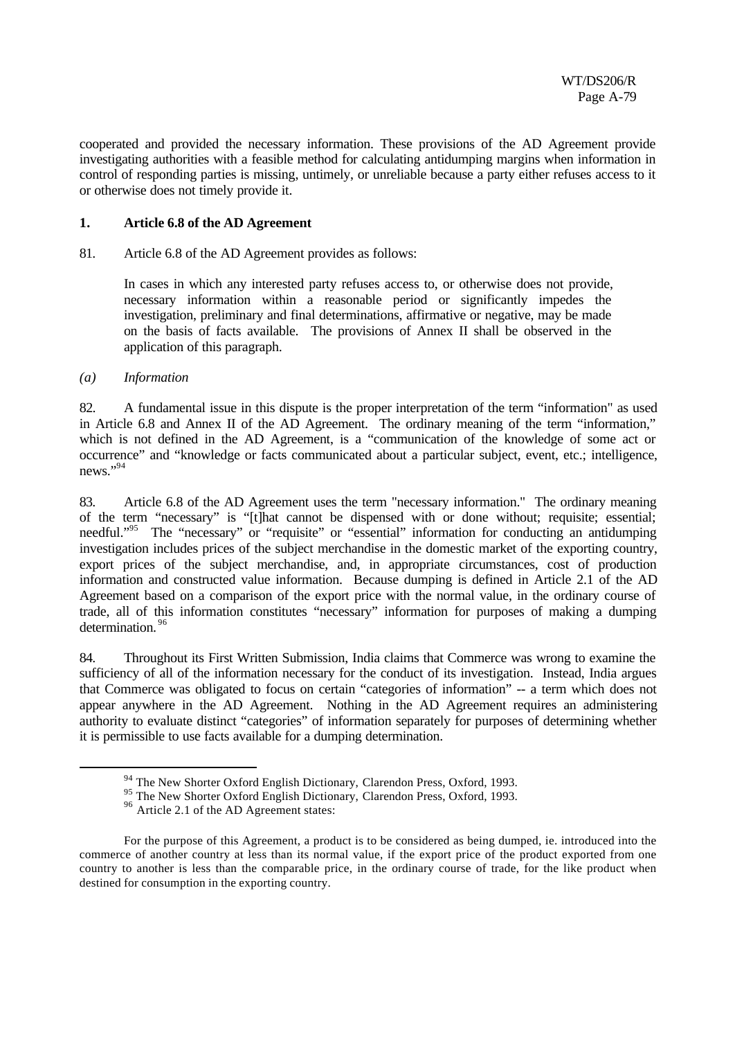cooperated and provided the necessary information. These provisions of the AD Agreement provide investigating authorities with a feasible method for calculating antidumping margins when information in control of responding parties is missing, untimely, or unreliable because a party either refuses access to it or otherwise does not timely provide it.

### 1. Article 6.8 of the AD Agreement

81. Article 6.8 of the AD Agreement provides as follows:

> In cases in which any interested party refuses access to, or otherwise does not provide, necessary information within a reasonable period or significantly impedes the investigation, preliminary and final determinations, affirmative or negative, may be made on the basis of facts available. The provisions of Annex II shall be observed in the application of this paragraph.

*(a) Information*

82. A fundamental issue in this dispute is the proper interpretation of the term "information" as used in Article 6.8 and Annex II of the AD Agreement. The ordinary meaning of the term "information," which is not defined in the AD Agreement, is a "communication of the knowledge of some act or occurrence" and "knowledge or facts communicated about a particular subject, event, etc.; intelligence, news."[94]

83. Article 6.8 of the AD Agreement uses the term "necessary information." The ordinary meaning of the term "necessary" is "[t]hat cannot be dispensed with or done without; requisite; essential; needful."[95] The "necessary" or "requisite" or "essential" information for conducting an antidumping investigation includes prices of the subject merchandise in the domestic market of the exporting country, export prices of the subject merchandise, and, in appropriate circumstances, cost of production information and constructed value information. Because dumping is defined in Article 2.1 of the AD Agreement based on a comparison of the export price with the normal value, in the ordinary course of trade, all of this information constitutes "necessary" information for purposes of making a dumping determination.[96]

84. Throughout its First Written Submission, India claims that Commerce was wrong to examine the sufficiency of all of the information necessary for the conduct of its investigation. Instead, India argues that Commerce was obligated to focus on certain "categories of information" -- a term which does not appear anywhere in the AD Agreement. Nothing in the AD Agreement requires an administering authority to evaluate distinct "categories" of information separately for purposes of determining whether it is permissible to use facts available for a dumping determination.

---

[94] The New Shorter Oxford English Dictionary, Clarendon Press, Oxford, 1993.

[95] The New Shorter Oxford English Dictionary, Clarendon Press, Oxford, 1993.

[96] Article 2.1 of the AD Agreement states:

> For the purpose of this Agreement, a product is to be considered as being dumped, ie. introduced into the commerce of another country at less than its normal value, if the export price of the product exported from one country to another is less than the comparable price, in the ordinary course of trade, for the like product when destined for consumption in the exporting country.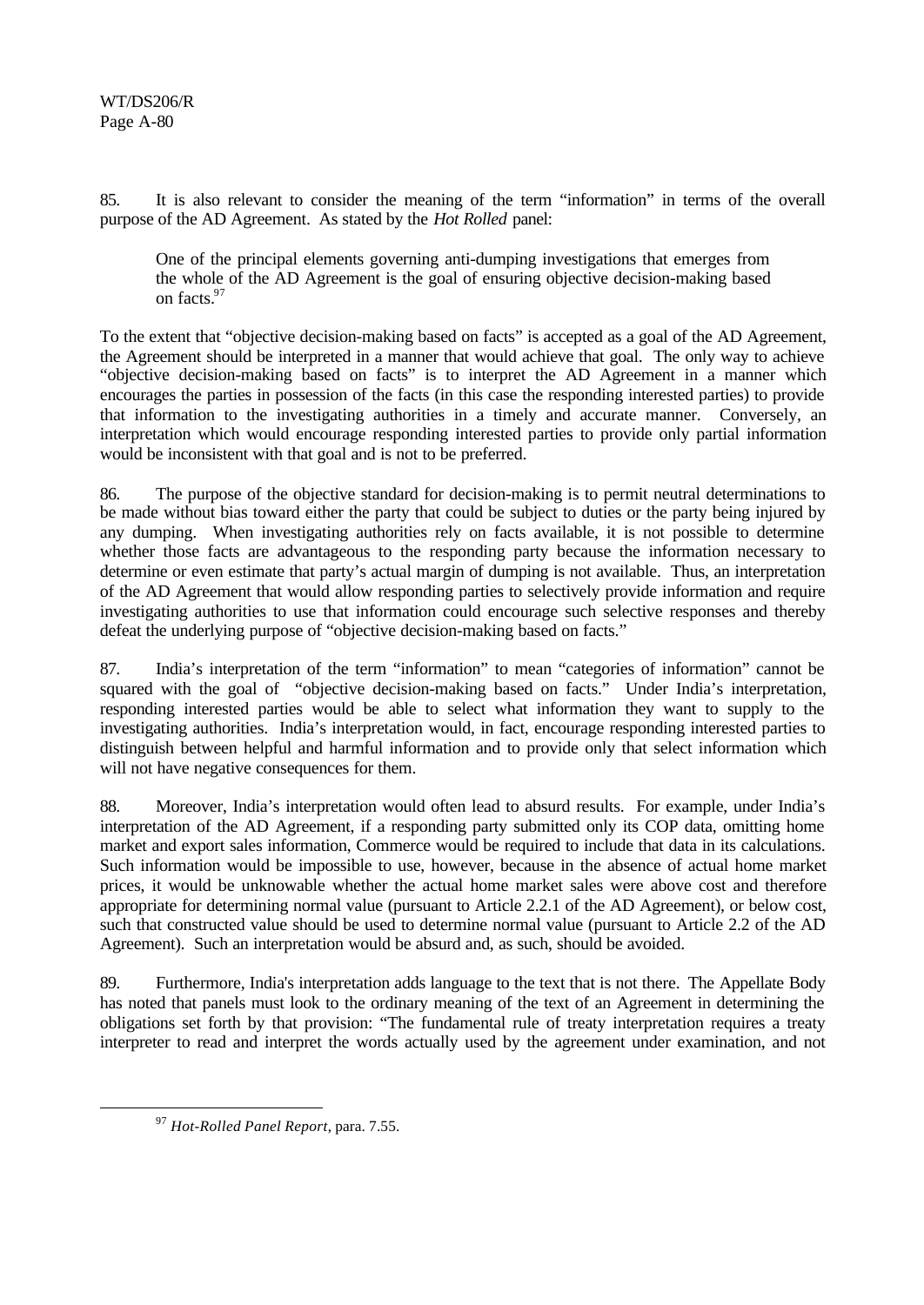85. It is also relevant to consider the meaning of the term "information" in terms of the overall purpose of the AD Agreement. As stated by the *Hot Rolled* panel:

> One of the principal elements governing anti-dumping investigations that emerges from the whole of the AD Agreement is the goal of ensuring objective decision-making based on facts.[97]

To the extent that "objective decision-making based on facts" is accepted as a goal of the AD Agreement, the Agreement should be interpreted in a manner that would achieve that goal. The only way to achieve "objective decision-making based on facts" is to interpret the AD Agreement in a manner which encourages the parties in possession of the facts (in this case the responding interested parties) to provide that information to the investigating authorities in a timely and accurate manner. Conversely, an interpretation which would encourage responding interested parties to provide only partial information would be inconsistent with that goal and is not to be preferred.

86. The purpose of the objective standard for decision-making is to permit neutral determinations to be made without bias toward either the party that could be subject to duties or the party being injured by any dumping. When investigating authorities rely on facts available, it is not possible to determine whether those facts are advantageous to the responding party because the information necessary to determine or even estimate that party's actual margin of dumping is not available. Thus, an interpretation of the AD Agreement that would allow responding parties to selectively provide information and require investigating authorities to use that information could encourage such selective responses and thereby defeat the underlying purpose of "objective decision-making based on facts."

87. India's interpretation of the term "information" to mean "categories of information" cannot be squared with the goal of "objective decision-making based on facts." Under India's interpretation, responding interested parties would be able to select what information they want to supply to the investigating authorities. India's interpretation would, in fact, encourage responding interested parties to distinguish between helpful and harmful information and to provide only that select information which will not have negative consequences for them.

88. Moreover, India's interpretation would often lead to absurd results. For example, under India's interpretation of the AD Agreement, if a responding party submitted only its COP data, omitting home market and export sales information, Commerce would be required to include that data in its calculations. Such information would be impossible to use, however, because in the absence of actual home market prices, it would be unknowable whether the actual home market sales were above cost and therefore appropriate for determining normal value (pursuant to Article 2.2.1 of the AD Agreement), or below cost, such that constructed value should be used to determine normal value (pursuant to Article 2.2 of the AD Agreement). Such an interpretation would be absurd and, as such, should be avoided.

89. Furthermore, India's interpretation adds language to the text that is not there. The Appellate Body has noted that panels must look to the ordinary meaning of the text of an Agreement in determining the obligations set forth by that provision: "The fundamental rule of treaty interpretation requires a treaty interpreter to read and interpret the words actually used by the agreement under examination, and not

---

[97] *Hot-Rolled Panel Report*, para. 7.55.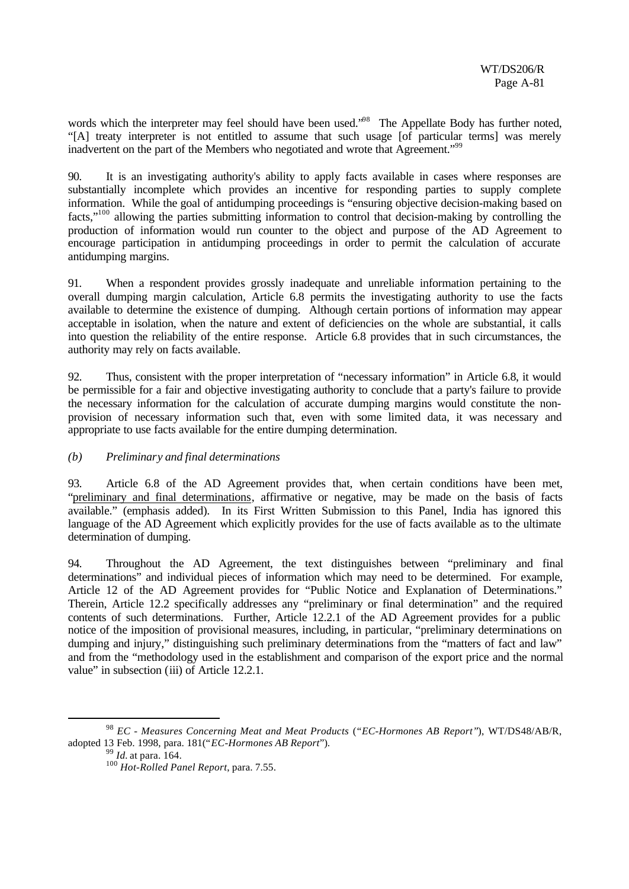words which the interpreter may feel should have been used."[98] The Appellate Body has further noted, "[A] treaty interpreter is not entitled to assume that such usage [of particular terms] was merely inadvertent on the part of the Members who negotiated and wrote that Agreement."[99]

90. It is an investigating authority's ability to apply facts available in cases where responses are substantially incomplete which provides an incentive for responding parties to supply complete information. While the goal of antidumping proceedings is "ensuring objective decision-making based on facts,"[100] allowing the parties submitting information to control that decision-making by controlling the production of information would run counter to the object and purpose of the AD Agreement to encourage participation in antidumping proceedings in order to permit the calculation of accurate antidumping margins.

91. When a respondent provides grossly inadequate and unreliable information pertaining to the overall dumping margin calculation, Article 6.8 permits the investigating authority to use the facts available to determine the existence of dumping. Although certain portions of information may appear acceptable in isolation, when the nature and extent of deficiencies on the whole are substantial, it calls into question the reliability of the entire response. Article 6.8 provides that in such circumstances, the authority may rely on facts available.

92. Thus, consistent with the proper interpretation of "necessary information" in Article 6.8, it would be permissible for a fair and objective investigating authority to conclude that a party's failure to provide the necessary information for the calculation of accurate dumping margins would constitute the non-provision of necessary information such that, even with some limited data, it was necessary and appropriate to use facts available for the entire dumping determination.

*(b) Preliminary and final determinations*

93. Article 6.8 of the AD Agreement provides that, when certain conditions have been met, "<u>preliminary and final determinations</u>, affirmative or negative, may be made on the basis of facts available." (emphasis added). In its First Written Submission to this Panel, India has ignored this language of the AD Agreement which explicitly provides for the use of facts available as to the ultimate determination of dumping.

94. Throughout the AD Agreement, the text distinguishes between "preliminary and final determinations" and individual pieces of information which may need to be determined. For example, Article 12 of the AD Agreement provides for "Public Notice and Explanation of Determinations." Therein, Article 12.2 specifically addresses any "preliminary or final determination" and the required contents of such determinations. Further, Article 12.2.1 of the AD Agreement provides for a public notice of the imposition of provisional measures, including, in particular, "preliminary determinations on dumping and injury," distinguishing such preliminary determinations from the "matters of fact and law" and from the "methodology used in the establishment and comparison of the export price and the normal value" in subsection (iii) of Article 12.2.1.

---

[98] *EC - Measures Concerning Meat and Meat Products* ("*EC-Hormones AB Report*"), WT/DS48/AB/R, adopted 13 Feb. 1998, para. 181("*EC-Hormones AB Report*").

[99] *Id.* at para. 164.

[100] *Hot-Rolled Panel Report*, para. 7.55.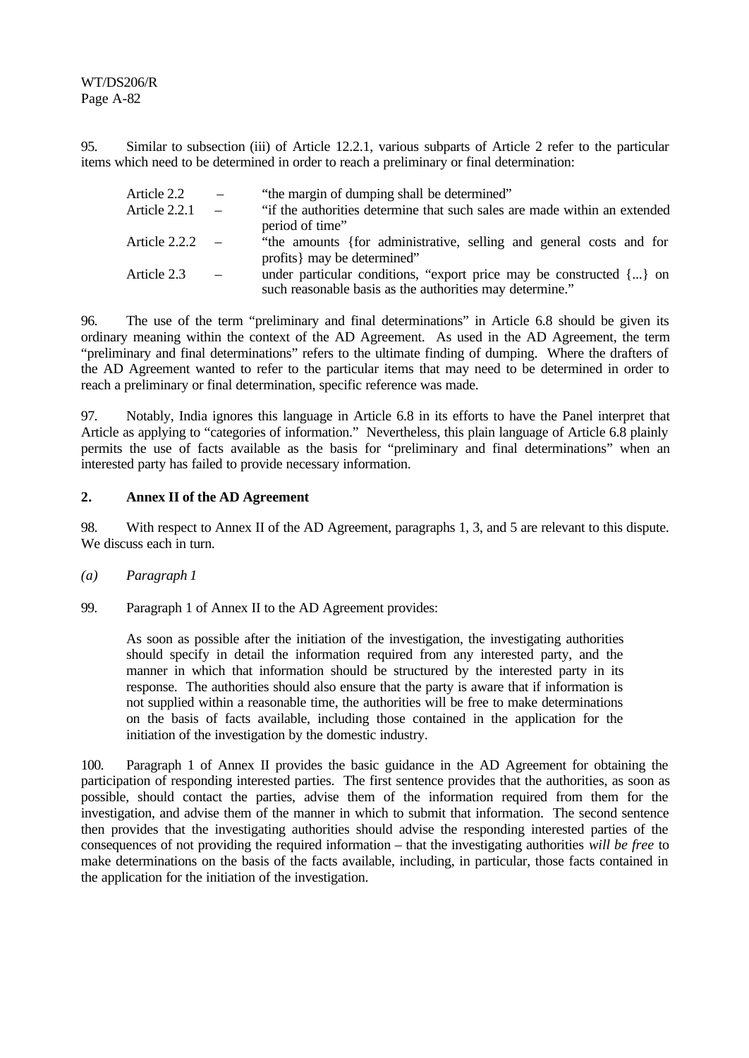95. Similar to subsection (iii) of Article 12.2.1, various subparts of Article 2 refer to the particular items which need to be determined in order to reach a preliminary or final determination:

| | | |
|---|---|---|
| Article 2.2 | – | "the margin of dumping shall be determined" |
| Article 2.2.1 | – | "if the authorities determine that such sales are made within an extended period of time" |
| Article 2.2.2 | – | "the amounts {for administrative, selling and general costs and for profits} may be determined" |
| Article 2.3 | – | under particular conditions, "export price may be constructed {...} on such reasonable basis as the authorities may determine." |

96. The use of the term "preliminary and final determinations" in Article 6.8 should be given its ordinary meaning within the context of the AD Agreement. As used in the AD Agreement, the term "preliminary and final determinations" refers to the ultimate finding of dumping. Where the drafters of the AD Agreement wanted to refer to the particular items that may need to be determined in order to reach a preliminary or final determination, specific reference was made.

97. Notably, India ignores this language in Article 6.8 in its efforts to have the Panel interpret that Article as applying to "categories of information." Nevertheless, this plain language of Article 6.8 plainly permits the use of facts available as the basis for "preliminary and final determinations" when an interested party has failed to provide necessary information.

## 2. Annex II of the AD Agreement

98. With respect to Annex II of the AD Agreement, paragraphs 1, 3, and 5 are relevant to this dispute. We discuss each in turn.

### *(a) Paragraph 1*

99. Paragraph 1 of Annex II to the AD Agreement provides:

> As soon as possible after the initiation of the investigation, the investigating authorities should specify in detail the information required from any interested party, and the manner in which that information should be structured by the interested party in its response. The authorities should also ensure that the party is aware that if information is not supplied within a reasonable time, the authorities will be free to make determinations on the basis of facts available, including those contained in the application for the initiation of the investigation by the domestic industry.

100. Paragraph 1 of Annex II provides the basic guidance in the AD Agreement for obtaining the participation of responding interested parties. The first sentence provides that the authorities, as soon as possible, should contact the parties, advise them of the information required from them for the investigation, and advise them of the manner in which to submit that information. The second sentence then provides that the investigating authorities should advise the responding interested parties of the consequences of not providing the required information – that the investigating authorities *will be free* to make determinations on the basis of the facts available, including, in particular, those facts contained in the application for the initiation of the investigation.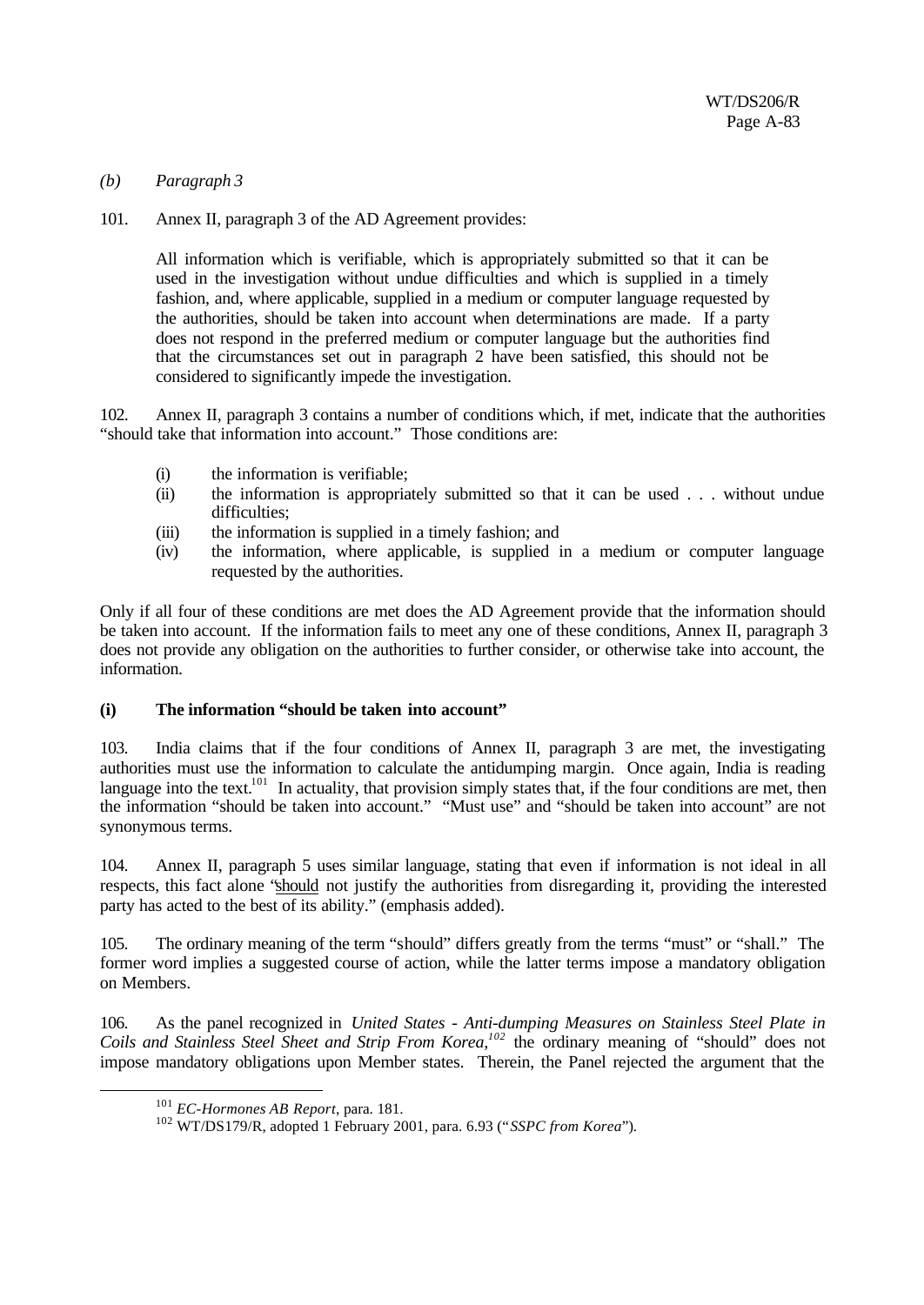*(b) Paragraph 3*

101. Annex II, paragraph 3 of the AD Agreement provides:

> All information which is verifiable, which is appropriately submitted so that it can be used in the investigation without undue difficulties and which is supplied in a timely fashion, and, where applicable, supplied in a medium or computer language requested by the authorities, should be taken into account when determinations are made. If a party does not respond in the preferred medium or computer language but the authorities find that the circumstances set out in paragraph 2 have been satisfied, this should not be considered to significantly impede the investigation.

102. Annex II, paragraph 3 contains a number of conditions which, if met, indicate that the authorities "should take that information into account." Those conditions are:

(i) the information is verifiable;
(ii) the information is appropriately submitted so that it can be used . . . without undue difficulties;
(iii) the information is supplied in a timely fashion; and
(iv) the information, where applicable, is supplied in a medium or computer language requested by the authorities.

Only if all four of these conditions are met does the AD Agreement provide that the information should be taken into account. If the information fails to meet any one of these conditions, Annex II, paragraph 3 does not provide any obligation on the authorities to further consider, or otherwise take into account, the information.

**(i) The information "should be taken into account"**

103. India claims that if the four conditions of Annex II, paragraph 3 are met, the investigating authorities must use the information to calculate the antidumping margin. Once again, India is reading language into the text.[101] In actuality, that provision simply states that, if the four conditions are met, then the information "should be taken into account." "Must use" and "should be taken into account" are not synonymous terms.

104. Annex II, paragraph 5 uses similar language, stating that even if information is not ideal in all respects, this fact alone "<u>should</u> not justify the authorities from disregarding it, providing the interested party has acted to the best of its ability." (emphasis added).

105. The ordinary meaning of the term "should" differs greatly from the terms "must" or "shall." The former word implies a suggested course of action, while the latter terms impose a mandatory obligation on Members.

106. As the panel recognized in *United States - Anti-dumping Measures on Stainless Steel Plate in Coils and Stainless Steel Sheet and Strip From Korea*,[102] the ordinary meaning of "should" does not impose mandatory obligations upon Member states. Therein, the Panel rejected the argument that the

---

[101] *EC-Hormones AB Report*, para. 181.

[102] WT/DS179/R, adopted 1 February 2001, para. 6.93 ("*SSPC from Korea*").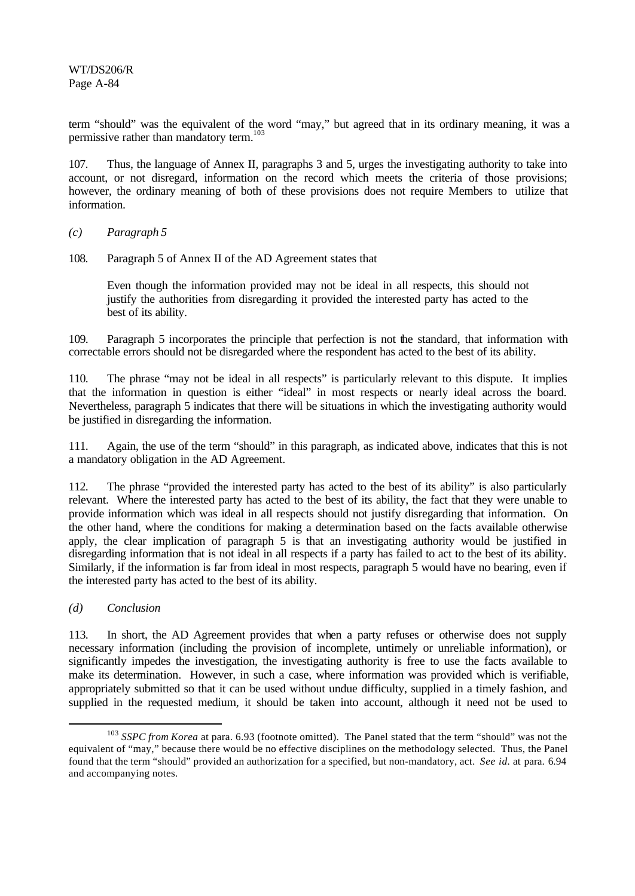term "should" was the equivalent of the word "may," but agreed that in its ordinary meaning, it was a permissive rather than mandatory term.[103]

107. Thus, the language of Annex II, paragraphs 3 and 5, urges the investigating authority to take into account, or not disregard, information on the record which meets the criteria of those provisions; however, the ordinary meaning of both of these provisions does not require Members to utilize that information.

*(c) Paragraph 5*

108. Paragraph 5 of Annex II of the AD Agreement states that

> Even though the information provided may not be ideal in all respects, this should not justify the authorities from disregarding it provided the interested party has acted to the best of its ability.

109. Paragraph 5 incorporates the principle that perfection is not the standard, that information with correctable errors should not be disregarded where the respondent has acted to the best of its ability.

110. The phrase "may not be ideal in all respects" is particularly relevant to this dispute. It implies that the information in question is either "ideal" in most respects or nearly ideal across the board. Nevertheless, paragraph 5 indicates that there will be situations in which the investigating authority would be justified in disregarding the information.

111. Again, the use of the term "should" in this paragraph, as indicated above, indicates that this is not a mandatory obligation in the AD Agreement.

112. The phrase "provided the interested party has acted to the best of its ability" is also particularly relevant. Where the interested party has acted to the best of its ability, the fact that they were unable to provide information which was ideal in all respects should not justify disregarding that information. On the other hand, where the conditions for making a determination based on the facts available otherwise apply, the clear implication of paragraph 5 is that an investigating authority would be justified in disregarding information that is not ideal in all respects if a party has failed to act to the best of its ability. Similarly, if the information is far from ideal in most respects, paragraph 5 would have no bearing, even if the interested party has acted to the best of its ability.

*(d) Conclusion*

113. In short, the AD Agreement provides that when a party refuses or otherwise does not supply necessary information (including the provision of incomplete, untimely or unreliable information), or significantly impedes the investigation, the investigating authority is free to use the facts available to make its determination. However, in such a case, where information was provided which is verifiable, appropriately submitted so that it can be used without undue difficulty, supplied in a timely fashion, and supplied in the requested medium, it should be taken into account, although it need not be used to

---

[103] *SSPC from Korea* at para. 6.93 (footnote omitted). The Panel stated that the term "should" was not the equivalent of "may," because there would be no effective disciplines on the methodology selected. Thus, the Panel found that the term "should" provided an authorization for a specified, but non-mandatory, act. *See id.* at para. 6.94 and accompanying notes.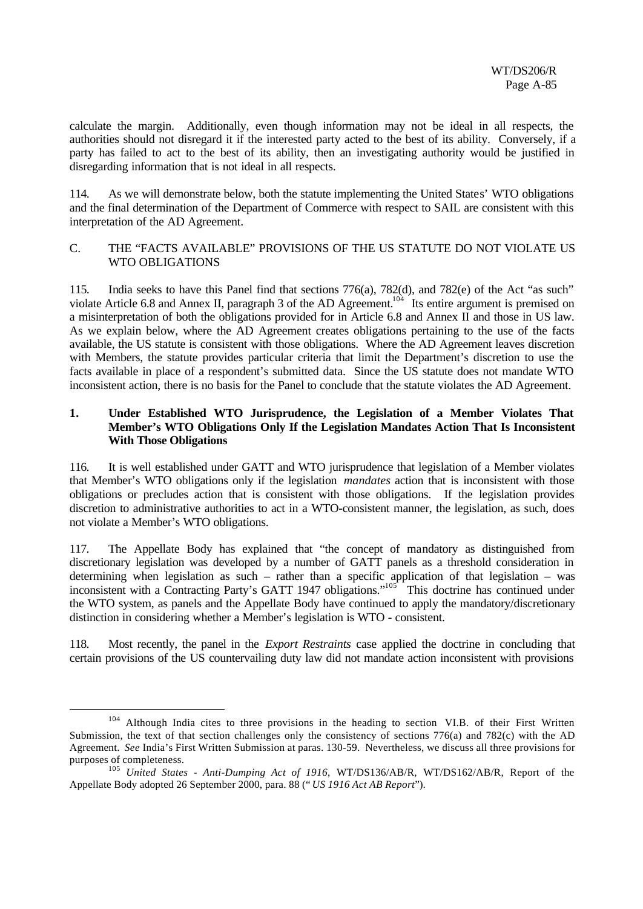calculate the margin. Additionally, even though information may not be ideal in all respects, the authorities should not disregard it if the interested party acted to the best of its ability. Conversely, if a party has failed to act to the best of its ability, then an investigating authority would be justified in disregarding information that is not ideal in all respects.

114. As we will demonstrate below, both the statute implementing the United States' WTO obligations and the final determination of the Department of Commerce with respect to SAIL are consistent with this interpretation of the AD Agreement.

## C. THE "FACTS AVAILABLE" PROVISIONS OF THE US STATUTE DO NOT VIOLATE US WTO OBLIGATIONS

115. India seeks to have this Panel find that sections 776(a), 782(d), and 782(e) of the Act "as such" violate Article 6.8 and Annex II, paragraph 3 of the AD Agreement.[104] Its entire argument is premised on a misinterpretation of both the obligations provided for in Article 6.8 and Annex II and those in US law. As we explain below, where the AD Agreement creates obligations pertaining to the use of the facts available, the US statute is consistent with those obligations. Where the AD Agreement leaves discretion with Members, the statute provides particular criteria that limit the Department's discretion to use the facts available in place of a respondent's submitted data. Since the US statute does not mandate WTO inconsistent action, there is no basis for the Panel to conclude that the statute violates the AD Agreement.

### 1. Under Established WTO Jurisprudence, the Legislation of a Member Violates That Member's WTO Obligations Only If the Legislation Mandates Action That Is Inconsistent With Those Obligations

116. It is well established under GATT and WTO jurisprudence that legislation of a Member violates that Member's WTO obligations only if the legislation *mandates* action that is inconsistent with those obligations or precludes action that is consistent with those obligations. If the legislation provides discretion to administrative authorities to act in a WTO-consistent manner, the legislation, as such, does not violate a Member's WTO obligations.

117. The Appellate Body has explained that "the concept of mandatory as distinguished from discretionary legislation was developed by a number of GATT panels as a threshold consideration in determining when legislation as such – rather than a specific application of that legislation – was inconsistent with a Contracting Party's GATT 1947 obligations."[105] This doctrine has continued under the WTO system, as panels and the Appellate Body have continued to apply the mandatory/discretionary distinction in considering whether a Member's legislation is WTO - consistent.

118. Most recently, the panel in the *Export Restraints* case applied the doctrine in concluding that certain provisions of the US countervailing duty law did not mandate action inconsistent with provisions

---

[104] Although India cites to three provisions in the heading to section VI.B. of their First Written Submission, the text of that section challenges only the consistency of sections 776(a) and 782(c) with the AD Agreement. *See* India's First Written Submission at paras. 130-59. Nevertheless, we discuss all three provisions for purposes of completeness.

[105] *United States - Anti-Dumping Act of 1916*, WT/DS136/AB/R, WT/DS162/AB/R, Report of the Appellate Body adopted 26 September 2000, para. 88 ("*US 1916 Act AB Report*").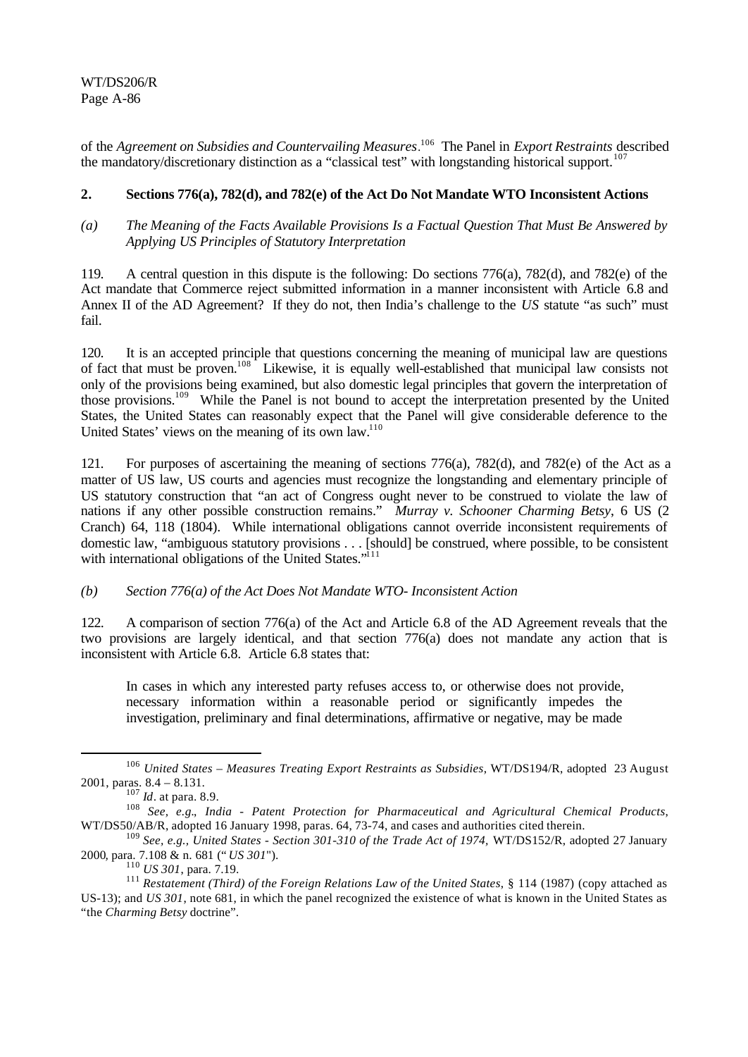of the *Agreement on Subsidies and Countervailing Measures*.[106] The Panel in *Export Restraints* described the mandatory/discretionary distinction as a "classical test" with longstanding historical support.[107]

## 2. Sections 776(a), 782(d), and 782(e) of the Act Do Not Mandate WTO Inconsistent Actions

### *(a) The Meaning of the Facts Available Provisions Is a Factual Question That Must Be Answered by Applying US Principles of Statutory Interpretation*

119. A central question in this dispute is the following: Do sections 776(a), 782(d), and 782(e) of the Act mandate that Commerce reject submitted information in a manner inconsistent with Article 6.8 and Annex II of the AD Agreement? If they do not, then India's challenge to the *US* statute "as such" must fail.

120. It is an accepted principle that questions concerning the meaning of municipal law are questions of fact that must be proven.[108] Likewise, it is equally well-established that municipal law consists not only of the provisions being examined, but also domestic legal principles that govern the interpretation of those provisions.[109] While the Panel is not bound to accept the interpretation presented by the United States, the United States can reasonably expect that the Panel will give considerable deference to the United States' views on the meaning of its own law.[110]

121. For purposes of ascertaining the meaning of sections 776(a), 782(d), and 782(e) of the Act as a matter of US law, US courts and agencies must recognize the longstanding and elementary principle of US statutory construction that "an act of Congress ought never to be construed to violate the law of nations if any other possible construction remains." *Murray v. Schooner Charming Betsy*, 6 US (2 Cranch) 64, 118 (1804). While international obligations cannot override inconsistent requirements of domestic law, "ambiguous statutory provisions . . . [should] be construed, where possible, to be consistent with international obligations of the United States."[111]

### *(b) Section 776(a) of the Act Does Not Mandate WTO- Inconsistent Action*

122. A comparison of section 776(a) of the Act and Article 6.8 of the AD Agreement reveals that the two provisions are largely identical, and that section 776(a) does not mandate any action that is inconsistent with Article 6.8. Article 6.8 states that:

> In cases in which any interested party refuses access to, or otherwise does not provide, necessary information within a reasonable period or significantly impedes the investigation, preliminary and final determinations, affirmative or negative, may be made

---

[106] *United States – Measures Treating Export Restraints as Subsidies,* WT/DS194/R, adopted 23 August 2001, paras. 8.4 – 8.131.

[107] *Id*. at para. 8.9.

[108] *See, e.g., India - Patent Protection for Pharmaceutical and Agricultural Chemical Products,* WT/DS50/AB/R, adopted 16 January 1998, paras. 64, 73-74, and cases and authorities cited therein.

[109] *See, e.g., United States - Section 301-310 of the Trade Act of 1974,* WT/DS152/R, adopted 27 January 2000, para. 7.108 & n. 681 ("*US 301*").

[110] *US 301*, para. 7.19.

[111] *Restatement (Third) of the Foreign Relations Law of the United States*, § 114 (1987) (copy attached as US-13); and *US 301*, note 681, in which the panel recognized the existence of what is known in the United States as "the *Charming Betsy* doctrine".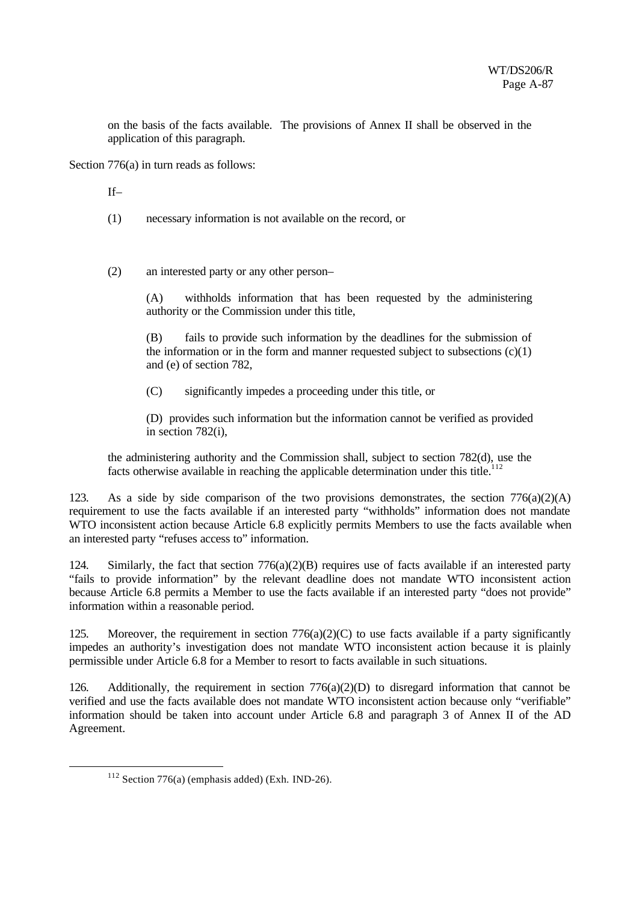on the basis of the facts available. The provisions of Annex II shall be observed in the application of this paragraph.

Section 776(a) in turn reads as follows:

> If–
>
> (1) necessary information is not available on the record, or
>
> (2) an interested party or any other person–
>
> > (A) withholds information that has been requested by the administering authority or the Commission under this title,
> >
> > (B) fails to provide such information by the deadlines for the submission of the information or in the form and manner requested subject to subsections (c)(1) and (e) of section 782,
> >
> > (C) significantly impedes a proceeding under this title, or
> >
> > (D) provides such information but the information cannot be verified as provided in section 782(i),
>
> the administering authority and the Commission shall, subject to section 782(d), use the facts otherwise available in reaching the applicable determination under this title.[112]

123. As a side by side comparison of the two provisions demonstrates, the section 776(a)(2)(A) requirement to use the facts available if an interested party "withholds" information does not mandate WTO inconsistent action because Article 6.8 explicitly permits Members to use the facts available when an interested party "refuses access to" information.

124. Similarly, the fact that section 776(a)(2)(B) requires use of facts available if an interested party "fails to provide information" by the relevant deadline does not mandate WTO inconsistent action because Article 6.8 permits a Member to use the facts available if an interested party "does not provide" information within a reasonable period.

125. Moreover, the requirement in section 776(a)(2)(C) to use facts available if a party significantly impedes an authority's investigation does not mandate WTO inconsistent action because it is plainly permissible under Article 6.8 for a Member to resort to facts available in such situations.

126. Additionally, the requirement in section 776(a)(2)(D) to disregard information that cannot be verified and use the facts available does not mandate WTO inconsistent action because only "verifiable" information should be taken into account under Article 6.8 and paragraph 3 of Annex II of the AD Agreement.

---

[112] Section 776(a) (emphasis added) (Exh. IND-26).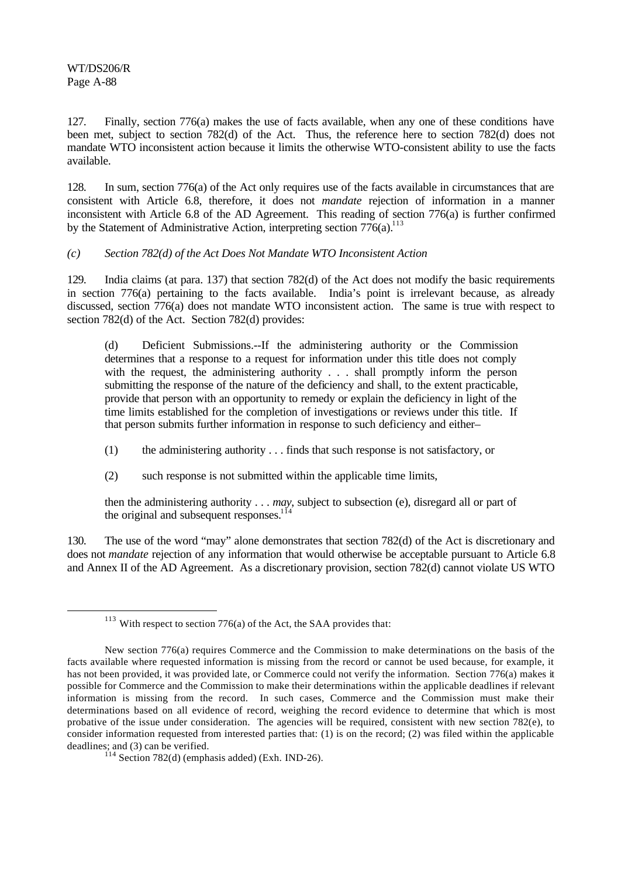127. Finally, section 776(a) makes the use of facts available, when any one of these conditions have been met, subject to section 782(d) of the Act. Thus, the reference here to section 782(d) does not mandate WTO inconsistent action because it limits the otherwise WTO-consistent ability to use the facts available.

128. In sum, section 776(a) of the Act only requires use of the facts available in circumstances that are consistent with Article 6.8, therefore, it does not *mandate* rejection of information in a manner inconsistent with Article 6.8 of the AD Agreement. This reading of section 776(a) is further confirmed by the Statement of Administrative Action, interpreting section 776(a).[113]

*(c) Section 782(d) of the Act Does Not Mandate WTO Inconsistent Action*

129. India claims (at para. 137) that section 782(d) of the Act does not modify the basic requirements in section 776(a) pertaining to the facts available. India's point is irrelevant because, as already discussed, section 776(a) does not mandate WTO inconsistent action. The same is true with respect to section 782(d) of the Act. Section 782(d) provides:

> (d) Deficient Submissions.--If the administering authority or the Commission determines that a response to a request for information under this title does not comply with the request, the administering authority . . . shall promptly inform the person submitting the response of the nature of the deficiency and shall, to the extent practicable, provide that person with an opportunity to remedy or explain the deficiency in light of the time limits established for the completion of investigations or reviews under this title. If that person submits further information in response to such deficiency and either–
>
> (1) the administering authority . . . finds that such response is not satisfactory, or
>
> (2) such response is not submitted within the applicable time limits,
>
> then the administering authority . . . *may*, subject to subsection (e), disregard all or part of the original and subsequent responses.[114]

130. The use of the word "may" alone demonstrates that section 782(d) of the Act is discretionary and does not *mandate* rejection of any information that would otherwise be acceptable pursuant to Article 6.8 and Annex II of the AD Agreement. As a discretionary provision, section 782(d) cannot violate US WTO

---

[113] With respect to section 776(a) of the Act, the SAA provides that:

> New section 776(a) requires Commerce and the Commission to make determinations on the basis of the facts available where requested information is missing from the record or cannot be used because, for example, it has not been provided, it was provided late, or Commerce could not verify the information. Section 776(a) makes it possible for Commerce and the Commission to make their determinations within the applicable deadlines if relevant information is missing from the record. In such cases, Commerce and the Commission must make their determinations based on all evidence of record, weighing the record evidence to determine that which is most probative of the issue under consideration. The agencies will be required, consistent with new section 782(e), to consider information requested from interested parties that: (1) is on the record; (2) was filed within the applicable deadlines; and (3) can be verified.

[114] Section 782(d) (emphasis added) (Exh. IND-26).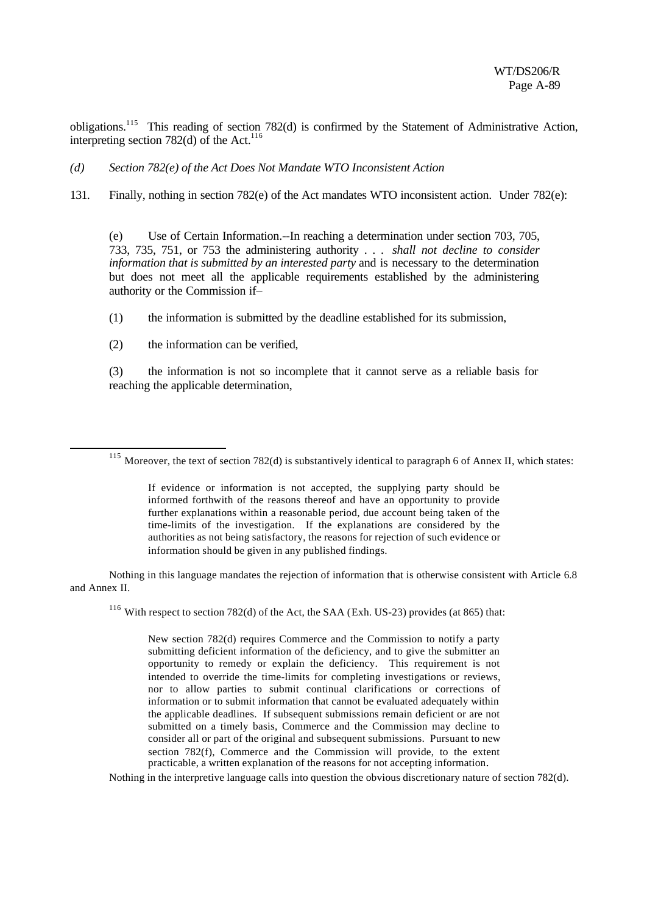obligations.[115] This reading of section 782(d) is confirmed by the Statement of Administrative Action, interpreting section 782(d) of the Act.[116]

*(d) Section 782(e) of the Act Does Not Mandate WTO Inconsistent Action*

131. Finally, nothing in section 782(e) of the Act mandates WTO inconsistent action. Under 782(e):

> (e) Use of Certain Information.--In reaching a determination under section 703, 705, 733, 735, 751, or 753 the administering authority . . . *shall not decline to consider information that is submitted by an interested party* and is necessary to the determination but does not meet all the applicable requirements established by the administering authority or the Commission if–
>
> (1) the information is submitted by the deadline established for its submission,
>
> (2) the information can be verified,
>
> (3) the information is not so incomplete that it cannot serve as a reliable basis for reaching the applicable determination,

---

[115] Moreover, the text of section 782(d) is substantively identical to paragraph 6 of Annex II, which states:

> If evidence or information is not accepted, the supplying party should be informed forthwith of the reasons thereof and have an opportunity to provide further explanations within a reasonable period, due account being taken of the time-limits of the investigation. If the explanations are considered by the authorities as not being satisfactory, the reasons for rejection of such evidence or information should be given in any published findings.

Nothing in this language mandates the rejection of information that is otherwise consistent with Article 6.8 and Annex II.

[116] With respect to section 782(d) of the Act, the SAA (Exh. US-23) provides (at 865) that:

> New section 782(d) requires Commerce and the Commission to notify a party submitting deficient information of the deficiency, and to give the submitter an opportunity to remedy or explain the deficiency. This requirement is not intended to override the time-limits for completing investigations or reviews, nor to allow parties to submit continual clarifications or corrections of information or to submit information that cannot be evaluated adequately within the applicable deadlines. If subsequent submissions remain deficient or are not submitted on a timely basis, Commerce and the Commission may decline to consider all or part of the original and subsequent submissions. Pursuant to new section 782(f), Commerce and the Commission will provide, to the extent practicable, a written explanation of the reasons for not accepting information.

Nothing in the interpretive language calls into question the obvious discretionary nature of section 782(d).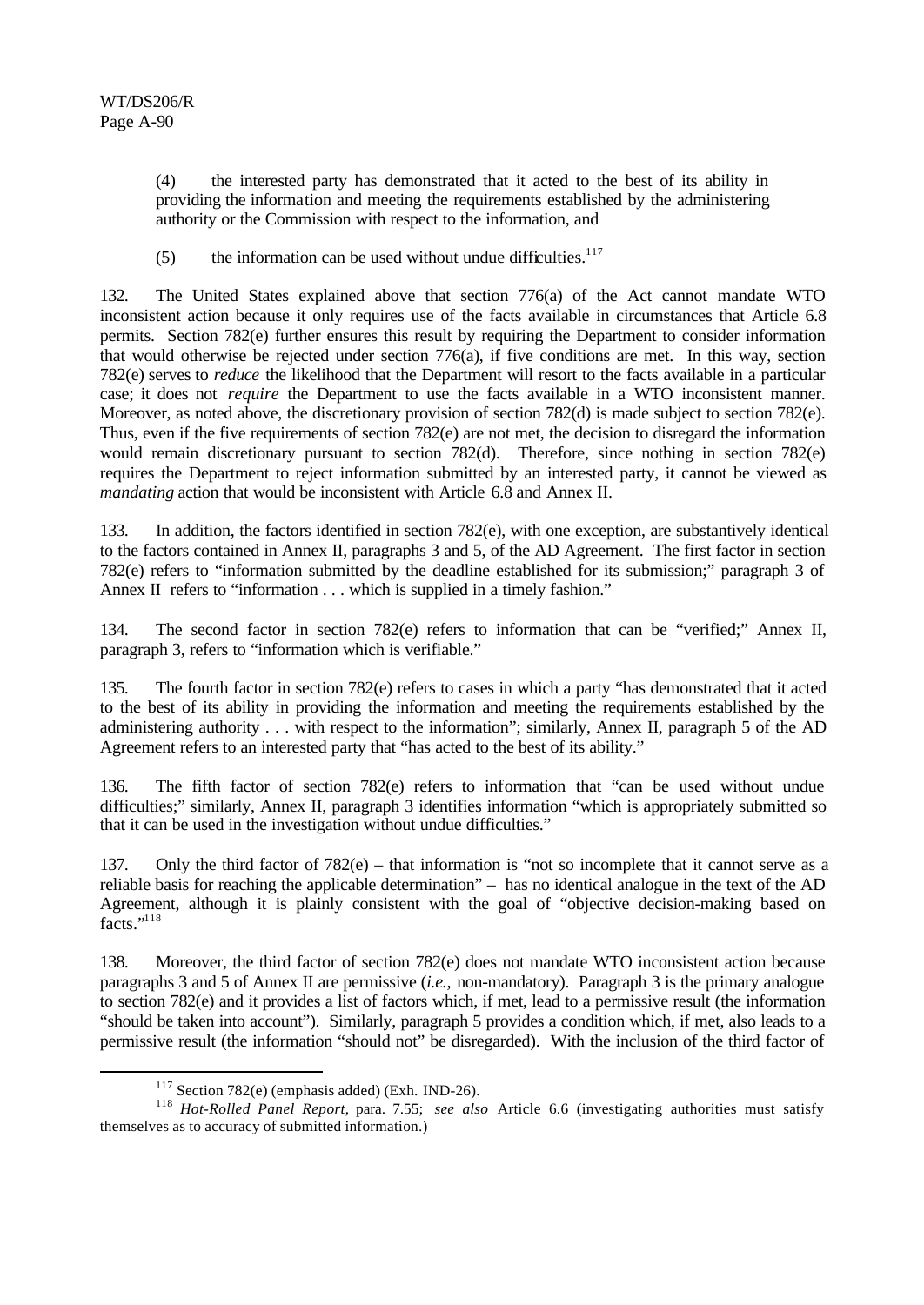(4) the interested party has demonstrated that it acted to the best of its ability in providing the information and meeting the requirements established by the administering authority or the Commission with respect to the information, and

(5) the information can be used without undue difficulties.[117]

132. The United States explained above that section 776(a) of the Act cannot mandate WTO inconsistent action because it only requires use of the facts available in circumstances that Article 6.8 permits. Section 782(e) further ensures this result by requiring the Department to consider information that would otherwise be rejected under section 776(a), if five conditions are met. In this way, section 782(e) serves to *reduce* the likelihood that the Department will resort to the facts available in a particular case; it does not *require* the Department to use the facts available in a WTO inconsistent manner. Moreover, as noted above, the discretionary provision of section 782(d) is made subject to section 782(e). Thus, even if the five requirements of section 782(e) are not met, the decision to disregard the information would remain discretionary pursuant to section 782(d). Therefore, since nothing in section 782(e) requires the Department to reject information submitted by an interested party, it cannot be viewed as *mandating* action that would be inconsistent with Article 6.8 and Annex II.

133. In addition, the factors identified in section 782(e), with one exception, are substantively identical to the factors contained in Annex II, paragraphs 3 and 5, of the AD Agreement. The first factor in section 782(e) refers to "information submitted by the deadline established for its submission;" paragraph 3 of Annex II refers to "information . . . which is supplied in a timely fashion."

134. The second factor in section 782(e) refers to information that can be "verified;" Annex II, paragraph 3, refers to "information which is verifiable."

135. The fourth factor in section 782(e) refers to cases in which a party "has demonstrated that it acted to the best of its ability in providing the information and meeting the requirements established by the administering authority . . . with respect to the information"; similarly, Annex II, paragraph 5 of the AD Agreement refers to an interested party that "has acted to the best of its ability."

136. The fifth factor of section 782(e) refers to information that "can be used without undue difficulties;" similarly, Annex II, paragraph 3 identifies information "which is appropriately submitted so that it can be used in the investigation without undue difficulties."

137. Only the third factor of 782(e) – that information is "not so incomplete that it cannot serve as a reliable basis for reaching the applicable determination" – has no identical analogue in the text of the AD Agreement, although it is plainly consistent with the goal of "objective decision-making based on facts."[118]

138. Moreover, the third factor of section 782(e) does not mandate WTO inconsistent action because paragraphs 3 and 5 of Annex II are permissive (*i.e.*, non-mandatory). Paragraph 3 is the primary analogue to section 782(e) and it provides a list of factors which, if met, lead to a permissive result (the information "should be taken into account"). Similarly, paragraph 5 provides a condition which, if met, also leads to a permissive result (the information "should not" be disregarded). With the inclusion of the third factor of

---

[117] Section 782(e) (emphasis added) (Exh. IND-26).

[118] *Hot-Rolled Panel Report*, para. 7.55; *see also* Article 6.6 (investigating authorities must satisfy themselves as to accuracy of submitted information.)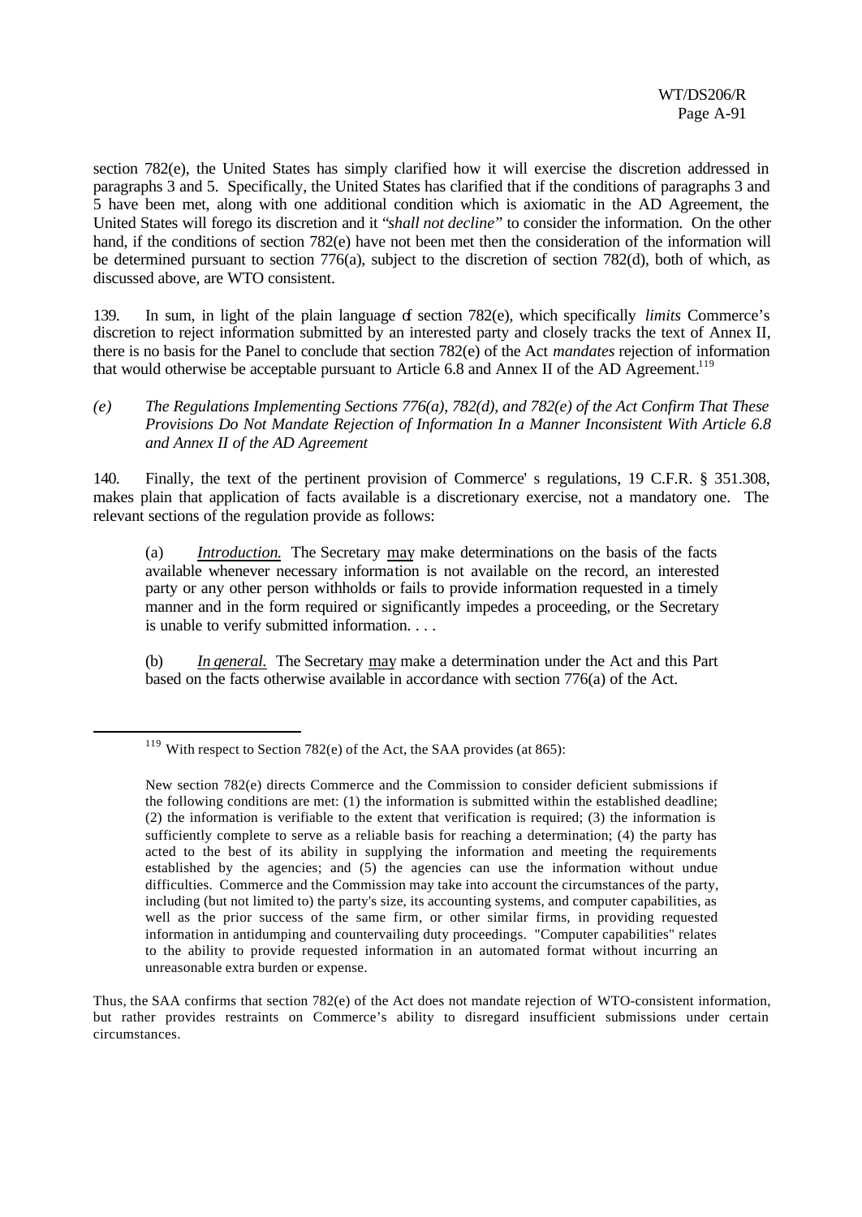section 782(e), the United States has simply clarified how it will exercise the discretion addressed in paragraphs 3 and 5. Specifically, the United States has clarified that if the conditions of paragraphs 3 and 5 have been met, along with one additional condition which is axiomatic in the AD Agreement, the United States will forego its discretion and it "*shall not decline*" to consider the information. On the other hand, if the conditions of section 782(e) have not been met then the consideration of the information will be determined pursuant to section 776(a), subject to the discretion of section 782(d), both of which, as discussed above, are WTO consistent.

139. In sum, in light of the plain language of section 782(e), which specifically *limits* Commerce's discretion to reject information submitted by an interested party and closely tracks the text of Annex II, there is no basis for the Panel to conclude that section 782(e) of the Act *mandates* rejection of information that would otherwise be acceptable pursuant to Article 6.8 and Annex II of the AD Agreement.[119]

*(e) The Regulations Implementing Sections 776(a), 782(d), and 782(e) of the Act Confirm That These Provisions Do Not Mandate Rejection of Information In a Manner Inconsistent With Article 6.8 and Annex II of the AD Agreement*

140. Finally, the text of the pertinent provision of Commerce's regulations, 19 C.F.R. § 351.308, makes plain that application of facts available is a discretionary exercise, not a mandatory one. The relevant sections of the regulation provide as follows:

> (a) *Introduction.* The Secretary may make determinations on the basis of the facts available whenever necessary information is not available on the record, an interested party or any other person withholds or fails to provide information requested in a timely manner and in the form required or significantly impedes a proceeding, or the Secretary is unable to verify submitted information. . . .
>
> (b) *In general.* The Secretary may make a determination under the Act and this Part based on the facts otherwise available in accordance with section 776(a) of the Act.

---

[119] With respect to Section 782(e) of the Act, the SAA provides (at 865):

> New section 782(e) directs Commerce and the Commission to consider deficient submissions if the following conditions are met: (1) the information is submitted within the established deadline; (2) the information is verifiable to the extent that verification is required; (3) the information is sufficiently complete to serve as a reliable basis for reaching a determination; (4) the party has acted to the best of its ability in supplying the information and meeting the requirements established by the agencies; and (5) the agencies can use the information without undue difficulties. Commerce and the Commission may take into account the circumstances of the party, including (but not limited to) the party's size, its accounting systems, and computer capabilities, as well as the prior success of the same firm, or other similar firms, in providing requested information in antidumping and countervailing duty proceedings. "Computer capabilities" relates to the ability to provide requested information in an automated format without incurring an unreasonable extra burden or expense.

Thus, the SAA confirms that section 782(e) of the Act does not mandate rejection of WTO-consistent information, but rather provides restraints on Commerce's ability to disregard insufficient submissions under certain circumstances.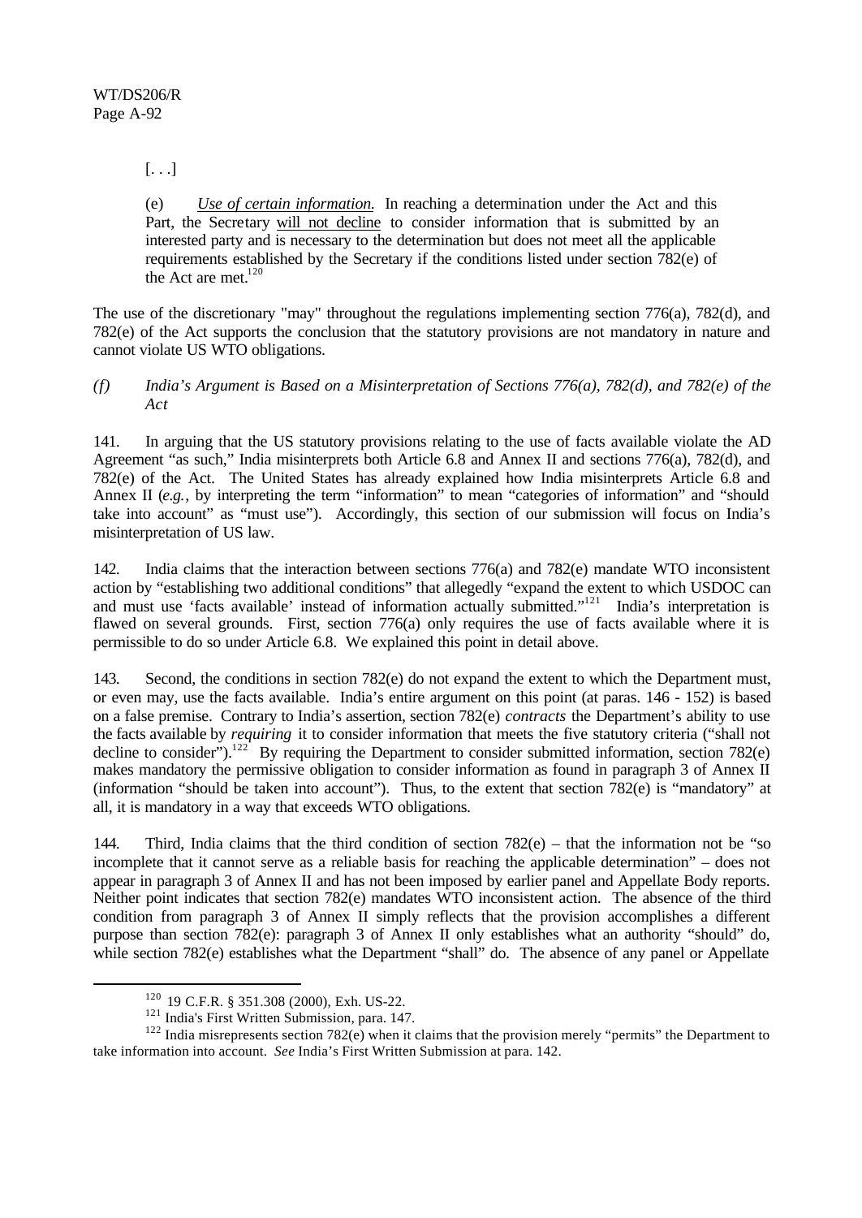[. . .]

(e) *Use of certain information.* In reaching a determination under the Act and this Part, the Secretary will not decline to consider information that is submitted by an interested party and is necessary to the determination but does not meet all the applicable requirements established by the Secretary if the conditions listed under section 782(e) of the Act are met.[120]

The use of the discretionary "may" throughout the regulations implementing section 776(a), 782(d), and 782(e) of the Act supports the conclusion that the statutory provisions are not mandatory in nature and cannot violate US WTO obligations.

*(f) India's Argument is Based on a Misinterpretation of Sections 776(a), 782(d), and 782(e) of the Act*

141. In arguing that the US statutory provisions relating to the use of facts available violate the AD Agreement "as such," India misinterprets both Article 6.8 and Annex II and sections 776(a), 782(d), and 782(e) of the Act. The United States has already explained how India misinterprets Article 6.8 and Annex II (*e.g.*, by interpreting the term "information" to mean "categories of information" and "should take into account" as "must use"). Accordingly, this section of our submission will focus on India's misinterpretation of US law.

142. India claims that the interaction between sections 776(a) and 782(e) mandate WTO inconsistent action by "establishing two additional conditions" that allegedly "expand the extent to which USDOC can and must use 'facts available' instead of information actually submitted."[121] India's interpretation is flawed on several grounds. First, section 776(a) only requires the use of facts available where it is permissible to do so under Article 6.8. We explained this point in detail above.

143. Second, the conditions in section 782(e) do not expand the extent to which the Department must, or even may, use the facts available. India's entire argument on this point (at paras. 146 - 152) is based on a false premise. Contrary to India's assertion, section 782(e) *contracts* the Department's ability to use the facts available by *requiring* it to consider information that meets the five statutory criteria ("shall not decline to consider").[122] By requiring the Department to consider submitted information, section 782(e) makes mandatory the permissive obligation to consider information as found in paragraph 3 of Annex II (information "should be taken into account"). Thus, to the extent that section 782(e) is "mandatory" at all, it is mandatory in a way that exceeds WTO obligations.

144. Third, India claims that the third condition of section 782(e) – that the information not be "so incomplete that it cannot serve as a reliable basis for reaching the applicable determination" – does not appear in paragraph 3 of Annex II and has not been imposed by earlier panel and Appellate Body reports. Neither point indicates that section 782(e) mandates WTO inconsistent action. The absence of the third condition from paragraph 3 of Annex II simply reflects that the provision accomplishes a different purpose than section 782(e): paragraph 3 of Annex II only establishes what an authority "should" do, while section 782(e) establishes what the Department "shall" do. The absence of any panel or Appellate

---

[120] 19 C.F.R. § 351.308 (2000), Exh. US-22.

[121] India's First Written Submission, para. 147.

[122] India misrepresents section 782(e) when it claims that the provision merely "permits" the Department to take information into account. *See* India's First Written Submission at para. 142.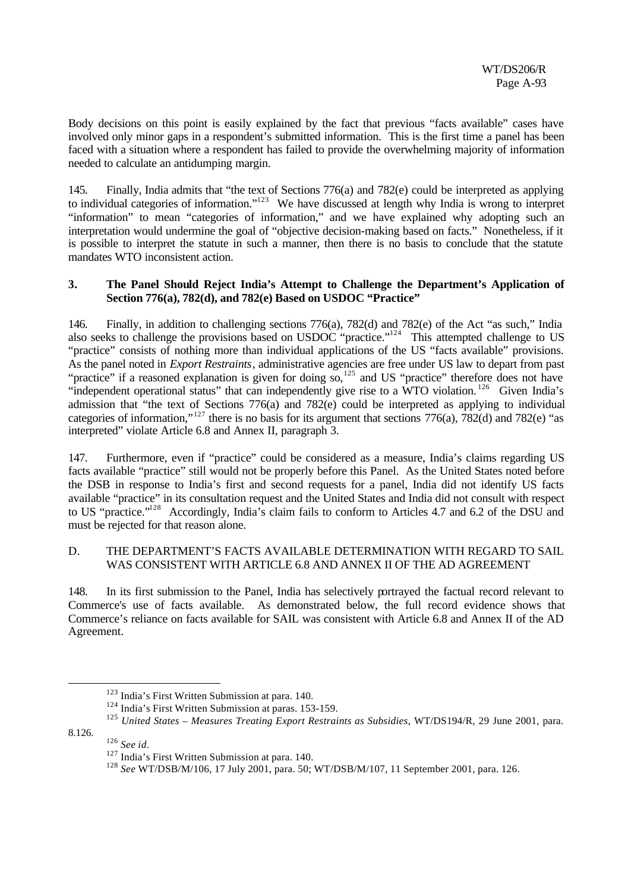Body decisions on this point is easily explained by the fact that previous "facts available" cases have involved only minor gaps in a respondent's submitted information. This is the first time a panel has been faced with a situation where a respondent has failed to provide the overwhelming majority of information needed to calculate an antidumping margin.

145. Finally, India admits that "the text of Sections 776(a) and 782(e) could be interpreted as applying to individual categories of information."[123] We have discussed at length why India is wrong to interpret "information" to mean "categories of information," and we have explained why adopting such an interpretation would undermine the goal of "objective decision-making based on facts." Nonetheless, if it is possible to interpret the statute in such a manner, then there is no basis to conclude that the statute mandates WTO inconsistent action.

### 3. The Panel Should Reject India's Attempt to Challenge the Department's Application of Section 776(a), 782(d), and 782(e) Based on USDOC "Practice"

146. Finally, in addition to challenging sections 776(a), 782(d) and 782(e) of the Act "as such," India also seeks to challenge the provisions based on USDOC "practice."[124] This attempted challenge to US "practice" consists of nothing more than individual applications of the US "facts available" provisions. As the panel noted in *Export Restraints*, administrative agencies are free under US law to depart from past "practice" if a reasoned explanation is given for doing so,[125] and US "practice" therefore does not have "independent operational status" that can independently give rise to a WTO violation.[126] Given India's admission that "the text of Sections 776(a) and 782(e) could be interpreted as applying to individual categories of information,"[127] there is no basis for its argument that sections 776(a), 782(d) and 782(e) "as interpreted" violate Article 6.8 and Annex II, paragraph 3.

147. Furthermore, even if "practice" could be considered as a measure, India's claims regarding US facts available "practice" still would not be properly before this Panel. As the United States noted before the DSB in response to India's first and second requests for a panel, India did not identify US facts available "practice" in its consultation request and the United States and India did not consult with respect to US "practice."[128] Accordingly, India's claim fails to conform to Articles 4.7 and 6.2 of the DSU and must be rejected for that reason alone.

## D. THE DEPARTMENT'S FACTS AVAILABLE DETERMINATION WITH REGARD TO SAIL WAS CONSISTENT WITH ARTICLE 6.8 AND ANNEX II OF THE AD AGREEMENT

148. In its first submission to the Panel, India has selectively portrayed the factual record relevant to Commerce's use of facts available. As demonstrated below, the full record evidence shows that Commerce's reliance on facts available for SAIL was consistent with Article 6.8 and Annex II of the AD Agreement.

---

[123] India's First Written Submission at para. 140.

[124] India's First Written Submission at paras. 153-159.

[125] *United States – Measures Treating Export Restraints as Subsidies*, WT/DS194/R, 29 June 2001, para. 8.126.

[126] *See id*.

[127] India's First Written Submission at para. 140.

[128] *See* WT/DSB/M/106, 17 July 2001, para. 50; WT/DSB/M/107, 11 September 2001, para. 126.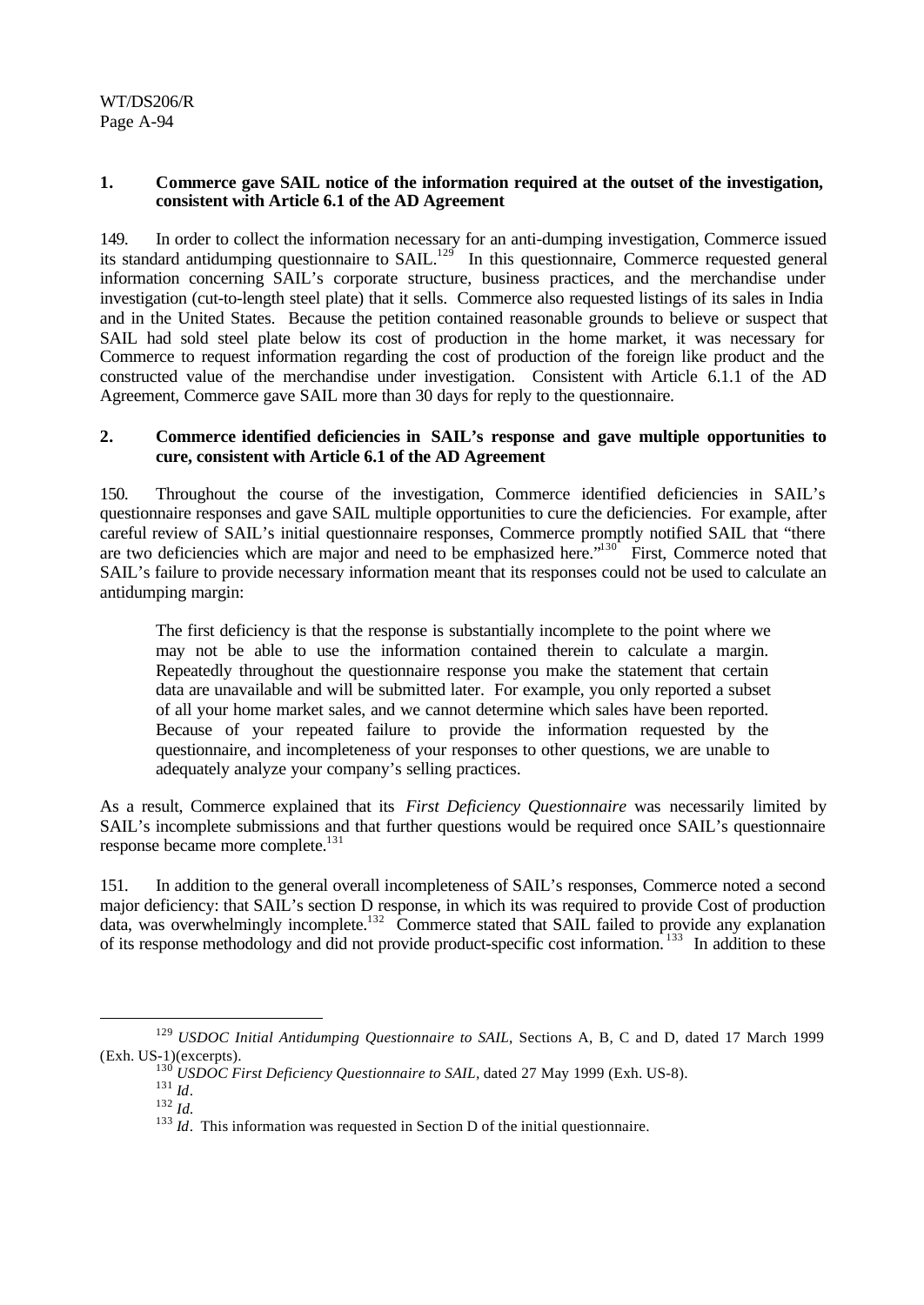**1. Commerce gave SAIL notice of the information required at the outset of the investigation, consistent with Article 6.1 of the AD Agreement**

149. In order to collect the information necessary for an anti-dumping investigation, Commerce issued its standard antidumping questionnaire to SAIL.[129] In this questionnaire, Commerce requested general information concerning SAIL's corporate structure, business practices, and the merchandise under investigation (cut-to-length steel plate) that it sells. Commerce also requested listings of its sales in India and in the United States. Because the petition contained reasonable grounds to believe or suspect that SAIL had sold steel plate below its cost of production in the home market, it was necessary for Commerce to request information regarding the cost of production of the foreign like product and the constructed value of the merchandise under investigation. Consistent with Article 6.1.1 of the AD Agreement, Commerce gave SAIL more than 30 days for reply to the questionnaire.

**2. Commerce identified deficiencies in SAIL's response and gave multiple opportunities to cure, consistent with Article 6.1 of the AD Agreement**

150. Throughout the course of the investigation, Commerce identified deficiencies in SAIL's questionnaire responses and gave SAIL multiple opportunities to cure the deficiencies. For example, after careful review of SAIL's initial questionnaire responses, Commerce promptly notified SAIL that "there are two deficiencies which are major and need to be emphasized here."[130] First, Commerce noted that SAIL's failure to provide necessary information meant that its responses could not be used to calculate an antidumping margin:

> The first deficiency is that the response is substantially incomplete to the point where we may not be able to use the information contained therein to calculate a margin. Repeatedly throughout the questionnaire response you make the statement that certain data are unavailable and will be submitted later. For example, you only reported a subset of all your home market sales, and we cannot determine which sales have been reported. Because of your repeated failure to provide the information requested by the questionnaire, and incompleteness of your responses to other questions, we are unable to adequately analyze your company's selling practices.

As a result, Commerce explained that its *First Deficiency Questionnaire* was necessarily limited by SAIL's incomplete submissions and that further questions would be required once SAIL's questionnaire response became more complete.[131]

151. In addition to the general overall incompleteness of SAIL's responses, Commerce noted a second major deficiency: that SAIL's section D response, in which its was required to provide Cost of production data, was overwhelmingly incomplete.[132] Commerce stated that SAIL failed to provide any explanation of its response methodology and did not provide product-specific cost information.[133] In addition to these

---

[129] *USDOC Initial Antidumping Questionnaire to SAIL*, Sections A, B, C and D, dated 17 March 1999 (Exh. US-1)(excerpts).

[130] *USDOC First Deficiency Questionnaire to SAIL*, dated 27 May 1999 (Exh. US-8).

[131] *Id*.

[132] *Id.*

[133] *Id*. This information was requested in Section D of the initial questionnaire.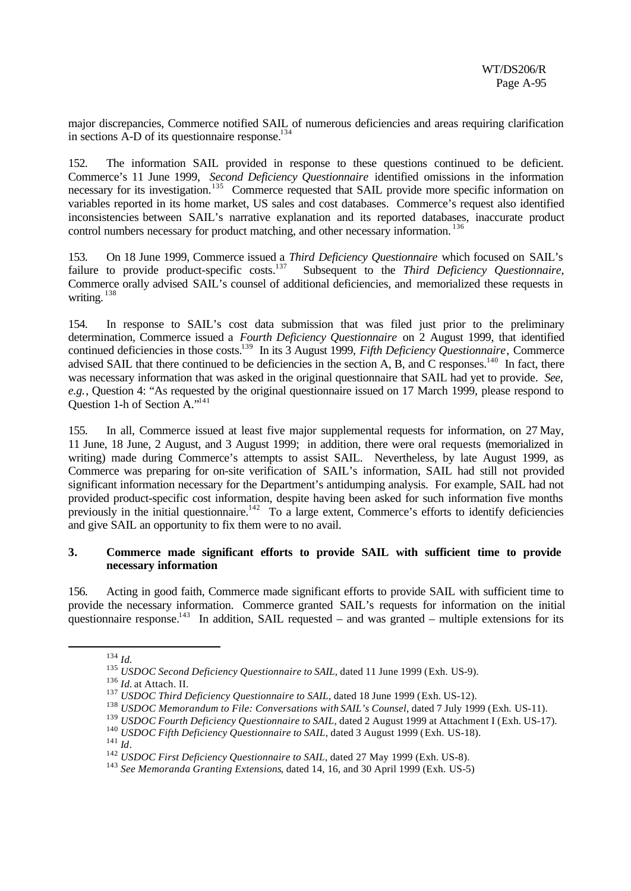major discrepancies, Commerce notified SAIL of numerous deficiencies and areas requiring clarification in sections A-D of its questionnaire response.[134]

152. The information SAIL provided in response to these questions continued to be deficient. Commerce's 11 June 1999, *Second Deficiency Questionnaire* identified omissions in the information necessary for its investigation.[135] Commerce requested that SAIL provide more specific information on variables reported in its home market, US sales and cost databases. Commerce's request also identified inconsistencies between SAIL's narrative explanation and its reported databases, inaccurate product control numbers necessary for product matching, and other necessary information.[136]

153. On 18 June 1999, Commerce issued a *Third Deficiency Questionnaire* which focused on SAIL's failure to provide product-specific costs.[137] Subsequent to the *Third Deficiency Questionnaire*, Commerce orally advised SAIL's counsel of additional deficiencies, and memorialized these requests in writing.[138]

154. In response to SAIL's cost data submission that was filed just prior to the preliminary determination, Commerce issued a *Fourth Deficiency Questionnaire* on 2 August 1999, that identified continued deficiencies in those costs.[139] In its 3 August 1999, *Fifth Deficiency Questionnaire*, Commerce advised SAIL that there continued to be deficiencies in the section A, B, and C responses.[140] In fact, there was necessary information that was asked in the original questionnaire that SAIL had yet to provide. *See, e.g.*, Question 4: "As requested by the original questionnaire issued on 17 March 1999, please respond to Question 1-h of Section A."[141]

155. In all, Commerce issued at least five major supplemental requests for information, on 27 May, 11 June, 18 June, 2 August, and 3 August 1999; in addition, there were oral requests (memorialized in writing) made during Commerce's attempts to assist SAIL. Nevertheless, by late August 1999, as Commerce was preparing for on-site verification of SAIL's information, SAIL had still not provided significant information necessary for the Department's antidumping analysis. For example, SAIL had not provided product-specific cost information, despite having been asked for such information five months previously in the initial questionnaire.[142] To a large extent, Commerce's efforts to identify deficiencies and give SAIL an opportunity to fix them were to no avail.

### 3. Commerce made significant efforts to provide SAIL with sufficient time to provide necessary information

156. Acting in good faith, Commerce made significant efforts to provide SAIL with sufficient time to provide the necessary information. Commerce granted SAIL's requests for information on the initial questionnaire response.[143] In addition, SAIL requested – and was granted – multiple extensions for its

---

[134] *Id.*

[135] *USDOC Second Deficiency Questionnaire to SAIL*, dated 11 June 1999 (Exh. US-9).

[136] *Id.* at Attach. II.

[137] *USDOC Third Deficiency Questionnaire to SAIL*, dated 18 June 1999 (Exh. US-12).

[138] *USDOC Memorandum to File: Conversations with SAIL's Counsel*, dated 7 July 1999 (Exh. US-11).

[139] *USDOC Fourth Deficiency Questionnaire to SAIL*, dated 2 August 1999 at Attachment I (Exh. US-17).

[140] *USDOC Fifth Deficiency Questionnaire to SAIL*, dated 3 August 1999 (Exh. US-18).

[141] *Id*.

[142] *USDOC First Deficiency Questionnaire to SAIL*, dated 27 May 1999 (Exh. US-8).

[143] *See Memoranda Granting Extensions*, dated 14, 16, and 30 April 1999 (Exh. US-5)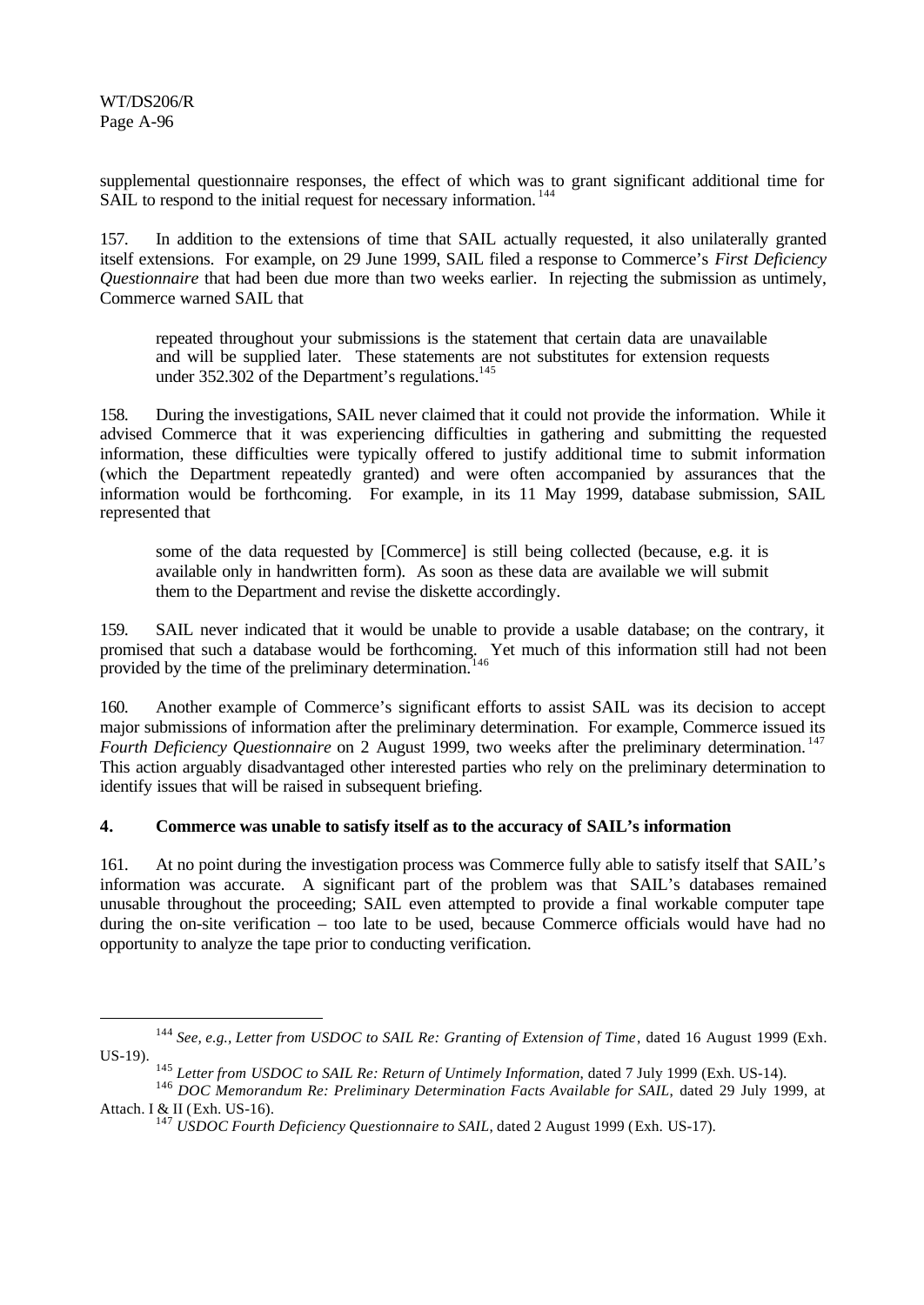supplemental questionnaire responses, the effect of which was to grant significant additional time for SAIL to respond to the initial request for necessary information.[144]

157. In addition to the extensions of time that SAIL actually requested, it also unilaterally granted itself extensions. For example, on 29 June 1999, SAIL filed a response to Commerce's *First Deficiency Questionnaire* that had been due more than two weeks earlier. In rejecting the submission as untimely, Commerce warned SAIL that

> repeated throughout your submissions is the statement that certain data are unavailable and will be supplied later. These statements are not substitutes for extension requests under 352.302 of the Department's regulations.[145]

158. During the investigations, SAIL never claimed that it could not provide the information. While it advised Commerce that it was experiencing difficulties in gathering and submitting the requested information, these difficulties were typically offered to justify additional time to submit information (which the Department repeatedly granted) and were often accompanied by assurances that the information would be forthcoming. For example, in its 11 May 1999, database submission, SAIL represented that

> some of the data requested by [Commerce] is still being collected (because, e.g. it is available only in handwritten form). As soon as these data are available we will submit them to the Department and revise the diskette accordingly.

159. SAIL never indicated that it would be unable to provide a usable database; on the contrary, it promised that such a database would be forthcoming. Yet much of this information still had not been provided by the time of the preliminary determination.[146]

160. Another example of Commerce's significant efforts to assist SAIL was its decision to accept major submissions of information after the preliminary determination. For example, Commerce issued its *Fourth Deficiency Questionnaire* on 2 August 1999, two weeks after the preliminary determination.[147] This action arguably disadvantaged other interested parties who rely on the preliminary determination to identify issues that will be raised in subsequent briefing.

### 4. Commerce was unable to satisfy itself as to the accuracy of SAIL's information

161. At no point during the investigation process was Commerce fully able to satisfy itself that SAIL's information was accurate. A significant part of the problem was that SAIL's databases remained unusable throughout the proceeding; SAIL even attempted to provide a final workable computer tape during the on-site verification – too late to be used, because Commerce officials would have had no opportunity to analyze the tape prior to conducting verification.

---

[144] *See, e.g., Letter from USDOC to SAIL Re: Granting of Extension of Time*, dated 16 August 1999 (Exh. US-19).

[145] *Letter from USDOC to SAIL Re: Return of Untimely Information*, dated 7 July 1999 (Exh. US-14).

[146] *DOC Memorandum Re: Preliminary Determination Facts Available for SAIL*, dated 29 July 1999, at Attach. I & II (Exh. US-16).

[147] *USDOC Fourth Deficiency Questionnaire to SAIL*, dated 2 August 1999 (Exh. US-17).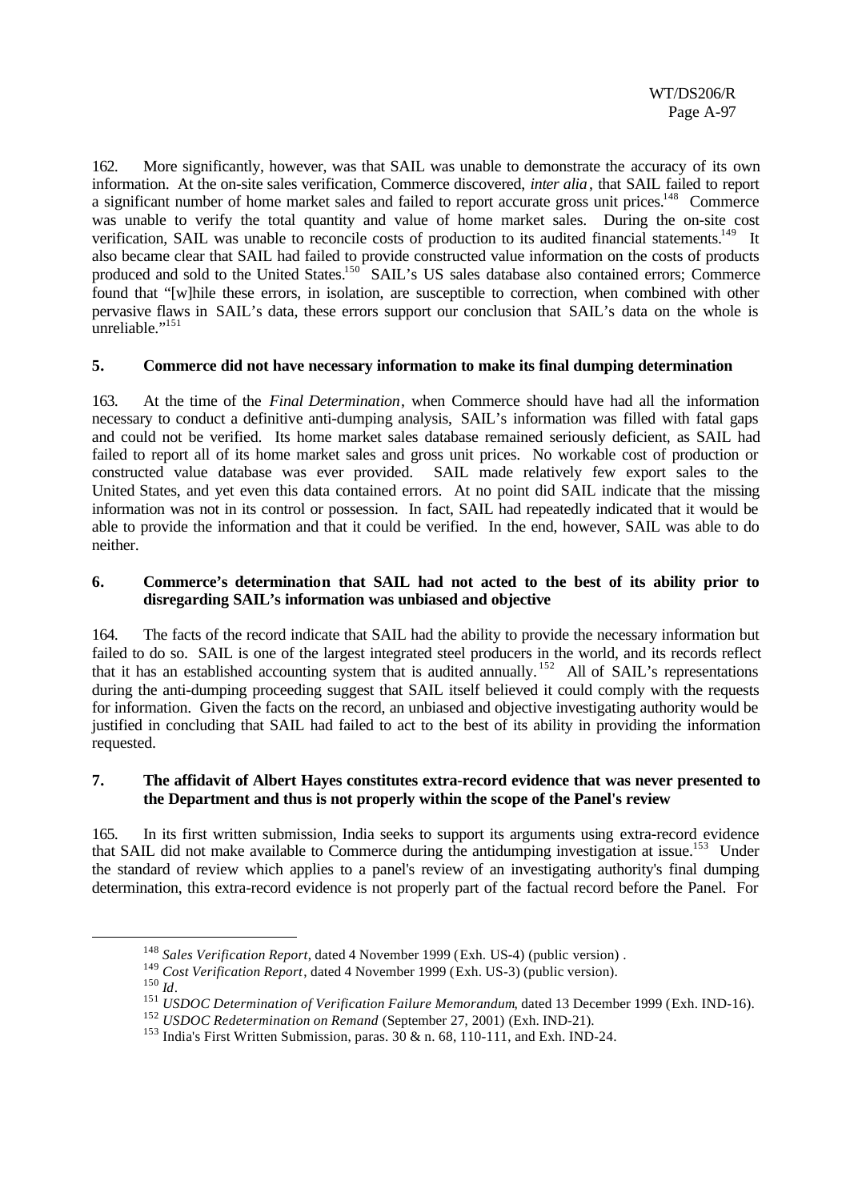162. More significantly, however, was that SAIL was unable to demonstrate the accuracy of its own information. At the on-site sales verification, Commerce discovered, *inter alia*, that SAIL failed to report a significant number of home market sales and failed to report accurate gross unit prices.[148] Commerce was unable to verify the total quantity and value of home market sales. During the on-site cost verification, SAIL was unable to reconcile costs of production to its audited financial statements.[149] It also became clear that SAIL had failed to provide constructed value information on the costs of products produced and sold to the United States.[150] SAIL's US sales database also contained errors; Commerce found that "[w]hile these errors, in isolation, are susceptible to correction, when combined with other pervasive flaws in SAIL's data, these errors support our conclusion that SAIL's data on the whole is unreliable."[151]

### 5. Commerce did not have necessary information to make its final dumping determination

163. At the time of the *Final Determination*, when Commerce should have had all the information necessary to conduct a definitive anti-dumping analysis, SAIL's information was filled with fatal gaps and could not be verified. Its home market sales database remained seriously deficient, as SAIL had failed to report all of its home market sales and gross unit prices. No workable cost of production or constructed value database was ever provided. SAIL made relatively few export sales to the United States, and yet even this data contained errors. At no point did SAIL indicate that the missing information was not in its control or possession. In fact, SAIL had repeatedly indicated that it would be able to provide the information and that it could be verified. In the end, however, SAIL was able to do neither.

### 6. Commerce's determination that SAIL had not acted to the best of its ability prior to disregarding SAIL's information was unbiased and objective

164. The facts of the record indicate that SAIL had the ability to provide the necessary information but failed to do so. SAIL is one of the largest integrated steel producers in the world, and its records reflect that it has an established accounting system that is audited annually.[152] All of SAIL's representations during the anti-dumping proceeding suggest that SAIL itself believed it could comply with the requests for information. Given the facts on the record, an unbiased and objective investigating authority would be justified in concluding that SAIL had failed to act to the best of its ability in providing the information requested.

### 7. The affidavit of Albert Hayes constitutes extra-record evidence that was never presented to the Department and thus is not properly within the scope of the Panel's review

165. In its first written submission, India seeks to support its arguments using extra-record evidence that SAIL did not make available to Commerce during the antidumping investigation at issue.[153] Under the standard of review which applies to a panel's review of an investigating authority's final dumping determination, this extra-record evidence is not properly part of the factual record before the Panel. For

---

[148] *Sales Verification Report*, dated 4 November 1999 (Exh. US-4) (public version) .

[149] *Cost Verification Report*, dated 4 November 1999 (Exh. US-3) (public version).

[150] *Id*.

[151] *USDOC Determination of Verification Failure Memorandum*, dated 13 December 1999 (Exh. IND-16).

[152] *USDOC Redetermination on Remand* (September 27, 2001) (Exh. IND-21).

[153] India's First Written Submission, paras. 30 & n. 68, 110-111, and Exh. IND-24.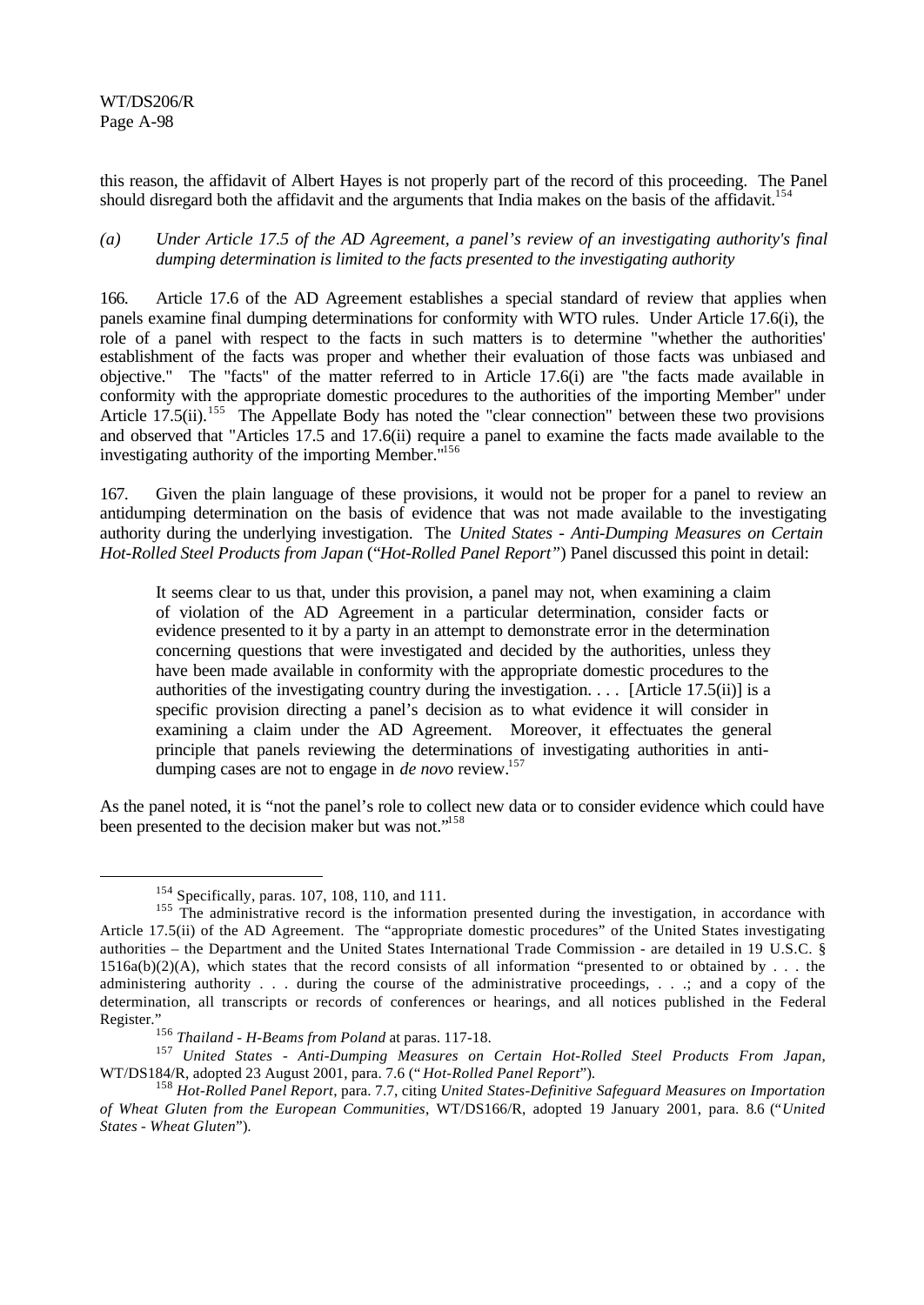this reason, the affidavit of Albert Hayes is not properly part of the record of this proceeding. The Panel should disregard both the affidavit and the arguments that India makes on the basis of the affidavit.[154]

*(a) Under Article 17.5 of the AD Agreement, a panel's review of an investigating authority's final dumping determination is limited to the facts presented to the investigating authority*

166. Article 17.6 of the AD Agreement establishes a special standard of review that applies when panels examine final dumping determinations for conformity with WTO rules. Under Article 17.6(i), the role of a panel with respect to the facts in such matters is to determine "whether the authorities' establishment of the facts was proper and whether their evaluation of those facts was unbiased and objective." The "facts" of the matter referred to in Article 17.6(i) are "the facts made available in conformity with the appropriate domestic procedures to the authorities of the importing Member" under Article 17.5(ii).[155] The Appellate Body has noted the "clear connection" between these two provisions and observed that "Articles 17.5 and 17.6(ii) require a panel to examine the facts made available to the investigating authority of the importing Member."[156]

167. Given the plain language of these provisions, it would not be proper for a panel to review an antidumping determination on the basis of evidence that was not made available to the investigating authority during the underlying investigation. The *United States - Anti-Dumping Measures on Certain Hot-Rolled Steel Products from Japan* ("*Hot-Rolled Panel Report*") Panel discussed this point in detail:

> It seems clear to us that, under this provision, a panel may not, when examining a claim of violation of the AD Agreement in a particular determination, consider facts or evidence presented to it by a party in an attempt to demonstrate error in the determination concerning questions that were investigated and decided by the authorities, unless they have been made available in conformity with the appropriate domestic procedures to the authorities of the investigating country during the investigation. . . . [Article 17.5(ii)] is a specific provision directing a panel's decision as to what evidence it will consider in examining a claim under the AD Agreement. Moreover, it effectuates the general principle that panels reviewing the determinations of investigating authorities in anti-dumping cases are not to engage in *de novo* review.[157]

As the panel noted, it is "not the panel's role to collect new data or to consider evidence which could have been presented to the decision maker but was not."[158]

---

[154] Specifically, paras. 107, 108, 110, and 111.

[155] The administrative record is the information presented during the investigation, in accordance with Article 17.5(ii) of the AD Agreement. The "appropriate domestic procedures" of the United States investigating authorities – the Department and the United States International Trade Commission - are detailed in 19 U.S.C. § 1516a(b)(2)(A), which states that the record consists of all information "presented to or obtained by . . . the administering authority . . . during the course of the administrative proceedings, . . .; and a copy of the determination, all transcripts or records of conferences or hearings, and all notices published in the Federal Register."

[156] *Thailand - H-Beams from Poland* at paras. 117-18.

[157] *United States - Anti-Dumping Measures on Certain Hot-Rolled Steel Products From Japan*, WT/DS184/R, adopted 23 August 2001, para. 7.6 ("*Hot-Rolled Panel Report*").

[158] *Hot-Rolled Panel Report*, para. 7.7, citing *United States-Definitive Safeguard Measures on Importation of Wheat Gluten from the European Communities*, WT/DS166/R, adopted 19 January 2001, para. 8.6 ("*United States - Wheat Gluten*").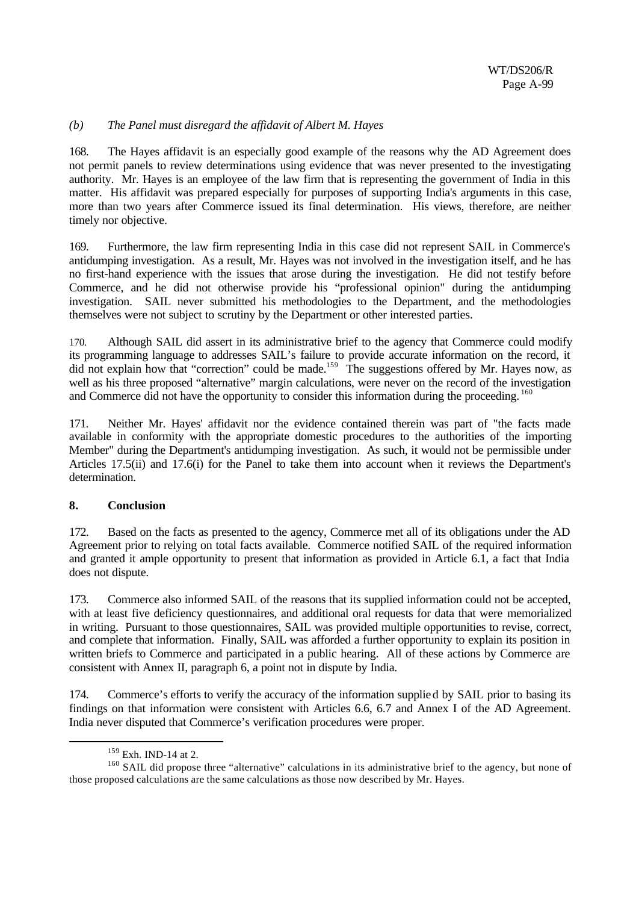*(b) The Panel must disregard the affidavit of Albert M. Hayes*

168. The Hayes affidavit is an especially good example of the reasons why the AD Agreement does not permit panels to review determinations using evidence that was never presented to the investigating authority. Mr. Hayes is an employee of the law firm that is representing the government of India in this matter. His affidavit was prepared especially for purposes of supporting India's arguments in this case, more than two years after Commerce issued its final determination. His views, therefore, are neither timely nor objective.

169. Furthermore, the law firm representing India in this case did not represent SAIL in Commerce's antidumping investigation. As a result, Mr. Hayes was not involved in the investigation itself, and he has no first-hand experience with the issues that arose during the investigation. He did not testify before Commerce, and he did not otherwise provide his "professional opinion" during the antidumping investigation. SAIL never submitted his methodologies to the Department, and the methodologies themselves were not subject to scrutiny by the Department or other interested parties.

170. Although SAIL did assert in its administrative brief to the agency that Commerce could modify its programming language to addresses SAIL's failure to provide accurate information on the record, it did not explain how that "correction" could be made.[159] The suggestions offered by Mr. Hayes now, as well as his three proposed "alternative" margin calculations, were never on the record of the investigation and Commerce did not have the opportunity to consider this information during the proceeding.[160]

171. Neither Mr. Hayes' affidavit nor the evidence contained therein was part of "the facts made available in conformity with the appropriate domestic procedures to the authorities of the importing Member" during the Department's antidumping investigation. As such, it would not be permissible under Articles 17.5(ii) and 17.6(i) for the Panel to take them into account when it reviews the Department's determination.

## 8. Conclusion

172. Based on the facts as presented to the agency, Commerce met all of its obligations under the AD Agreement prior to relying on total facts available. Commerce notified SAIL of the required information and granted it ample opportunity to present that information as provided in Article 6.1, a fact that India does not dispute.

173. Commerce also informed SAIL of the reasons that its supplied information could not be accepted, with at least five deficiency questionnaires, and additional oral requests for data that were memorialized in writing. Pursuant to those questionnaires, SAIL was provided multiple opportunities to revise, correct, and complete that information. Finally, SAIL was afforded a further opportunity to explain its position in written briefs to Commerce and participated in a public hearing. All of these actions by Commerce are consistent with Annex II, paragraph 6, a point not in dispute by India.

174. Commerce's efforts to verify the accuracy of the information supplied by SAIL prior to basing its findings on that information were consistent with Articles 6.6, 6.7 and Annex I of the AD Agreement. India never disputed that Commerce's verification procedures were proper.

---

[159] Exh. IND-14 at 2.

[160] SAIL did propose three "alternative" calculations in its administrative brief to the agency, but none of those proposed calculations are the same calculations as those now described by Mr. Hayes.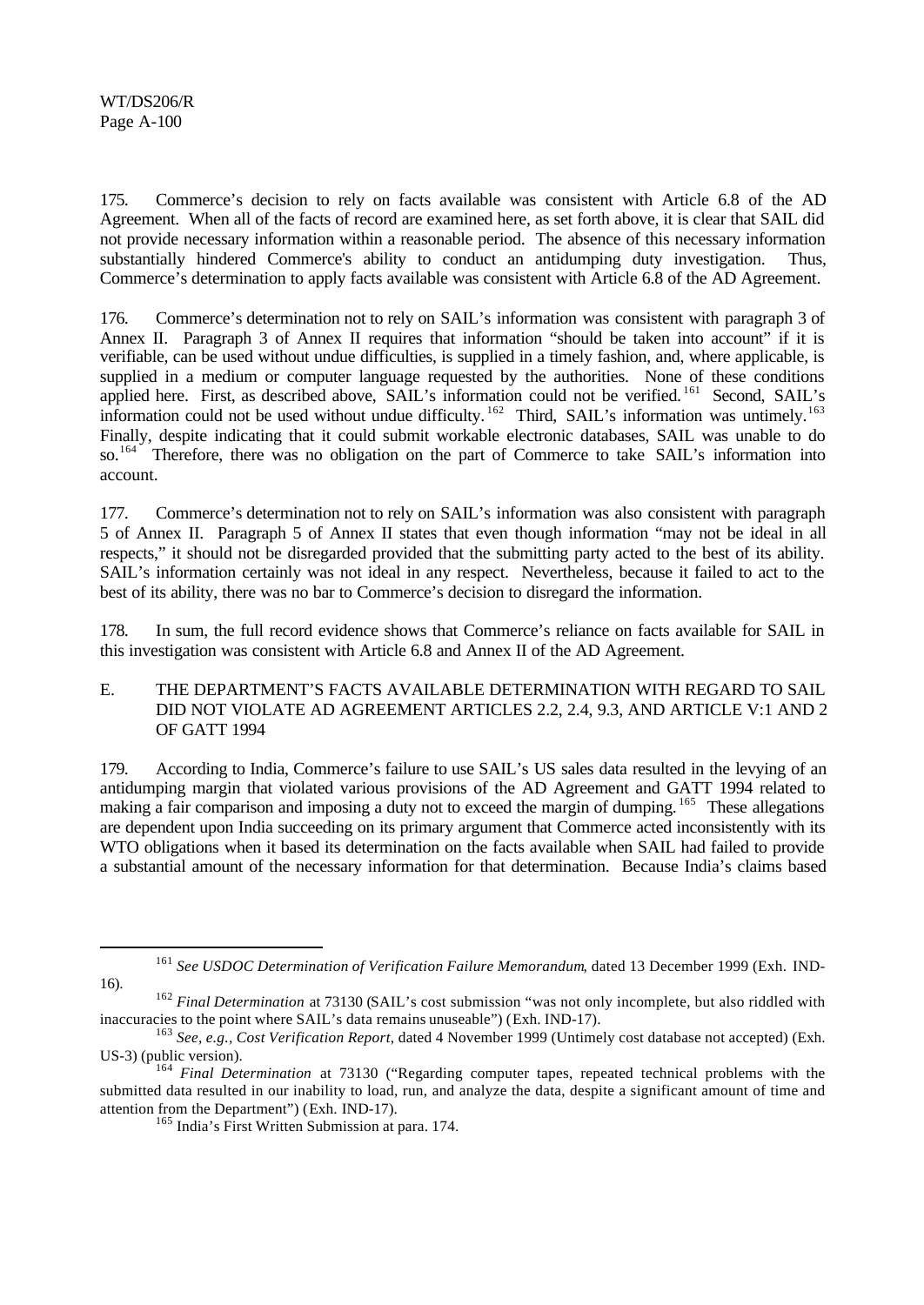175. Commerce's decision to rely on facts available was consistent with Article 6.8 of the AD Agreement. When all of the facts of record are examined here, as set forth above, it is clear that SAIL did not provide necessary information within a reasonable period. The absence of this necessary information substantially hindered Commerce's ability to conduct an antidumping duty investigation. Thus, Commerce's determination to apply facts available was consistent with Article 6.8 of the AD Agreement.

176. Commerce's determination not to rely on SAIL's information was consistent with paragraph 3 of Annex II. Paragraph 3 of Annex II requires that information "should be taken into account" if it is verifiable, can be used without undue difficulties, is supplied in a timely fashion, and, where applicable, is supplied in a medium or computer language requested by the authorities. None of these conditions applied here. First, as described above, SAIL's information could not be verified.[161] Second, SAIL's information could not be used without undue difficulty.[162] Third, SAIL's information was untimely.[163] Finally, despite indicating that it could submit workable electronic databases, SAIL was unable to do so.[164] Therefore, there was no obligation on the part of Commerce to take SAIL's information into account.

177. Commerce's determination not to rely on SAIL's information was also consistent with paragraph 5 of Annex II. Paragraph 5 of Annex II states that even though information "may not be ideal in all respects," it should not be disregarded provided that the submitting party acted to the best of its ability. SAIL's information certainly was not ideal in any respect. Nevertheless, because it failed to act to the best of its ability, there was no bar to Commerce's decision to disregard the information.

178. In sum, the full record evidence shows that Commerce's reliance on facts available for SAIL in this investigation was consistent with Article 6.8 and Annex II of the AD Agreement.

E. THE DEPARTMENT'S FACTS AVAILABLE DETERMINATION WITH REGARD TO SAIL DID NOT VIOLATE AD AGREEMENT ARTICLES 2.2, 2.4, 9.3, AND ARTICLE V:1 AND 2 OF GATT 1994

179. According to India, Commerce's failure to use SAIL's US sales data resulted in the levying of an antidumping margin that violated various provisions of the AD Agreement and GATT 1994 related to making a fair comparison and imposing a duty not to exceed the margin of dumping.[165] These allegations are dependent upon India succeeding on its primary argument that Commerce acted inconsistently with its WTO obligations when it based its determination on the facts available when SAIL had failed to provide a substantial amount of the necessary information for that determination. Because India's claims based

---

[161] *See USDOC Determination of Verification Failure Memorandum*, dated 13 December 1999 (Exh. IND-16).

[162] *Final Determination* at 73130 (SAIL's cost submission "was not only incomplete, but also riddled with inaccuracies to the point where SAIL's data remains unuseable") (Exh. IND-17).

[163] *See, e.g., Cost Verification Report*, dated 4 November 1999 (Untimely cost database not accepted) (Exh. US-3) (public version).

[164] *Final Determination* at 73130 ("Regarding computer tapes, repeated technical problems with the submitted data resulted in our inability to load, run, and analyze the data, despite a significant amount of time and attention from the Department") (Exh. IND-17).

[165] India's First Written Submission at para. 174.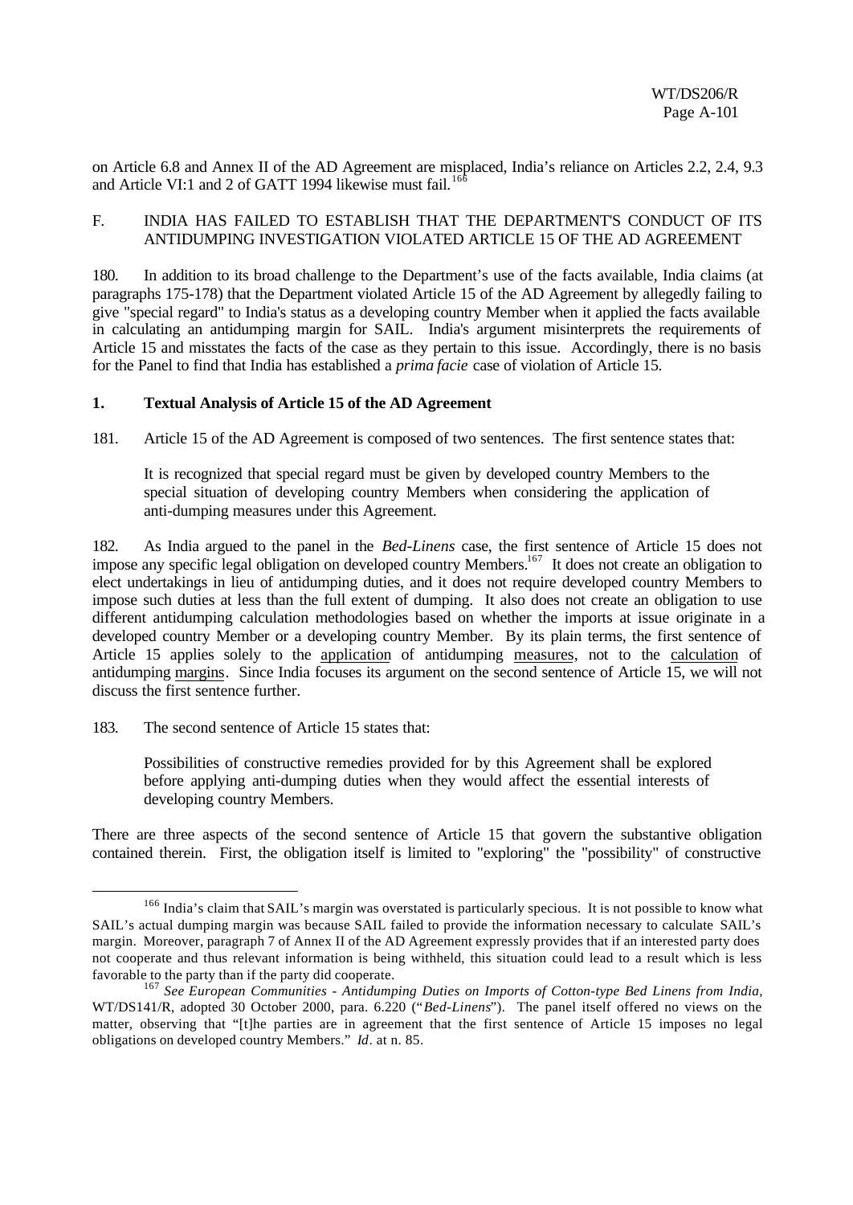on Article 6.8 and Annex II of the AD Agreement are misplaced, India's reliance on Articles 2.2, 2.4, 9.3 and Article VI:1 and 2 of GATT 1994 likewise must fail.[166]

## F. INDIA HAS FAILED TO ESTABLISH THAT THE DEPARTMENT'S CONDUCT OF ITS ANTIDUMPING INVESTIGATION VIOLATED ARTICLE 15 OF THE AD AGREEMENT

180. In addition to its broad challenge to the Department's use of the facts available, India claims (at paragraphs 175-178) that the Department violated Article 15 of the AD Agreement by allegedly failing to give "special regard" to India's status as a developing country Member when it applied the facts available in calculating an antidumping margin for SAIL. India's argument misinterprets the requirements of Article 15 and misstates the facts of the case as they pertain to this issue. Accordingly, there is no basis for the Panel to find that India has established a *prima facie* case of violation of Article 15.

### 1. Textual Analysis of Article 15 of the AD Agreement

181. Article 15 of the AD Agreement is composed of two sentences. The first sentence states that:

> It is recognized that special regard must be given by developed country Members to the special situation of developing country Members when considering the application of anti-dumping measures under this Agreement.

182. As India argued to the panel in the *Bed-Linens* case, the first sentence of Article 15 does not impose any specific legal obligation on developed country Members.[167] It does not create an obligation to elect undertakings in lieu of antidumping duties, and it does not require developed country Members to impose such duties at less than the full extent of dumping. It also does not create an obligation to use different antidumping calculation methodologies based on whether the imports at issue originate in a developed country Member or a developing country Member. By its plain terms, the first sentence of Article 15 applies solely to the application of antidumping measures, not to the calculation of antidumping margins. Since India focuses its argument on the second sentence of Article 15, we will not discuss the first sentence further.

183. The second sentence of Article 15 states that:

> Possibilities of constructive remedies provided for by this Agreement shall be explored before applying anti-dumping duties when they would affect the essential interests of developing country Members.

There are three aspects of the second sentence of Article 15 that govern the substantive obligation contained therein. First, the obligation itself is limited to "exploring" the "possibility" of constructive

---

[166] India's claim that SAIL's margin was overstated is particularly specious. It is not possible to know what SAIL's actual dumping margin was because SAIL failed to provide the information necessary to calculate SAIL's margin. Moreover, paragraph 7 of Annex II of the AD Agreement expressly provides that if an interested party does not cooperate and thus relevant information is being withheld, this situation could lead to a result which is less favorable to the party than if the party did cooperate.

[167] *See European Communities - Antidumping Duties on Imports of Cotton-type Bed Linens from India,* WT/DS141/R, adopted 30 October 2000, para. 6.220 ("*Bed-Linens*"). The panel itself offered no views on the matter, observing that "[t]he parties are in agreement that the first sentence of Article 15 imposes no legal obligations on developed country Members." *Id*. at n. 85.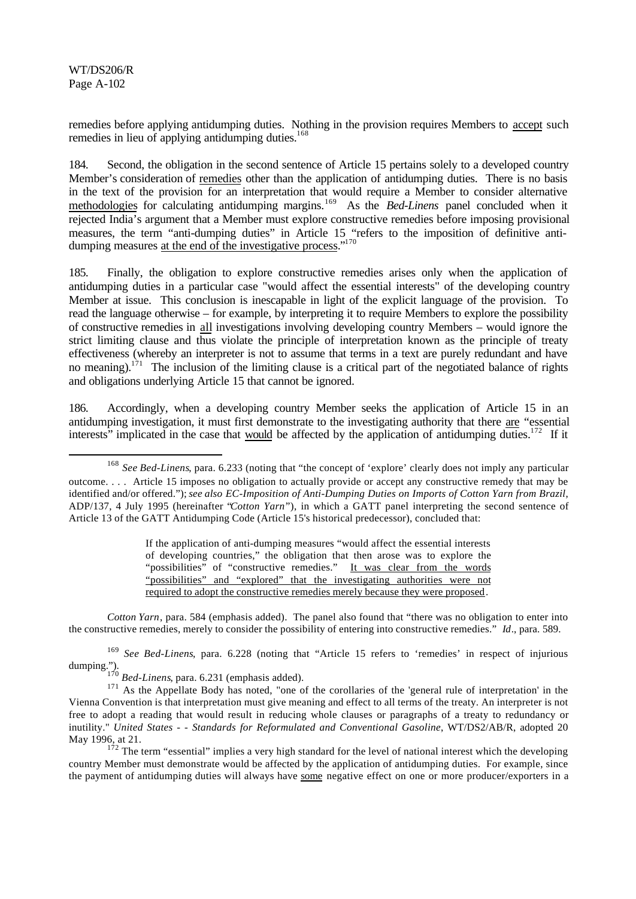remedies before applying antidumping duties. Nothing in the provision requires Members to accept such remedies in lieu of applying antidumping duties.[168]

184. Second, the obligation in the second sentence of Article 15 pertains solely to a developed country Member's consideration of remedies other than the application of antidumping duties. There is no basis in the text of the provision for an interpretation that would require a Member to consider alternative methodologies for calculating antidumping margins.[169] As the *Bed-Linens* panel concluded when it rejected India's argument that a Member must explore constructive remedies before imposing provisional measures, the term "anti-dumping duties" in Article 15 "refers to the imposition of definitive anti-dumping measures at the end of the investigative process."[170]

185. Finally, the obligation to explore constructive remedies arises only when the application of antidumping duties in a particular case "would affect the essential interests" of the developing country Member at issue. This conclusion is inescapable in light of the explicit language of the provision. To read the language otherwise – for example, by interpreting it to require Members to explore the possibility of constructive remedies in all investigations involving developing country Members – would ignore the strict limiting clause and thus violate the principle of interpretation known as the principle of treaty effectiveness (whereby an interpreter is not to assume that terms in a text are purely redundant and have no meaning).[171] The inclusion of the limiting clause is a critical part of the negotiated balance of rights and obligations underlying Article 15 that cannot be ignored.

186. Accordingly, when a developing country Member seeks the application of Article 15 in an antidumping investigation, it must first demonstrate to the investigating authority that there are "essential interests" implicated in the case that would be affected by the application of antidumping duties.[172] If it

---

[168] *See Bed-Linens*, para. 6.233 (noting that "the concept of 'explore' clearly does not imply any particular outcome. . . . Article 15 imposes no obligation to actually provide or accept any constructive remedy that may be identified and/or offered."); *see also EC-Imposition of Anti-Dumping Duties on Imports of Cotton Yarn from Brazil*, ADP/137, 4 July 1995 (hereinafter "*Cotton Yarn*"), in which a GATT panel interpreting the second sentence of Article 13 of the GATT Antidumping Code (Article 15's historical predecessor), concluded that:

> If the application of anti-dumping measures "would affect the essential interests of developing countries," the obligation that then arose was to explore the "possibilities" of "constructive remedies." It was clear from the words "possibilities" and "explored" that the investigating authorities were not required to adopt the constructive remedies merely because they were proposed.

*Cotton Yarn*, para. 584 (emphasis added). The panel also found that "there was no obligation to enter into the constructive remedies, merely to consider the possibility of entering into constructive remedies." *Id*., para. 589.

[169] *See Bed-Linens*, para. 6.228 (noting that "Article 15 refers to 'remedies' in respect of injurious dumping.").

[170] *Bed-Linens*, para. 6.231 (emphasis added).

[171] As the Appellate Body has noted, "one of the corollaries of the 'general rule of interpretation' in the Vienna Convention is that interpretation must give meaning and effect to all terms of the treaty. An interpreter is not free to adopt a reading that would result in reducing whole clauses or paragraphs of a treaty to redundancy or inutility." *United States - - Standards for Reformulated and Conventional Gasoline*, WT/DS2/AB/R, adopted 20 May 1996, at 21.

[172] The term "essential" implies a very high standard for the level of national interest which the developing country Member must demonstrate would be affected by the application of antidumping duties. For example, since the payment of antidumping duties will always have some negative effect on one or more producer/exporters in a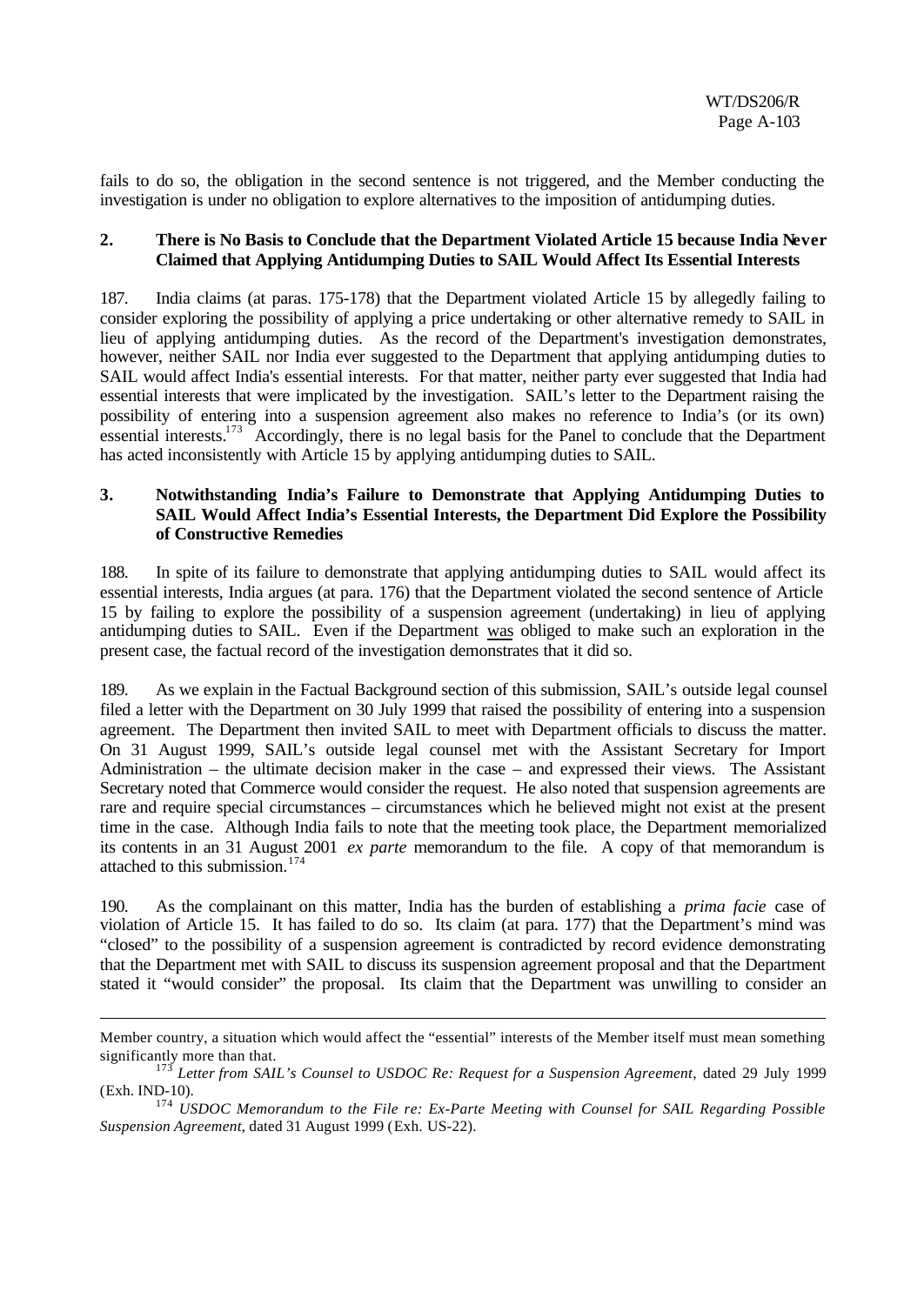fails to do so, the obligation in the second sentence is not triggered, and the Member conducting the investigation is under no obligation to explore alternatives to the imposition of antidumping duties.

### 2. There is No Basis to Conclude that the Department Violated Article 15 because India Never Claimed that Applying Antidumping Duties to SAIL Would Affect Its Essential Interests

187. India claims (at paras. 175-178) that the Department violated Article 15 by allegedly failing to consider exploring the possibility of applying a price undertaking or other alternative remedy to SAIL in lieu of applying antidumping duties. As the record of the Department's investigation demonstrates, however, neither SAIL nor India ever suggested to the Department that applying antidumping duties to SAIL would affect India's essential interests. For that matter, neither party ever suggested that India had essential interests that were implicated by the investigation. SAIL's letter to the Department raising the possibility of entering into a suspension agreement also makes no reference to India's (or its own) essential interests.[173] Accordingly, there is no legal basis for the Panel to conclude that the Department has acted inconsistently with Article 15 by applying antidumping duties to SAIL.

### 3. Notwithstanding India's Failure to Demonstrate that Applying Antidumping Duties to SAIL Would Affect India's Essential Interests, the Department Did Explore the Possibility of Constructive Remedies

188. In spite of its failure to demonstrate that applying antidumping duties to SAIL would affect its essential interests, India argues (at para. 176) that the Department violated the second sentence of Article 15 by failing to explore the possibility of a suspension agreement (undertaking) in lieu of applying antidumping duties to SAIL. Even if the Department was obliged to make such an exploration in the present case, the factual record of the investigation demonstrates that it did so.

189. As we explain in the Factual Background section of this submission, SAIL's outside legal counsel filed a letter with the Department on 30 July 1999 that raised the possibility of entering into a suspension agreement. The Department then invited SAIL to meet with Department officials to discuss the matter. On 31 August 1999, SAIL's outside legal counsel met with the Assistant Secretary for Import Administration – the ultimate decision maker in the case – and expressed their views. The Assistant Secretary noted that Commerce would consider the request. He also noted that suspension agreements are rare and require special circumstances – circumstances which he believed might not exist at the present time in the case. Although India fails to note that the meeting took place, the Department memorialized its contents in an 31 August 2001 *ex parte* memorandum to the file. A copy of that memorandum is attached to this submission.[174]

190. As the complainant on this matter, India has the burden of establishing a *prima facie* case of violation of Article 15. It has failed to do so. Its claim (at para. 177) that the Department's mind was "closed" to the possibility of a suspension agreement is contradicted by record evidence demonstrating that the Department met with SAIL to discuss its suspension agreement proposal and that the Department stated it "would consider" the proposal. Its claim that the Department was unwilling to consider an

---

Member country, a situation which would affect the "essential" interests of the Member itself must mean something significantly more than that.

[173] *Letter from SAIL's Counsel to USDOC Re: Request for a Suspension Agreement*, dated 29 July 1999 (Exh. IND-10).

[174] *USDOC Memorandum to the File re: Ex-Parte Meeting with Counsel for SAIL Regarding Possible Suspension Agreement*, dated 31 August 1999 (Exh. US-22).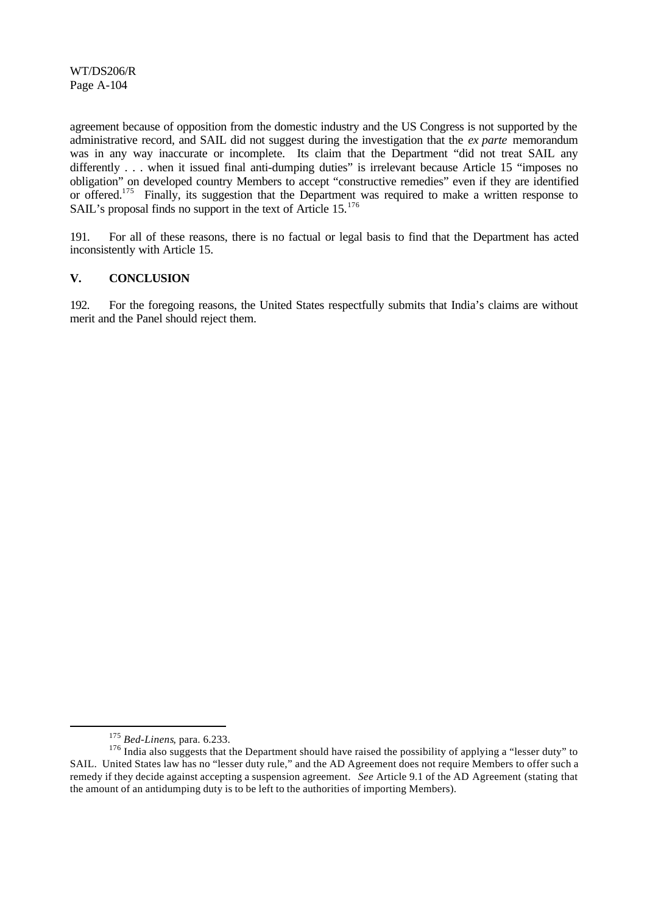agreement because of opposition from the domestic industry and the US Congress is not supported by the administrative record, and SAIL did not suggest during the investigation that the *ex parte* memorandum was in any way inaccurate or incomplete. Its claim that the Department "did not treat SAIL any differently . . . when it issued final anti-dumping duties" is irrelevant because Article 15 "imposes no obligation" on developed country Members to accept "constructive remedies" even if they are identified or offered.[175] Finally, its suggestion that the Department was required to make a written response to SAIL's proposal finds no support in the text of Article 15.[176]

191. For all of these reasons, there is no factual or legal basis to find that the Department has acted inconsistently with Article 15.

## V. CONCLUSION

192. For the foregoing reasons, the United States respectfully submits that India's claims are without merit and the Panel should reject them.

---

[175] *Bed-Linens*, para. 6.233.

[176] India also suggests that the Department should have raised the possibility of applying a "lesser duty" to SAIL. United States law has no "lesser duty rule," and the AD Agreement does not require Members to offer such a remedy if they decide against accepting a suspension agreement. *See* Article 9.1 of the AD Agreement (stating that the amount of an antidumping duty is to be left to the authorities of importing Members).